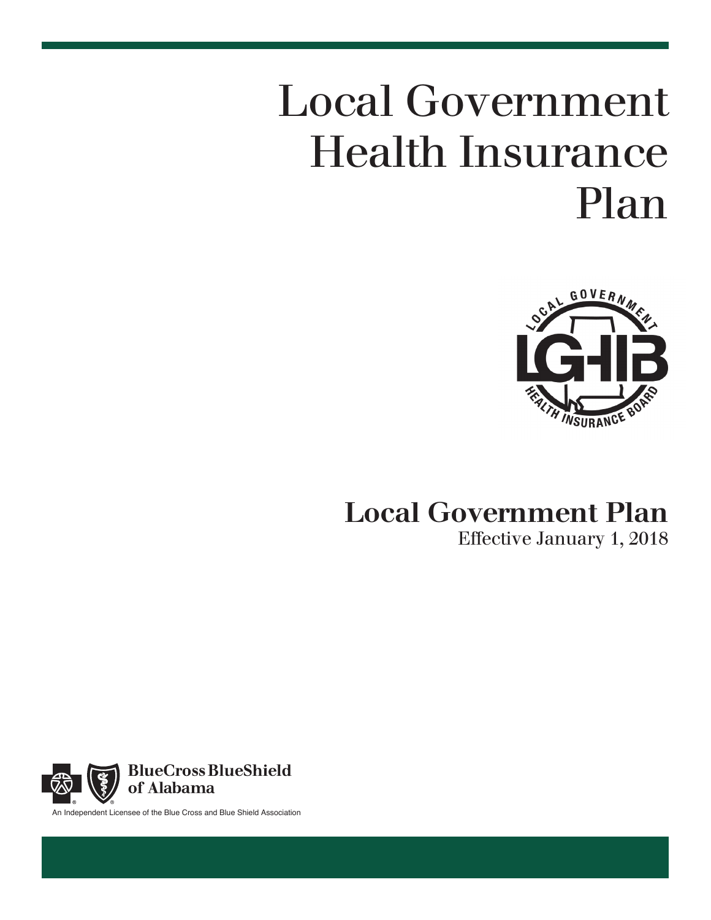# Local Government Health Insurance Plan

LOCAL GOVERNMENT

LGHIB

HEALTH INSURANCE BOARD

## Local Government Plan

Effective January 1, 2018

BlueCross BlueShield of Alabama

An Independent Licensee of the Blue Cross and Blue Shield Association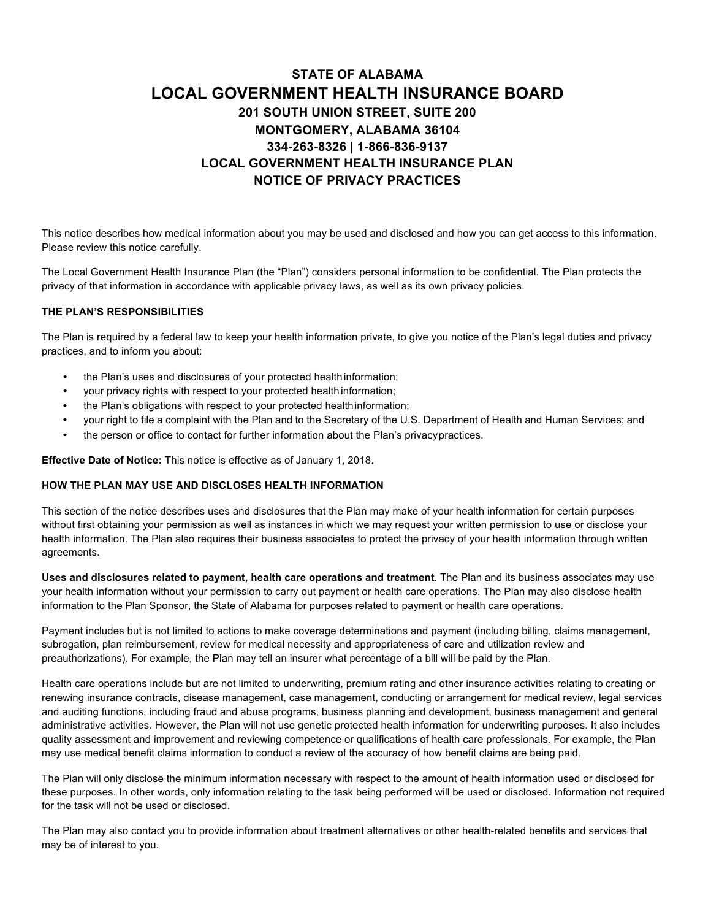# STATE OF ALABAMA
# LOCAL GOVERNMENT HEALTH INSURANCE BOARD
### 201 SOUTH UNION STREET, SUITE 200
### MONTGOMERY, ALABAMA 36104
### 334-263-8326 | 1-866-836-9137
### LOCAL GOVERNMENT HEALTH INSURANCE PLAN
### NOTICE OF PRIVACY PRACTICES

This notice describes how medical information about you may be used and disclosed and how you can get access to this information. Please review this notice carefully.

The Local Government Health Insurance Plan (the "Plan") considers personal information to be confidential. The Plan protects the privacy of that information in accordance with applicable privacy laws, as well as its own privacy policies.

**THE PLAN'S RESPONSIBILITIES**

The Plan is required by a federal law to keep your health information private, to give you notice of the Plan's legal duties and privacy practices, and to inform you about:

- the Plan's uses and disclosures of your protected health information;
- your privacy rights with respect to your protected health information;
- the Plan's obligations with respect to your protected health information;
- your right to file a complaint with the Plan and to the Secretary of the U.S. Department of Health and Human Services; and
- the person or office to contact for further information about the Plan's privacy practices.

**Effective Date of Notice:** This notice is effective as of January 1, 2018.

**HOW THE PLAN MAY USE AND DISCLOSES HEALTH INFORMATION**

This section of the notice describes uses and disclosures that the Plan may make of your health information for certain purposes without first obtaining your permission as well as instances in which we may request your written permission to use or disclose your health information. The Plan also requires their business associates to protect the privacy of your health information through written agreements.

**Uses and disclosures related to payment, health care operations and treatment**. The Plan and its business associates may use your health information without your permission to carry out payment or health care operations. The Plan may also disclose health information to the Plan Sponsor, the State of Alabama for purposes related to payment or health care operations.

Payment includes but is not limited to actions to make coverage determinations and payment (including billing, claims management, subrogation, plan reimbursement, review for medical necessity and appropriateness of care and utilization review and preauthorizations). For example, the Plan may tell an insurer what percentage of a bill will be paid by the Plan.

Health care operations include but are not limited to underwriting, premium rating and other insurance activities relating to creating or renewing insurance contracts, disease management, case management, conducting or arrangement for medical review, legal services and auditing functions, including fraud and abuse programs, business planning and development, business management and general administrative activities. However, the Plan will not use genetic protected health information for underwriting purposes. It also includes quality assessment and improvement and reviewing competence or qualifications of health care professionals. For example, the Plan may use medical benefit claims information to conduct a review of the accuracy of how benefit claims are being paid.

The Plan will only disclose the minimum information necessary with respect to the amount of health information used or disclosed for these purposes. In other words, only information relating to the task being performed will be used or disclosed. Information not required for the task will not be used or disclosed.

The Plan may also contact you to provide information about treatment alternatives or other health-related benefits and services that may be of interest to you.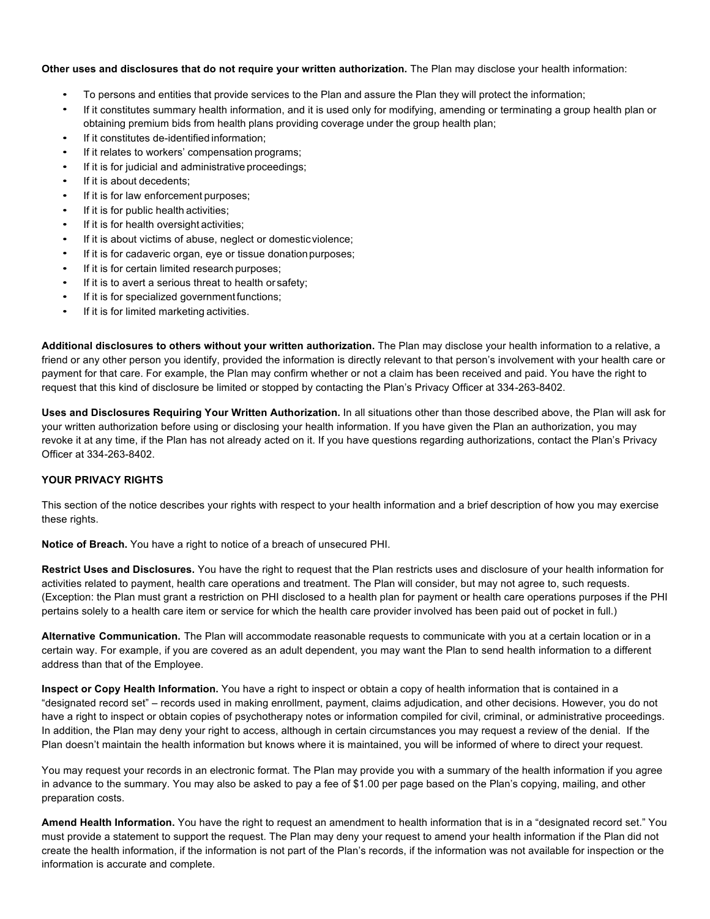**Other uses and disclosures that do not require your written authorization.** The Plan may disclose your health information:

- To persons and entities that provide services to the Plan and assure the Plan they will protect the information;
- If it constitutes summary health information, and it is used only for modifying, amending or terminating a group health plan or obtaining premium bids from health plans providing coverage under the group health plan;
- If it constitutes de-identified information;
- If it relates to workers' compensation programs;
- If it is for judicial and administrative proceedings;
- If it is about decedents;
- If it is for law enforcement purposes;
- If it is for public health activities;
- If it is for health oversight activities;
- If it is about victims of abuse, neglect or domestic violence;
- If it is for cadaveric organ, eye or tissue donation purposes;
- If it is for certain limited research purposes;
- If it is to avert a serious threat to health or safety;
- If it is for specialized government functions;
- If it is for limited marketing activities.

**Additional disclosures to others without your written authorization.** The Plan may disclose your health information to a relative, a friend or any other person you identify, provided the information is directly relevant to that person's involvement with your health care or payment for that care. For example, the Plan may confirm whether or not a claim has been received and paid. You have the right to request that this kind of disclosure be limited or stopped by contacting the Plan's Privacy Officer at 334-263-8402.

**Uses and Disclosures Requiring Your Written Authorization.** In all situations other than those described above, the Plan will ask for your written authorization before using or disclosing your health information. If you have given the Plan an authorization, you may revoke it at any time, if the Plan has not already acted on it. If you have questions regarding authorizations, contact the Plan's Privacy Officer at 334-263-8402.

**YOUR PRIVACY RIGHTS**

This section of the notice describes your rights with respect to your health information and a brief description of how you may exercise these rights.

**Notice of Breach.** You have a right to notice of a breach of unsecured PHI.

**Restrict Uses and Disclosures.** You have the right to request that the Plan restricts uses and disclosure of your health information for activities related to payment, health care operations and treatment. The Plan will consider, but may not agree to, such requests. (Exception: the Plan must grant a restriction on PHI disclosed to a health plan for payment or health care operations purposes if the PHI pertains solely to a health care item or service for which the health care provider involved has been paid out of pocket in full.)

**Alternative Communication.** The Plan will accommodate reasonable requests to communicate with you at a certain location or in a certain way. For example, if you are covered as an adult dependent, you may want the Plan to send health information to a different address than that of the Employee.

**Inspect or Copy Health Information.** You have a right to inspect or obtain a copy of health information that is contained in a "designated record set" – records used in making enrollment, payment, claims adjudication, and other decisions. However, you do not have a right to inspect or obtain copies of psychotherapy notes or information compiled for civil, criminal, or administrative proceedings. In addition, the Plan may deny your right to access, although in certain circumstances you may request a review of the denial. If the Plan doesn't maintain the health information but knows where it is maintained, you will be informed of where to direct your request.

You may request your records in an electronic format. The Plan may provide you with a summary of the health information if you agree in advance to the summary. You may also be asked to pay a fee of $1.00 per page based on the Plan's copying, mailing, and other preparation costs.

**Amend Health Information.** You have the right to request an amendment to health information that is in a "designated record set." You must provide a statement to support the request. The Plan may deny your request to amend your health information if the Plan did not create the health information, if the information is not part of the Plan's records, if the information was not available for inspection or the information is accurate and complete.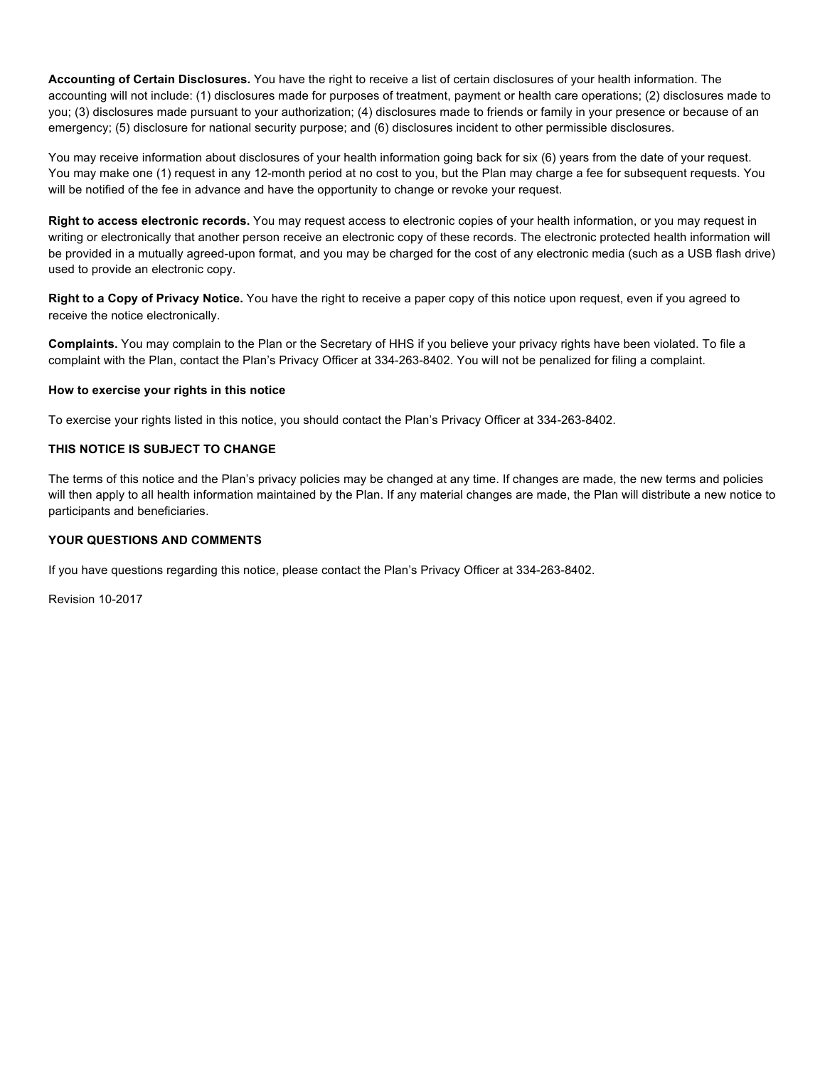**Accounting of Certain Disclosures.** You have the right to receive a list of certain disclosures of your health information. The accounting will not include: (1) disclosures made for purposes of treatment, payment or health care operations; (2) disclosures made to you; (3) disclosures made pursuant to your authorization; (4) disclosures made to friends or family in your presence or because of an emergency; (5) disclosure for national security purpose; and (6) disclosures incident to other permissible disclosures.

You may receive information about disclosures of your health information going back for six (6) years from the date of your request. You may make one (1) request in any 12-month period at no cost to you, but the Plan may charge a fee for subsequent requests. You will be notified of the fee in advance and have the opportunity to change or revoke your request.

**Right to access electronic records.** You may request access to electronic copies of your health information, or you may request in writing or electronically that another person receive an electronic copy of these records. The electronic protected health information will be provided in a mutually agreed-upon format, and you may be charged for the cost of any electronic media (such as a USB flash drive) used to provide an electronic copy.

**Right to a Copy of Privacy Notice.** You have the right to receive a paper copy of this notice upon request, even if you agreed to receive the notice electronically.

**Complaints.** You may complain to the Plan or the Secretary of HHS if you believe your privacy rights have been violated. To file a complaint with the Plan, contact the Plan's Privacy Officer at 334-263-8402. You will not be penalized for filing a complaint.

**How to exercise your rights in this notice**

To exercise your rights listed in this notice, you should contact the Plan's Privacy Officer at 334-263-8402.

**THIS NOTICE IS SUBJECT TO CHANGE**

The terms of this notice and the Plan's privacy policies may be changed at any time. If changes are made, the new terms and policies will then apply to all health information maintained by the Plan. If any material changes are made, the Plan will distribute a new notice to participants and beneficiaries.

**YOUR QUESTIONS AND COMMENTS**

If you have questions regarding this notice, please contact the Plan's Privacy Officer at 334-263-8402.

Revision 10-2017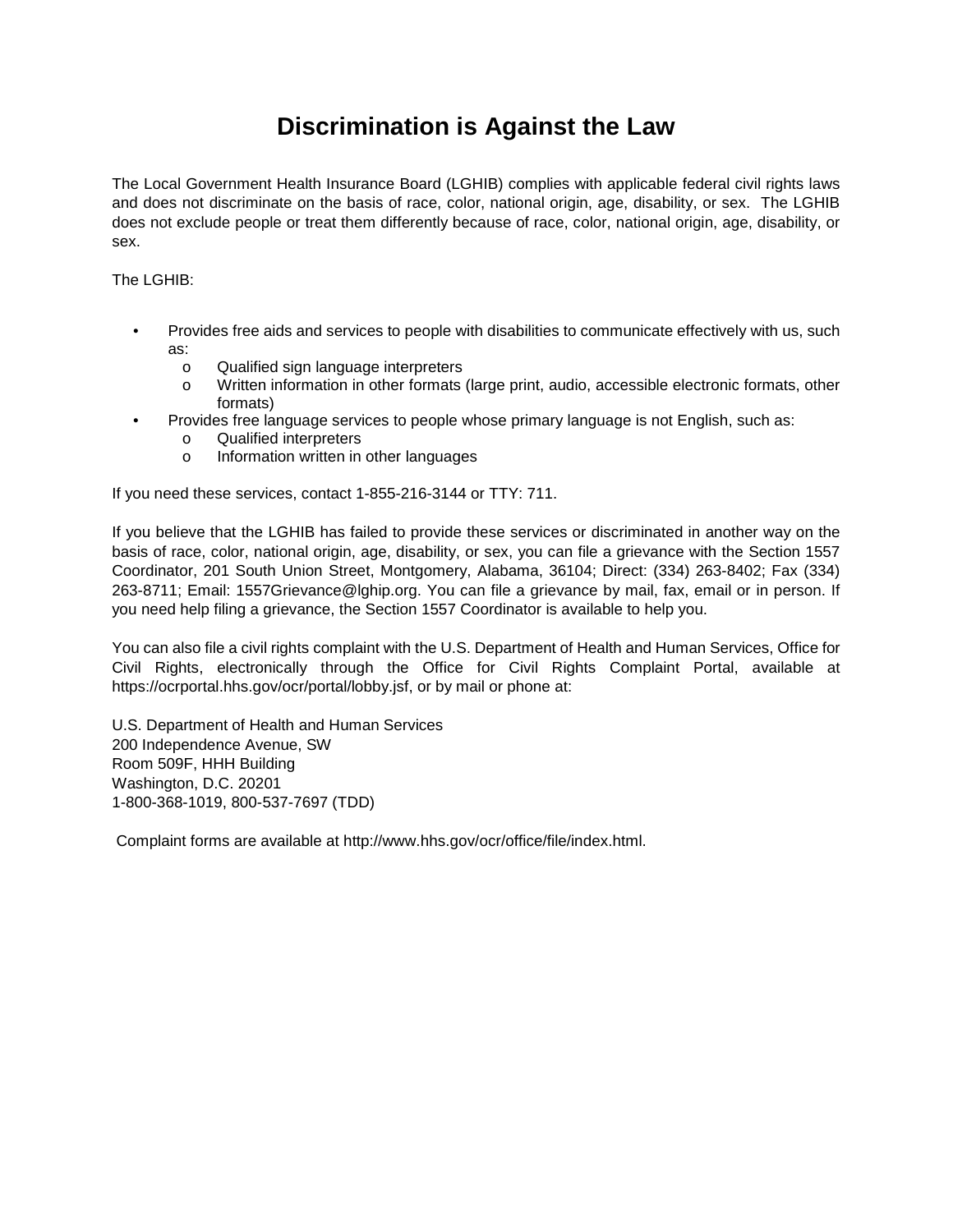# Discrimination is Against the Law

The Local Government Health Insurance Board (LGHIB) complies with applicable federal civil rights laws and does not discriminate on the basis of race, color, national origin, age, disability, or sex. The LGHIB does not exclude people or treat them differently because of race, color, national origin, age, disability, or sex.

The LGHIB:

- Provides free aids and services to people with disabilities to communicate effectively with us, such as:
  - Qualified sign language interpreters
  - Written information in other formats (large print, audio, accessible electronic formats, other formats)
- Provides free language services to people whose primary language is not English, such as:
  - Qualified interpreters
  - Information written in other languages

If you need these services, contact 1-855-216-3144 or TTY: 711.

If you believe that the LGHIB has failed to provide these services or discriminated in another way on the basis of race, color, national origin, age, disability, or sex, you can file a grievance with the Section 1557 Coordinator, 201 South Union Street, Montgomery, Alabama, 36104; Direct: (334) 263-8402; Fax (334) 263-8711; Email: 1557Grievance@lghip.org. You can file a grievance by mail, fax, email or in person. If you need help filing a grievance, the Section 1557 Coordinator is available to help you.

You can also file a civil rights complaint with the U.S. Department of Health and Human Services, Office for Civil Rights, electronically through the Office for Civil Rights Complaint Portal, available at https://ocrportal.hhs.gov/ocr/portal/lobby.jsf, or by mail or phone at:

U.S. Department of Health and Human Services
200 Independence Avenue, SW
Room 509F, HHH Building
Washington, D.C. 20201
1-800-368-1019, 800-537-7697 (TDD)

Complaint forms are available at http://www.hhs.gov/ocr/office/file/index.html.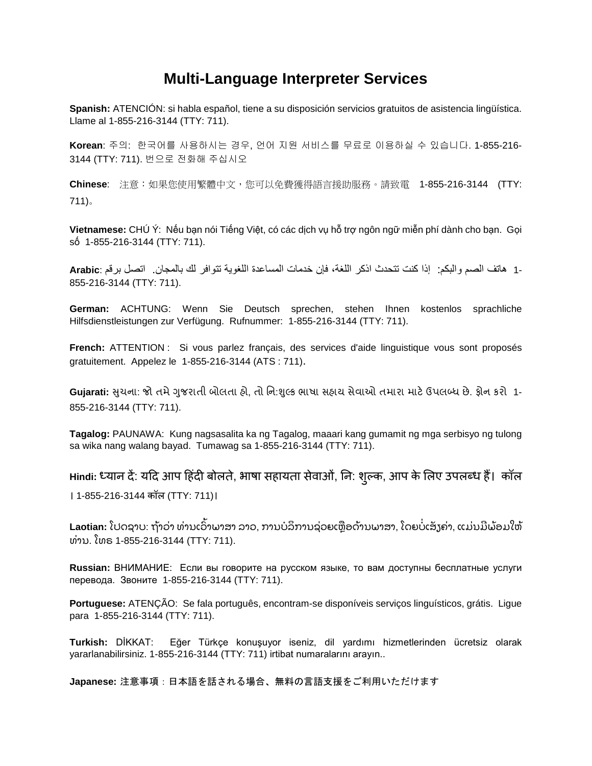# Multi-Language Interpreter Services

**Spanish:** ATENCIÓN: si habla español, tiene a su disposición servicios gratuitos de asistencia lingüística. Llame al 1-855-216-3144 (TTY: 711).

**Korean**: 주의: 한국어를 사용하시는 경우, 언어 지원 서비스를 무료로 이용하실 수 있습니다. 1-855-216-3144 (TTY: 711). 번으로 전화해 주십시오

**Chinese**: 注意：如果您使用繁體中文，您可以免費獲得語言援助服務。請致電 1-855-216-3144 (TTY: 711)。

**Vietnamese:** CHÚ Ý: Nếu bạn nói Tiếng Việt, có các dịch vụ hỗ trợ ngôn ngữ miễn phí dành cho bạn. Gọi số 1-855-216-3144 (TTY: 711).

**Arabic**: اتصل برقم .إذا كنت تتحدث اذكر اللغة، فإن خدمات المساعدة اللغوية تتوافر لك بالمجان :هاتف الصم والبكم 1-855-216-3144 (TTY: 711).

**German:** ACHTUNG: Wenn Sie Deutsch sprechen, stehen Ihnen kostenlos sprachliche Hilfsdienstleistungen zur Verfügung. Rufnummer: 1-855-216-3144 (TTY: 711).

**French:** ATTENTION : Si vous parlez français, des services d'aide linguistique vous sont proposés gratuitement. Appelez le 1-855-216-3144 (ATS : 711).

**Gujarati:** સુચના: જો તમે ગુજરાતી બોલતા હો, તો નિ:શુલ્ક ભાષા સહાય સેવાઓ તમારા માટે ઉપલબ્ધ છે. ફોન કરો 1-855-216-3144 (TTY: 711).

**Tagalog:** PAUNAWA: Kung nagsasalita ka ng Tagalog, maaari kang gumamit ng mga serbisyo ng tulong sa wika nang walang bayad. Tumawag sa 1-855-216-3144 (TTY: 711).

**Hindi:** ध्यान दें: यदि आप हिंदी बोलते, भाषा सहायता सेवाओं, नि: शुल्क, आप के लिए उपलब्ध हैं। कॉल । 1-855-216-3144 कॉल (TTY: 711)।

**Laotian:** ໂປດຊາບ: ຖ້າວ່າ ທ່ານເວົ້າພາສາ ລາວ, ການບໍລິການຊ່ວຍເຫຼືອດ້ານພາສາ, ໂດຍບໍ່ເສັຽຄ່າ, ແມ່ນມີພ້ອມໃຫ້ທ່ານ. ໂທຣ 1-855-216-3144 (TTY: 711).

**Russian:** ВНИМАНИЕ: Если вы говорите на русском языке, то вам доступны бесплатные услуги перевода. Звоните 1-855-216-3144 (TTY: 711).

**Portuguese:** ATENÇÃO: Se fala português, encontram-se disponíveis serviços linguísticos, grátis. Ligue para 1-855-216-3144 (TTY: 711).

**Turkish:** DİKKAT: Eğer Türkçe konuşuyor iseniz, dil yardımı hizmetlerinden ücretsiz olarak yararlanabilirsiniz. 1-855-216-3144 (TTY: 711) irtibat numaralarını arayın..

**Japanese:** 注意事項：日本語を話される場合、無料の言語支援をご利用いただけます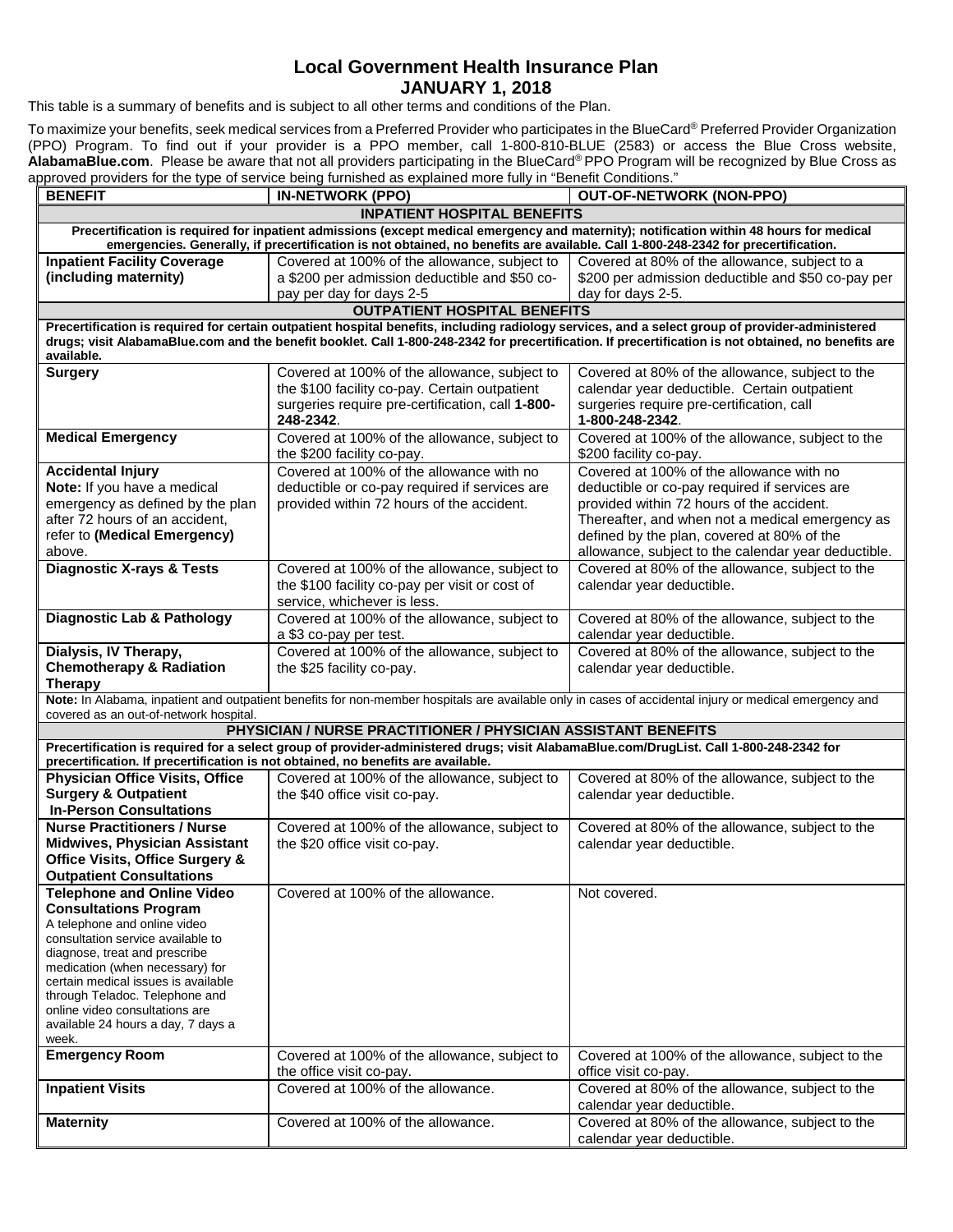# Local Government Health Insurance Plan
## JANUARY 1, 2018

This table is a summary of benefits and is subject to all other terms and conditions of the Plan.

To maximize your benefits, seek medical services from a Preferred Provider who participates in the BlueCard® Preferred Provider Organization (PPO) Program. To find out if your provider is a PPO member, call 1-800-810-BLUE (2583) or access the Blue Cross website, **AlabamaBlue.com**. Please be aware that not all providers participating in the BlueCard® PPO Program will be recognized by Blue Cross as approved providers for the type of service being furnished as explained more fully in "Benefit Conditions."

| BENEFIT | IN-NETWORK (PPO) | OUT-OF-NETWORK (NON-PPO) |
|---|---|---|
| **INPATIENT HOSPITAL BENEFITS** | | |
| **Precertification is required for inpatient admissions (except medical emergency and maternity); notification within 48 hours for medical emergencies. Generally, if precertification is not obtained, no benefits are available. Call 1-800-248-2342 for precertification.** | | |
| **Inpatient Facility Coverage (including maternity)** | Covered at 100% of the allowance, subject to a $200 per admission deductible and $50 co-pay per day for days 2-5 | Covered at 80% of the allowance, subject to a $200 per admission deductible and $50 co-pay per day for days 2-5. |
| **OUTPATIENT HOSPITAL BENEFITS** | | |
| **Precertification is required for certain outpatient hospital benefits, including radiology services, and a select group of provider-administered drugs; visit AlabamaBlue.com and the benefit booklet. Call 1-800-248-2342 for precertification. If precertification is not obtained, no benefits are available.** | | |
| **Surgery** | Covered at 100% of the allowance, subject to the $100 facility co-pay. Certain outpatient surgeries require pre-certification, call **1-800-248-2342**. | Covered at 80% of the allowance, subject to the calendar year deductible. Certain outpatient surgeries require pre-certification, call **1-800-248-2342**. |
| **Medical Emergency** | Covered at 100% of the allowance, subject to the $200 facility co-pay. | Covered at 100% of the allowance, subject to the $200 facility co-pay. |
| **Accidental Injury**<br>**Note:** If you have a medical emergency as defined by the plan after 72 hours of an accident, refer to **(Medical Emergency)** above. | Covered at 100% of the allowance with no deductible or co-pay required if services are provided within 72 hours of the accident. | Covered at 100% of the allowance with no deductible or co-pay required if services are provided within 72 hours of the accident. Thereafter, and when not a medical emergency as defined by the plan, covered at 80% of the allowance, subject to the calendar year deductible. |
| **Diagnostic X-rays & Tests** | Covered at 100% of the allowance, subject to the $100 facility co-pay per visit or cost of service, whichever is less. | Covered at 80% of the allowance, subject to the calendar year deductible. |
| **Diagnostic Lab & Pathology** | Covered at 100% of the allowance, subject to a $3 co-pay per test. | Covered at 80% of the allowance, subject to the calendar year deductible. |
| **Dialysis, IV Therapy, Chemotherapy & Radiation Therapy** | Covered at 100% of the allowance, subject to the $25 facility co-pay. | Covered at 80% of the allowance, subject to the calendar year deductible. |
| **Note:** In Alabama, inpatient and outpatient benefits for non-member hospitals are available only in cases of accidental injury or medical emergency and covered as an out-of-network hospital. | | |
| **PHYSICIAN / NURSE PRACTITIONER / PHYSICIAN ASSISTANT BENEFITS** | | |
| **Precertification is required for a select group of provider-administered drugs; visit AlabamaBlue.com/DrugList. Call 1-800-248-2342 for precertification. If precertification is not obtained, no benefits are available.** | | |
| **Physician Office Visits, Office Surgery & Outpatient In-Person Consultations** | Covered at 100% of the allowance, subject to the $40 office visit co-pay. | Covered at 80% of the allowance, subject to the calendar year deductible. |
| **Nurse Practitioners / Nurse Midwives, Physician Assistant Office Visits, Office Surgery & Outpatient Consultations** | Covered at 100% of the allowance, subject to the $20 office visit co-pay. | Covered at 80% of the allowance, subject to the calendar year deductible. |
| **Telephone and Online Video Consultations Program**<br>A telephone and online video consultation service available to diagnose, treat and prescribe medication (when necessary) for certain medical issues is available through Teladoc. Telephone and online video consultations are available 24 hours a day, 7 days a week. | Covered at 100% of the allowance. | Not covered. |
| **Emergency Room** | Covered at 100% of the allowance, subject to the office visit co-pay. | Covered at 100% of the allowance, subject to the office visit co-pay. |
| **Inpatient Visits** | Covered at 100% of the allowance. | Covered at 80% of the allowance, subject to the calendar year deductible. |
| **Maternity** | Covered at 100% of the allowance. | Covered at 80% of the allowance, subject to the calendar year deductible. |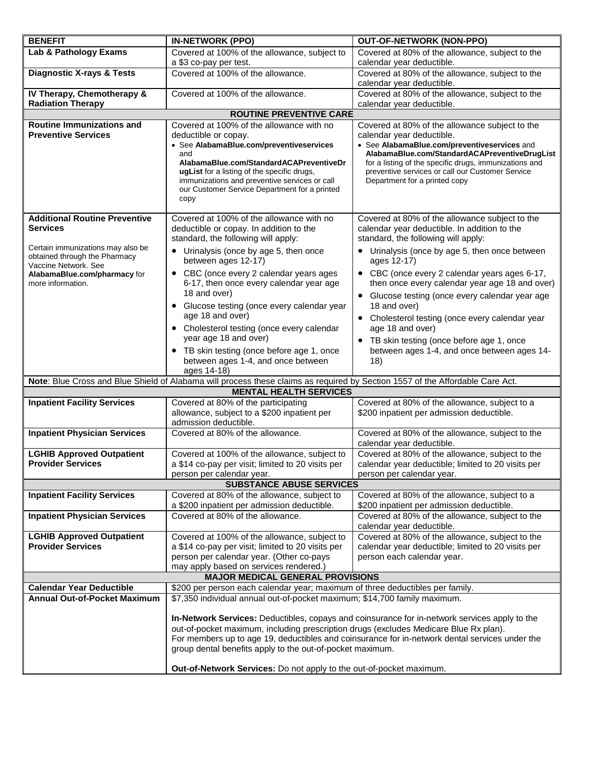| BENEFIT | IN-NETWORK (PPO) | OUT-OF-NETWORK (NON-PPO) |
|---|---|---|
| **Lab & Pathology Exams** | Covered at 100% of the allowance, subject to a $3 co-pay per test. | Covered at 80% of the allowance, subject to the calendar year deductible. |
| **Diagnostic X-rays & Tests** | Covered at 100% of the allowance. | Covered at 80% of the allowance, subject to the calendar year deductible. |
| **IV Therapy, Chemotherapy & Radiation Therapy** | Covered at 100% of the allowance. | Covered at 80% of the allowance, subject to the calendar year deductible. |
| **ROUTINE PREVENTIVE CARE** | | |
| **Routine Immunizations and Preventive Services** | Covered at 100% of the allowance with no deductible or copay.<br>• See **AlabamaBlue.com/preventiveservices** and **AlabamaBlue.com/StandardACAPreventiveDrugList** for a listing of the specific drugs, immunizations and preventive services or call our Customer Service Department for a printed copy | Covered at 80% of the allowance subject to the calendar year deductible.<br>• See **AlabamaBlue.com/preventiveservices** and **AlabamaBlue.com/StandardACAPreventiveDrugList** for a listing of the specific drugs, immunizations and preventive services or call our Customer Service Department for a printed copy |
| **Additional Routine Preventive Services**<br><br>Certain immunizations may also be obtained through the Pharmacy Vaccine Network. See **AlabamaBlue.com/pharmacy** for more information. | Covered at 100% of the allowance with no deductible or copay. In addition to the standard, the following will apply:<br>• Urinalysis (once by age 5, then once between ages 12-17)<br>• CBC (once every 2 calendar years ages 6-17, then once every calendar year age 18 and over)<br>• Glucose testing (once every calendar year age 18 and over)<br>• Cholesterol testing (once every calendar year age 18 and over)<br>• TB skin testing (once before age 1, once between ages 1-4, and once between ages 14-18) | Covered at 80% of the allowance subject to the calendar year deductible. In addition to the standard, the following will apply:<br>• Urinalysis (once by age 5, then once between ages 12-17)<br>• CBC (once every 2 calendar years ages 6-17, then once every calendar year age 18 and over)<br>• Glucose testing (once every calendar year age 18 and over)<br>• Cholesterol testing (once every calendar year age 18 and over)<br>• TB skin testing (once before age 1, once between ages 1-4, and once between ages 14-18) |
| **Note**: Blue Cross and Blue Shield of Alabama will process these claims as required by Section 1557 of the Affordable Care Act. | | |
| **MENTAL HEALTH SERVICES** | | |
| **Inpatient Facility Services** | Covered at 80% of the participating allowance, subject to a $200 inpatient per admission deductible. | Covered at 80% of the allowance, subject to a $200 inpatient per admission deductible. |
| **Inpatient Physician Services** | Covered at 80% of the allowance. | Covered at 80% of the allowance, subject to the calendar year deductible. |
| **LGHIB Approved Outpatient Provider Services** | Covered at 100% of the allowance, subject to a $14 co-pay per visit; limited to 20 visits per person per calendar year. | Covered at 80% of the allowance, subject to the calendar year deductible; limited to 20 visits per person per calendar year. |
| **SUBSTANCE ABUSE SERVICES** | | |
| **Inpatient Facility Services** | Covered at 80% of the allowance, subject to a $200 inpatient per admission deductible. | Covered at 80% of the allowance, subject to a $200 inpatient per admission deductible. |
| **Inpatient Physician Services** | Covered at 80% of the allowance. | Covered at 80% of the allowance, subject to the calendar year deductible. |
| **LGHIB Approved Outpatient Provider Services** | Covered at 100% of the allowance, subject to a $14 co-pay per visit; limited to 20 visits per person per calendar year. (Other co-pays may apply based on services rendered.) | Covered at 80% of the allowance, subject to the calendar year deductible; limited to 20 visits per person each calendar year. |
| **MAJOR MEDICAL GENERAL PROVISIONS** | | |
| **Calendar Year Deductible** | $200 per person each calendar year; maximum of three deductibles per family. | |
| **Annual Out-of-Pocket Maximum** | $7,350 individual annual out-of-pocket maximum; $14,700 family maximum.<br><br>**In-Network Services:** Deductibles, copays and coinsurance for in-network services apply to the out-of-pocket maximum, including prescription drugs (excludes Medicare Blue Rx plan).<br>For members up to age 19, deductibles and coinsurance for in-network dental services under the group dental benefits apply to the out-of-pocket maximum.<br><br>**Out-of-Network Services:** Do not apply to the out-of-pocket maximum. | |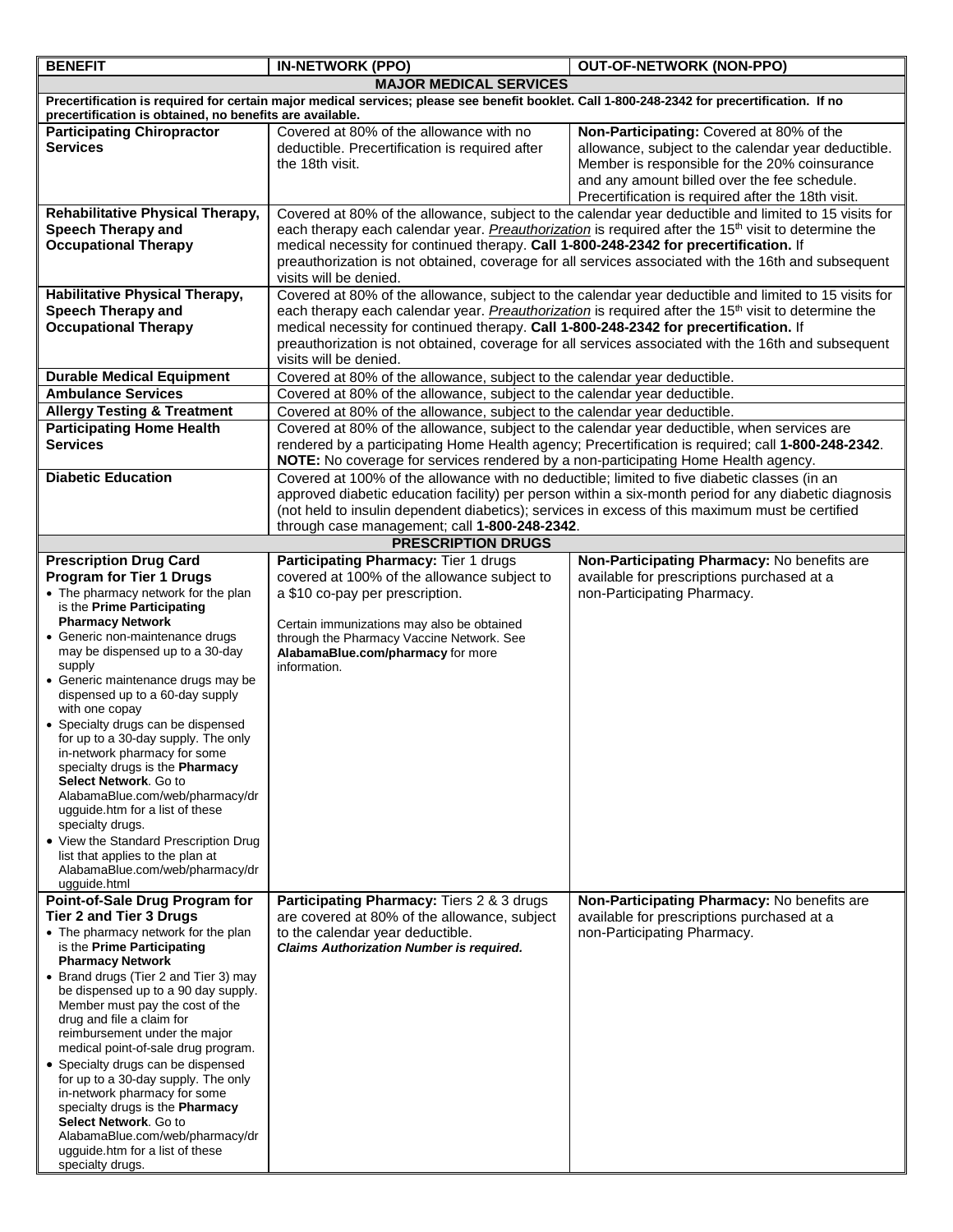| BENEFIT | IN-NETWORK (PPO) | OUT-OF-NETWORK (NON-PPO) |
|---|---|---|
| **MAJOR MEDICAL SERVICES** | | |
| **Precertification is required for certain major medical services; please see benefit booklet. Call 1-800-248-2342 for precertification. If no precertification is obtained, no benefits are available.** | | |
| **Participating Chiropractor Services** | Covered at 80% of the allowance with no deductible. Precertification is required after the 18th visit. | **Non-Participating:** Covered at 80% of the allowance, subject to the calendar year deductible. Member is responsible for the 20% coinsurance and any amount billed over the fee schedule. Precertification is required after the 18th visit. |
| **Rehabilitative Physical Therapy, Speech Therapy and Occupational Therapy** | Covered at 80% of the allowance, subject to the calendar year deductible and limited to 15 visits for each therapy each calendar year. ***Preauthorization*** is required after the 15th visit to determine the medical necessity for continued therapy. **Call 1-800-248-2342 for precertification.** If preauthorization is not obtained, coverage for all services associated with the 16th and subsequent visits will be denied. | |
| **Habilitative Physical Therapy, Speech Therapy and Occupational Therapy** | Covered at 80% of the allowance, subject to the calendar year deductible and limited to 15 visits for each therapy each calendar year. ***Preauthorization*** is required after the 15th visit to determine the medical necessity for continued therapy. **Call 1-800-248-2342 for precertification.** If preauthorization is not obtained, coverage for all services associated with the 16th and subsequent visits will be denied. | |
| **Durable Medical Equipment** | Covered at 80% of the allowance, subject to the calendar year deductible. | |
| **Ambulance Services** | Covered at 80% of the allowance, subject to the calendar year deductible. | |
| **Allergy Testing & Treatment** | Covered at 80% of the allowance, subject to the calendar year deductible. | |
| **Participating Home Health Services** | Covered at 80% of the allowance, subject to the calendar year deductible, when services are rendered by a participating Home Health agency; Precertification is required; call **1-800-248-2342**. **NOTE:** No coverage for services rendered by a non-participating Home Health agency. | |
| **Diabetic Education** | Covered at 100% of the allowance with no deductible; limited to five diabetic classes (in an approved diabetic education facility) per person within a six-month period for any diabetic diagnosis (not held to insulin dependent diabetics); services in excess of this maximum must be certified through case management; call **1-800-248-2342**. | |
| **PRESCRIPTION DRUGS** | | |
| **Prescription Drug Card Program for Tier 1 Drugs**<br>• The pharmacy network for the plan is the **Prime Participating Pharmacy Network**<br>• Generic non-maintenance drugs may be dispensed up to a 30-day supply<br>• Generic maintenance drugs may be dispensed up to a 60-day supply with one copay<br>• Specialty drugs can be dispensed for up to a 30-day supply. The only in-network pharmacy for some specialty drugs is the **Pharmacy Select Network**. Go to AlabamaBlue.com/web/pharmacy/drugguide.htm for a list of these specialty drugs.<br>• View the Standard Prescription Drug list that applies to the plan at AlabamaBlue.com/web/pharmacy/drugguide.html | **Participating Pharmacy:** Tier 1 drugs covered at 100% of the allowance subject to a $10 co-pay per prescription.<br><br>Certain immunizations may also be obtained through the Pharmacy Vaccine Network. See **AlabamaBlue.com/pharmacy** for more information. | **Non-Participating Pharmacy:** No benefits are available for prescriptions purchased at a non-Participating Pharmacy. |
| **Point-of-Sale Drug Program for Tier 2 and Tier 3 Drugs**<br>• The pharmacy network for the plan is the **Prime Participating Pharmacy Network**<br>• Brand drugs (Tier 2 and Tier 3) may be dispensed up to a 90 day supply. Member must pay the cost of the drug and file a claim for reimbursement under the major medical point-of-sale drug program.<br>• Specialty drugs can be dispensed for up to a 30-day supply. The only in-network pharmacy for some specialty drugs is the **Pharmacy Select Network**. Go to AlabamaBlue.com/web/pharmacy/drugguide.htm for a list of these specialty drugs. | **Participating Pharmacy:** Tiers 2 & 3 drugs are covered at 80% of the allowance, subject to the calendar year deductible.<br>***Claims Authorization Number is required.*** | **Non-Participating Pharmacy:** No benefits are available for prescriptions purchased at a non-Participating Pharmacy. |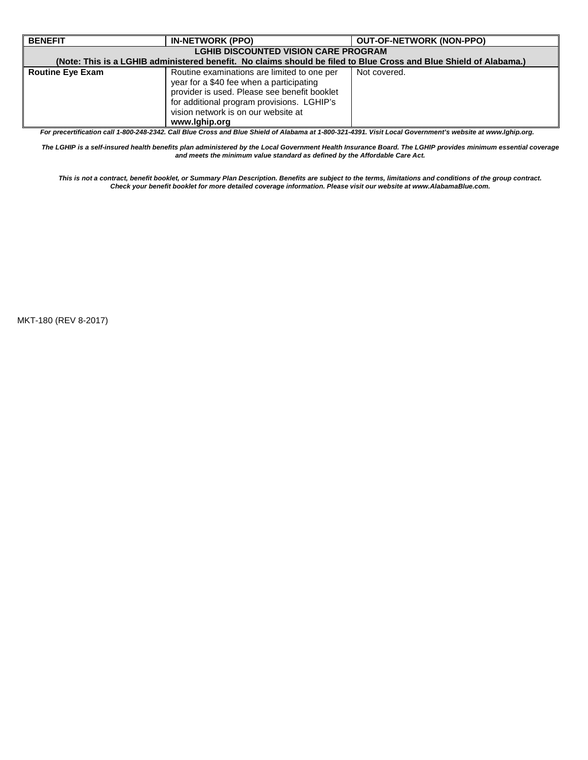| BENEFIT | IN-NETWORK (PPO) | OUT-OF-NETWORK (NON-PPO) |
| --- | --- | --- |
| **LGHIB DISCOUNTED VISION CARE PROGRAM (Note: This is a LGHIB administered benefit. No claims should be filed to Blue Cross and Blue Shield of Alabama.)** | | |
| **Routine Eye Exam** | Routine examinations are limited to one per year for a $40 fee when a participating provider is used. Please see benefit booklet for additional program provisions. LGHIP's vision network is on our website at **www.lghip.org** | Not covered. |

***For precertification call 1-800-248-2342. Call Blue Cross and Blue Shield of Alabama at 1-800-321-4391. Visit Local Government's website at www.lghip.org.***

***The LGHIP is a self-insured health benefits plan administered by the Local Government Health Insurance Board. The LGHIP provides minimum essential coverage and meets the minimum value standard as defined by the Affordable Care Act.***

***This is not a contract, benefit booklet, or Summary Plan Description. Benefits are subject to the terms, limitations and conditions of the group contract. Check your benefit booklet for more detailed coverage information. Please visit our website at www.AlabamaBlue.com.***

MKT-180 (REV 8-2017)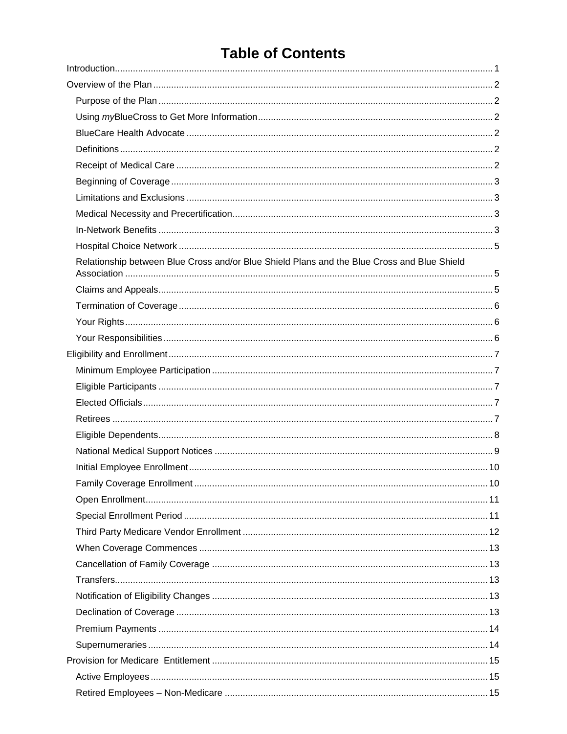# Table of Contents

- Introduction ... 1
- Overview of the Plan ... 2
  - Purpose of the Plan ... 2
  - Using *my*BlueCross to Get More Information ... 2
  - BlueCare Health Advocate ... 2
  - Definitions ... 2
  - Receipt of Medical Care ... 2
  - Beginning of Coverage ... 3
  - Limitations and Exclusions ... 3
  - Medical Necessity and Precertification ... 3
  - In-Network Benefits ... 3
  - Hospital Choice Network ... 5
  - Relationship between Blue Cross and/or Blue Shield Plans and the Blue Cross and Blue Shield Association ... 5
  - Claims and Appeals ... 5
  - Termination of Coverage ... 6
  - Your Rights ... 6
  - Your Responsibilities ... 6
- Eligibility and Enrollment ... 7
  - Minimum Employee Participation ... 7
  - Eligible Participants ... 7
  - Elected Officials ... 7
  - Retirees ... 7
  - Eligible Dependents ... 8
  - National Medical Support Notices ... 9
  - Initial Employee Enrollment ... 10
  - Family Coverage Enrollment ... 10
  - Open Enrollment ... 11
  - Special Enrollment Period ... 11
  - Third Party Medicare Vendor Enrollment ... 12
  - When Coverage Commences ... 13
  - Cancellation of Family Coverage ... 13
  - Transfers ... 13
  - Notification of Eligibility Changes ... 13
  - Declination of Coverage ... 13
  - Premium Payments ... 14
  - Supernumeraries ... 14
- Provision for Medicare Entitlement ... 15
  - Active Employees ... 15
  - Retired Employees – Non-Medicare ... 15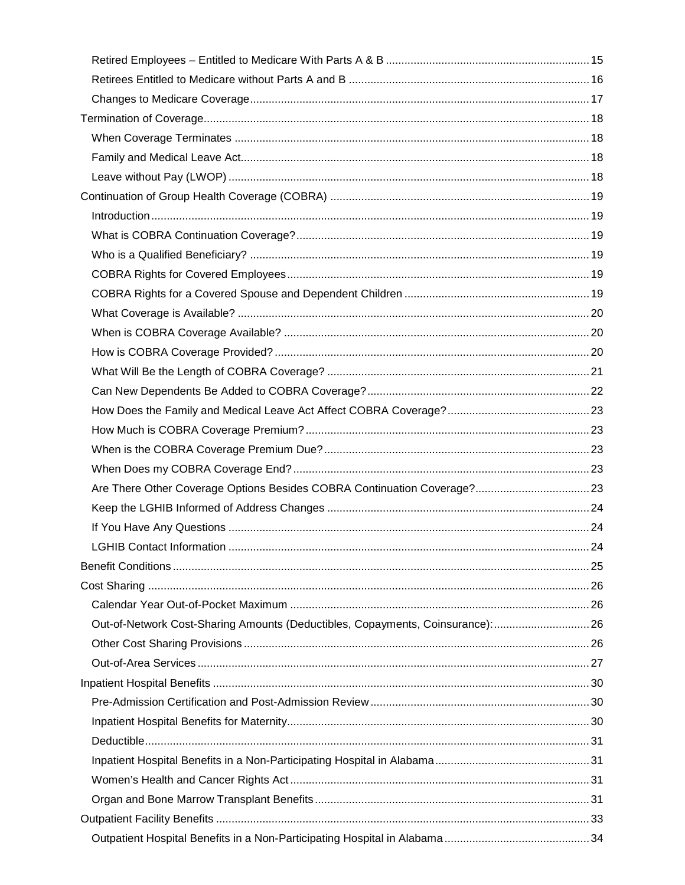- Retired Employees – Entitled to Medicare With Parts A & B ... 15
- Retirees Entitled to Medicare without Parts A and B ... 16
- Changes to Medicare Coverage ... 17

Termination of Coverage ... 18

- When Coverage Terminates ... 18
- Family and Medical Leave Act ... 18
- Leave without Pay (LWOP) ... 18

Continuation of Group Health Coverage (COBRA) ... 19

- Introduction ... 19
- What is COBRA Continuation Coverage? ... 19
- Who is a Qualified Beneficiary? ... 19
- COBRA Rights for Covered Employees ... 19
- COBRA Rights for a Covered Spouse and Dependent Children ... 19
- What Coverage is Available? ... 20
- When is COBRA Coverage Available? ... 20
- How is COBRA Coverage Provided? ... 20
- What Will Be the Length of COBRA Coverage? ... 21
- Can New Dependents Be Added to COBRA Coverage? ... 22
- How Does the Family and Medical Leave Act Affect COBRA Coverage? ... 23
- How Much is COBRA Coverage Premium? ... 23
- When is the COBRA Coverage Premium Due? ... 23
- When Does my COBRA Coverage End? ... 23
- Are There Other Coverage Options Besides COBRA Continuation Coverage? ... 23
- Keep the LGHIB Informed of Address Changes ... 24
- If You Have Any Questions ... 24
- LGHIB Contact Information ... 24

Benefit Conditions ... 25

Cost Sharing ... 26

- Calendar Year Out-of-Pocket Maximum ... 26
- Out-of-Network Cost-Sharing Amounts (Deductibles, Copayments, Coinsurance): ... 26
- Other Cost Sharing Provisions ... 26
- Out-of-Area Services ... 27

Inpatient Hospital Benefits ... 30

- Pre-Admission Certification and Post-Admission Review ... 30
- Inpatient Hospital Benefits for Maternity ... 30
- Deductible ... 31
- Inpatient Hospital Benefits in a Non-Participating Hospital in Alabama ... 31
- Women's Health and Cancer Rights Act ... 31
- Organ and Bone Marrow Transplant Benefits ... 31

Outpatient Facility Benefits ... 33

- Outpatient Hospital Benefits in a Non-Participating Hospital in Alabama ... 34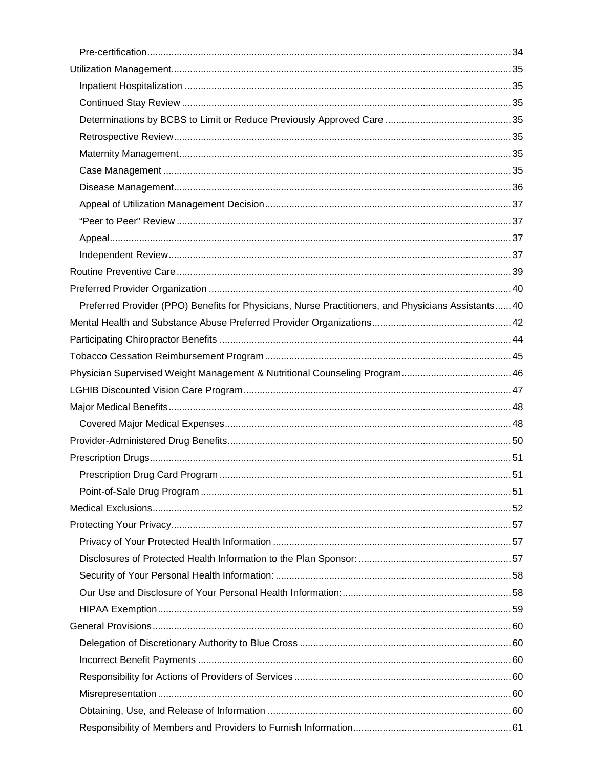- Pre-certification ..... 34
- Utilization Management ..... 35
  - Inpatient Hospitalization ..... 35
  - Continued Stay Review ..... 35
  - Determinations by BCBS to Limit or Reduce Previously Approved Care ..... 35
  - Retrospective Review ..... 35
  - Maternity Management ..... 35
  - Case Management ..... 35
  - Disease Management ..... 36
  - Appeal of Utilization Management Decision ..... 37
  - “Peer to Peer” Review ..... 37
  - Appeal ..... 37
  - Independent Review ..... 37
- Routine Preventive Care ..... 39
- Preferred Provider Organization ..... 40
  - Preferred Provider (PPO) Benefits for Physicians, Nurse Practitioners, and Physicians Assistants ..... 40
- Mental Health and Substance Abuse Preferred Provider Organizations ..... 42
- Participating Chiropractor Benefits ..... 44
- Tobacco Cessation Reimbursement Program ..... 45
- Physician Supervised Weight Management & Nutritional Counseling Program ..... 46
- LGHIB Discounted Vision Care Program ..... 47
- Major Medical Benefits ..... 48
  - Covered Major Medical Expenses ..... 48
- Provider-Administered Drug Benefits ..... 50
- Prescription Drugs ..... 51
  - Prescription Drug Card Program ..... 51
  - Point-of-Sale Drug Program ..... 51
- Medical Exclusions ..... 52
- Protecting Your Privacy ..... 57
  - Privacy of Your Protected Health Information ..... 57
  - Disclosures of Protected Health Information to the Plan Sponsor: ..... 57
  - Security of Your Personal Health Information: ..... 58
  - Our Use and Disclosure of Your Personal Health Information: ..... 58
  - HIPAA Exemption ..... 59
- General Provisions ..... 60
  - Delegation of Discretionary Authority to Blue Cross ..... 60
  - Incorrect Benefit Payments ..... 60
  - Responsibility for Actions of Providers of Services ..... 60
  - Misrepresentation ..... 60
  - Obtaining, Use, and Release of Information ..... 60
  - Responsibility of Members and Providers to Furnish Information ..... 61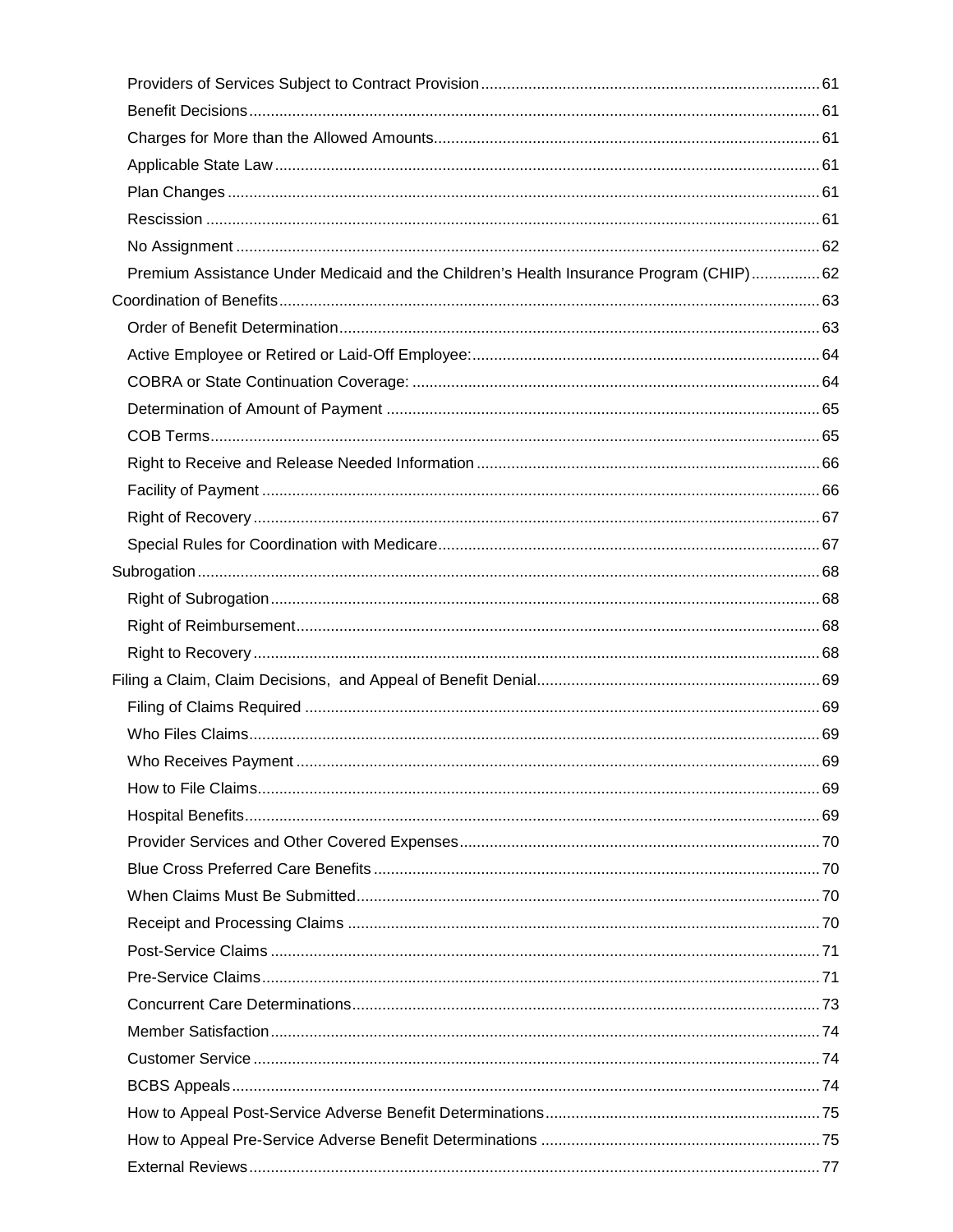- Providers of Services Subject to Contract Provision ........ 61
- Benefit Decisions ........ 61
- Charges for More than the Allowed Amounts ........ 61
- Applicable State Law ........ 61
- Plan Changes ........ 61
- Rescission ........ 61
- No Assignment ........ 62
- Premium Assistance Under Medicaid and the Children's Health Insurance Program (CHIP) ........ 62

Coordination of Benefits ........ 63

- Order of Benefit Determination ........ 63
- Active Employee or Retired or Laid-Off Employee: ........ 64
- COBRA or State Continuation Coverage: ........ 64
- Determination of Amount of Payment ........ 65
- COB Terms ........ 65
- Right to Receive and Release Needed Information ........ 66
- Facility of Payment ........ 66
- Right of Recovery ........ 67
- Special Rules for Coordination with Medicare ........ 67

Subrogation ........ 68

- Right of Subrogation ........ 68
- Right of Reimbursement ........ 68
- Right to Recovery ........ 68

Filing a Claim, Claim Decisions, and Appeal of Benefit Denial ........ 69

- Filing of Claims Required ........ 69
- Who Files Claims ........ 69
- Who Receives Payment ........ 69
- How to File Claims ........ 69
- Hospital Benefits ........ 69
- Provider Services and Other Covered Expenses ........ 70
- Blue Cross Preferred Care Benefits ........ 70
- When Claims Must Be Submitted ........ 70
- Receipt and Processing Claims ........ 70
- Post-Service Claims ........ 71
- Pre-Service Claims ........ 71
- Concurrent Care Determinations ........ 73
- Member Satisfaction ........ 74
- Customer Service ........ 74
- BCBS Appeals ........ 74
- How to Appeal Post-Service Adverse Benefit Determinations ........ 75
- How to Appeal Pre-Service Adverse Benefit Determinations ........ 75
- External Reviews ........ 77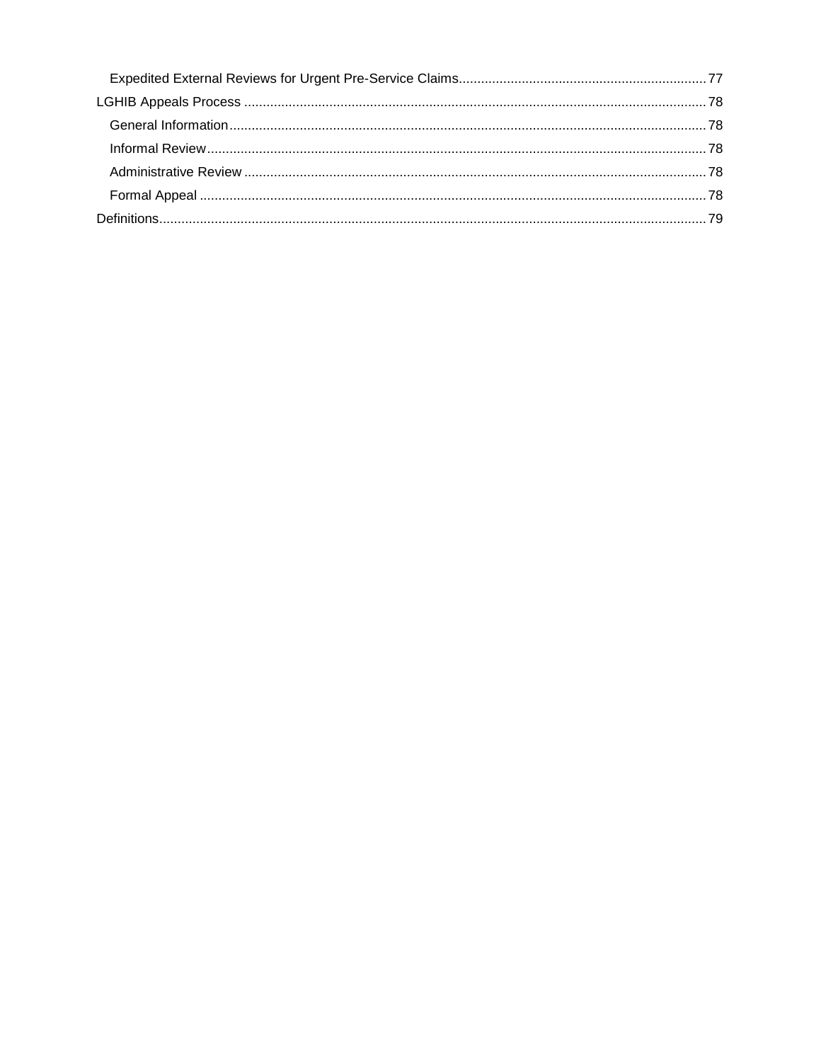Expedited External Reviews for Urgent Pre-Service Claims .......... 77

LGHIB Appeals Process .......... 78

General Information .......... 78

Informal Review .......... 78

Administrative Review .......... 78

Formal Appeal .......... 78

Definitions .......... 79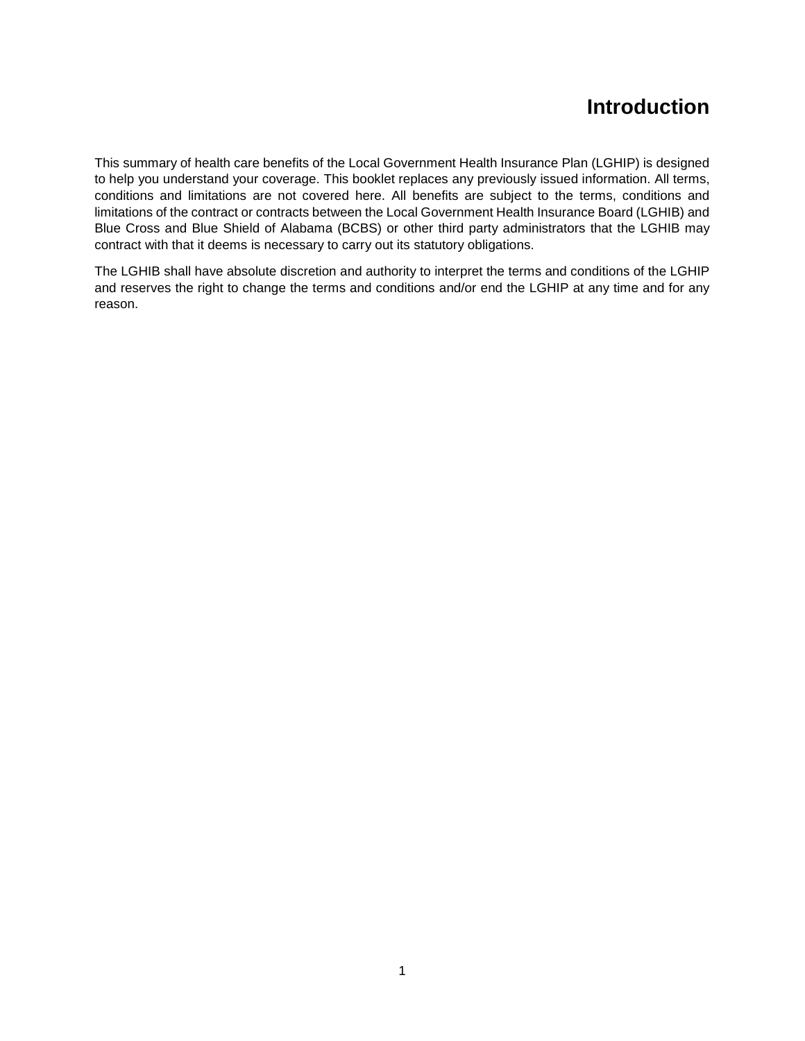# Introduction

This summary of health care benefits of the Local Government Health Insurance Plan (LGHIP) is designed to help you understand your coverage. This booklet replaces any previously issued information. All terms, conditions and limitations are not covered here. All benefits are subject to the terms, conditions and limitations of the contract or contracts between the Local Government Health Insurance Board (LGHIB) and Blue Cross and Blue Shield of Alabama (BCBS) or other third party administrators that the LGHIB may contract with that it deems is necessary to carry out its statutory obligations.

The LGHIB shall have absolute discretion and authority to interpret the terms and conditions of the LGHIP and reserves the right to change the terms and conditions and/or end the LGHIP at any time and for any reason.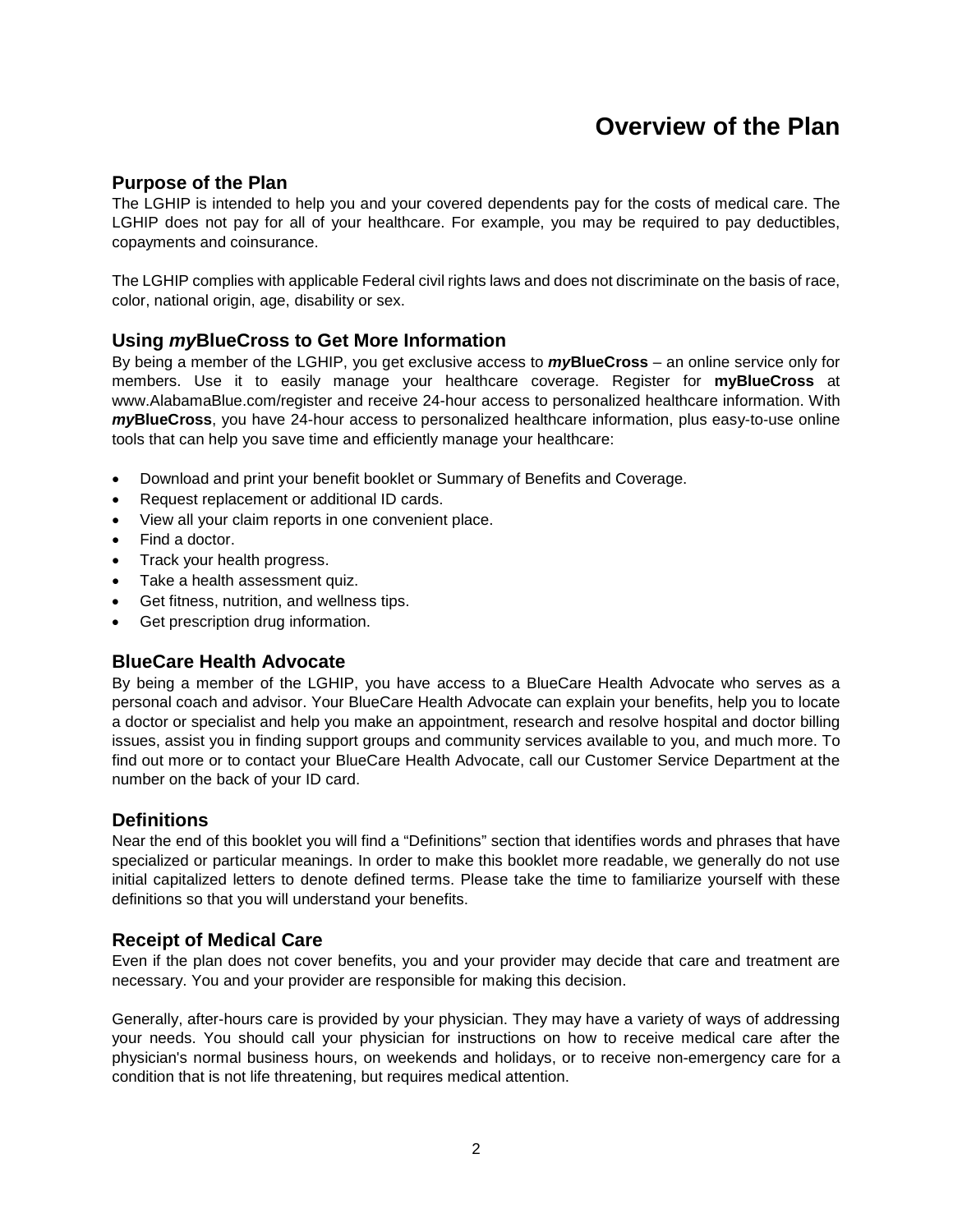# Overview of the Plan

## Purpose of the Plan

The LGHIP is intended to help you and your covered dependents pay for the costs of medical care. The LGHIP does not pay for all of your healthcare. For example, you may be required to pay deductibles, copayments and coinsurance.

The LGHIP complies with applicable Federal civil rights laws and does not discriminate on the basis of race, color, national origin, age, disability or sex.

## Using *my*BlueCross to Get More Information

By being a member of the LGHIP, you get exclusive access to ***my*BlueCross** – an online service only for members. Use it to easily manage your healthcare coverage. Register for **myBlueCross** at www.AlabamaBlue.com/register and receive 24-hour access to personalized healthcare information. With ***my*BlueCross**, you have 24-hour access to personalized healthcare information, plus easy-to-use online tools that can help you save time and efficiently manage your healthcare:

- Download and print your benefit booklet or Summary of Benefits and Coverage.
- Request replacement or additional ID cards.
- View all your claim reports in one convenient place.
- Find a doctor.
- Track your health progress.
- Take a health assessment quiz.
- Get fitness, nutrition, and wellness tips.
- Get prescription drug information.

## BlueCare Health Advocate

By being a member of the LGHIP, you have access to a BlueCare Health Advocate who serves as a personal coach and advisor. Your BlueCare Health Advocate can explain your benefits, help you to locate a doctor or specialist and help you make an appointment, research and resolve hospital and doctor billing issues, assist you in finding support groups and community services available to you, and much more. To find out more or to contact your BlueCare Health Advocate, call our Customer Service Department at the number on the back of your ID card.

## Definitions

Near the end of this booklet you will find a "Definitions" section that identifies words and phrases that have specialized or particular meanings. In order to make this booklet more readable, we generally do not use initial capitalized letters to denote defined terms. Please take the time to familiarize yourself with these definitions so that you will understand your benefits.

## Receipt of Medical Care

Even if the plan does not cover benefits, you and your provider may decide that care and treatment are necessary. You and your provider are responsible for making this decision.

Generally, after-hours care is provided by your physician. They may have a variety of ways of addressing your needs. You should call your physician for instructions on how to receive medical care after the physician's normal business hours, on weekends and holidays, or to receive non-emergency care for a condition that is not life threatening, but requires medical attention.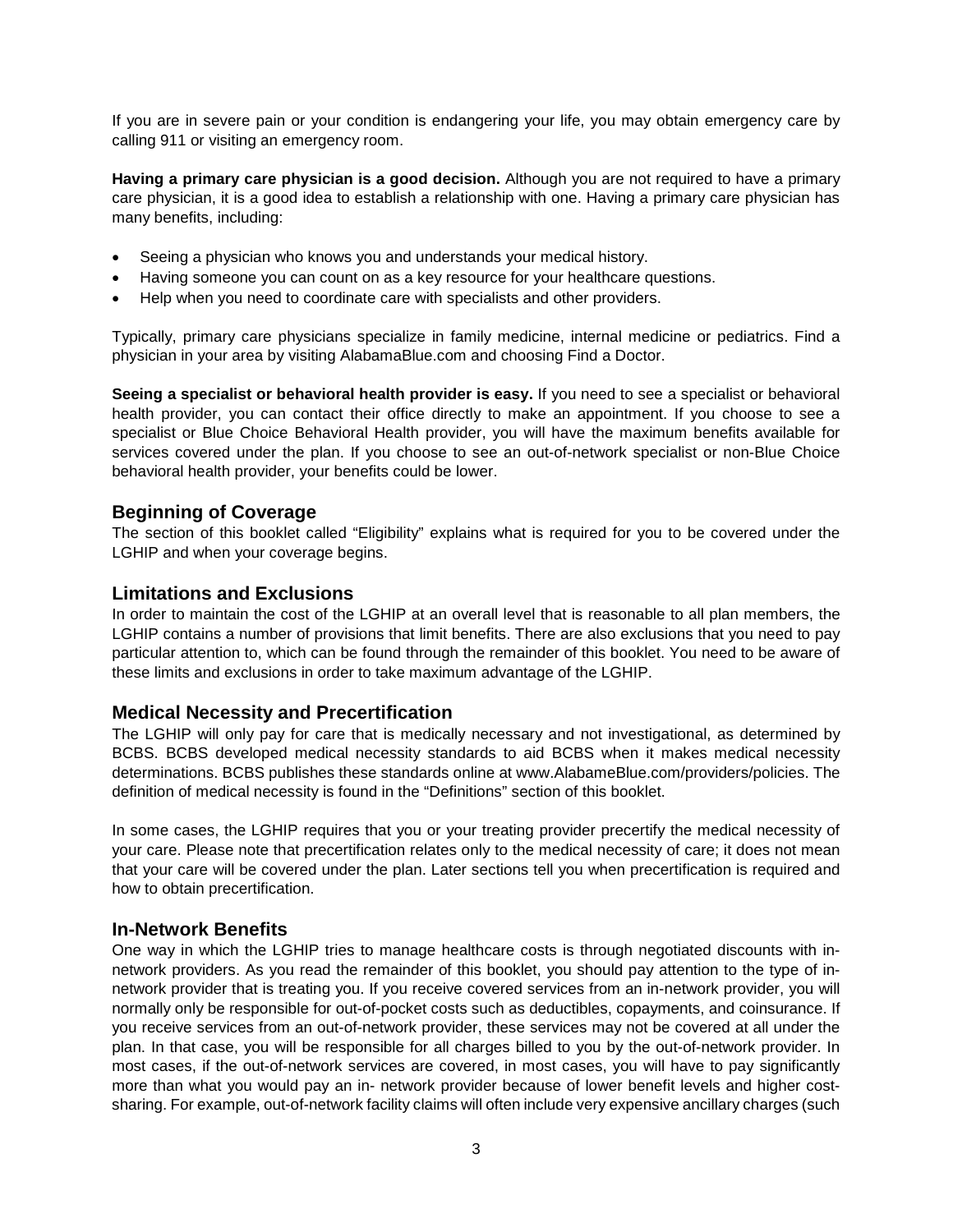If you are in severe pain or your condition is endangering your life, you may obtain emergency care by calling 911 or visiting an emergency room.

**Having a primary care physician is a good decision.** Although you are not required to have a primary care physician, it is a good idea to establish a relationship with one. Having a primary care physician has many benefits, including:

- Seeing a physician who knows you and understands your medical history.
- Having someone you can count on as a key resource for your healthcare questions.
- Help when you need to coordinate care with specialists and other providers.

Typically, primary care physicians specialize in family medicine, internal medicine or pediatrics. Find a physician in your area by visiting AlabamaBlue.com and choosing Find a Doctor.

**Seeing a specialist or behavioral health provider is easy.** If you need to see a specialist or behavioral health provider, you can contact their office directly to make an appointment. If you choose to see a specialist or Blue Choice Behavioral Health provider, you will have the maximum benefits available for services covered under the plan. If you choose to see an out-of-network specialist or non-Blue Choice behavioral health provider, your benefits could be lower.

## Beginning of Coverage

The section of this booklet called "Eligibility" explains what is required for you to be covered under the LGHIP and when your coverage begins.

## Limitations and Exclusions

In order to maintain the cost of the LGHIP at an overall level that is reasonable to all plan members, the LGHIP contains a number of provisions that limit benefits. There are also exclusions that you need to pay particular attention to, which can be found through the remainder of this booklet. You need to be aware of these limits and exclusions in order to take maximum advantage of the LGHIP.

## Medical Necessity and Precertification

The LGHIP will only pay for care that is medically necessary and not investigational, as determined by BCBS. BCBS developed medical necessity standards to aid BCBS when it makes medical necessity determinations. BCBS publishes these standards online at www.AlabameBlue.com/providers/policies. The definition of medical necessity is found in the "Definitions" section of this booklet.

In some cases, the LGHIP requires that you or your treating provider precertify the medical necessity of your care. Please note that precertification relates only to the medical necessity of care; it does not mean that your care will be covered under the plan. Later sections tell you when precertification is required and how to obtain precertification.

## In-Network Benefits

One way in which the LGHIP tries to manage healthcare costs is through negotiated discounts with in-network providers. As you read the remainder of this booklet, you should pay attention to the type of in-network provider that is treating you. If you receive covered services from an in-network provider, you will normally only be responsible for out-of-pocket costs such as deductibles, copayments, and coinsurance. If you receive services from an out-of-network provider, these services may not be covered at all under the plan. In that case, you will be responsible for all charges billed to you by the out-of-network provider. In most cases, if the out-of-network services are covered, in most cases, you will have to pay significantly more than what you would pay an in- network provider because of lower benefit levels and higher cost-sharing. For example, out-of-network facility claims will often include very expensive ancillary charges (such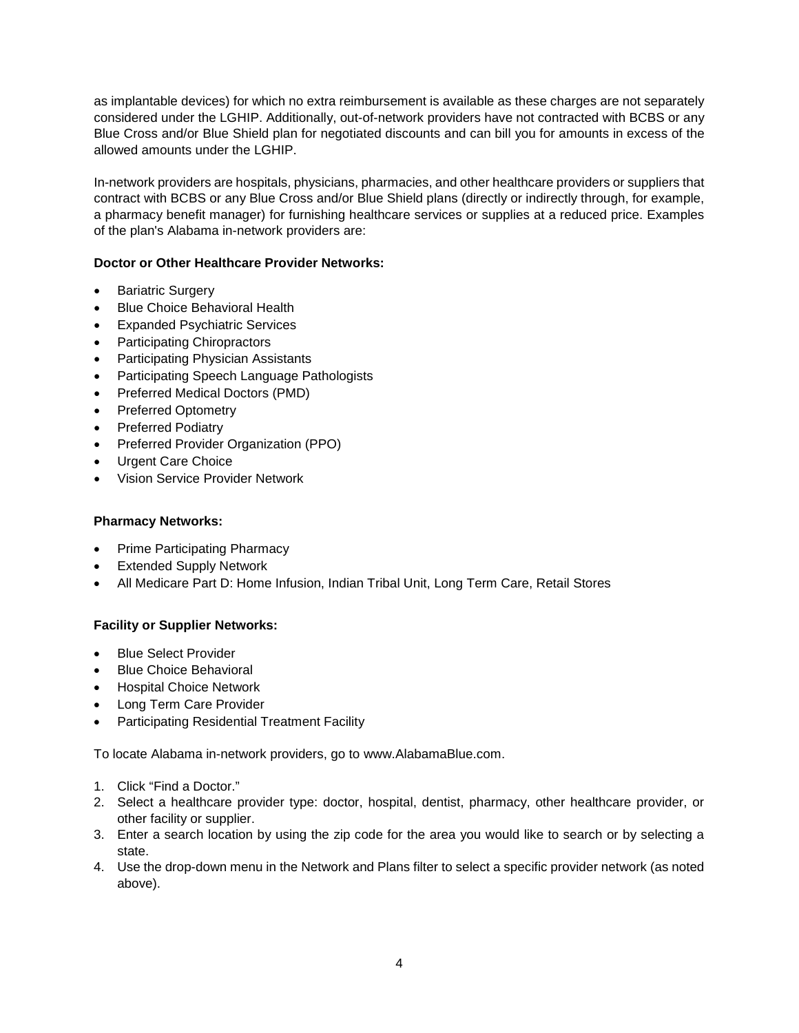as implantable devices) for which no extra reimbursement is available as these charges are not separately considered under the LGHIP. Additionally, out-of-network providers have not contracted with BCBS or any Blue Cross and/or Blue Shield plan for negotiated discounts and can bill you for amounts in excess of the allowed amounts under the LGHIP.

In-network providers are hospitals, physicians, pharmacies, and other healthcare providers or suppliers that contract with BCBS or any Blue Cross and/or Blue Shield plans (directly or indirectly through, for example, a pharmacy benefit manager) for furnishing healthcare services or supplies at a reduced price. Examples of the plan's Alabama in-network providers are:

**Doctor or Other Healthcare Provider Networks:**

- Bariatric Surgery
- Blue Choice Behavioral Health
- Expanded Psychiatric Services
- Participating Chiropractors
- Participating Physician Assistants
- Participating Speech Language Pathologists
- Preferred Medical Doctors (PMD)
- Preferred Optometry
- Preferred Podiatry
- Preferred Provider Organization (PPO)
- Urgent Care Choice
- Vision Service Provider Network

**Pharmacy Networks:**

- Prime Participating Pharmacy
- Extended Supply Network
- All Medicare Part D: Home Infusion, Indian Tribal Unit, Long Term Care, Retail Stores

**Facility or Supplier Networks:**

- Blue Select Provider
- Blue Choice Behavioral
- Hospital Choice Network
- Long Term Care Provider
- Participating Residential Treatment Facility

To locate Alabama in-network providers, go to www.AlabamaBlue.com.

1. Click "Find a Doctor."
2. Select a healthcare provider type: doctor, hospital, dentist, pharmacy, other healthcare provider, or other facility or supplier.
3. Enter a search location by using the zip code for the area you would like to search or by selecting a state.
4. Use the drop-down menu in the Network and Plans filter to select a specific provider network (as noted above).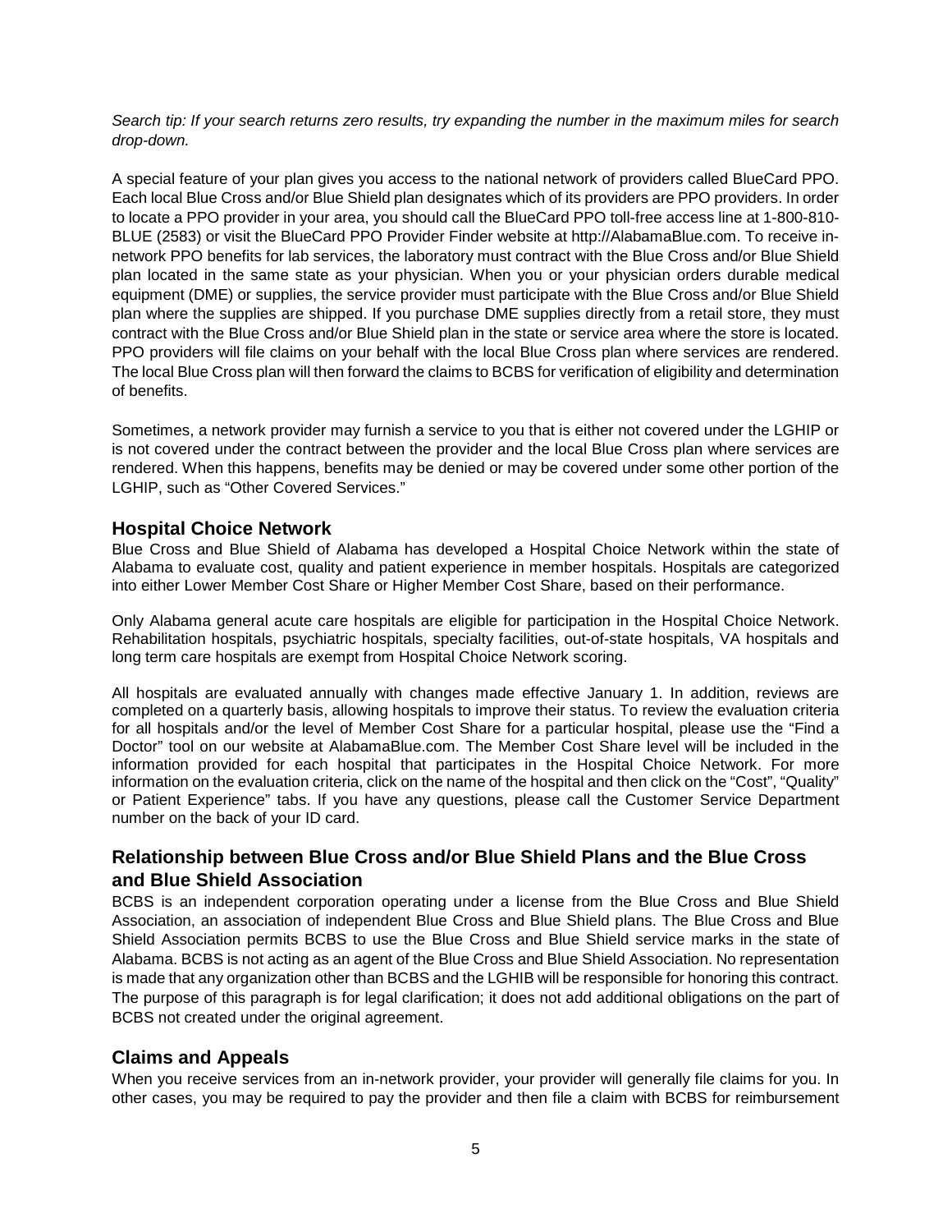*Search tip: If your search returns zero results, try expanding the number in the maximum miles for search drop-down.*

A special feature of your plan gives you access to the national network of providers called BlueCard PPO. Each local Blue Cross and/or Blue Shield plan designates which of its providers are PPO providers. In order to locate a PPO provider in your area, you should call the BlueCard PPO toll-free access line at 1-800-810-BLUE (2583) or visit the BlueCard PPO Provider Finder website at http://AlabamaBlue.com. To receive in-network PPO benefits for lab services, the laboratory must contract with the Blue Cross and/or Blue Shield plan located in the same state as your physician. When you or your physician orders durable medical equipment (DME) or supplies, the service provider must participate with the Blue Cross and/or Blue Shield plan where the supplies are shipped. If you purchase DME supplies directly from a retail store, they must contract with the Blue Cross and/or Blue Shield plan in the state or service area where the store is located. PPO providers will file claims on your behalf with the local Blue Cross plan where services are rendered. The local Blue Cross plan will then forward the claims to BCBS for verification of eligibility and determination of benefits.

Sometimes, a network provider may furnish a service to you that is either not covered under the LGHIP or is not covered under the contract between the provider and the local Blue Cross plan where services are rendered. When this happens, benefits may be denied or may be covered under some other portion of the LGHIP, such as "Other Covered Services."

## Hospital Choice Network

Blue Cross and Blue Shield of Alabama has developed a Hospital Choice Network within the state of Alabama to evaluate cost, quality and patient experience in member hospitals. Hospitals are categorized into either Lower Member Cost Share or Higher Member Cost Share, based on their performance.

Only Alabama general acute care hospitals are eligible for participation in the Hospital Choice Network. Rehabilitation hospitals, psychiatric hospitals, specialty facilities, out-of-state hospitals, VA hospitals and long term care hospitals are exempt from Hospital Choice Network scoring.

All hospitals are evaluated annually with changes made effective January 1. In addition, reviews are completed on a quarterly basis, allowing hospitals to improve their status. To review the evaluation criteria for all hospitals and/or the level of Member Cost Share for a particular hospital, please use the "Find a Doctor" tool on our website at AlabamaBlue.com. The Member Cost Share level will be included in the information provided for each hospital that participates in the Hospital Choice Network. For more information on the evaluation criteria, click on the name of the hospital and then click on the "Cost", "Quality" or Patient Experience" tabs. If you have any questions, please call the Customer Service Department number on the back of your ID card.

## Relationship between Blue Cross and/or Blue Shield Plans and the Blue Cross and Blue Shield Association

BCBS is an independent corporation operating under a license from the Blue Cross and Blue Shield Association, an association of independent Blue Cross and Blue Shield plans. The Blue Cross and Blue Shield Association permits BCBS to use the Blue Cross and Blue Shield service marks in the state of Alabama. BCBS is not acting as an agent of the Blue Cross and Blue Shield Association. No representation is made that any organization other than BCBS and the LGHIB will be responsible for honoring this contract. The purpose of this paragraph is for legal clarification; it does not add additional obligations on the part of BCBS not created under the original agreement.

## Claims and Appeals

When you receive services from an in-network provider, your provider will generally file claims for you. In other cases, you may be required to pay the provider and then file a claim with BCBS for reimbursement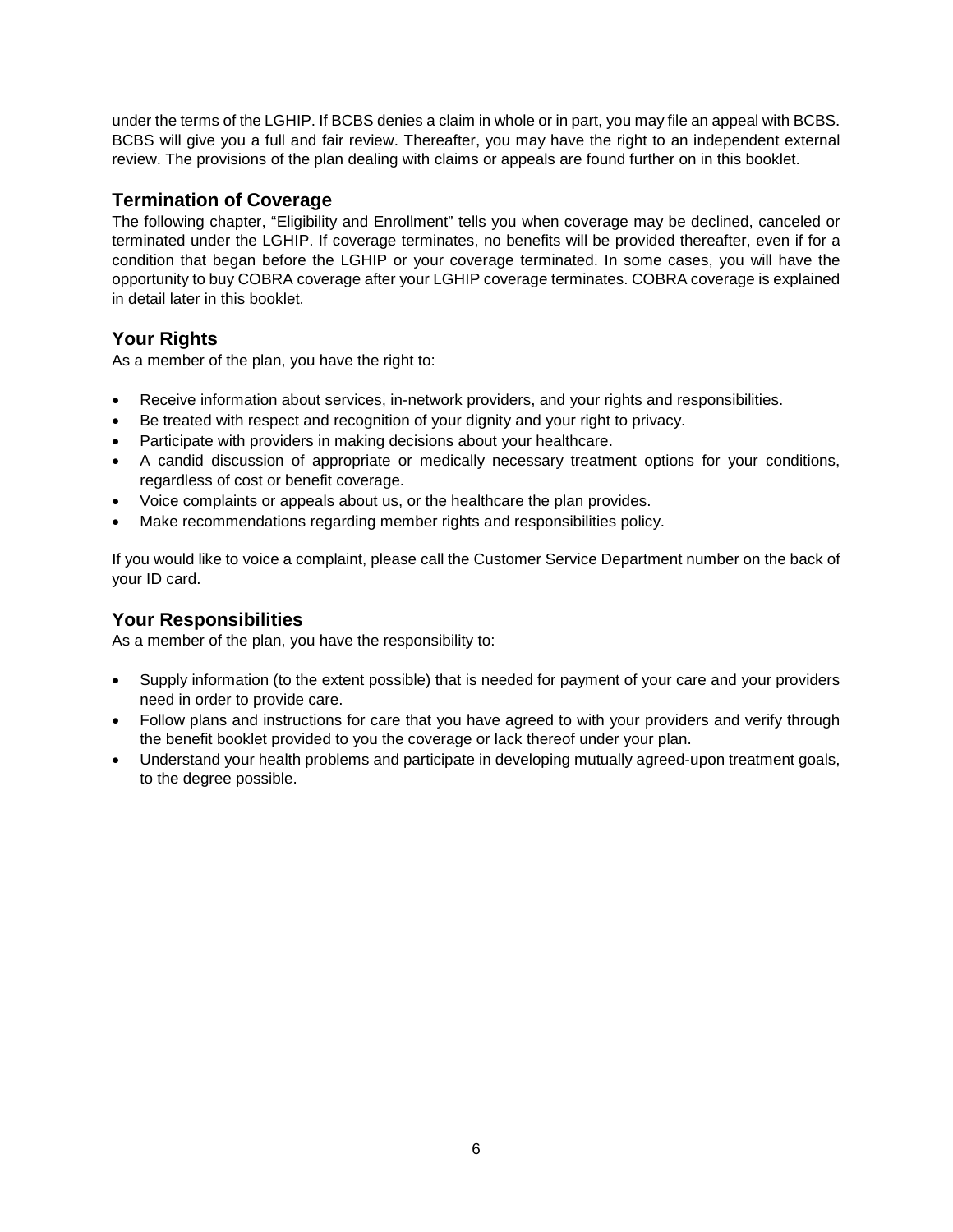under the terms of the LGHIP. If BCBS denies a claim in whole or in part, you may file an appeal with BCBS. BCBS will give you a full and fair review. Thereafter, you may have the right to an independent external review. The provisions of the plan dealing with claims or appeals are found further on in this booklet.

## Termination of Coverage

The following chapter, "Eligibility and Enrollment" tells you when coverage may be declined, canceled or terminated under the LGHIP. If coverage terminates, no benefits will be provided thereafter, even if for a condition that began before the LGHIP or your coverage terminated. In some cases, you will have the opportunity to buy COBRA coverage after your LGHIP coverage terminates. COBRA coverage is explained in detail later in this booklet.

## Your Rights

As a member of the plan, you have the right to:

- Receive information about services, in-network providers, and your rights and responsibilities.
- Be treated with respect and recognition of your dignity and your right to privacy.
- Participate with providers in making decisions about your healthcare.
- A candid discussion of appropriate or medically necessary treatment options for your conditions, regardless of cost or benefit coverage.
- Voice complaints or appeals about us, or the healthcare the plan provides.
- Make recommendations regarding member rights and responsibilities policy.

If you would like to voice a complaint, please call the Customer Service Department number on the back of your ID card.

## Your Responsibilities

As a member of the plan, you have the responsibility to:

- Supply information (to the extent possible) that is needed for payment of your care and your providers need in order to provide care.
- Follow plans and instructions for care that you have agreed to with your providers and verify through the benefit booklet provided to you the coverage or lack thereof under your plan.
- Understand your health problems and participate in developing mutually agreed-upon treatment goals, to the degree possible.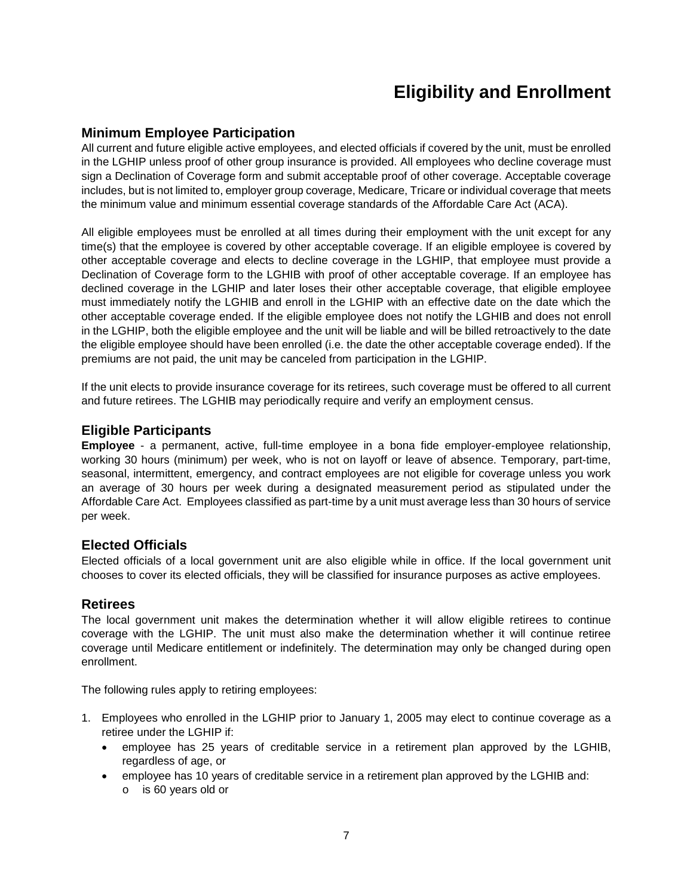# Eligibility and Enrollment

## Minimum Employee Participation

All current and future eligible active employees, and elected officials if covered by the unit, must be enrolled in the LGHIP unless proof of other group insurance is provided. All employees who decline coverage must sign a Declination of Coverage form and submit acceptable proof of other coverage. Acceptable coverage includes, but is not limited to, employer group coverage, Medicare, Tricare or individual coverage that meets the minimum value and minimum essential coverage standards of the Affordable Care Act (ACA).

All eligible employees must be enrolled at all times during their employment with the unit except for any time(s) that the employee is covered by other acceptable coverage. If an eligible employee is covered by other acceptable coverage and elects to decline coverage in the LGHIP, that employee must provide a Declination of Coverage form to the LGHIB with proof of other acceptable coverage. If an employee has declined coverage in the LGHIP and later loses their other acceptable coverage, that eligible employee must immediately notify the LGHIB and enroll in the LGHIP with an effective date on the date which the other acceptable coverage ended. If the eligible employee does not notify the LGHIB and does not enroll in the LGHIP, both the eligible employee and the unit will be liable and will be billed retroactively to the date the eligible employee should have been enrolled (i.e. the date the other acceptable coverage ended). If the premiums are not paid, the unit may be canceled from participation in the LGHIP.

If the unit elects to provide insurance coverage for its retirees, such coverage must be offered to all current and future retirees. The LGHIB may periodically require and verify an employment census.

## Eligible Participants

**Employee** - a permanent, active, full-time employee in a bona fide employer-employee relationship, working 30 hours (minimum) per week, who is not on layoff or leave of absence. Temporary, part-time, seasonal, intermittent, emergency, and contract employees are not eligible for coverage unless you work an average of 30 hours per week during a designated measurement period as stipulated under the Affordable Care Act. Employees classified as part-time by a unit must average less than 30 hours of service per week.

## Elected Officials

Elected officials of a local government unit are also eligible while in office. If the local government unit chooses to cover its elected officials, they will be classified for insurance purposes as active employees.

## Retirees

The local government unit makes the determination whether it will allow eligible retirees to continue coverage with the LGHIP. The unit must also make the determination whether it will continue retiree coverage until Medicare entitlement or indefinitely. The determination may only be changed during open enrollment.

The following rules apply to retiring employees:

1. Employees who enrolled in the LGHIP prior to January 1, 2005 may elect to continue coverage as a retiree under the LGHIP if:
   - employee has 25 years of creditable service in a retirement plan approved by the LGHIB, regardless of age, or
   - employee has 10 years of creditable service in a retirement plan approved by the LGHIB and:
     - is 60 years old or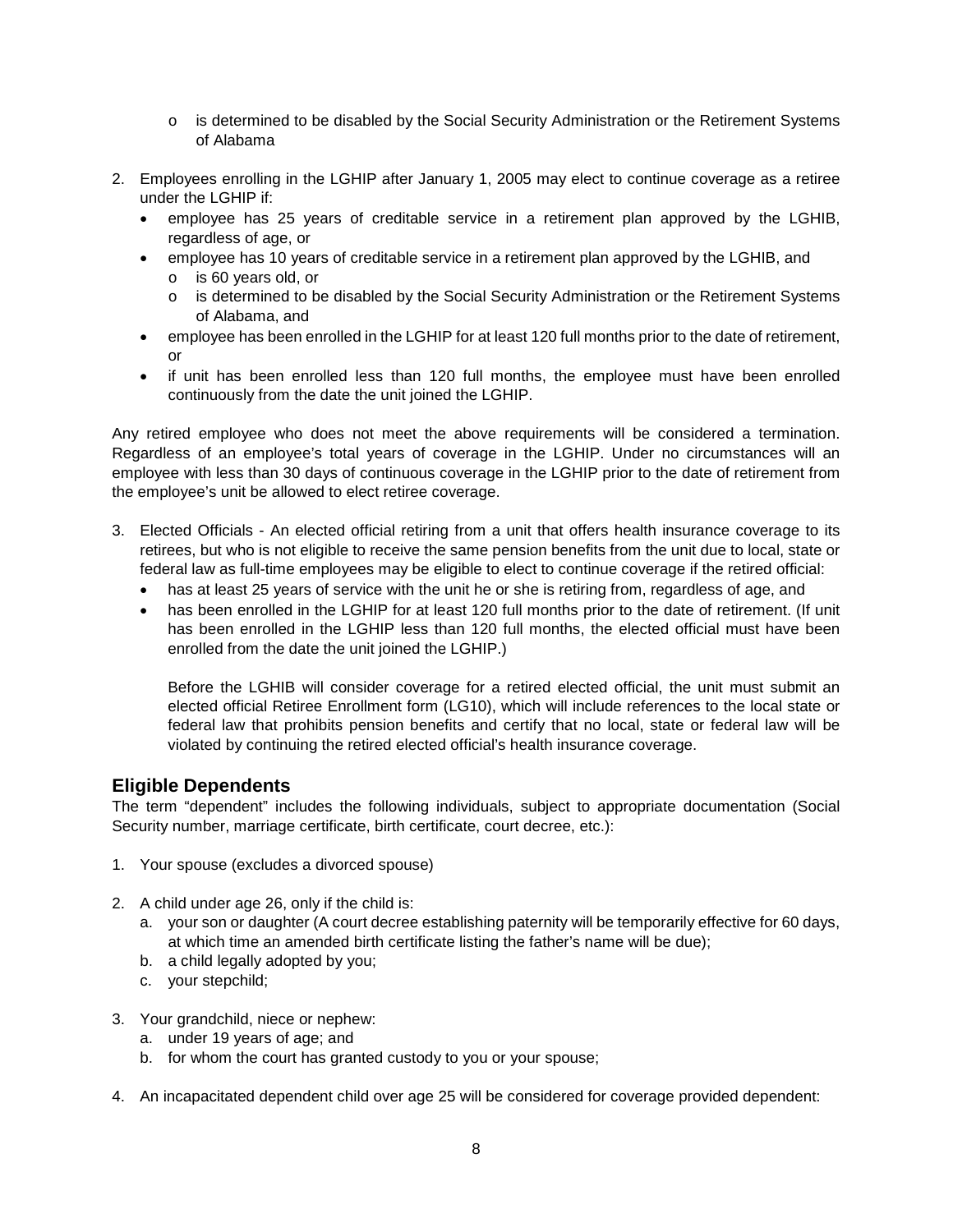- is determined to be disabled by the Social Security Administration or the Retirement Systems of Alabama

2. Employees enrolling in the LGHIP after January 1, 2005 may elect to continue coverage as a retiree under the LGHIP if:
   - employee has 25 years of creditable service in a retirement plan approved by the LGHIB, regardless of age, or
   - employee has 10 years of creditable service in a retirement plan approved by the LGHIB, and
     - is 60 years old, or
     - is determined to be disabled by the Social Security Administration or the Retirement Systems of Alabama, and
   - employee has been enrolled in the LGHIP for at least 120 full months prior to the date of retirement, or
   - if unit has been enrolled less than 120 full months, the employee must have been enrolled continuously from the date the unit joined the LGHIP.

Any retired employee who does not meet the above requirements will be considered a termination. Regardless of an employee's total years of coverage in the LGHIP. Under no circumstances will an employee with less than 30 days of continuous coverage in the LGHIP prior to the date of retirement from the employee's unit be allowed to elect retiree coverage.

3. Elected Officials - An elected official retiring from a unit that offers health insurance coverage to its retirees, but who is not eligible to receive the same pension benefits from the unit due to local, state or federal law as full-time employees may be eligible to elect to continue coverage if the retired official:
   - has at least 25 years of service with the unit he or she is retiring from, regardless of age, and
   - has been enrolled in the LGHIP for at least 120 full months prior to the date of retirement. (If unit has been enrolled in the LGHIP less than 120 full months, the elected official must have been enrolled from the date the unit joined the LGHIP.)

   Before the LGHIB will consider coverage for a retired elected official, the unit must submit an elected official Retiree Enrollment form (LG10), which will include references to the local state or federal law that prohibits pension benefits and certify that no local, state or federal law will be violated by continuing the retired elected official's health insurance coverage.

### Eligible Dependents

The term "dependent" includes the following individuals, subject to appropriate documentation (Social Security number, marriage certificate, birth certificate, court decree, etc.):

1. Your spouse (excludes a divorced spouse)

2. A child under age 26, only if the child is:
   a. your son or daughter (A court decree establishing paternity will be temporarily effective for 60 days, at which time an amended birth certificate listing the father's name will be due);
   b. a child legally adopted by you;
   c. your stepchild;

3. Your grandchild, niece or nephew:
   a. under 19 years of age; and
   b. for whom the court has granted custody to you or your spouse;

4. An incapacitated dependent child over age 25 will be considered for coverage provided dependent: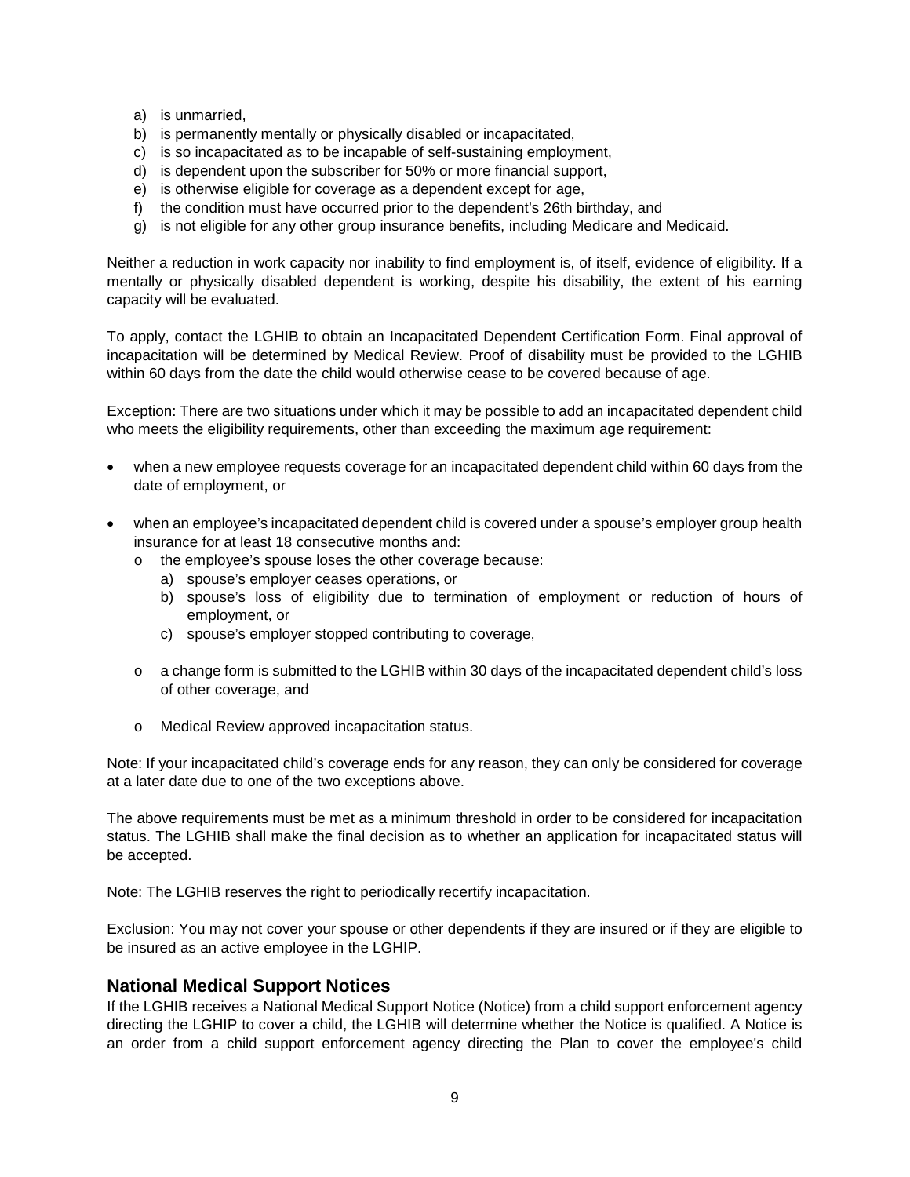a) is unmarried,
b) is permanently mentally or physically disabled or incapacitated,
c) is so incapacitated as to be incapable of self-sustaining employment,
d) is dependent upon the subscriber for 50% or more financial support,
e) is otherwise eligible for coverage as a dependent except for age,
f) the condition must have occurred prior to the dependent's 26th birthday, and
g) is not eligible for any other group insurance benefits, including Medicare and Medicaid.

Neither a reduction in work capacity nor inability to find employment is, of itself, evidence of eligibility. If a mentally or physically disabled dependent is working, despite his disability, the extent of his earning capacity will be evaluated.

To apply, contact the LGHIB to obtain an Incapacitated Dependent Certification Form. Final approval of incapacitation will be determined by Medical Review. Proof of disability must be provided to the LGHIB within 60 days from the date the child would otherwise cease to be covered because of age.

Exception: There are two situations under which it may be possible to add an incapacitated dependent child who meets the eligibility requirements, other than exceeding the maximum age requirement:

- when a new employee requests coverage for an incapacitated dependent child within 60 days from the date of employment, or
- when an employee's incapacitated dependent child is covered under a spouse's employer group health insurance for at least 18 consecutive months and:
    - the employee's spouse loses the other coverage because:
        a) spouse's employer ceases operations, or
        b) spouse's loss of eligibility due to termination of employment or reduction of hours of employment, or
        c) spouse's employer stopped contributing to coverage,
    - a change form is submitted to the LGHIB within 30 days of the incapacitated dependent child's loss of other coverage, and
    - Medical Review approved incapacitation status.

Note: If your incapacitated child's coverage ends for any reason, they can only be considered for coverage at a later date due to one of the two exceptions above.

The above requirements must be met as a minimum threshold in order to be considered for incapacitation status. The LGHIB shall make the final decision as to whether an application for incapacitated status will be accepted.

Note: The LGHIB reserves the right to periodically recertify incapacitation.

Exclusion: You may not cover your spouse or other dependents if they are insured or if they are eligible to be insured as an active employee in the LGHIP.

## National Medical Support Notices

If the LGHIB receives a National Medical Support Notice (Notice) from a child support enforcement agency directing the LGHIP to cover a child, the LGHIB will determine whether the Notice is qualified. A Notice is an order from a child support enforcement agency directing the Plan to cover the employee's child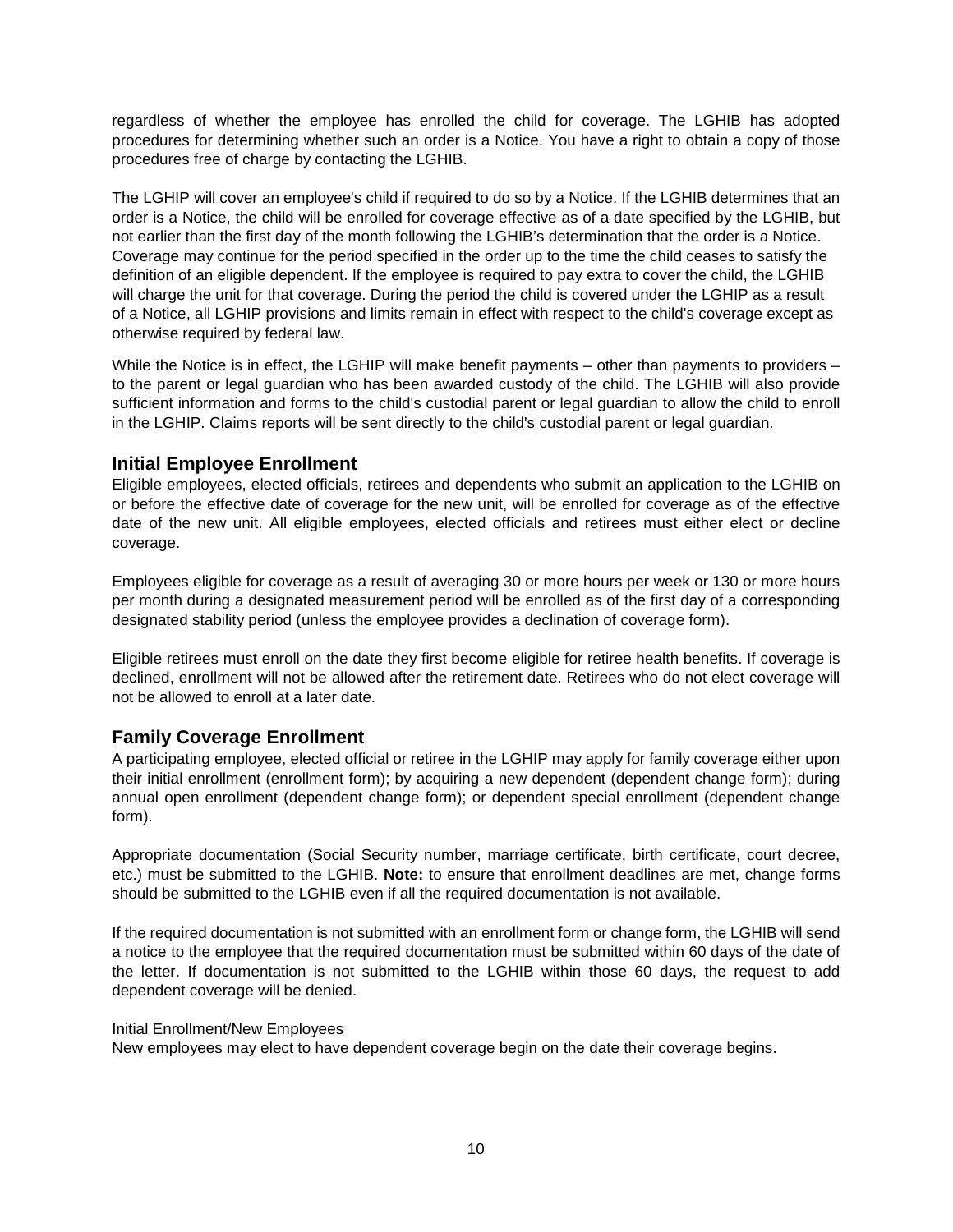regardless of whether the employee has enrolled the child for coverage. The LGHIB has adopted procedures for determining whether such an order is a Notice. You have a right to obtain a copy of those procedures free of charge by contacting the LGHIB.

The LGHIP will cover an employee's child if required to do so by a Notice. If the LGHIB determines that an order is a Notice, the child will be enrolled for coverage effective as of a date specified by the LGHIB, but not earlier than the first day of the month following the LGHIB's determination that the order is a Notice. Coverage may continue for the period specified in the order up to the time the child ceases to satisfy the definition of an eligible dependent. If the employee is required to pay extra to cover the child, the LGHIB will charge the unit for that coverage. During the period the child is covered under the LGHIP as a result of a Notice, all LGHIP provisions and limits remain in effect with respect to the child's coverage except as otherwise required by federal law.

While the Notice is in effect, the LGHIP will make benefit payments – other than payments to providers – to the parent or legal guardian who has been awarded custody of the child. The LGHIB will also provide sufficient information and forms to the child's custodial parent or legal guardian to allow the child to enroll in the LGHIP. Claims reports will be sent directly to the child's custodial parent or legal guardian.

## Initial Employee Enrollment

Eligible employees, elected officials, retirees and dependents who submit an application to the LGHIB on or before the effective date of coverage for the new unit, will be enrolled for coverage as of the effective date of the new unit. All eligible employees, elected officials and retirees must either elect or decline coverage.

Employees eligible for coverage as a result of averaging 30 or more hours per week or 130 or more hours per month during a designated measurement period will be enrolled as of the first day of a corresponding designated stability period (unless the employee provides a declination of coverage form).

Eligible retirees must enroll on the date they first become eligible for retiree health benefits. If coverage is declined, enrollment will not be allowed after the retirement date. Retirees who do not elect coverage will not be allowed to enroll at a later date.

## Family Coverage Enrollment

A participating employee, elected official or retiree in the LGHIP may apply for family coverage either upon their initial enrollment (enrollment form); by acquiring a new dependent (dependent change form); during annual open enrollment (dependent change form); or dependent special enrollment (dependent change form).

Appropriate documentation (Social Security number, marriage certificate, birth certificate, court decree, etc.) must be submitted to the LGHIB. **Note:** to ensure that enrollment deadlines are met, change forms should be submitted to the LGHIB even if all the required documentation is not available.

If the required documentation is not submitted with an enrollment form or change form, the LGHIB will send a notice to the employee that the required documentation must be submitted within 60 days of the date of the letter. If documentation is not submitted to the LGHIB within those 60 days, the request to add dependent coverage will be denied.

<u>Initial Enrollment/New Employees</u>

New employees may elect to have dependent coverage begin on the date their coverage begins.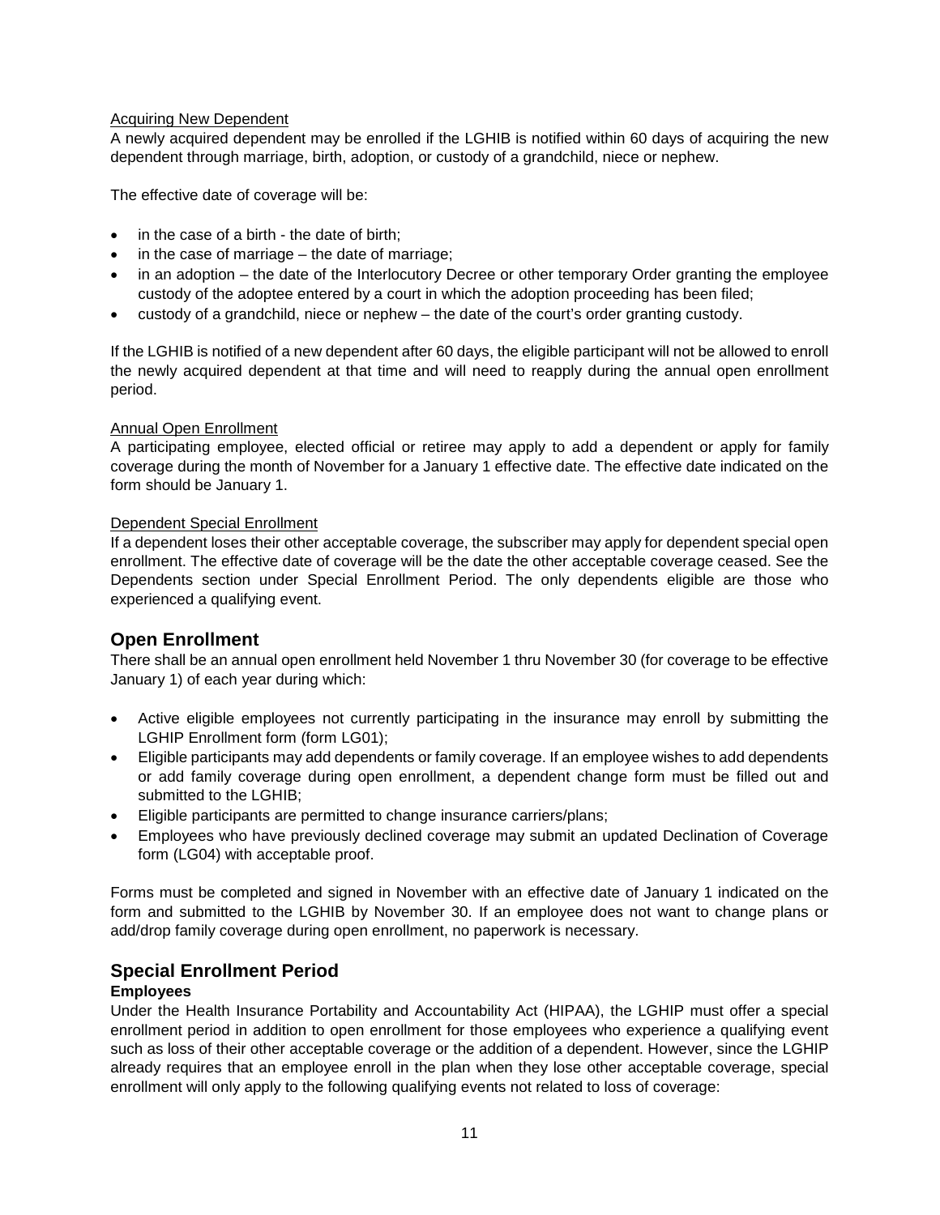Acquiring New Dependent

A newly acquired dependent may be enrolled if the LGHIB is notified within 60 days of acquiring the new dependent through marriage, birth, adoption, or custody of a grandchild, niece or nephew.

The effective date of coverage will be:

- in the case of a birth - the date of birth;
- in the case of marriage – the date of marriage;
- in an adoption – the date of the Interlocutory Decree or other temporary Order granting the employee custody of the adoptee entered by a court in which the adoption proceeding has been filed;
- custody of a grandchild, niece or nephew – the date of the court's order granting custody.

If the LGHIB is notified of a new dependent after 60 days, the eligible participant will not be allowed to enroll the newly acquired dependent at that time and will need to reapply during the annual open enrollment period.

Annual Open Enrollment

A participating employee, elected official or retiree may apply to add a dependent or apply for family coverage during the month of November for a January 1 effective date. The effective date indicated on the form should be January 1.

Dependent Special Enrollment

If a dependent loses their other acceptable coverage, the subscriber may apply for dependent special open enrollment. The effective date of coverage will be the date the other acceptable coverage ceased. See the Dependents section under Special Enrollment Period. The only dependents eligible are those who experienced a qualifying event.

## Open Enrollment

There shall be an annual open enrollment held November 1 thru November 30 (for coverage to be effective January 1) of each year during which:

- Active eligible employees not currently participating in the insurance may enroll by submitting the LGHIP Enrollment form (form LG01);
- Eligible participants may add dependents or family coverage. If an employee wishes to add dependents or add family coverage during open enrollment, a dependent change form must be filled out and submitted to the LGHIB;
- Eligible participants are permitted to change insurance carriers/plans;
- Employees who have previously declined coverage may submit an updated Declination of Coverage form (LG04) with acceptable proof.

Forms must be completed and signed in November with an effective date of January 1 indicated on the form and submitted to the LGHIB by November 30. If an employee does not want to change plans or add/drop family coverage during open enrollment, no paperwork is necessary.

## Special Enrollment Period

### Employees

Under the Health Insurance Portability and Accountability Act (HIPAA), the LGHIP must offer a special enrollment period in addition to open enrollment for those employees who experience a qualifying event such as loss of their other acceptable coverage or the addition of a dependent. However, since the LGHIP already requires that an employee enroll in the plan when they lose other acceptable coverage, special enrollment will only apply to the following qualifying events not related to loss of coverage: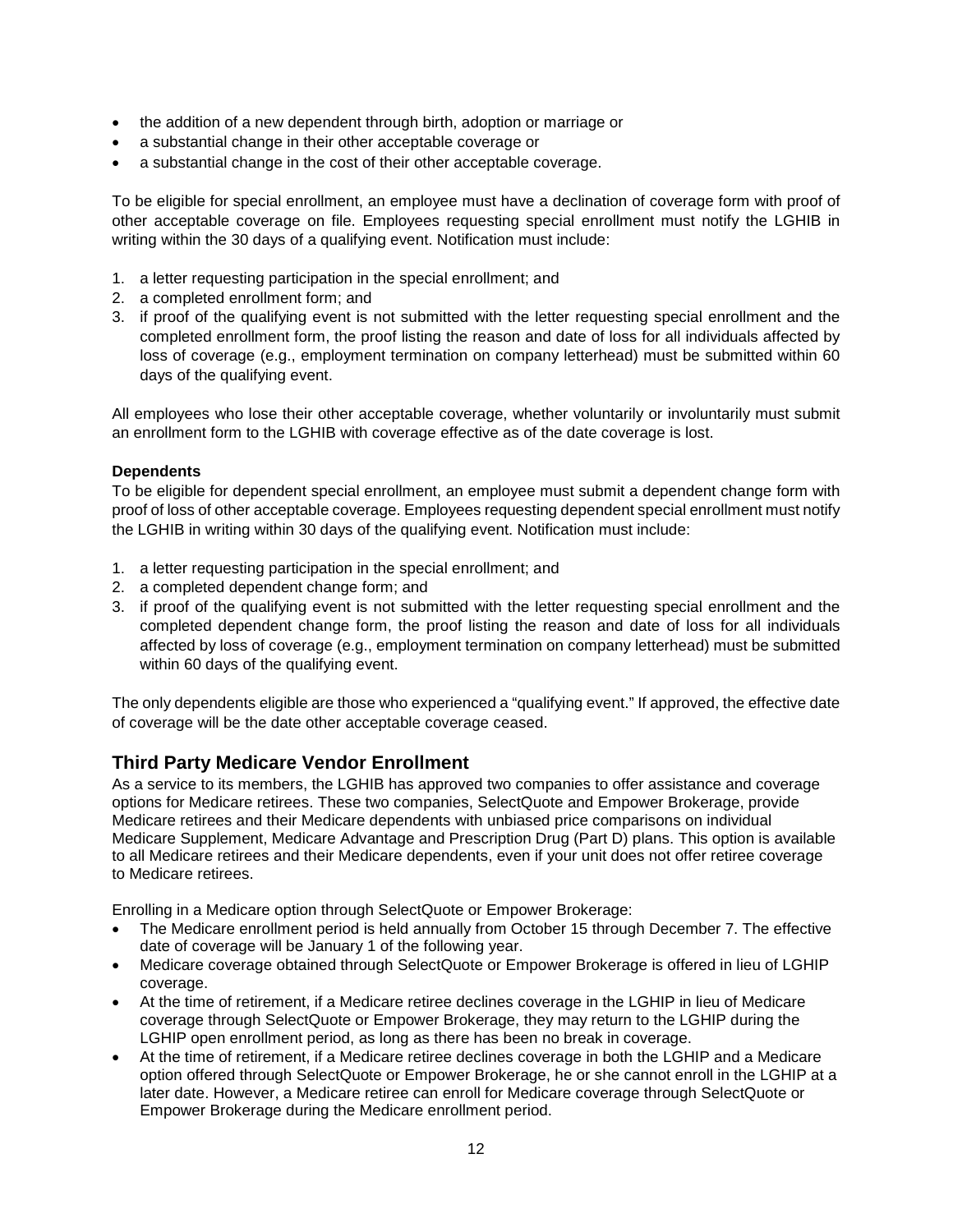- the addition of a new dependent through birth, adoption or marriage or
- a substantial change in their other acceptable coverage or
- a substantial change in the cost of their other acceptable coverage.

To be eligible for special enrollment, an employee must have a declination of coverage form with proof of other acceptable coverage on file. Employees requesting special enrollment must notify the LGHIB in writing within the 30 days of a qualifying event. Notification must include:

1. a letter requesting participation in the special enrollment; and
2. a completed enrollment form; and
3. if proof of the qualifying event is not submitted with the letter requesting special enrollment and the completed enrollment form, the proof listing the reason and date of loss for all individuals affected by loss of coverage (e.g., employment termination on company letterhead) must be submitted within 60 days of the qualifying event.

All employees who lose their other acceptable coverage, whether voluntarily or involuntarily must submit an enrollment form to the LGHIB with coverage effective as of the date coverage is lost.

**Dependents**

To be eligible for dependent special enrollment, an employee must submit a dependent change form with proof of loss of other acceptable coverage. Employees requesting dependent special enrollment must notify the LGHIB in writing within 30 days of the qualifying event. Notification must include:

1. a letter requesting participation in the special enrollment; and
2. a completed dependent change form; and
3. if proof of the qualifying event is not submitted with the letter requesting special enrollment and the completed dependent change form, the proof listing the reason and date of loss for all individuals affected by loss of coverage (e.g., employment termination on company letterhead) must be submitted within 60 days of the qualifying event.

The only dependents eligible are those who experienced a "qualifying event." If approved, the effective date of coverage will be the date other acceptable coverage ceased.

## Third Party Medicare Vendor Enrollment

As a service to its members, the LGHIB has approved two companies to offer assistance and coverage options for Medicare retirees. These two companies, SelectQuote and Empower Brokerage, provide Medicare retirees and their Medicare dependents with unbiased price comparisons on individual Medicare Supplement, Medicare Advantage and Prescription Drug (Part D) plans. This option is available to all Medicare retirees and their Medicare dependents, even if your unit does not offer retiree coverage to Medicare retirees.

Enrolling in a Medicare option through SelectQuote or Empower Brokerage:

- The Medicare enrollment period is held annually from October 15 through December 7. The effective date of coverage will be January 1 of the following year.
- Medicare coverage obtained through SelectQuote or Empower Brokerage is offered in lieu of LGHIP coverage.
- At the time of retirement, if a Medicare retiree declines coverage in the LGHIP in lieu of Medicare coverage through SelectQuote or Empower Brokerage, they may return to the LGHIP during the LGHIP open enrollment period, as long as there has been no break in coverage.
- At the time of retirement, if a Medicare retiree declines coverage in both the LGHIP and a Medicare option offered through SelectQuote or Empower Brokerage, he or she cannot enroll in the LGHIP at a later date. However, a Medicare retiree can enroll for Medicare coverage through SelectQuote or Empower Brokerage during the Medicare enrollment period.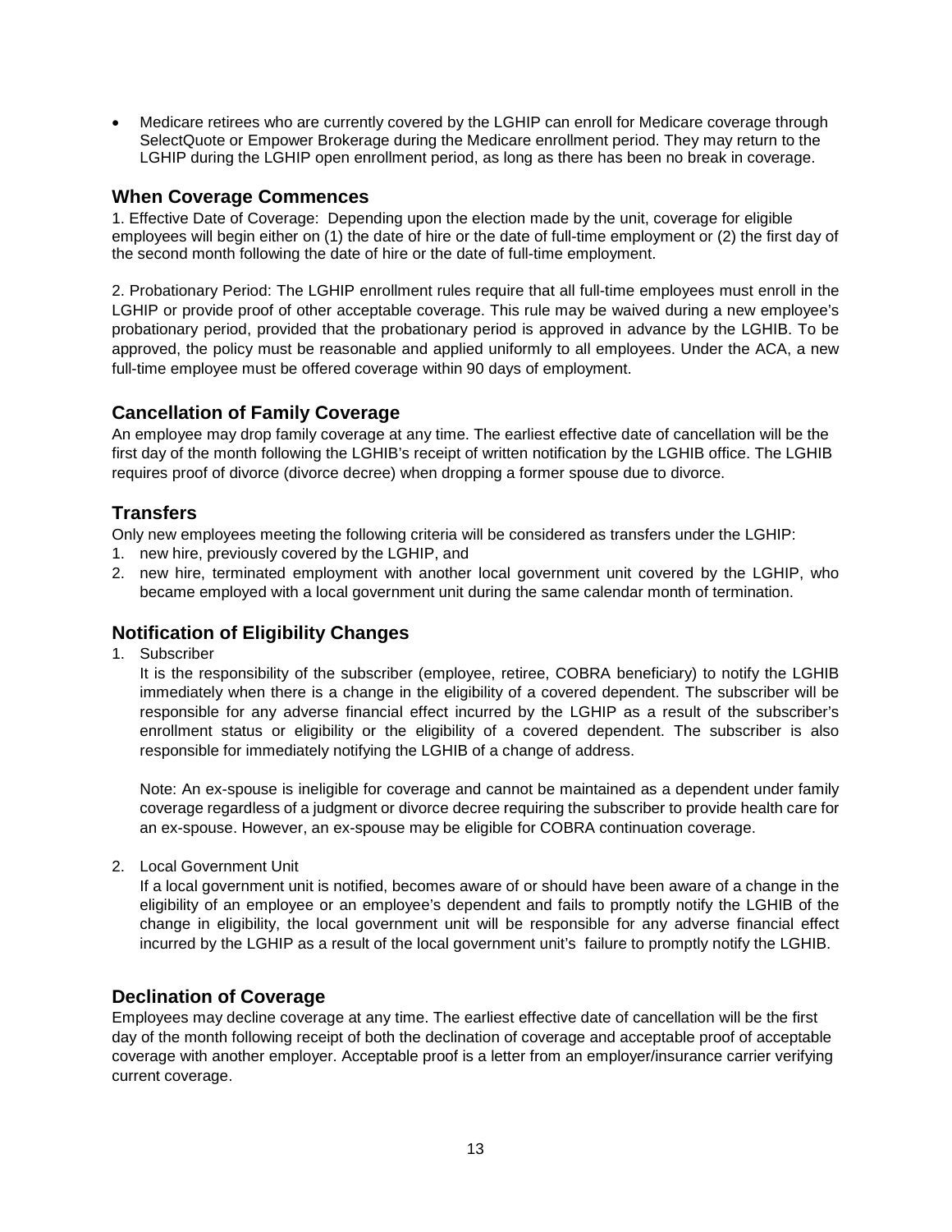- Medicare retirees who are currently covered by the LGHIP can enroll for Medicare coverage through SelectQuote or Empower Brokerage during the Medicare enrollment period. They may return to the LGHIP during the LGHIP open enrollment period, as long as there has been no break in coverage.

## When Coverage Commences

1. Effective Date of Coverage: Depending upon the election made by the unit, coverage for eligible employees will begin either on (1) the date of hire or the date of full-time employment or (2) the first day of the second month following the date of hire or the date of full-time employment.

2. Probationary Period: The LGHIP enrollment rules require that all full-time employees must enroll in the LGHIP or provide proof of other acceptable coverage. This rule may be waived during a new employee's probationary period, provided that the probationary period is approved in advance by the LGHIB. To be approved, the policy must be reasonable and applied uniformly to all employees. Under the ACA, a new full-time employee must be offered coverage within 90 days of employment.

## Cancellation of Family Coverage

An employee may drop family coverage at any time. The earliest effective date of cancellation will be the first day of the month following the LGHIB's receipt of written notification by the LGHIB office. The LGHIB requires proof of divorce (divorce decree) when dropping a former spouse due to divorce.

## Transfers

Only new employees meeting the following criteria will be considered as transfers under the LGHIP:

1. new hire, previously covered by the LGHIP, and
2. new hire, terminated employment with another local government unit covered by the LGHIP, who became employed with a local government unit during the same calendar month of termination.

## Notification of Eligibility Changes

1. Subscriber

   It is the responsibility of the subscriber (employee, retiree, COBRA beneficiary) to notify the LGHIB immediately when there is a change in the eligibility of a covered dependent. The subscriber will be responsible for any adverse financial effect incurred by the LGHIP as a result of the subscriber's enrollment status or eligibility or the eligibility of a covered dependent. The subscriber is also responsible for immediately notifying the LGHIB of a change of address.

   Note: An ex-spouse is ineligible for coverage and cannot be maintained as a dependent under family coverage regardless of a judgment or divorce decree requiring the subscriber to provide health care for an ex-spouse. However, an ex-spouse may be eligible for COBRA continuation coverage.

2. Local Government Unit

   If a local government unit is notified, becomes aware of or should have been aware of a change in the eligibility of an employee or an employee's dependent and fails to promptly notify the LGHIB of the change in eligibility, the local government unit will be responsible for any adverse financial effect incurred by the LGHIP as a result of the local government unit's failure to promptly notify the LGHIB.

## Declination of Coverage

Employees may decline coverage at any time. The earliest effective date of cancellation will be the first day of the month following receipt of both the declination of coverage and acceptable proof of acceptable coverage with another employer. Acceptable proof is a letter from an employer/insurance carrier verifying current coverage.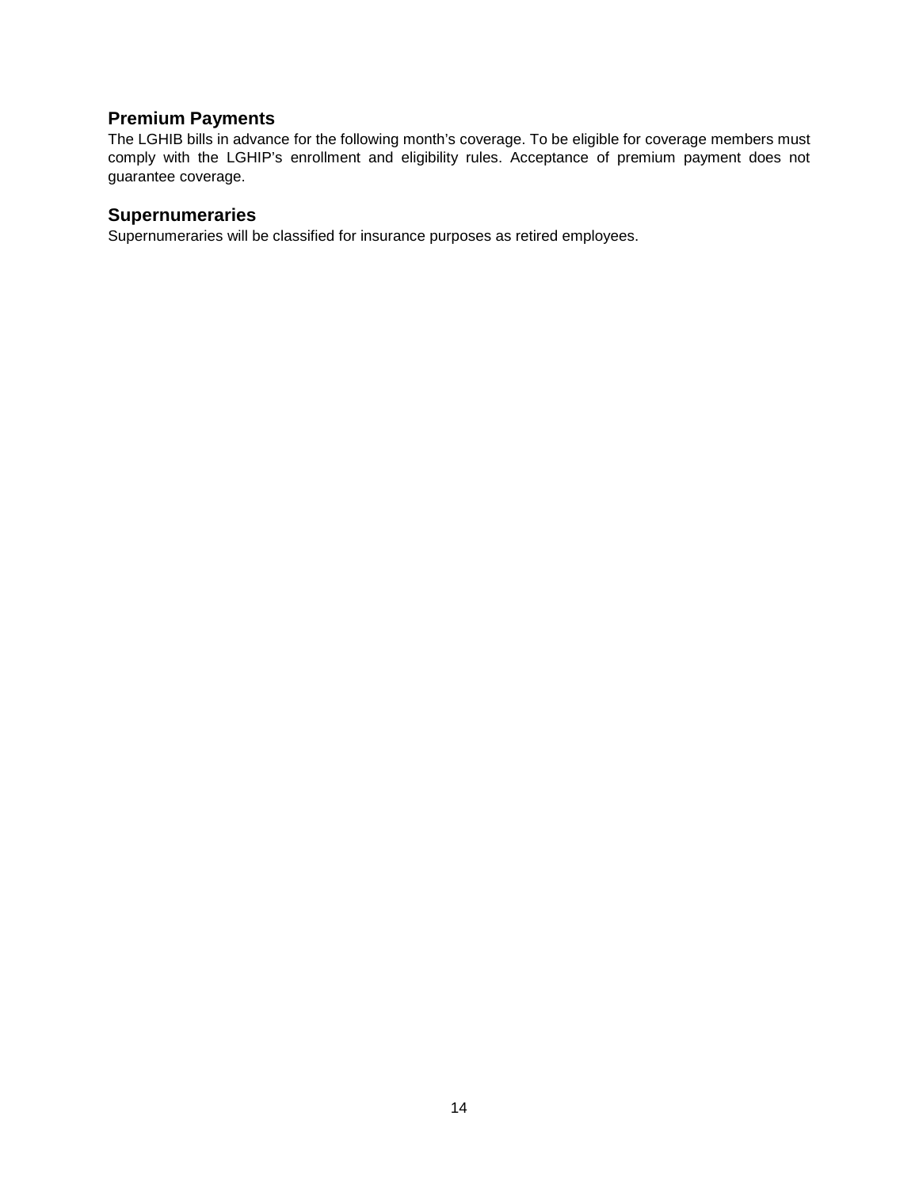## Premium Payments

The LGHIB bills in advance for the following month's coverage. To be eligible for coverage members must comply with the LGHIP's enrollment and eligibility rules. Acceptance of premium payment does not guarantee coverage.

## Supernumeraries

Supernumeraries will be classified for insurance purposes as retired employees.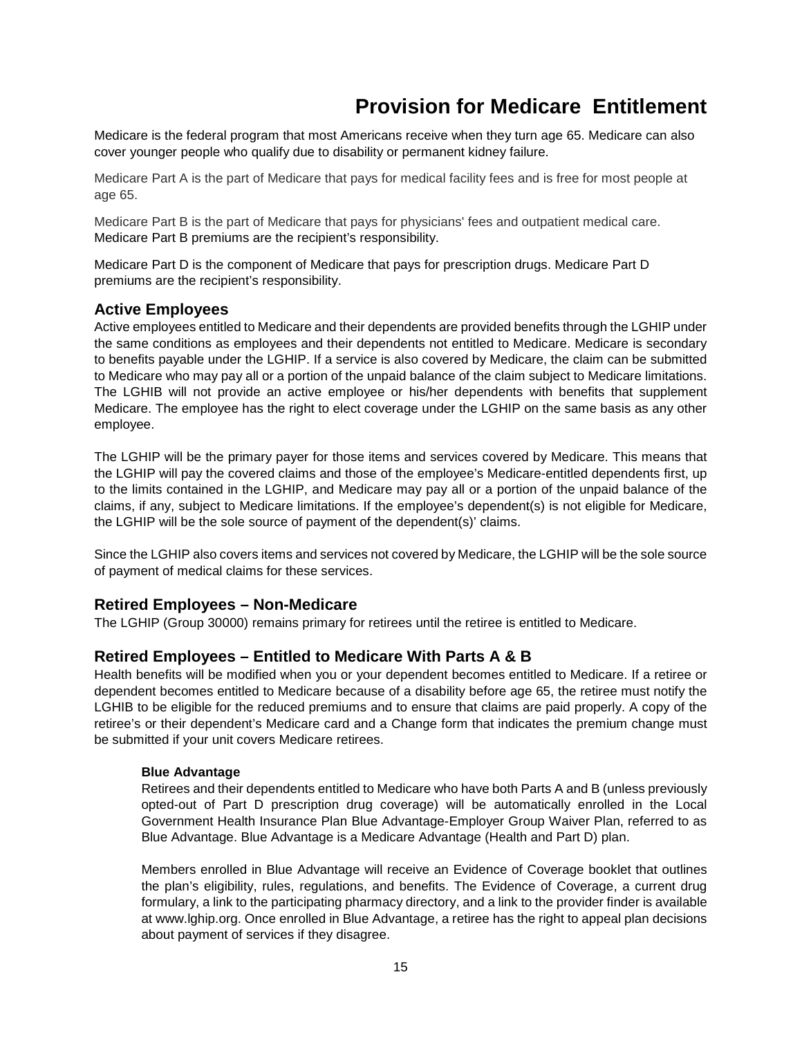# Provision for Medicare Entitlement

Medicare is the federal program that most Americans receive when they turn age 65. Medicare can also cover younger people who qualify due to disability or permanent kidney failure.

Medicare Part A is the part of Medicare that pays for medical facility fees and is free for most people at age 65.

Medicare Part B is the part of Medicare that pays for physicians' fees and outpatient medical care. Medicare Part B premiums are the recipient's responsibility.

Medicare Part D is the component of Medicare that pays for prescription drugs. Medicare Part D premiums are the recipient's responsibility.

## Active Employees

Active employees entitled to Medicare and their dependents are provided benefits through the LGHIP under the same conditions as employees and their dependents not entitled to Medicare. Medicare is secondary to benefits payable under the LGHIP. If a service is also covered by Medicare, the claim can be submitted to Medicare who may pay all or a portion of the unpaid balance of the claim subject to Medicare limitations. The LGHIB will not provide an active employee or his/her dependents with benefits that supplement Medicare. The employee has the right to elect coverage under the LGHIP on the same basis as any other employee.

The LGHIP will be the primary payer for those items and services covered by Medicare. This means that the LGHIP will pay the covered claims and those of the employee's Medicare-entitled dependents first, up to the limits contained in the LGHIP, and Medicare may pay all or a portion of the unpaid balance of the claims, if any, subject to Medicare limitations. If the employee's dependent(s) is not eligible for Medicare, the LGHIP will be the sole source of payment of the dependent(s)' claims.

Since the LGHIP also covers items and services not covered by Medicare, the LGHIP will be the sole source of payment of medical claims for these services.

## Retired Employees – Non-Medicare

The LGHIP (Group 30000) remains primary for retirees until the retiree is entitled to Medicare.

## Retired Employees – Entitled to Medicare With Parts A & B

Health benefits will be modified when you or your dependent becomes entitled to Medicare. If a retiree or dependent becomes entitled to Medicare because of a disability before age 65, the retiree must notify the LGHIB to be eligible for the reduced premiums and to ensure that claims are paid properly. A copy of the retiree's or their dependent's Medicare card and a Change form that indicates the premium change must be submitted if your unit covers Medicare retirees.

### Blue Advantage

Retirees and their dependents entitled to Medicare who have both Parts A and B (unless previously opted-out of Part D prescription drug coverage) will be automatically enrolled in the Local Government Health Insurance Plan Blue Advantage-Employer Group Waiver Plan, referred to as Blue Advantage. Blue Advantage is a Medicare Advantage (Health and Part D) plan.

Members enrolled in Blue Advantage will receive an Evidence of Coverage booklet that outlines the plan's eligibility, rules, regulations, and benefits. The Evidence of Coverage, a current drug formulary, a link to the participating pharmacy directory, and a link to the provider finder is available at www.lghip.org. Once enrolled in Blue Advantage, a retiree has the right to appeal plan decisions about payment of services if they disagree.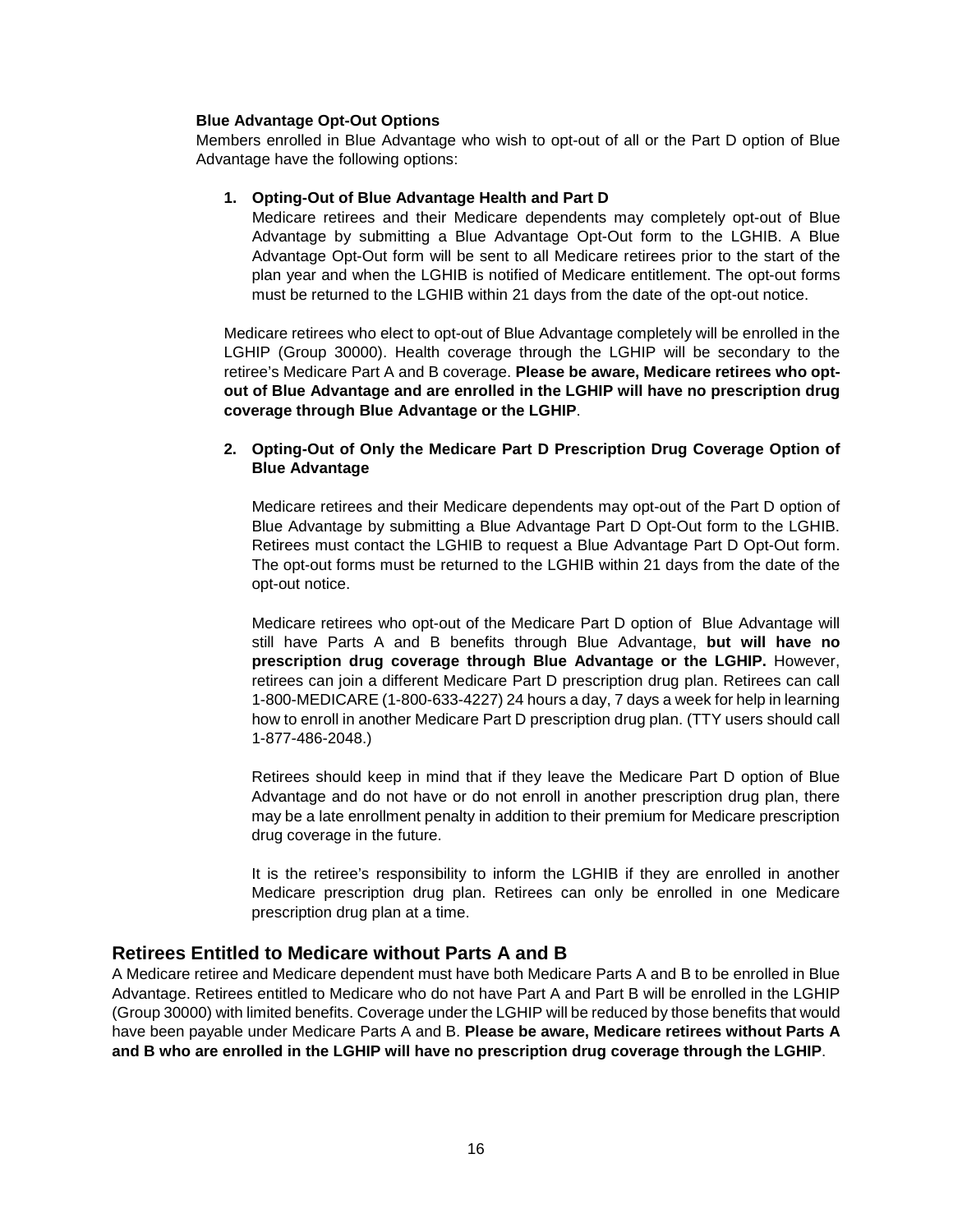**Blue Advantage Opt-Out Options**

Members enrolled in Blue Advantage who wish to opt-out of all or the Part D option of Blue Advantage have the following options:

1. **Opting-Out of Blue Advantage Health and Part D**

   Medicare retirees and their Medicare dependents may completely opt-out of Blue Advantage by submitting a Blue Advantage Opt-Out form to the LGHIB. A Blue Advantage Opt-Out form will be sent to all Medicare retirees prior to the start of the plan year and when the LGHIB is notified of Medicare entitlement. The opt-out forms must be returned to the LGHIB within 21 days from the date of the opt-out notice.

Medicare retirees who elect to opt-out of Blue Advantage completely will be enrolled in the LGHIP (Group 30000). Health coverage through the LGHIP will be secondary to the retiree's Medicare Part A and B coverage. **Please be aware, Medicare retirees who opt-out of Blue Advantage and are enrolled in the LGHIP will have no prescription drug coverage through Blue Advantage or the LGHIP**.

2. **Opting-Out of Only the Medicare Part D Prescription Drug Coverage Option of Blue Advantage**

   Medicare retirees and their Medicare dependents may opt-out of the Part D option of Blue Advantage by submitting a Blue Advantage Part D Opt-Out form to the LGHIB. Retirees must contact the LGHIB to request a Blue Advantage Part D Opt-Out form. The opt-out forms must be returned to the LGHIB within 21 days from the date of the opt-out notice.

   Medicare retirees who opt-out of the Medicare Part D option of Blue Advantage will still have Parts A and B benefits through Blue Advantage, **but will have no prescription drug coverage through Blue Advantage or the LGHIP.** However, retirees can join a different Medicare Part D prescription drug plan. Retirees can call 1-800-MEDICARE (1-800-633-4227) 24 hours a day, 7 days a week for help in learning how to enroll in another Medicare Part D prescription drug plan. (TTY users should call 1-877-486-2048.)

   Retirees should keep in mind that if they leave the Medicare Part D option of Blue Advantage and do not have or do not enroll in another prescription drug plan, there may be a late enrollment penalty in addition to their premium for Medicare prescription drug coverage in the future.

   It is the retiree's responsibility to inform the LGHIB if they are enrolled in another Medicare prescription drug plan. Retirees can only be enrolled in one Medicare prescription drug plan at a time.

## Retirees Entitled to Medicare without Parts A and B

A Medicare retiree and Medicare dependent must have both Medicare Parts A and B to be enrolled in Blue Advantage. Retirees entitled to Medicare who do not have Part A and Part B will be enrolled in the LGHIP (Group 30000) with limited benefits. Coverage under the LGHIP will be reduced by those benefits that would have been payable under Medicare Parts A and B. **Please be aware, Medicare retirees without Parts A and B who are enrolled in the LGHIP will have no prescription drug coverage through the LGHIP**.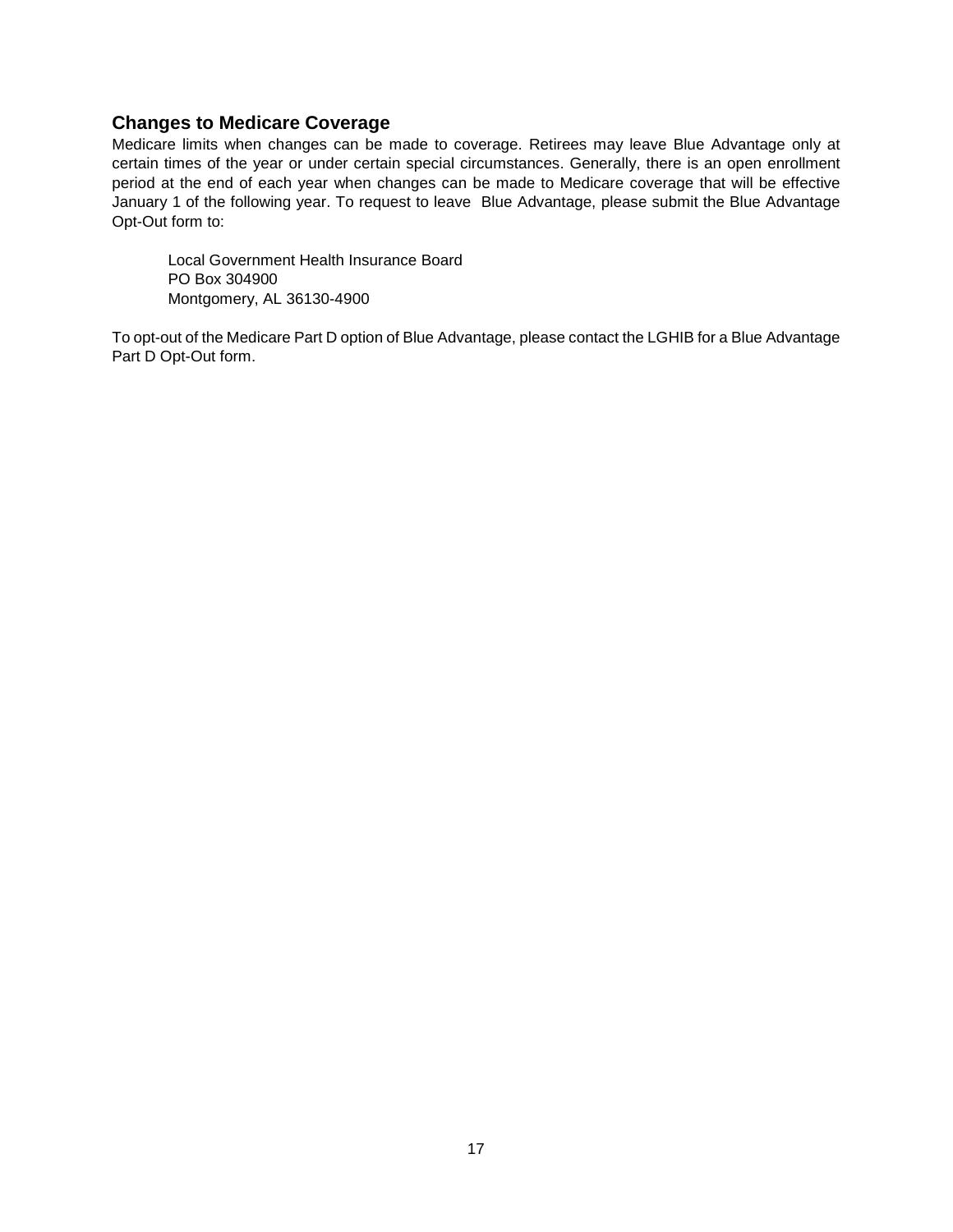## Changes to Medicare Coverage

Medicare limits when changes can be made to coverage. Retirees may leave Blue Advantage only at certain times of the year or under certain special circumstances. Generally, there is an open enrollment period at the end of each year when changes can be made to Medicare coverage that will be effective January 1 of the following year. To request to leave Blue Advantage, please submit the Blue Advantage Opt-Out form to:

Local Government Health Insurance Board
PO Box 304900
Montgomery, AL 36130-4900

To opt-out of the Medicare Part D option of Blue Advantage, please contact the LGHIB for a Blue Advantage Part D Opt-Out form.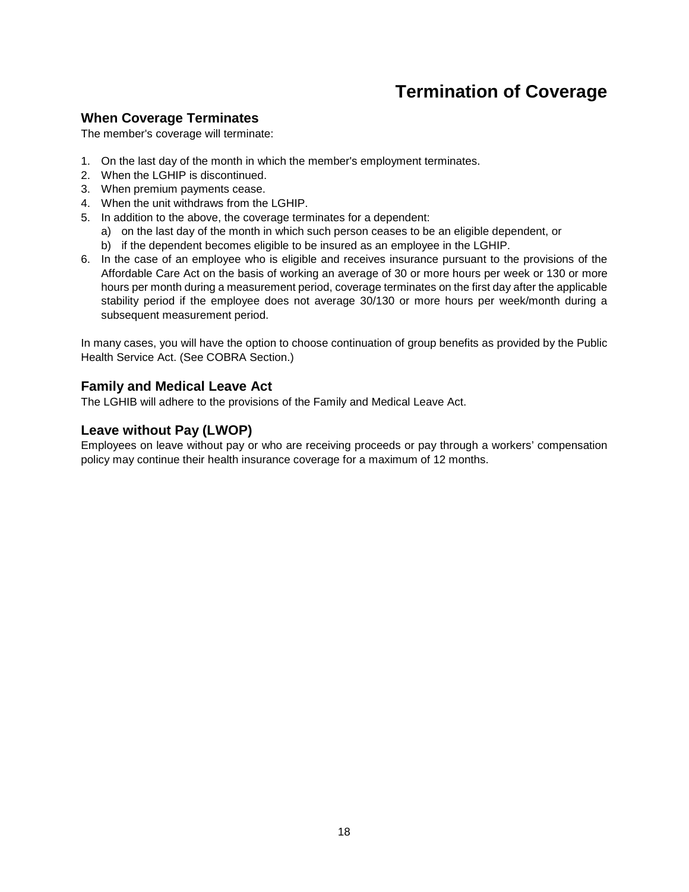# Termination of Coverage

## When Coverage Terminates

The member's coverage will terminate:

1. On the last day of the month in which the member's employment terminates.
2. When the LGHIP is discontinued.
3. When premium payments cease.
4. When the unit withdraws from the LGHIP.
5. In addition to the above, the coverage terminates for a dependent:
   a) on the last day of the month in which such person ceases to be an eligible dependent, or
   b) if the dependent becomes eligible to be insured as an employee in the LGHIP.
6. In the case of an employee who is eligible and receives insurance pursuant to the provisions of the Affordable Care Act on the basis of working an average of 30 or more hours per week or 130 or more hours per month during a measurement period, coverage terminates on the first day after the applicable stability period if the employee does not average 30/130 or more hours per week/month during a subsequent measurement period.

In many cases, you will have the option to choose continuation of group benefits as provided by the Public Health Service Act. (See COBRA Section.)

## Family and Medical Leave Act

The LGHIB will adhere to the provisions of the Family and Medical Leave Act.

## Leave without Pay (LWOP)

Employees on leave without pay or who are receiving proceeds or pay through a workers' compensation policy may continue their health insurance coverage for a maximum of 12 months.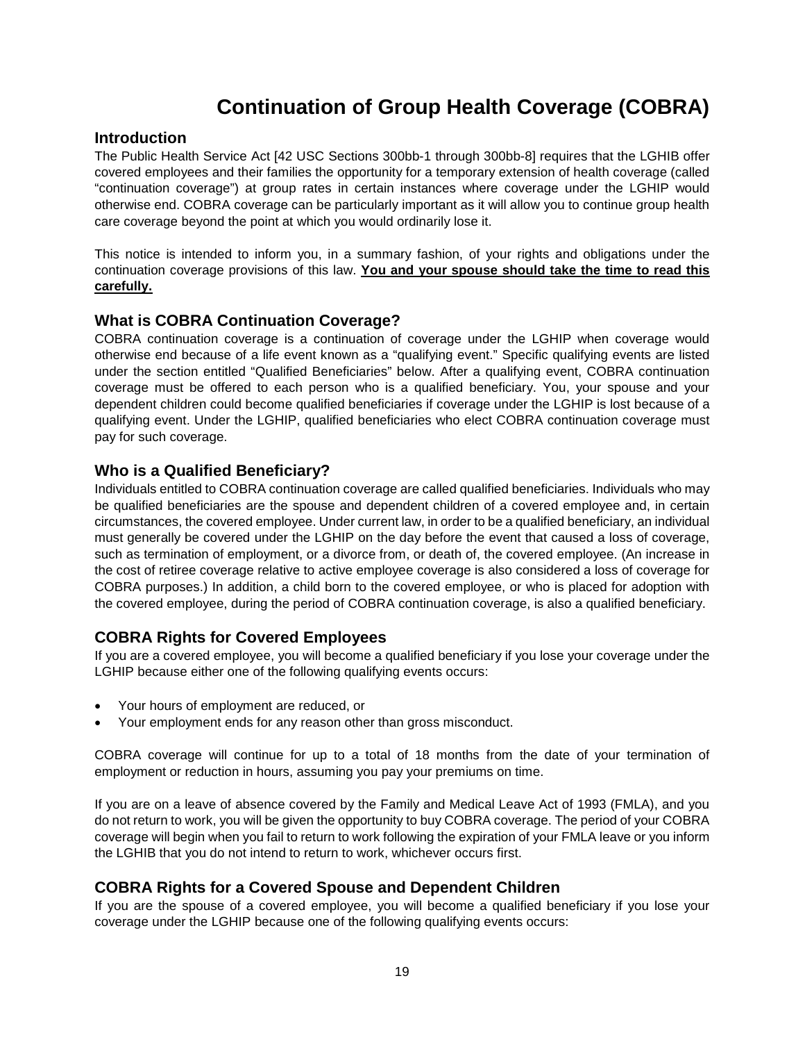# Continuation of Group Health Coverage (COBRA)

## Introduction

The Public Health Service Act [42 USC Sections 300bb-1 through 300bb-8] requires that the LGHIB offer covered employees and their families the opportunity for a temporary extension of health coverage (called "continuation coverage") at group rates in certain instances where coverage under the LGHIP would otherwise end. COBRA coverage can be particularly important as it will allow you to continue group health care coverage beyond the point at which you would ordinarily lose it.

This notice is intended to inform you, in a summary fashion, of your rights and obligations under the continuation coverage provisions of this law. **<u>You and your spouse should take the time to read this carefully.</u>**

## What is COBRA Continuation Coverage?

COBRA continuation coverage is a continuation of coverage under the LGHIP when coverage would otherwise end because of a life event known as a "qualifying event." Specific qualifying events are listed under the section entitled "Qualified Beneficiaries" below. After a qualifying event, COBRA continuation coverage must be offered to each person who is a qualified beneficiary. You, your spouse and your dependent children could become qualified beneficiaries if coverage under the LGHIP is lost because of a qualifying event. Under the LGHIP, qualified beneficiaries who elect COBRA continuation coverage must pay for such coverage.

## Who is a Qualified Beneficiary?

Individuals entitled to COBRA continuation coverage are called qualified beneficiaries. Individuals who may be qualified beneficiaries are the spouse and dependent children of a covered employee and, in certain circumstances, the covered employee. Under current law, in order to be a qualified beneficiary, an individual must generally be covered under the LGHIP on the day before the event that caused a loss of coverage, such as termination of employment, or a divorce from, or death of, the covered employee. (An increase in the cost of retiree coverage relative to active employee coverage is also considered a loss of coverage for COBRA purposes.) In addition, a child born to the covered employee, or who is placed for adoption with the covered employee, during the period of COBRA continuation coverage, is also a qualified beneficiary.

## COBRA Rights for Covered Employees

If you are a covered employee, you will become a qualified beneficiary if you lose your coverage under the LGHIP because either one of the following qualifying events occurs:

- Your hours of employment are reduced, or
- Your employment ends for any reason other than gross misconduct.

COBRA coverage will continue for up to a total of 18 months from the date of your termination of employment or reduction in hours, assuming you pay your premiums on time.

If you are on a leave of absence covered by the Family and Medical Leave Act of 1993 (FMLA), and you do not return to work, you will be given the opportunity to buy COBRA coverage. The period of your COBRA coverage will begin when you fail to return to work following the expiration of your FMLA leave or you inform the LGHIB that you do not intend to return to work, whichever occurs first.

## COBRA Rights for a Covered Spouse and Dependent Children

If you are the spouse of a covered employee, you will become a qualified beneficiary if you lose your coverage under the LGHIP because one of the following qualifying events occurs: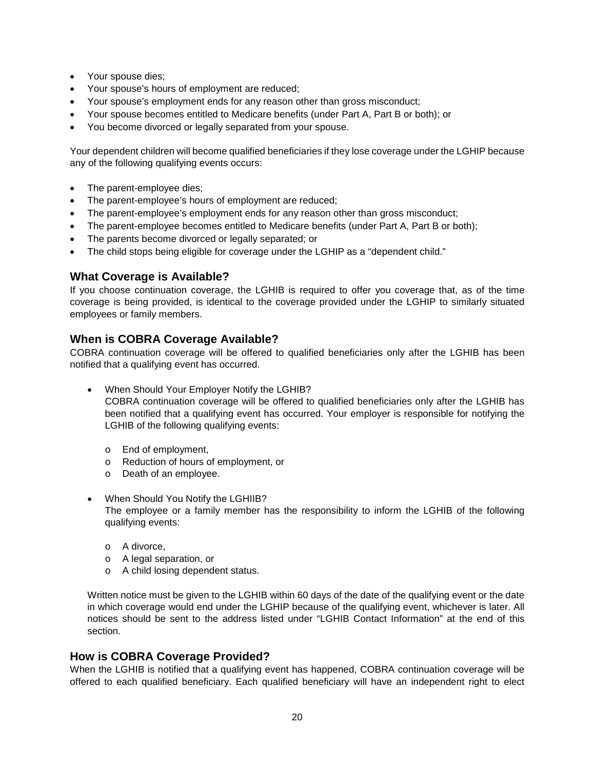- Your spouse dies;
- Your spouse's hours of employment are reduced;
- Your spouse's employment ends for any reason other than gross misconduct;
- Your spouse becomes entitled to Medicare benefits (under Part A, Part B or both); or
- You become divorced or legally separated from your spouse.

Your dependent children will become qualified beneficiaries if they lose coverage under the LGHIP because any of the following qualifying events occurs:

- The parent-employee dies;
- The parent-employee's hours of employment are reduced;
- The parent-employee's employment ends for any reason other than gross misconduct;
- The parent-employee becomes entitled to Medicare benefits (under Part A, Part B or both);
- The parents become divorced or legally separated; or
- The child stops being eligible for coverage under the LGHIP as a "dependent child."

## What Coverage is Available?

If you choose continuation coverage, the LGHIB is required to offer you coverage that, as of the time coverage is being provided, is identical to the coverage provided under the LGHIP to similarly situated employees or family members.

## When is COBRA Coverage Available?

COBRA continuation coverage will be offered to qualified beneficiaries only after the LGHIB has been notified that a qualifying event has occurred.

- When Should Your Employer Notify the LGHIB?
  COBRA continuation coverage will be offered to qualified beneficiaries only after the LGHIB has been notified that a qualifying event has occurred. Your employer is responsible for notifying the LGHIB of the following qualifying events:

  - End of employment,
  - Reduction of hours of employment, or
  - Death of an employee.

- When Should You Notify the LGHIIB?
  The employee or a family member has the responsibility to inform the LGHIB of the following qualifying events:

  - A divorce,
  - A legal separation, or
  - A child losing dependent status.

  Written notice must be given to the LGHIB within 60 days of the date of the qualifying event or the date in which coverage would end under the LGHIP because of the qualifying event, whichever is later. All notices should be sent to the address listed under "LGHIB Contact Information" at the end of this section.

## How is COBRA Coverage Provided?

When the LGHIB is notified that a qualifying event has happened, COBRA continuation coverage will be offered to each qualified beneficiary. Each qualified beneficiary will have an independent right to elect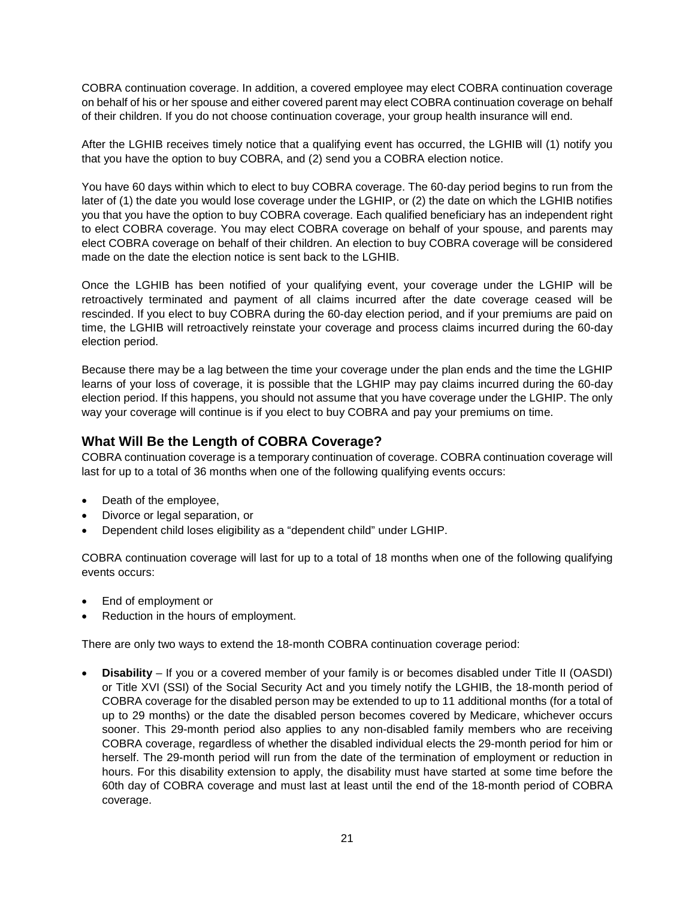COBRA continuation coverage. In addition, a covered employee may elect COBRA continuation coverage on behalf of his or her spouse and either covered parent may elect COBRA continuation coverage on behalf of their children. If you do not choose continuation coverage, your group health insurance will end.

After the LGHIB receives timely notice that a qualifying event has occurred, the LGHIB will (1) notify you that you have the option to buy COBRA, and (2) send you a COBRA election notice.

You have 60 days within which to elect to buy COBRA coverage. The 60-day period begins to run from the later of (1) the date you would lose coverage under the LGHIP, or (2) the date on which the LGHIB notifies you that you have the option to buy COBRA coverage. Each qualified beneficiary has an independent right to elect COBRA coverage. You may elect COBRA coverage on behalf of your spouse, and parents may elect COBRA coverage on behalf of their children. An election to buy COBRA coverage will be considered made on the date the election notice is sent back to the LGHIB.

Once the LGHIB has been notified of your qualifying event, your coverage under the LGHIP will be retroactively terminated and payment of all claims incurred after the date coverage ceased will be rescinded. If you elect to buy COBRA during the 60-day election period, and if your premiums are paid on time, the LGHIB will retroactively reinstate your coverage and process claims incurred during the 60-day election period.

Because there may be a lag between the time your coverage under the plan ends and the time the LGHIP learns of your loss of coverage, it is possible that the LGHIP may pay claims incurred during the 60-day election period. If this happens, you should not assume that you have coverage under the LGHIP. The only way your coverage will continue is if you elect to buy COBRA and pay your premiums on time.

## What Will Be the Length of COBRA Coverage?

COBRA continuation coverage is a temporary continuation of coverage. COBRA continuation coverage will last for up to a total of 36 months when one of the following qualifying events occurs:

- Death of the employee,
- Divorce or legal separation, or
- Dependent child loses eligibility as a "dependent child" under LGHIP.

COBRA continuation coverage will last for up to a total of 18 months when one of the following qualifying events occurs:

- End of employment or
- Reduction in the hours of employment.

There are only two ways to extend the 18-month COBRA continuation coverage period:

- **Disability** – If you or a covered member of your family is or becomes disabled under Title II (OASDI) or Title XVI (SSI) of the Social Security Act and you timely notify the LGHIB, the 18-month period of COBRA coverage for the disabled person may be extended to up to 11 additional months (for a total of up to 29 months) or the date the disabled person becomes covered by Medicare, whichever occurs sooner. This 29-month period also applies to any non-disabled family members who are receiving COBRA coverage, regardless of whether the disabled individual elects the 29-month period for him or herself. The 29-month period will run from the date of the termination of employment or reduction in hours. For this disability extension to apply, the disability must have started at some time before the 60th day of COBRA coverage and must last at least until the end of the 18-month period of COBRA coverage.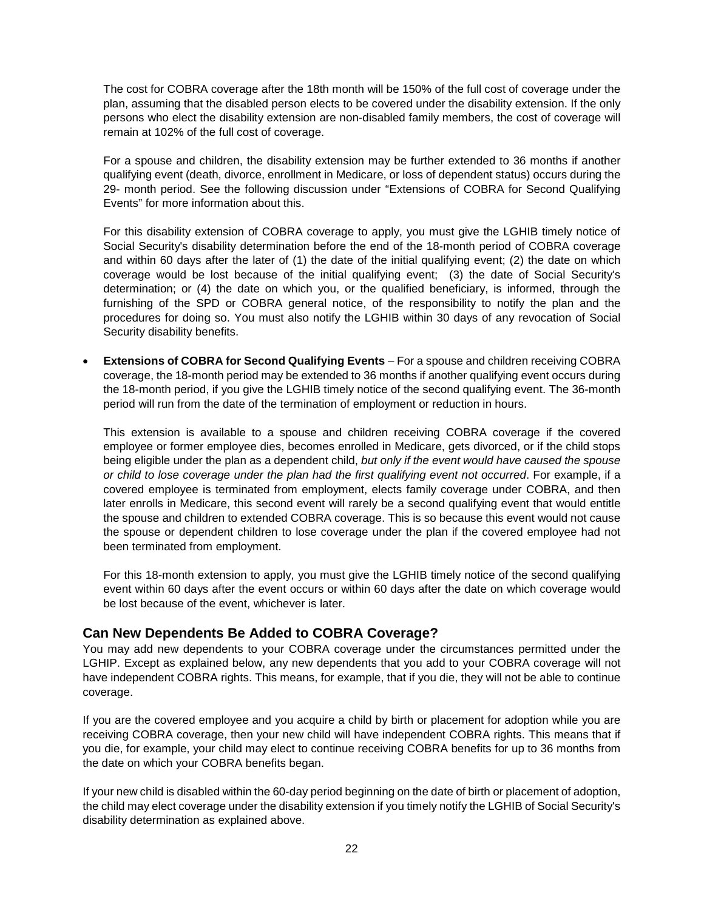The cost for COBRA coverage after the 18th month will be 150% of the full cost of coverage under the plan, assuming that the disabled person elects to be covered under the disability extension. If the only persons who elect the disability extension are non-disabled family members, the cost of coverage will remain at 102% of the full cost of coverage.

For a spouse and children, the disability extension may be further extended to 36 months if another qualifying event (death, divorce, enrollment in Medicare, or loss of dependent status) occurs during the 29- month period. See the following discussion under "Extensions of COBRA for Second Qualifying Events" for more information about this.

For this disability extension of COBRA coverage to apply, you must give the LGHIB timely notice of Social Security's disability determination before the end of the 18-month period of COBRA coverage and within 60 days after the later of (1) the date of the initial qualifying event; (2) the date on which coverage would be lost because of the initial qualifying event; (3) the date of Social Security's determination; or (4) the date on which you, or the qualified beneficiary, is informed, through the furnishing of the SPD or COBRA general notice, of the responsibility to notify the plan and the procedures for doing so. You must also notify the LGHIB within 30 days of any revocation of Social Security disability benefits.

- **Extensions of COBRA for Second Qualifying Events** – For a spouse and children receiving COBRA coverage, the 18-month period may be extended to 36 months if another qualifying event occurs during the 18-month period, if you give the LGHIB timely notice of the second qualifying event. The 36-month period will run from the date of the termination of employment or reduction in hours.

  This extension is available to a spouse and children receiving COBRA coverage if the covered employee or former employee dies, becomes enrolled in Medicare, gets divorced, or if the child stops being eligible under the plan as a dependent child, *but only if the event would have caused the spouse or child to lose coverage under the plan had the first qualifying event not occurred*. For example, if a covered employee is terminated from employment, elects family coverage under COBRA, and then later enrolls in Medicare, this second event will rarely be a second qualifying event that would entitle the spouse and children to extended COBRA coverage. This is so because this event would not cause the spouse or dependent children to lose coverage under the plan if the covered employee had not been terminated from employment.

  For this 18-month extension to apply, you must give the LGHIB timely notice of the second qualifying event within 60 days after the event occurs or within 60 days after the date on which coverage would be lost because of the event, whichever is later.

## Can New Dependents Be Added to COBRA Coverage?

You may add new dependents to your COBRA coverage under the circumstances permitted under the LGHIP. Except as explained below, any new dependents that you add to your COBRA coverage will not have independent COBRA rights. This means, for example, that if you die, they will not be able to continue coverage.

If you are the covered employee and you acquire a child by birth or placement for adoption while you are receiving COBRA coverage, then your new child will have independent COBRA rights. This means that if you die, for example, your child may elect to continue receiving COBRA benefits for up to 36 months from the date on which your COBRA benefits began.

If your new child is disabled within the 60-day period beginning on the date of birth or placement of adoption, the child may elect coverage under the disability extension if you timely notify the LGHIB of Social Security's disability determination as explained above.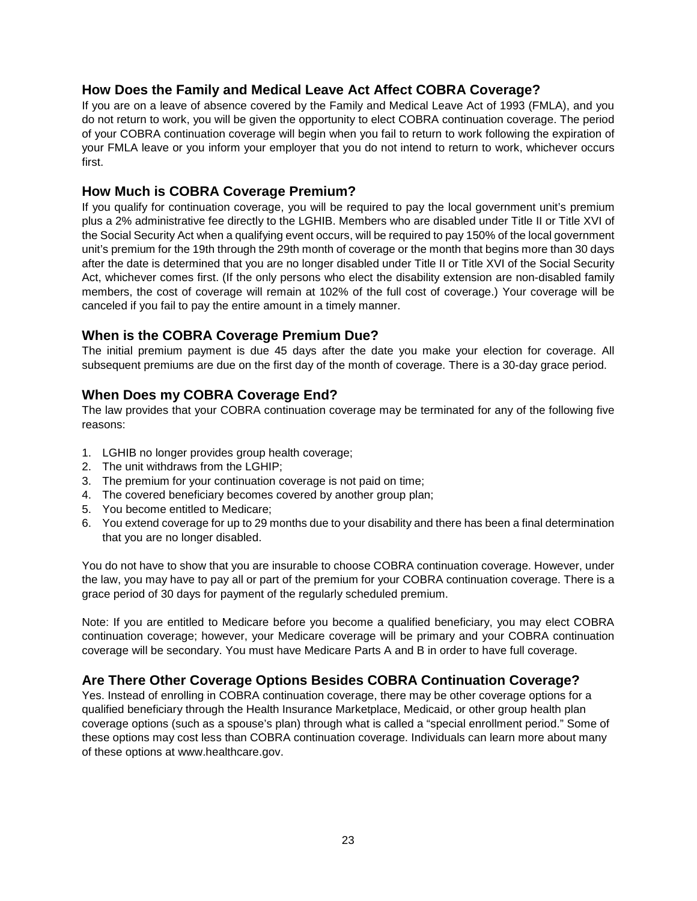## How Does the Family and Medical Leave Act Affect COBRA Coverage?

If you are on a leave of absence covered by the Family and Medical Leave Act of 1993 (FMLA), and you do not return to work, you will be given the opportunity to elect COBRA continuation coverage. The period of your COBRA continuation coverage will begin when you fail to return to work following the expiration of your FMLA leave or you inform your employer that you do not intend to return to work, whichever occurs first.

## How Much is COBRA Coverage Premium?

If you qualify for continuation coverage, you will be required to pay the local government unit's premium plus a 2% administrative fee directly to the LGHIB. Members who are disabled under Title II or Title XVI of the Social Security Act when a qualifying event occurs, will be required to pay 150% of the local government unit's premium for the 19th through the 29th month of coverage or the month that begins more than 30 days after the date is determined that you are no longer disabled under Title II or Title XVI of the Social Security Act, whichever comes first. (If the only persons who elect the disability extension are non-disabled family members, the cost of coverage will remain at 102% of the full cost of coverage.) Your coverage will be canceled if you fail to pay the entire amount in a timely manner.

## When is the COBRA Coverage Premium Due?

The initial premium payment is due 45 days after the date you make your election for coverage. All subsequent premiums are due on the first day of the month of coverage. There is a 30-day grace period.

## When Does my COBRA Coverage End?

The law provides that your COBRA continuation coverage may be terminated for any of the following five reasons:

1. LGHIB no longer provides group health coverage;
2. The unit withdraws from the LGHIP;
3. The premium for your continuation coverage is not paid on time;
4. The covered beneficiary becomes covered by another group plan;
5. You become entitled to Medicare;
6. You extend coverage for up to 29 months due to your disability and there has been a final determination that you are no longer disabled.

You do not have to show that you are insurable to choose COBRA continuation coverage. However, under the law, you may have to pay all or part of the premium for your COBRA continuation coverage. There is a grace period of 30 days for payment of the regularly scheduled premium.

Note: If you are entitled to Medicare before you become a qualified beneficiary, you may elect COBRA continuation coverage; however, your Medicare coverage will be primary and your COBRA continuation coverage will be secondary. You must have Medicare Parts A and B in order to have full coverage.

## Are There Other Coverage Options Besides COBRA Continuation Coverage?

Yes. Instead of enrolling in COBRA continuation coverage, there may be other coverage options for a qualified beneficiary through the Health Insurance Marketplace, Medicaid, or other group health plan coverage options (such as a spouse's plan) through what is called a "special enrollment period." Some of these options may cost less than COBRA continuation coverage. Individuals can learn more about many of these options at www.healthcare.gov.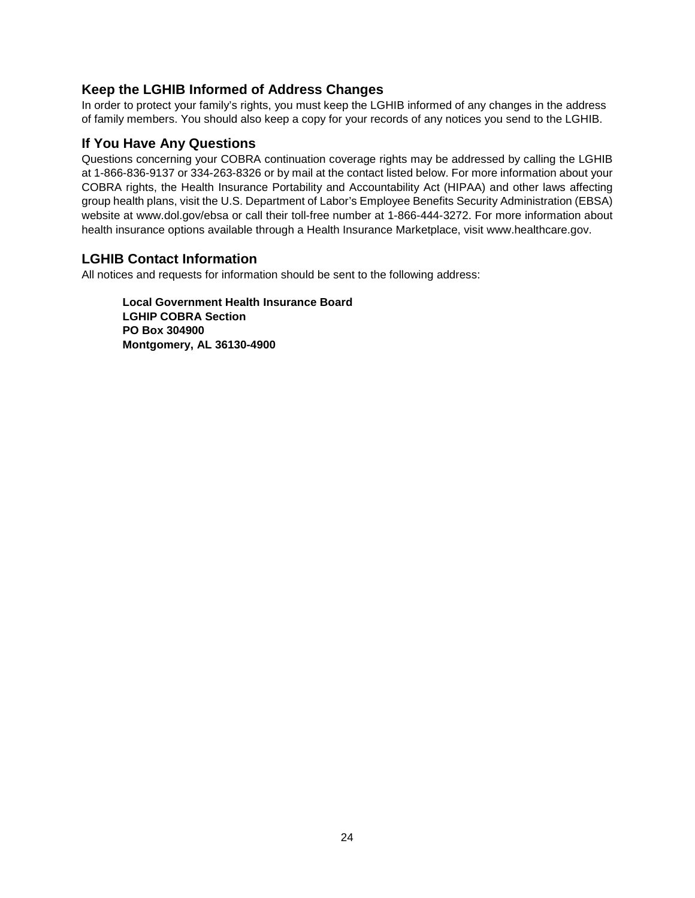## Keep the LGHIB Informed of Address Changes

In order to protect your family's rights, you must keep the LGHIB informed of any changes in the address of family members. You should also keep a copy for your records of any notices you send to the LGHIB.

## If You Have Any Questions

Questions concerning your COBRA continuation coverage rights may be addressed by calling the LGHIB at 1-866-836-9137 or 334-263-8326 or by mail at the contact listed below. For more information about your COBRA rights, the Health Insurance Portability and Accountability Act (HIPAA) and other laws affecting group health plans, visit the U.S. Department of Labor's Employee Benefits Security Administration (EBSA) website at www.dol.gov/ebsa or call their toll-free number at 1-866-444-3272. For more information about health insurance options available through a Health Insurance Marketplace, visit www.healthcare.gov.

## LGHIB Contact Information

All notices and requests for information should be sent to the following address:

**Local Government Health Insurance Board**
**LGHIP COBRA Section**
**PO Box 304900**
**Montgomery, AL 36130-4900**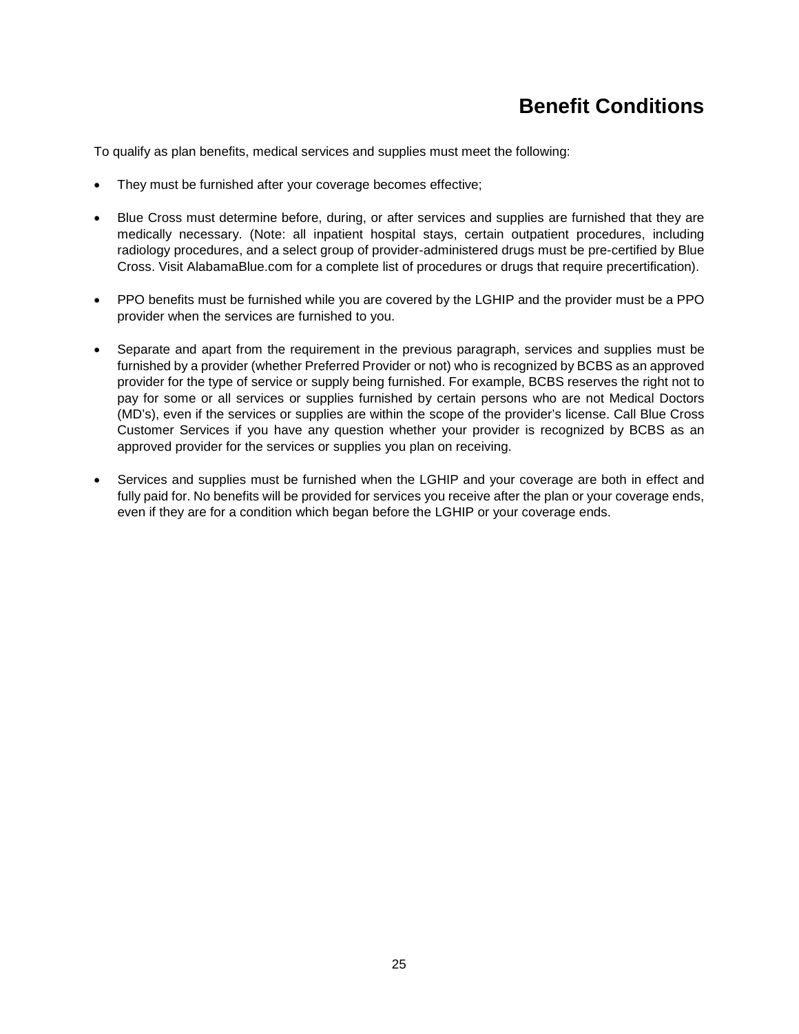# Benefit Conditions

To qualify as plan benefits, medical services and supplies must meet the following:

- They must be furnished after your coverage becomes effective;

- Blue Cross must determine before, during, or after services and supplies are furnished that they are medically necessary. (Note: all inpatient hospital stays, certain outpatient procedures, including radiology procedures, and a select group of provider-administered drugs must be pre-certified by Blue Cross. Visit AlabamaBlue.com for a complete list of procedures or drugs that require precertification).

- PPO benefits must be furnished while you are covered by the LGHIP and the provider must be a PPO provider when the services are furnished to you.

- Separate and apart from the requirement in the previous paragraph, services and supplies must be furnished by a provider (whether Preferred Provider or not) who is recognized by BCBS as an approved provider for the type of service or supply being furnished. For example, BCBS reserves the right not to pay for some or all services or supplies furnished by certain persons who are not Medical Doctors (MD's), even if the services or supplies are within the scope of the provider's license. Call Blue Cross Customer Services if you have any question whether your provider is recognized by BCBS as an approved provider for the services or supplies you plan on receiving.

- Services and supplies must be furnished when the LGHIP and your coverage are both in effect and fully paid for. No benefits will be provided for services you receive after the plan or your coverage ends, even if they are for a condition which began before the LGHIP or your coverage ends.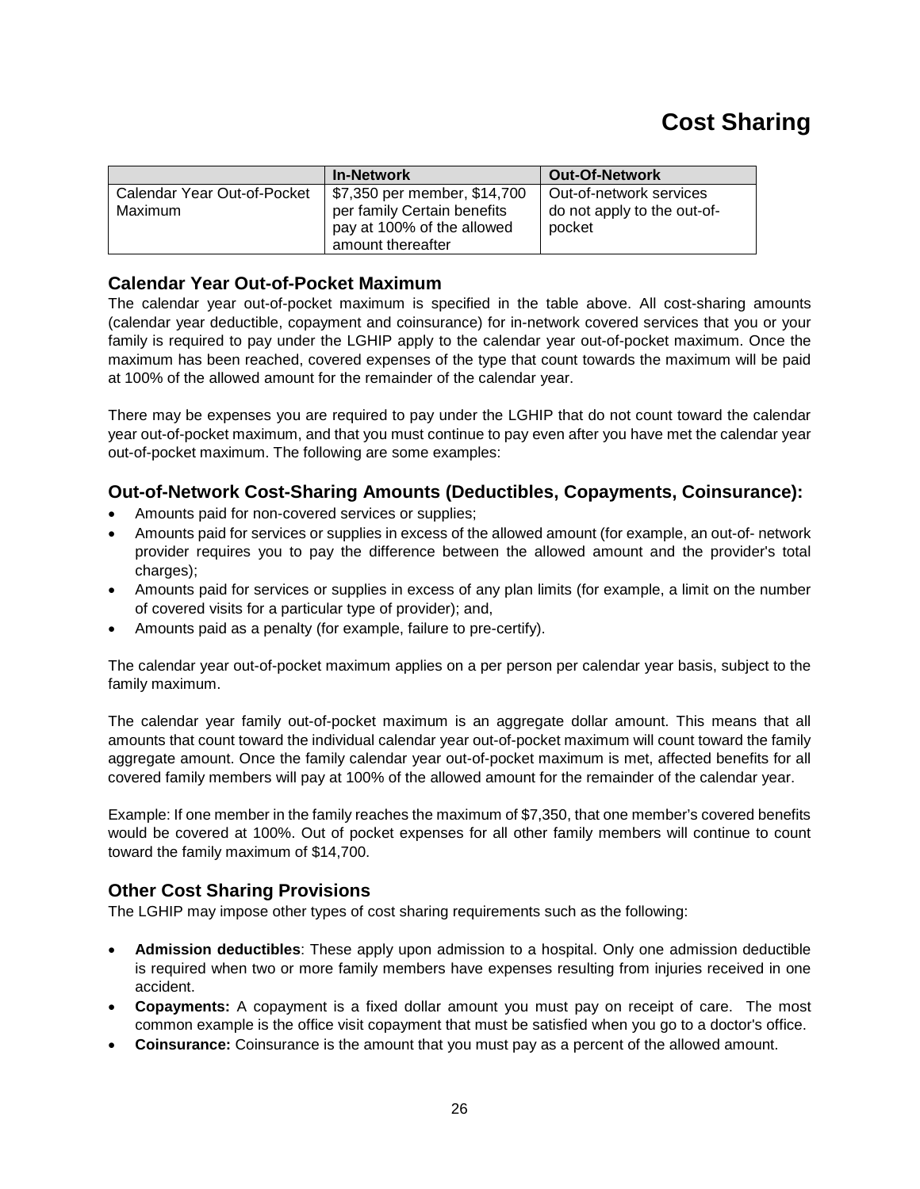# Cost Sharing

| | In-Network | Out-Of-Network |
|---|---|---|
| Calendar Year Out-of-Pocket Maximum | $7,350 per member, $14,700 per family Certain benefits pay at 100% of the allowed amount thereafter | Out-of-network services do not apply to the out-of-pocket |

## Calendar Year Out-of-Pocket Maximum

The calendar year out-of-pocket maximum is specified in the table above. All cost-sharing amounts (calendar year deductible, copayment and coinsurance) for in-network covered services that you or your family is required to pay under the LGHIP apply to the calendar year out-of-pocket maximum. Once the maximum has been reached, covered expenses of the type that count towards the maximum will be paid at 100% of the allowed amount for the remainder of the calendar year.

There may be expenses you are required to pay under the LGHIP that do not count toward the calendar year out-of-pocket maximum, and that you must continue to pay even after you have met the calendar year out-of-pocket maximum. The following are some examples:

## Out-of-Network Cost-Sharing Amounts (Deductibles, Copayments, Coinsurance):

- Amounts paid for non-covered services or supplies;
- Amounts paid for services or supplies in excess of the allowed amount (for example, an out-of- network provider requires you to pay the difference between the allowed amount and the provider's total charges);
- Amounts paid for services or supplies in excess of any plan limits (for example, a limit on the number of covered visits for a particular type of provider); and,
- Amounts paid as a penalty (for example, failure to pre-certify).

The calendar year out-of-pocket maximum applies on a per person per calendar year basis, subject to the family maximum.

The calendar year family out-of-pocket maximum is an aggregate dollar amount. This means that all amounts that count toward the individual calendar year out-of-pocket maximum will count toward the family aggregate amount. Once the family calendar year out-of-pocket maximum is met, affected benefits for all covered family members will pay at 100% of the allowed amount for the remainder of the calendar year.

Example: If one member in the family reaches the maximum of $7,350, that one member's covered benefits would be covered at 100%. Out of pocket expenses for all other family members will continue to count toward the family maximum of $14,700.

## Other Cost Sharing Provisions

The LGHIP may impose other types of cost sharing requirements such as the following:

- **Admission deductibles**: These apply upon admission to a hospital. Only one admission deductible is required when two or more family members have expenses resulting from injuries received in one accident.
- **Copayments:** A copayment is a fixed dollar amount you must pay on receipt of care. The most common example is the office visit copayment that must be satisfied when you go to a doctor's office.
- **Coinsurance:** Coinsurance is the amount that you must pay as a percent of the allowed amount.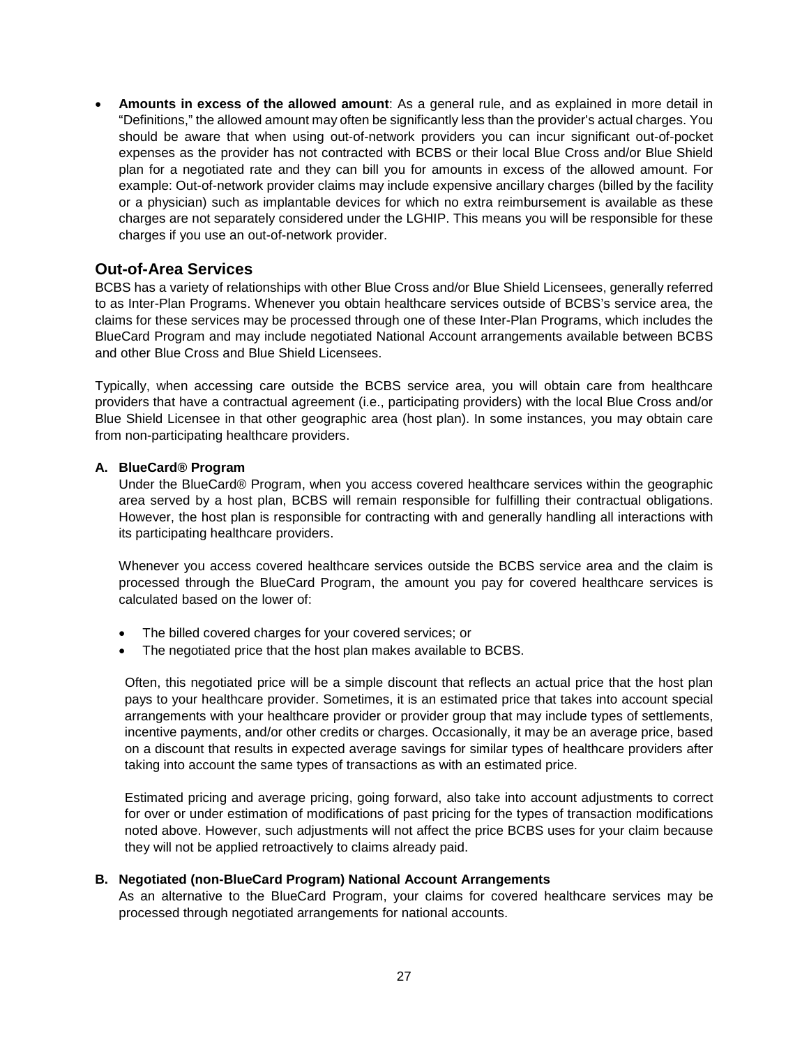- **Amounts in excess of the allowed amount**: As a general rule, and as explained in more detail in "Definitions," the allowed amount may often be significantly less than the provider's actual charges. You should be aware that when using out-of-network providers you can incur significant out-of-pocket expenses as the provider has not contracted with BCBS or their local Blue Cross and/or Blue Shield plan for a negotiated rate and they can bill you for amounts in excess of the allowed amount. For example: Out-of-network provider claims may include expensive ancillary charges (billed by the facility or a physician) such as implantable devices for which no extra reimbursement is available as these charges are not separately considered under the LGHIP. This means you will be responsible for these charges if you use an out-of-network provider.

## Out-of-Area Services

BCBS has a variety of relationships with other Blue Cross and/or Blue Shield Licensees, generally referred to as Inter-Plan Programs. Whenever you obtain healthcare services outside of BCBS's service area, the claims for these services may be processed through one of these Inter-Plan Programs, which includes the BlueCard Program and may include negotiated National Account arrangements available between BCBS and other Blue Cross and Blue Shield Licensees.

Typically, when accessing care outside the BCBS service area, you will obtain care from healthcare providers that have a contractual agreement (i.e., participating providers) with the local Blue Cross and/or Blue Shield Licensee in that other geographic area (host plan). In some instances, you may obtain care from non-participating healthcare providers.

**A. BlueCard® Program**

Under the BlueCard® Program, when you access covered healthcare services within the geographic area served by a host plan, BCBS will remain responsible for fulfilling their contractual obligations. However, the host plan is responsible for contracting with and generally handling all interactions with its participating healthcare providers.

Whenever you access covered healthcare services outside the BCBS service area and the claim is processed through the BlueCard Program, the amount you pay for covered healthcare services is calculated based on the lower of:

- The billed covered charges for your covered services; or
- The negotiated price that the host plan makes available to BCBS.

Often, this negotiated price will be a simple discount that reflects an actual price that the host plan pays to your healthcare provider. Sometimes, it is an estimated price that takes into account special arrangements with your healthcare provider or provider group that may include types of settlements, incentive payments, and/or other credits or charges. Occasionally, it may be an average price, based on a discount that results in expected average savings for similar types of healthcare providers after taking into account the same types of transactions as with an estimated price.

Estimated pricing and average pricing, going forward, also take into account adjustments to correct for over or under estimation of modifications of past pricing for the types of transaction modifications noted above. However, such adjustments will not affect the price BCBS uses for your claim because they will not be applied retroactively to claims already paid.

**B. Negotiated (non-BlueCard Program) National Account Arrangements**

As an alternative to the BlueCard Program, your claims for covered healthcare services may be processed through negotiated arrangements for national accounts.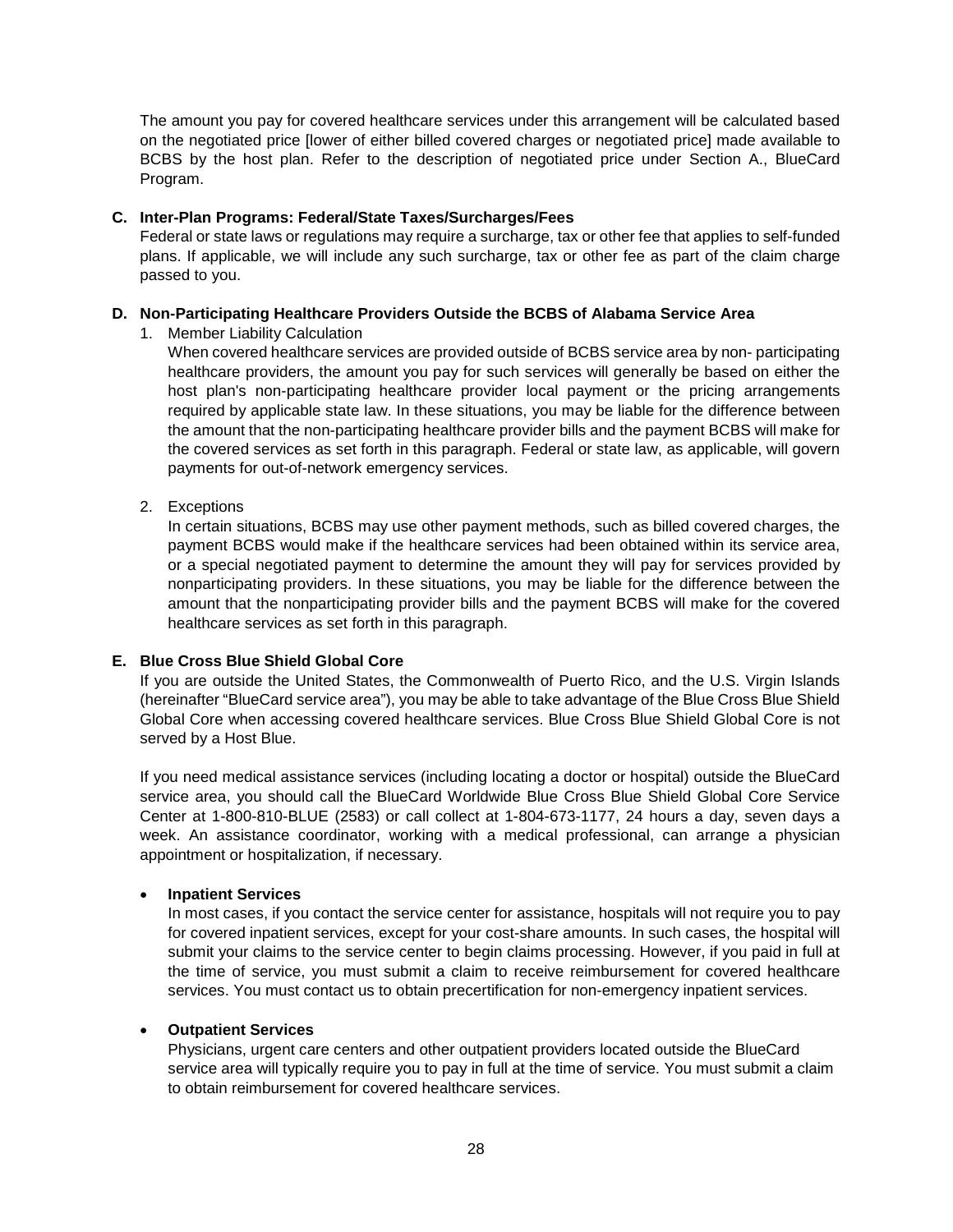The amount you pay for covered healthcare services under this arrangement will be calculated based on the negotiated price [lower of either billed covered charges or negotiated price] made available to BCBS by the host plan. Refer to the description of negotiated price under Section A., BlueCard Program.

**C. Inter-Plan Programs: Federal/State Taxes/Surcharges/Fees**

Federal or state laws or regulations may require a surcharge, tax or other fee that applies to self-funded plans. If applicable, we will include any such surcharge, tax or other fee as part of the claim charge passed to you.

**D. Non-Participating Healthcare Providers Outside the BCBS of Alabama Service Area**

1. Member Liability Calculation

   When covered healthcare services are provided outside of BCBS service area by non- participating healthcare providers, the amount you pay for such services will generally be based on either the host plan's non-participating healthcare provider local payment or the pricing arrangements required by applicable state law. In these situations, you may be liable for the difference between the amount that the non-participating healthcare provider bills and the payment BCBS will make for the covered services as set forth in this paragraph. Federal or state law, as applicable, will govern payments for out-of-network emergency services.

2. Exceptions

   In certain situations, BCBS may use other payment methods, such as billed covered charges, the payment BCBS would make if the healthcare services had been obtained within its service area, or a special negotiated payment to determine the amount they will pay for services provided by nonparticipating providers. In these situations, you may be liable for the difference between the amount that the nonparticipating provider bills and the payment BCBS will make for the covered healthcare services as set forth in this paragraph.

**E. Blue Cross Blue Shield Global Core**

If you are outside the United States, the Commonwealth of Puerto Rico, and the U.S. Virgin Islands (hereinafter "BlueCard service area"), you may be able to take advantage of the Blue Cross Blue Shield Global Core when accessing covered healthcare services. Blue Cross Blue Shield Global Core is not served by a Host Blue.

If you need medical assistance services (including locating a doctor or hospital) outside the BlueCard service area, you should call the BlueCard Worldwide Blue Cross Blue Shield Global Core Service Center at 1-800-810-BLUE (2583) or call collect at 1-804-673-1177, 24 hours a day, seven days a week. An assistance coordinator, working with a medical professional, can arrange a physician appointment or hospitalization, if necessary.

- **Inpatient Services**

  In most cases, if you contact the service center for assistance, hospitals will not require you to pay for covered inpatient services, except for your cost-share amounts. In such cases, the hospital will submit your claims to the service center to begin claims processing. However, if you paid in full at the time of service, you must submit a claim to receive reimbursement for covered healthcare services. You must contact us to obtain precertification for non-emergency inpatient services.

- **Outpatient Services**

  Physicians, urgent care centers and other outpatient providers located outside the BlueCard service area will typically require you to pay in full at the time of service. You must submit a claim to obtain reimbursement for covered healthcare services.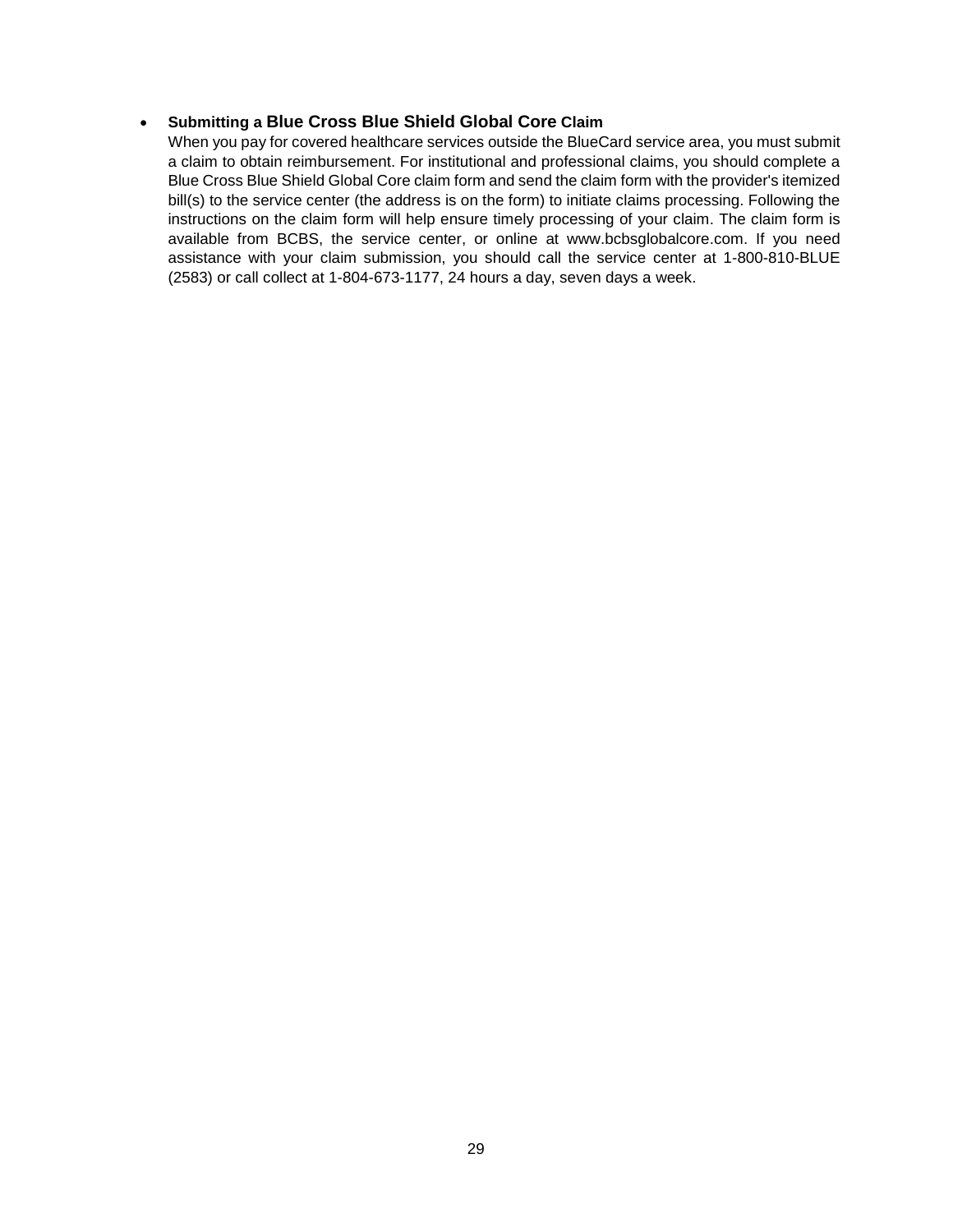- **Submitting a Blue Cross Blue Shield Global Core Claim**
  When you pay for covered healthcare services outside the BlueCard service area, you must submit a claim to obtain reimbursement. For institutional and professional claims, you should complete a Blue Cross Blue Shield Global Core claim form and send the claim form with the provider's itemized bill(s) to the service center (the address is on the form) to initiate claims processing. Following the instructions on the claim form will help ensure timely processing of your claim. The claim form is available from BCBS, the service center, or online at www.bcbsglobalcore.com. If you need assistance with your claim submission, you should call the service center at 1-800-810-BLUE (2583) or call collect at 1-804-673-1177, 24 hours a day, seven days a week.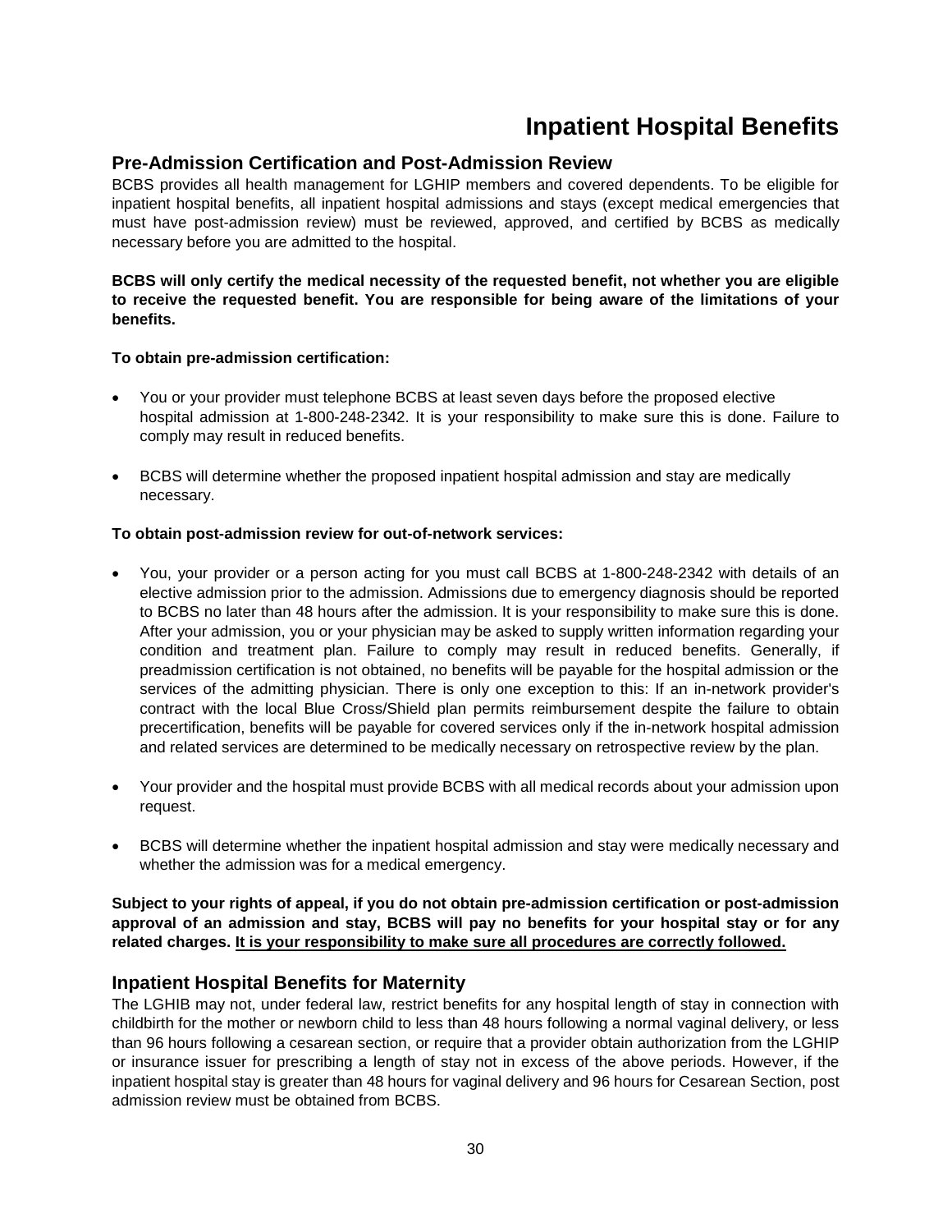# Inpatient Hospital Benefits

## Pre-Admission Certification and Post-Admission Review

BCBS provides all health management for LGHIP members and covered dependents. To be eligible for inpatient hospital benefits, all inpatient hospital admissions and stays (except medical emergencies that must have post-admission review) must be reviewed, approved, and certified by BCBS as medically necessary before you are admitted to the hospital.

**BCBS will only certify the medical necessity of the requested benefit, not whether you are eligible to receive the requested benefit. You are responsible for being aware of the limitations of your benefits.**

**To obtain pre-admission certification:**

- You or your provider must telephone BCBS at least seven days before the proposed elective hospital admission at 1-800-248-2342. It is your responsibility to make sure this is done. Failure to comply may result in reduced benefits.
- BCBS will determine whether the proposed inpatient hospital admission and stay are medically necessary.

**To obtain post-admission review for out-of-network services:**

- You, your provider or a person acting for you must call BCBS at 1-800-248-2342 with details of an elective admission prior to the admission. Admissions due to emergency diagnosis should be reported to BCBS no later than 48 hours after the admission. It is your responsibility to make sure this is done. After your admission, you or your physician may be asked to supply written information regarding your condition and treatment plan. Failure to comply may result in reduced benefits. Generally, if preadmission certification is not obtained, no benefits will be payable for the hospital admission or the services of the admitting physician. There is only one exception to this: If an in-network provider's contract with the local Blue Cross/Shield plan permits reimbursement despite the failure to obtain precertification, benefits will be payable for covered services only if the in-network hospital admission and related services are determined to be medically necessary on retrospective review by the plan.
- Your provider and the hospital must provide BCBS with all medical records about your admission upon request.
- BCBS will determine whether the inpatient hospital admission and stay were medically necessary and whether the admission was for a medical emergency.

**Subject to your rights of appeal, if you do not obtain pre-admission certification or post-admission approval of an admission and stay, BCBS will pay no benefits for your hospital stay or for any related charges. <u>It is your responsibility to make sure all procedures are correctly followed.</u>**

## Inpatient Hospital Benefits for Maternity

The LGHIB may not, under federal law, restrict benefits for any hospital length of stay in connection with childbirth for the mother or newborn child to less than 48 hours following a normal vaginal delivery, or less than 96 hours following a cesarean section, or require that a provider obtain authorization from the LGHIP or insurance issuer for prescribing a length of stay not in excess of the above periods. However, if the inpatient hospital stay is greater than 48 hours for vaginal delivery and 96 hours for Cesarean Section, post admission review must be obtained from BCBS.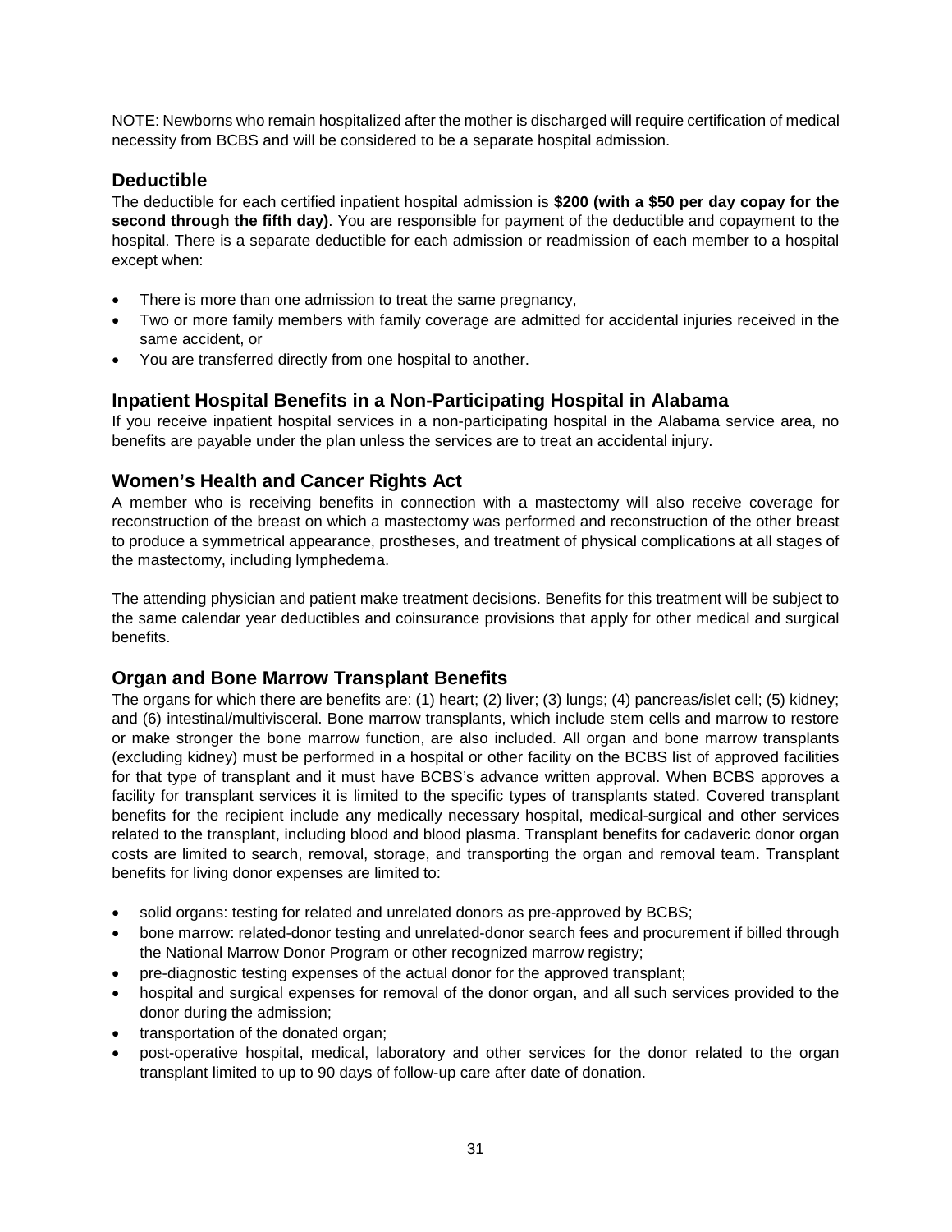NOTE: Newborns who remain hospitalized after the mother is discharged will require certification of medical necessity from BCBS and will be considered to be a separate hospital admission.

## Deductible

The deductible for each certified inpatient hospital admission is **$200 (with a $50 per day copay for the second through the fifth day)**. You are responsible for payment of the deductible and copayment to the hospital. There is a separate deductible for each admission or readmission of each member to a hospital except when:

- There is more than one admission to treat the same pregnancy,
- Two or more family members with family coverage are admitted for accidental injuries received in the same accident, or
- You are transferred directly from one hospital to another.

## Inpatient Hospital Benefits in a Non-Participating Hospital in Alabama

If you receive inpatient hospital services in a non-participating hospital in the Alabama service area, no benefits are payable under the plan unless the services are to treat an accidental injury.

## Women's Health and Cancer Rights Act

A member who is receiving benefits in connection with a mastectomy will also receive coverage for reconstruction of the breast on which a mastectomy was performed and reconstruction of the other breast to produce a symmetrical appearance, prostheses, and treatment of physical complications at all stages of the mastectomy, including lymphedema.

The attending physician and patient make treatment decisions. Benefits for this treatment will be subject to the same calendar year deductibles and coinsurance provisions that apply for other medical and surgical benefits.

## Organ and Bone Marrow Transplant Benefits

The organs for which there are benefits are: (1) heart; (2) liver; (3) lungs; (4) pancreas/islet cell; (5) kidney; and (6) intestinal/multivisceral. Bone marrow transplants, which include stem cells and marrow to restore or make stronger the bone marrow function, are also included. All organ and bone marrow transplants (excluding kidney) must be performed in a hospital or other facility on the BCBS list of approved facilities for that type of transplant and it must have BCBS's advance written approval. When BCBS approves a facility for transplant services it is limited to the specific types of transplants stated. Covered transplant benefits for the recipient include any medically necessary hospital, medical-surgical and other services related to the transplant, including blood and blood plasma. Transplant benefits for cadaveric donor organ costs are limited to search, removal, storage, and transporting the organ and removal team. Transplant benefits for living donor expenses are limited to:

- solid organs: testing for related and unrelated donors as pre-approved by BCBS;
- bone marrow: related-donor testing and unrelated-donor search fees and procurement if billed through the National Marrow Donor Program or other recognized marrow registry;
- pre-diagnostic testing expenses of the actual donor for the approved transplant;
- hospital and surgical expenses for removal of the donor organ, and all such services provided to the donor during the admission;
- transportation of the donated organ;
- post-operative hospital, medical, laboratory and other services for the donor related to the organ transplant limited to up to 90 days of follow-up care after date of donation.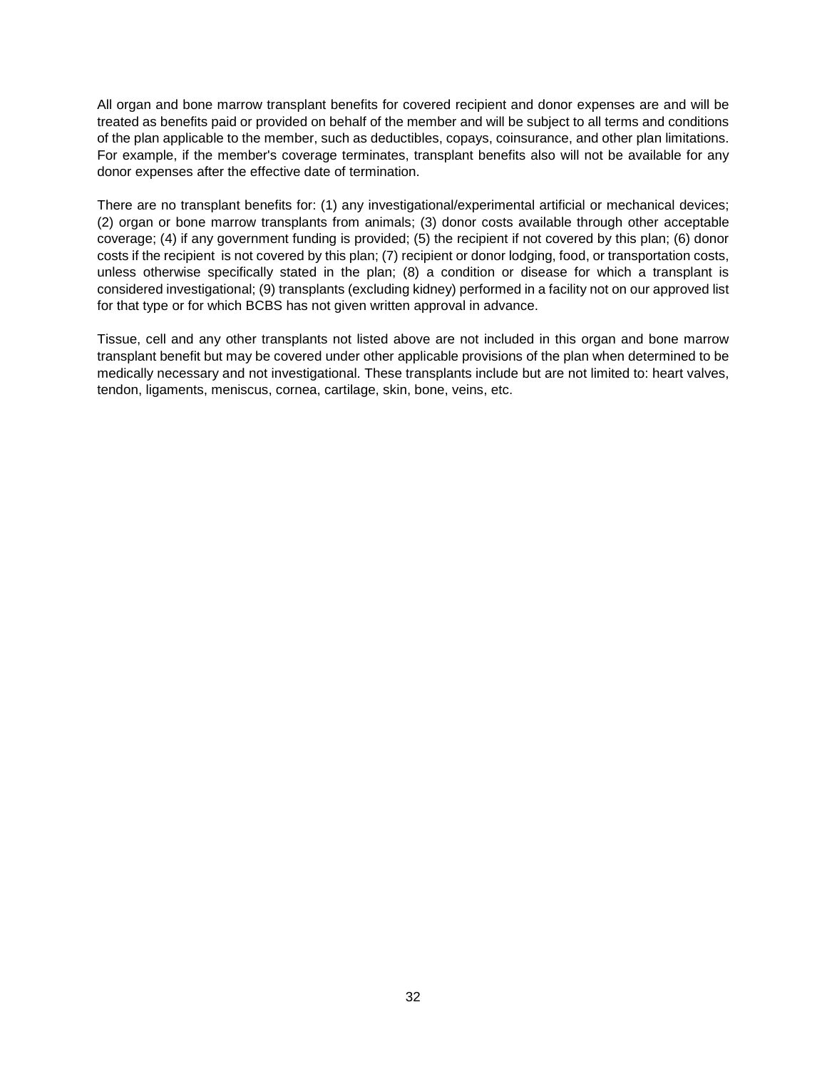All organ and bone marrow transplant benefits for covered recipient and donor expenses are and will be treated as benefits paid or provided on behalf of the member and will be subject to all terms and conditions of the plan applicable to the member, such as deductibles, copays, coinsurance, and other plan limitations. For example, if the member's coverage terminates, transplant benefits also will not be available for any donor expenses after the effective date of termination.

There are no transplant benefits for: (1) any investigational/experimental artificial or mechanical devices; (2) organ or bone marrow transplants from animals; (3) donor costs available through other acceptable coverage; (4) if any government funding is provided; (5) the recipient if not covered by this plan; (6) donor costs if the recipient is not covered by this plan; (7) recipient or donor lodging, food, or transportation costs, unless otherwise specifically stated in the plan; (8) a condition or disease for which a transplant is considered investigational; (9) transplants (excluding kidney) performed in a facility not on our approved list for that type or for which BCBS has not given written approval in advance.

Tissue, cell and any other transplants not listed above are not included in this organ and bone marrow transplant benefit but may be covered under other applicable provisions of the plan when determined to be medically necessary and not investigational. These transplants include but are not limited to: heart valves, tendon, ligaments, meniscus, cornea, cartilage, skin, bone, veins, etc.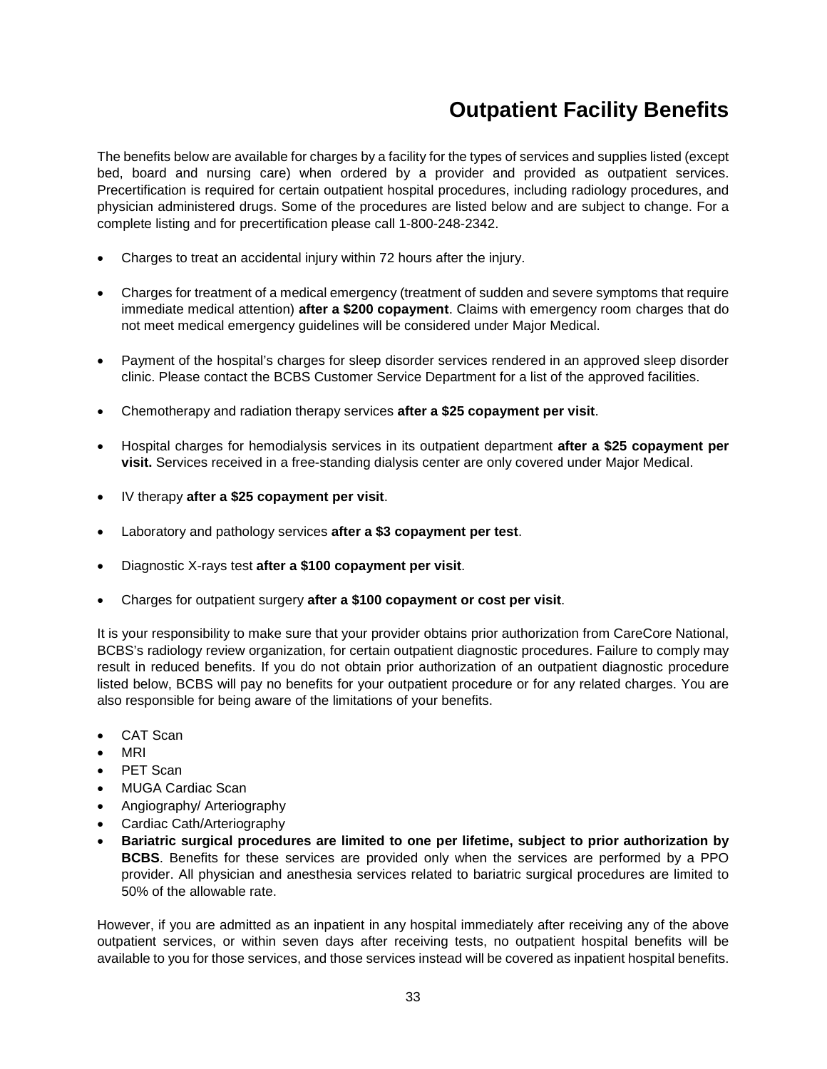# Outpatient Facility Benefits

The benefits below are available for charges by a facility for the types of services and supplies listed (except bed, board and nursing care) when ordered by a provider and provided as outpatient services. Precertification is required for certain outpatient hospital procedures, including radiology procedures, and physician administered drugs. Some of the procedures are listed below and are subject to change. For a complete listing and for precertification please call 1-800-248-2342.

- Charges to treat an accidental injury within 72 hours after the injury.
- Charges for treatment of a medical emergency (treatment of sudden and severe symptoms that require immediate medical attention) **after a $200 copayment**. Claims with emergency room charges that do not meet medical emergency guidelines will be considered under Major Medical.
- Payment of the hospital's charges for sleep disorder services rendered in an approved sleep disorder clinic. Please contact the BCBS Customer Service Department for a list of the approved facilities.
- Chemotherapy and radiation therapy services **after a $25 copayment per visit**.
- Hospital charges for hemodialysis services in its outpatient department **after a $25 copayment per visit.** Services received in a free-standing dialysis center are only covered under Major Medical.
- IV therapy **after a $25 copayment per visit**.
- Laboratory and pathology services **after a $3 copayment per test**.
- Diagnostic X-rays test **after a $100 copayment per visit**.
- Charges for outpatient surgery **after a $100 copayment or cost per visit**.

It is your responsibility to make sure that your provider obtains prior authorization from CareCore National, BCBS's radiology review organization, for certain outpatient diagnostic procedures. Failure to comply may result in reduced benefits. If you do not obtain prior authorization of an outpatient diagnostic procedure listed below, BCBS will pay no benefits for your outpatient procedure or for any related charges. You are also responsible for being aware of the limitations of your benefits.

- CAT Scan
- MRI
- PET Scan
- MUGA Cardiac Scan
- Angiography/ Arteriography
- Cardiac Cath/Arteriography
- **Bariatric surgical procedures are limited to one per lifetime, subject to prior authorization by BCBS**. Benefits for these services are provided only when the services are performed by a PPO provider. All physician and anesthesia services related to bariatric surgical procedures are limited to 50% of the allowable rate.

However, if you are admitted as an inpatient in any hospital immediately after receiving any of the above outpatient services, or within seven days after receiving tests, no outpatient hospital benefits will be available to you for those services, and those services instead will be covered as inpatient hospital benefits.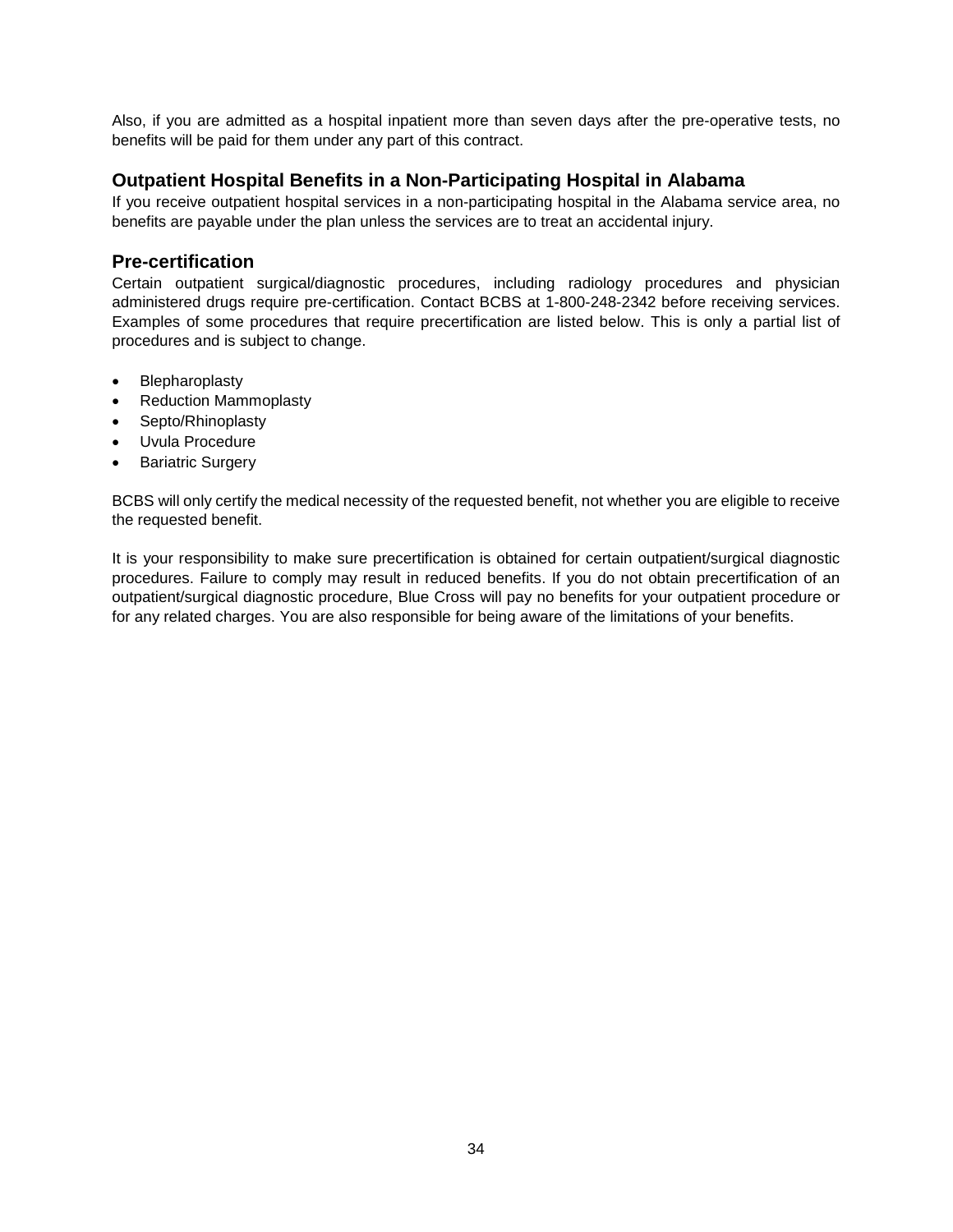Also, if you are admitted as a hospital inpatient more than seven days after the pre-operative tests, no benefits will be paid for them under any part of this contract.

## Outpatient Hospital Benefits in a Non-Participating Hospital in Alabama

If you receive outpatient hospital services in a non-participating hospital in the Alabama service area, no benefits are payable under the plan unless the services are to treat an accidental injury.

## Pre-certification

Certain outpatient surgical/diagnostic procedures, including radiology procedures and physician administered drugs require pre-certification. Contact BCBS at 1-800-248-2342 before receiving services. Examples of some procedures that require precertification are listed below. This is only a partial list of procedures and is subject to change.

- Blepharoplasty
- Reduction Mammoplasty
- Septo/Rhinoplasty
- Uvula Procedure
- Bariatric Surgery

BCBS will only certify the medical necessity of the requested benefit, not whether you are eligible to receive the requested benefit.

It is your responsibility to make sure precertification is obtained for certain outpatient/surgical diagnostic procedures. Failure to comply may result in reduced benefits. If you do not obtain precertification of an outpatient/surgical diagnostic procedure, Blue Cross will pay no benefits for your outpatient procedure or for any related charges. You are also responsible for being aware of the limitations of your benefits.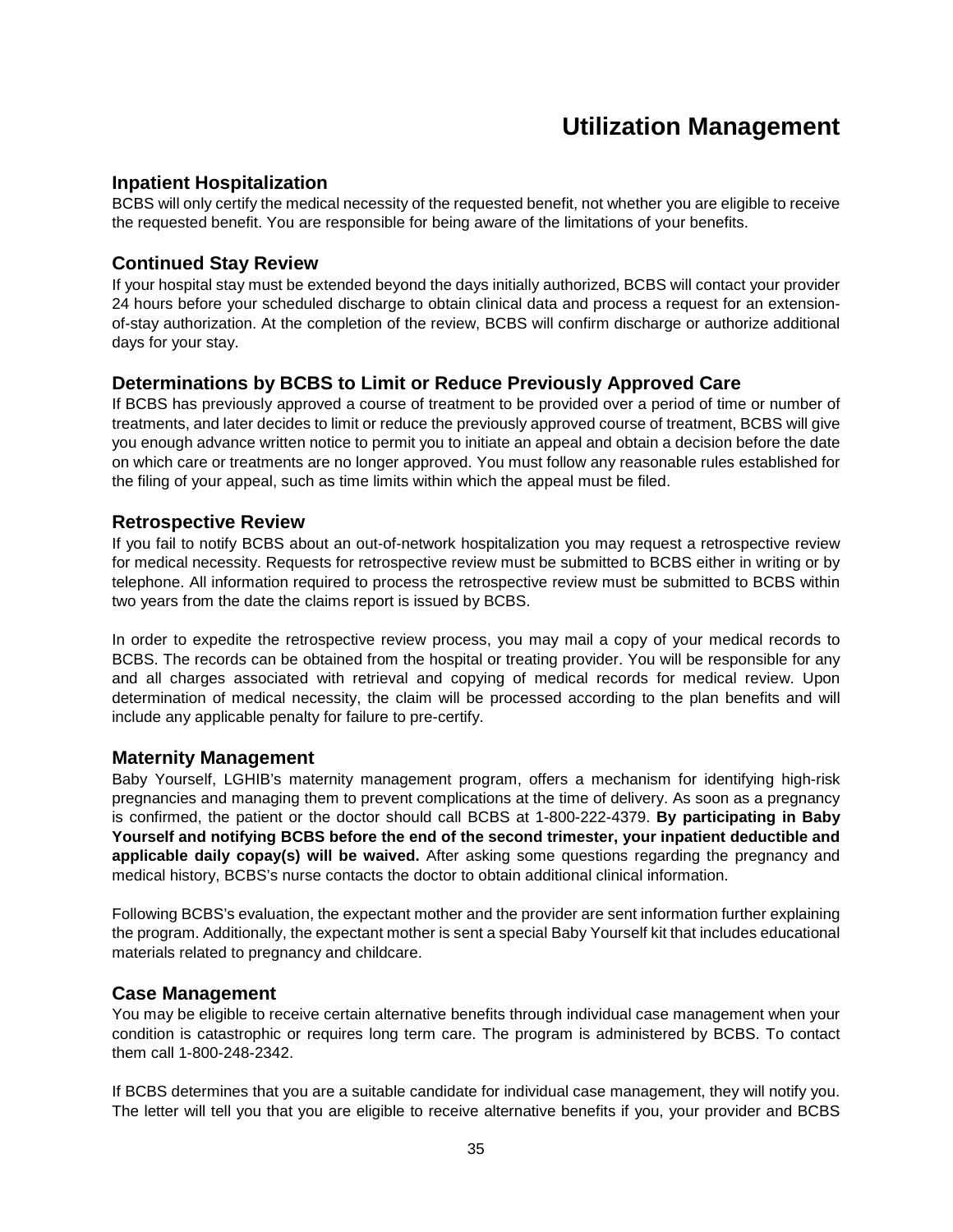# Utilization Management

## Inpatient Hospitalization

BCBS will only certify the medical necessity of the requested benefit, not whether you are eligible to receive the requested benefit. You are responsible for being aware of the limitations of your benefits.

## Continued Stay Review

If your hospital stay must be extended beyond the days initially authorized, BCBS will contact your provider 24 hours before your scheduled discharge to obtain clinical data and process a request for an extension-of-stay authorization. At the completion of the review, BCBS will confirm discharge or authorize additional days for your stay.

## Determinations by BCBS to Limit or Reduce Previously Approved Care

If BCBS has previously approved a course of treatment to be provided over a period of time or number of treatments, and later decides to limit or reduce the previously approved course of treatment, BCBS will give you enough advance written notice to permit you to initiate an appeal and obtain a decision before the date on which care or treatments are no longer approved. You must follow any reasonable rules established for the filing of your appeal, such as time limits within which the appeal must be filed.

## Retrospective Review

If you fail to notify BCBS about an out-of-network hospitalization you may request a retrospective review for medical necessity. Requests for retrospective review must be submitted to BCBS either in writing or by telephone. All information required to process the retrospective review must be submitted to BCBS within two years from the date the claims report is issued by BCBS.

In order to expedite the retrospective review process, you may mail a copy of your medical records to BCBS. The records can be obtained from the hospital or treating provider. You will be responsible for any and all charges associated with retrieval and copying of medical records for medical review. Upon determination of medical necessity, the claim will be processed according to the plan benefits and will include any applicable penalty for failure to pre-certify.

## Maternity Management

Baby Yourself, LGHIB's maternity management program, offers a mechanism for identifying high-risk pregnancies and managing them to prevent complications at the time of delivery. As soon as a pregnancy is confirmed, the patient or the doctor should call BCBS at 1-800-222-4379. **By participating in Baby Yourself and notifying BCBS before the end of the second trimester, your inpatient deductible and applicable daily copay(s) will be waived.** After asking some questions regarding the pregnancy and medical history, BCBS's nurse contacts the doctor to obtain additional clinical information.

Following BCBS's evaluation, the expectant mother and the provider are sent information further explaining the program. Additionally, the expectant mother is sent a special Baby Yourself kit that includes educational materials related to pregnancy and childcare.

## Case Management

You may be eligible to receive certain alternative benefits through individual case management when your condition is catastrophic or requires long term care. The program is administered by BCBS. To contact them call 1-800-248-2342.

If BCBS determines that you are a suitable candidate for individual case management, they will notify you. The letter will tell you that you are eligible to receive alternative benefits if you, your provider and BCBS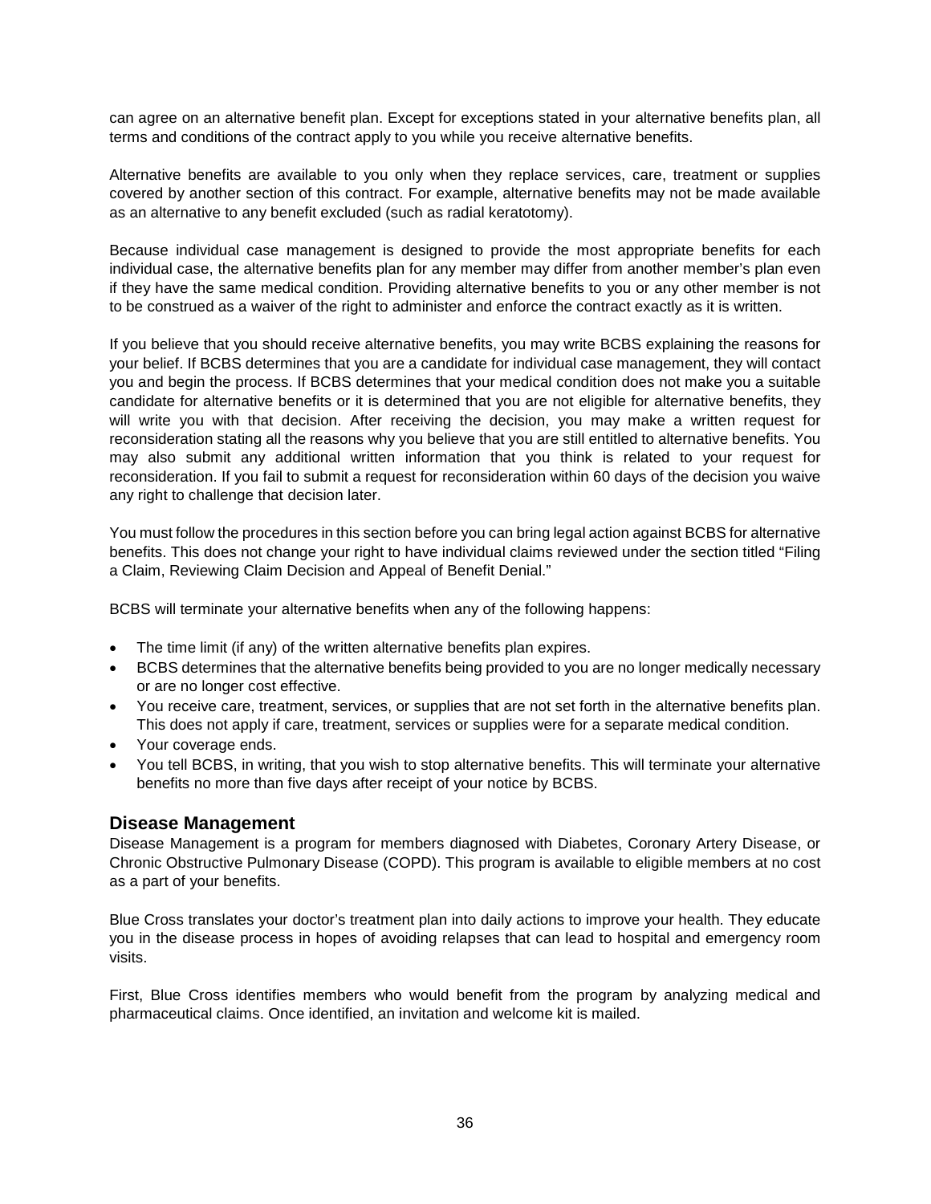can agree on an alternative benefit plan. Except for exceptions stated in your alternative benefits plan, all terms and conditions of the contract apply to you while you receive alternative benefits.

Alternative benefits are available to you only when they replace services, care, treatment or supplies covered by another section of this contract. For example, alternative benefits may not be made available as an alternative to any benefit excluded (such as radial keratotomy).

Because individual case management is designed to provide the most appropriate benefits for each individual case, the alternative benefits plan for any member may differ from another member's plan even if they have the same medical condition. Providing alternative benefits to you or any other member is not to be construed as a waiver of the right to administer and enforce the contract exactly as it is written.

If you believe that you should receive alternative benefits, you may write BCBS explaining the reasons for your belief. If BCBS determines that you are a candidate for individual case management, they will contact you and begin the process. If BCBS determines that your medical condition does not make you a suitable candidate for alternative benefits or it is determined that you are not eligible for alternative benefits, they will write you with that decision. After receiving the decision, you may make a written request for reconsideration stating all the reasons why you believe that you are still entitled to alternative benefits. You may also submit any additional written information that you think is related to your request for reconsideration. If you fail to submit a request for reconsideration within 60 days of the decision you waive any right to challenge that decision later.

You must follow the procedures in this section before you can bring legal action against BCBS for alternative benefits. This does not change your right to have individual claims reviewed under the section titled "Filing a Claim, Reviewing Claim Decision and Appeal of Benefit Denial."

BCBS will terminate your alternative benefits when any of the following happens:

- The time limit (if any) of the written alternative benefits plan expires.
- BCBS determines that the alternative benefits being provided to you are no longer medically necessary or are no longer cost effective.
- You receive care, treatment, services, or supplies that are not set forth in the alternative benefits plan. This does not apply if care, treatment, services or supplies were for a separate medical condition.
- Your coverage ends.
- You tell BCBS, in writing, that you wish to stop alternative benefits. This will terminate your alternative benefits no more than five days after receipt of your notice by BCBS.

## Disease Management

Disease Management is a program for members diagnosed with Diabetes, Coronary Artery Disease, or Chronic Obstructive Pulmonary Disease (COPD). This program is available to eligible members at no cost as a part of your benefits.

Blue Cross translates your doctor's treatment plan into daily actions to improve your health. They educate you in the disease process in hopes of avoiding relapses that can lead to hospital and emergency room visits.

First, Blue Cross identifies members who would benefit from the program by analyzing medical and pharmaceutical claims. Once identified, an invitation and welcome kit is mailed.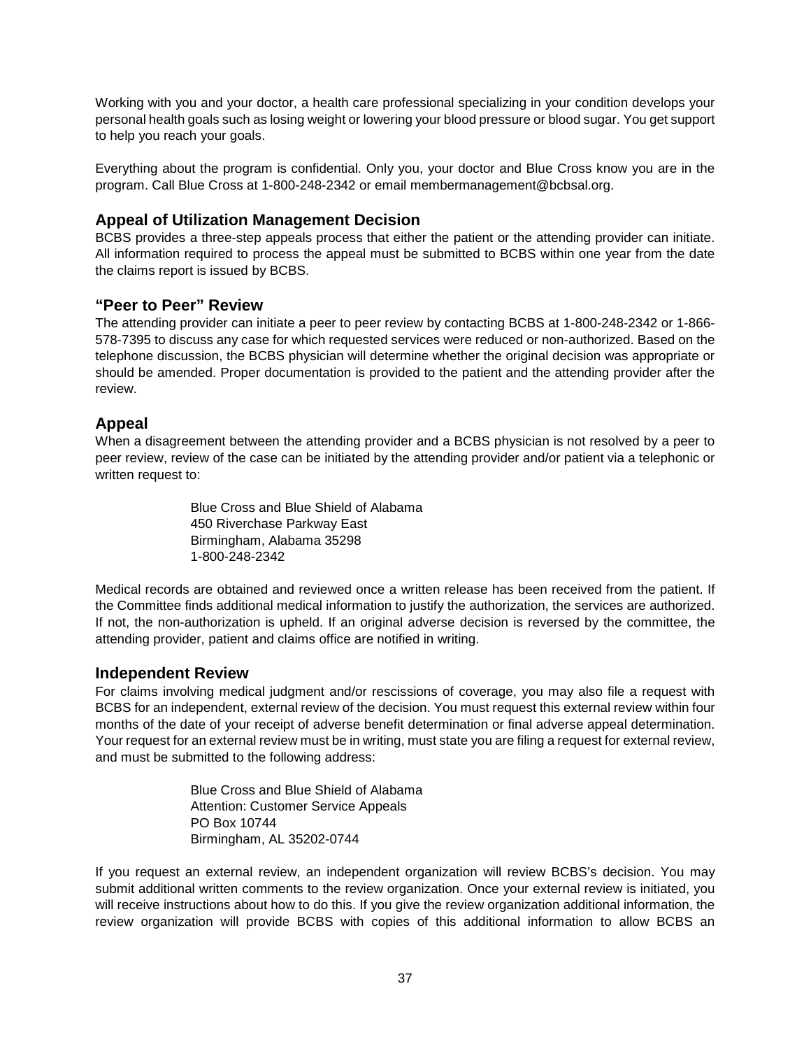Working with you and your doctor, a health care professional specializing in your condition develops your personal health goals such as losing weight or lowering your blood pressure or blood sugar. You get support to help you reach your goals.

Everything about the program is confidential. Only you, your doctor and Blue Cross know you are in the program. Call Blue Cross at 1-800-248-2342 or email membermanagement@bcbsal.org.

## Appeal of Utilization Management Decision

BCBS provides a three-step appeals process that either the patient or the attending provider can initiate. All information required to process the appeal must be submitted to BCBS within one year from the date the claims report is issued by BCBS.

## "Peer to Peer" Review

The attending provider can initiate a peer to peer review by contacting BCBS at 1-800-248-2342 or 1-866-578-7395 to discuss any case for which requested services were reduced or non-authorized. Based on the telephone discussion, the BCBS physician will determine whether the original decision was appropriate or should be amended. Proper documentation is provided to the patient and the attending provider after the review.

## Appeal

When a disagreement between the attending provider and a BCBS physician is not resolved by a peer to peer review, review of the case can be initiated by the attending provider and/or patient via a telephonic or written request to:

> Blue Cross and Blue Shield of Alabama
> 450 Riverchase Parkway East
> Birmingham, Alabama 35298
> 1-800-248-2342

Medical records are obtained and reviewed once a written release has been received from the patient. If the Committee finds additional medical information to justify the authorization, the services are authorized. If not, the non-authorization is upheld. If an original adverse decision is reversed by the committee, the attending provider, patient and claims office are notified in writing.

## Independent Review

For claims involving medical judgment and/or rescissions of coverage, you may also file a request with BCBS for an independent, external review of the decision. You must request this external review within four months of the date of your receipt of adverse benefit determination or final adverse appeal determination. Your request for an external review must be in writing, must state you are filing a request for external review, and must be submitted to the following address:

> Blue Cross and Blue Shield of Alabama
> Attention: Customer Service Appeals
> PO Box 10744
> Birmingham, AL 35202-0744

If you request an external review, an independent organization will review BCBS's decision. You may submit additional written comments to the review organization. Once your external review is initiated, you will receive instructions about how to do this. If you give the review organization additional information, the review organization will provide BCBS with copies of this additional information to allow BCBS an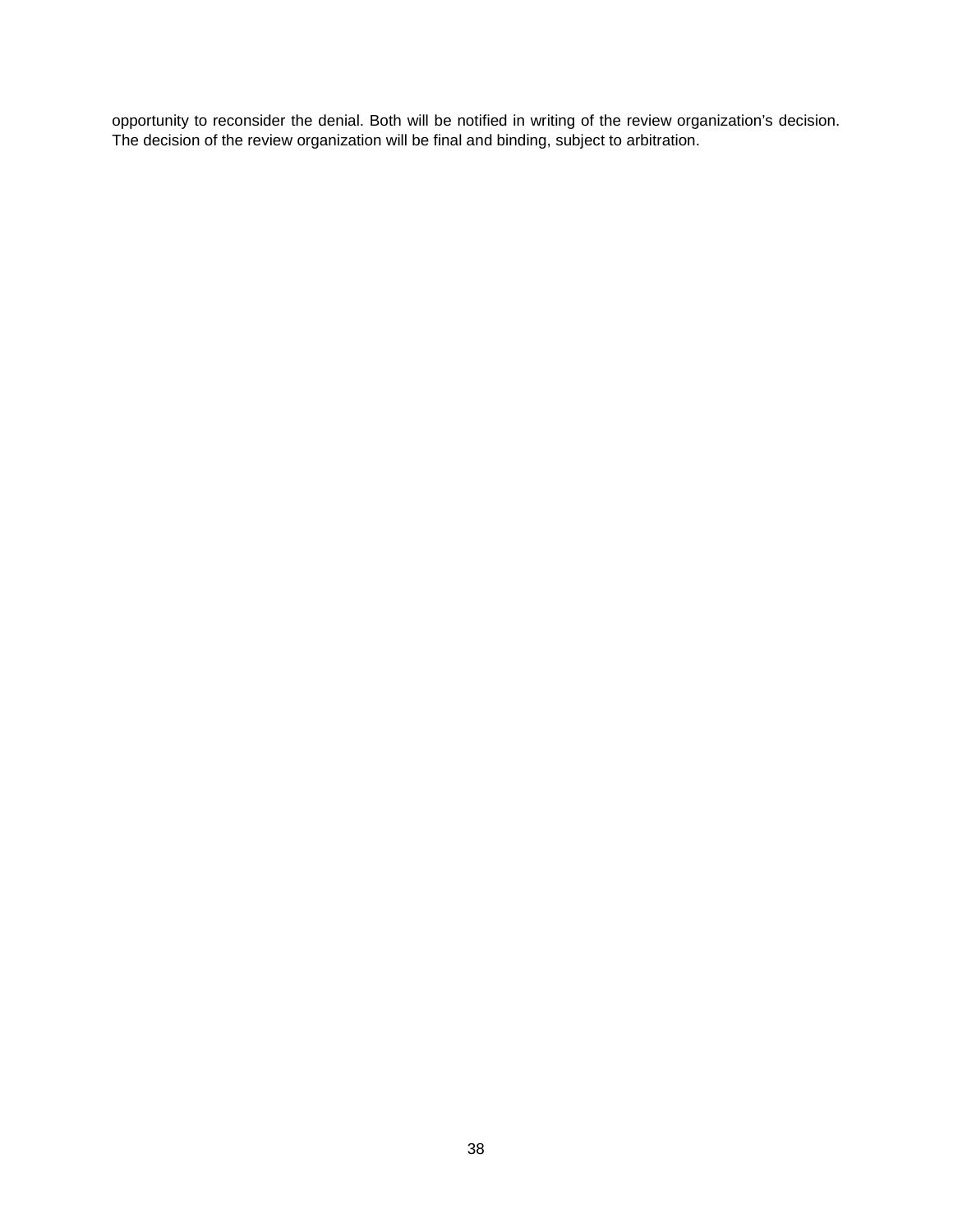opportunity to reconsider the denial. Both will be notified in writing of the review organization's decision. The decision of the review organization will be final and binding, subject to arbitration.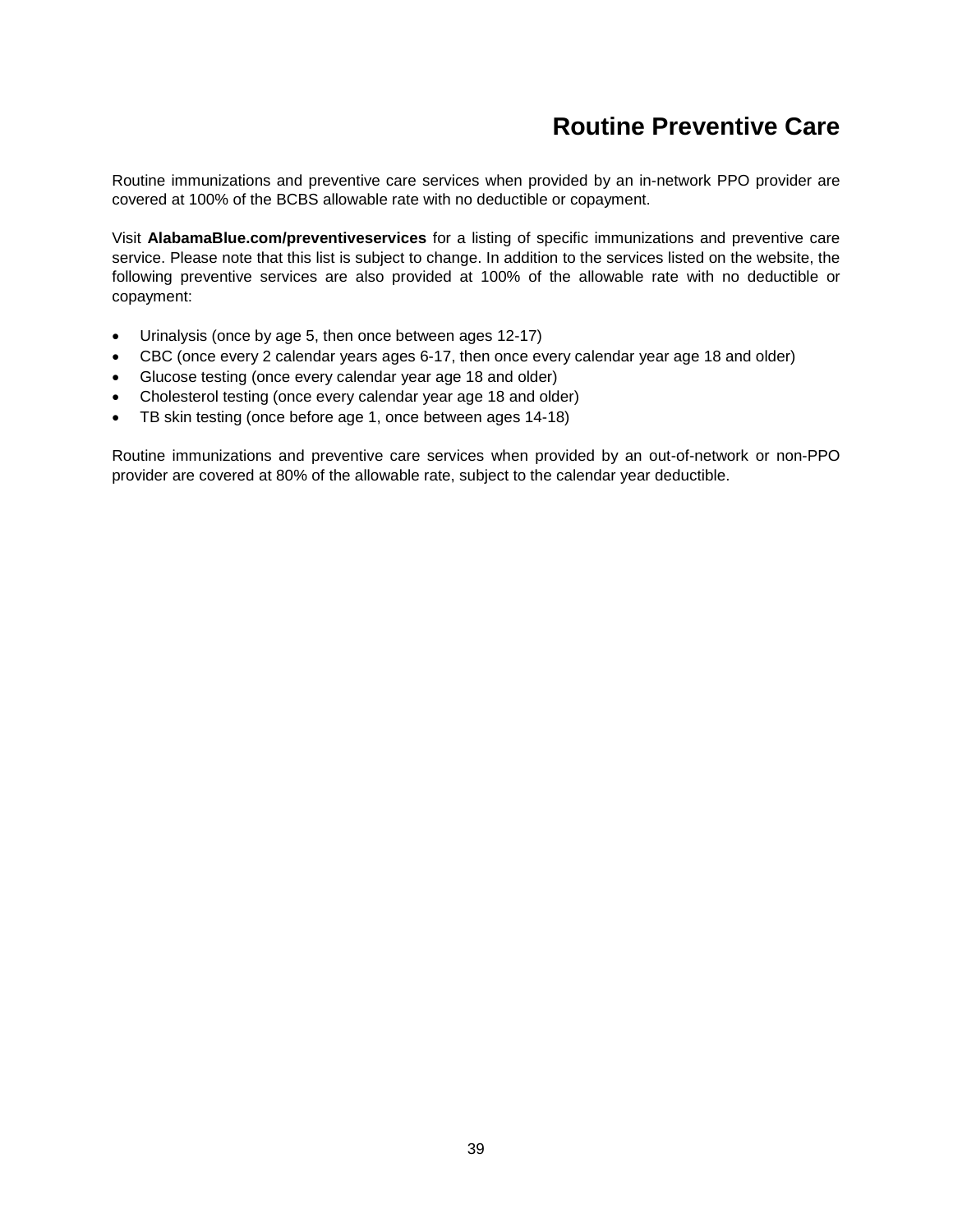# Routine Preventive Care

Routine immunizations and preventive care services when provided by an in-network PPO provider are covered at 100% of the BCBS allowable rate with no deductible or copayment.

Visit **AlabamaBlue.com/preventiveservices** for a listing of specific immunizations and preventive care service. Please note that this list is subject to change. In addition to the services listed on the website, the following preventive services are also provided at 100% of the allowable rate with no deductible or copayment:

- Urinalysis (once by age 5, then once between ages 12-17)
- CBC (once every 2 calendar years ages 6-17, then once every calendar year age 18 and older)
- Glucose testing (once every calendar year age 18 and older)
- Cholesterol testing (once every calendar year age 18 and older)
- TB skin testing (once before age 1, once between ages 14-18)

Routine immunizations and preventive care services when provided by an out-of-network or non-PPO provider are covered at 80% of the allowable rate, subject to the calendar year deductible.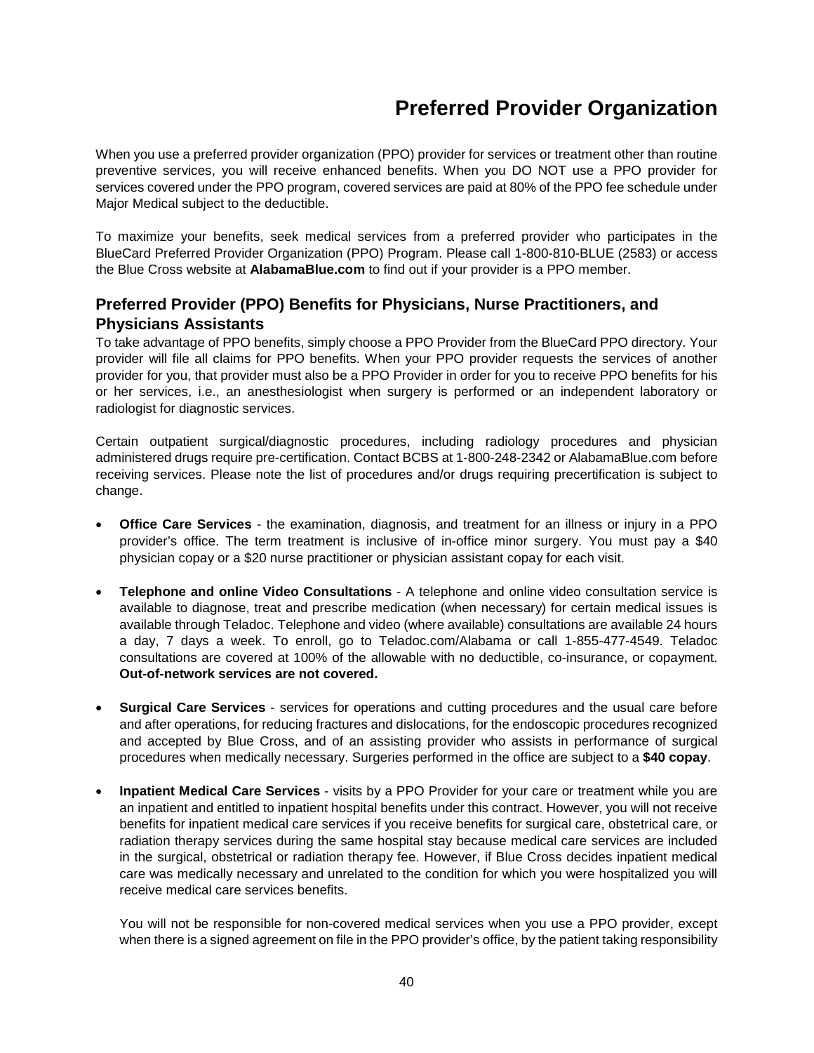# Preferred Provider Organization

When you use a preferred provider organization (PPO) provider for services or treatment other than routine preventive services, you will receive enhanced benefits. When you DO NOT use a PPO provider for services covered under the PPO program, covered services are paid at 80% of the PPO fee schedule under Major Medical subject to the deductible.

To maximize your benefits, seek medical services from a preferred provider who participates in the BlueCard Preferred Provider Organization (PPO) Program. Please call 1-800-810-BLUE (2583) or access the Blue Cross website at **AlabamaBlue.com** to find out if your provider is a PPO member.

## Preferred Provider (PPO) Benefits for Physicians, Nurse Practitioners, and Physicians Assistants

To take advantage of PPO benefits, simply choose a PPO Provider from the BlueCard PPO directory. Your provider will file all claims for PPO benefits. When your PPO provider requests the services of another provider for you, that provider must also be a PPO Provider in order for you to receive PPO benefits for his or her services, i.e., an anesthesiologist when surgery is performed or an independent laboratory or radiologist for diagnostic services.

Certain outpatient surgical/diagnostic procedures, including radiology procedures and physician administered drugs require pre-certification. Contact BCBS at 1-800-248-2342 or AlabamaBlue.com before receiving services. Please note the list of procedures and/or drugs requiring precertification is subject to change.

- **Office Care Services** - the examination, diagnosis, and treatment for an illness or injury in a PPO provider's office. The term treatment is inclusive of in-office minor surgery. You must pay a $40 physician copay or a $20 nurse practitioner or physician assistant copay for each visit.

- **Telephone and online Video Consultations** - A telephone and online video consultation service is available to diagnose, treat and prescribe medication (when necessary) for certain medical issues is available through Teladoc. Telephone and video (where available) consultations are available 24 hours a day, 7 days a week. To enroll, go to Teladoc.com/Alabama or call 1-855-477-4549. Teladoc consultations are covered at 100% of the allowable with no deductible, co-insurance, or copayment. **Out-of-network services are not covered.**

- **Surgical Care Services** - services for operations and cutting procedures and the usual care before and after operations, for reducing fractures and dislocations, for the endoscopic procedures recognized and accepted by Blue Cross, and of an assisting provider who assists in performance of surgical procedures when medically necessary. Surgeries performed in the office are subject to a **$40 copay**.

- **Inpatient Medical Care Services** - visits by a PPO Provider for your care or treatment while you are an inpatient and entitled to inpatient hospital benefits under this contract. However, you will not receive benefits for inpatient medical care services if you receive benefits for surgical care, obstetrical care, or radiation therapy services during the same hospital stay because medical care services are included in the surgical, obstetrical or radiation therapy fee. However, if Blue Cross decides inpatient medical care was medically necessary and unrelated to the condition for which you were hospitalized you will receive medical care services benefits.

  You will not be responsible for non-covered medical services when you use a PPO provider, except when there is a signed agreement on file in the PPO provider's office, by the patient taking responsibility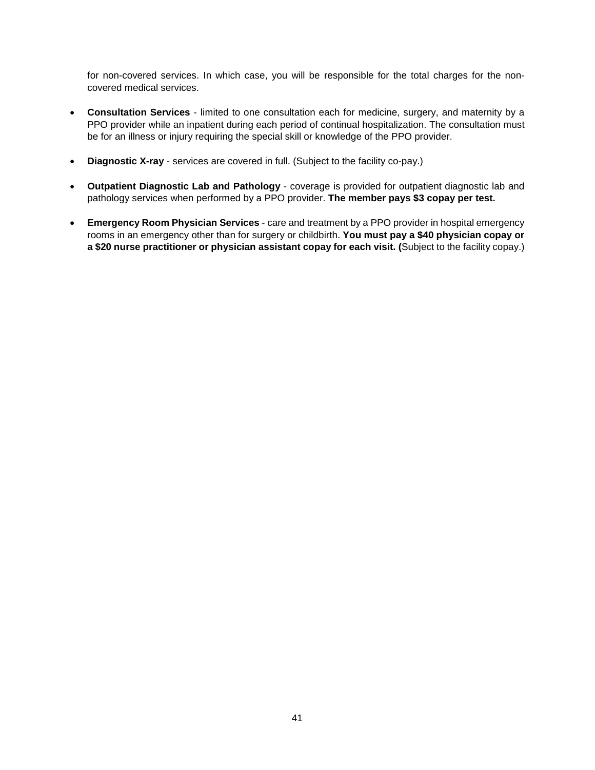for non-covered services. In which case, you will be responsible for the total charges for the non-covered medical services.

- **Consultation Services** - limited to one consultation each for medicine, surgery, and maternity by a PPO provider while an inpatient during each period of continual hospitalization. The consultation must be for an illness or injury requiring the special skill or knowledge of the PPO provider.

- **Diagnostic X-ray** - services are covered in full. (Subject to the facility co-pay.)

- **Outpatient Diagnostic Lab and Pathology** - coverage is provided for outpatient diagnostic lab and pathology services when performed by a PPO provider. **The member pays $3 copay per test.**

- **Emergency Room Physician Services** - care and treatment by a PPO provider in hospital emergency rooms in an emergency other than for surgery or childbirth. **You must pay a $40 physician copay or a $20 nurse practitioner or physician assistant copay for each visit. (**Subject to the facility copay.)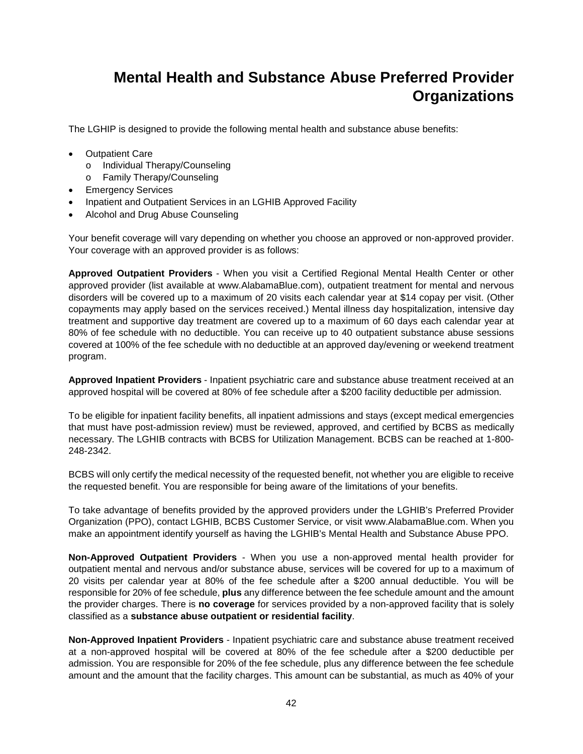# Mental Health and Substance Abuse Preferred Provider Organizations

The LGHIP is designed to provide the following mental health and substance abuse benefits:

- Outpatient Care
  - Individual Therapy/Counseling
  - Family Therapy/Counseling
- Emergency Services
- Inpatient and Outpatient Services in an LGHIB Approved Facility
- Alcohol and Drug Abuse Counseling

Your benefit coverage will vary depending on whether you choose an approved or non-approved provider. Your coverage with an approved provider is as follows:

**Approved Outpatient Providers** - When you visit a Certified Regional Mental Health Center or other approved provider (list available at www.AlabamaBlue.com), outpatient treatment for mental and nervous disorders will be covered up to a maximum of 20 visits each calendar year at $14 copay per visit. (Other copayments may apply based on the services received.) Mental illness day hospitalization, intensive day treatment and supportive day treatment are covered up to a maximum of 60 days each calendar year at 80% of fee schedule with no deductible. You can receive up to 40 outpatient substance abuse sessions covered at 100% of the fee schedule with no deductible at an approved day/evening or weekend treatment program.

**Approved Inpatient Providers** - Inpatient psychiatric care and substance abuse treatment received at an approved hospital will be covered at 80% of fee schedule after a $200 facility deductible per admission.

To be eligible for inpatient facility benefits, all inpatient admissions and stays (except medical emergencies that must have post-admission review) must be reviewed, approved, and certified by BCBS as medically necessary. The LGHIB contracts with BCBS for Utilization Management. BCBS can be reached at 1-800-248-2342.

BCBS will only certify the medical necessity of the requested benefit, not whether you are eligible to receive the requested benefit. You are responsible for being aware of the limitations of your benefits.

To take advantage of benefits provided by the approved providers under the LGHIB's Preferred Provider Organization (PPO), contact LGHIB, BCBS Customer Service, or visit www.AlabamaBlue.com. When you make an appointment identify yourself as having the LGHIB's Mental Health and Substance Abuse PPO.

**Non-Approved Outpatient Providers** - When you use a non-approved mental health provider for outpatient mental and nervous and/or substance abuse, services will be covered for up to a maximum of 20 visits per calendar year at 80% of the fee schedule after a $200 annual deductible. You will be responsible for 20% of fee schedule, **plus** any difference between the fee schedule amount and the amount the provider charges. There is **no coverage** for services provided by a non-approved facility that is solely classified as a **substance abuse outpatient or residential facility**.

**Non-Approved Inpatient Providers** - Inpatient psychiatric care and substance abuse treatment received at a non-approved hospital will be covered at 80% of the fee schedule after a $200 deductible per admission. You are responsible for 20% of the fee schedule, plus any difference between the fee schedule amount and the amount that the facility charges. This amount can be substantial, as much as 40% of your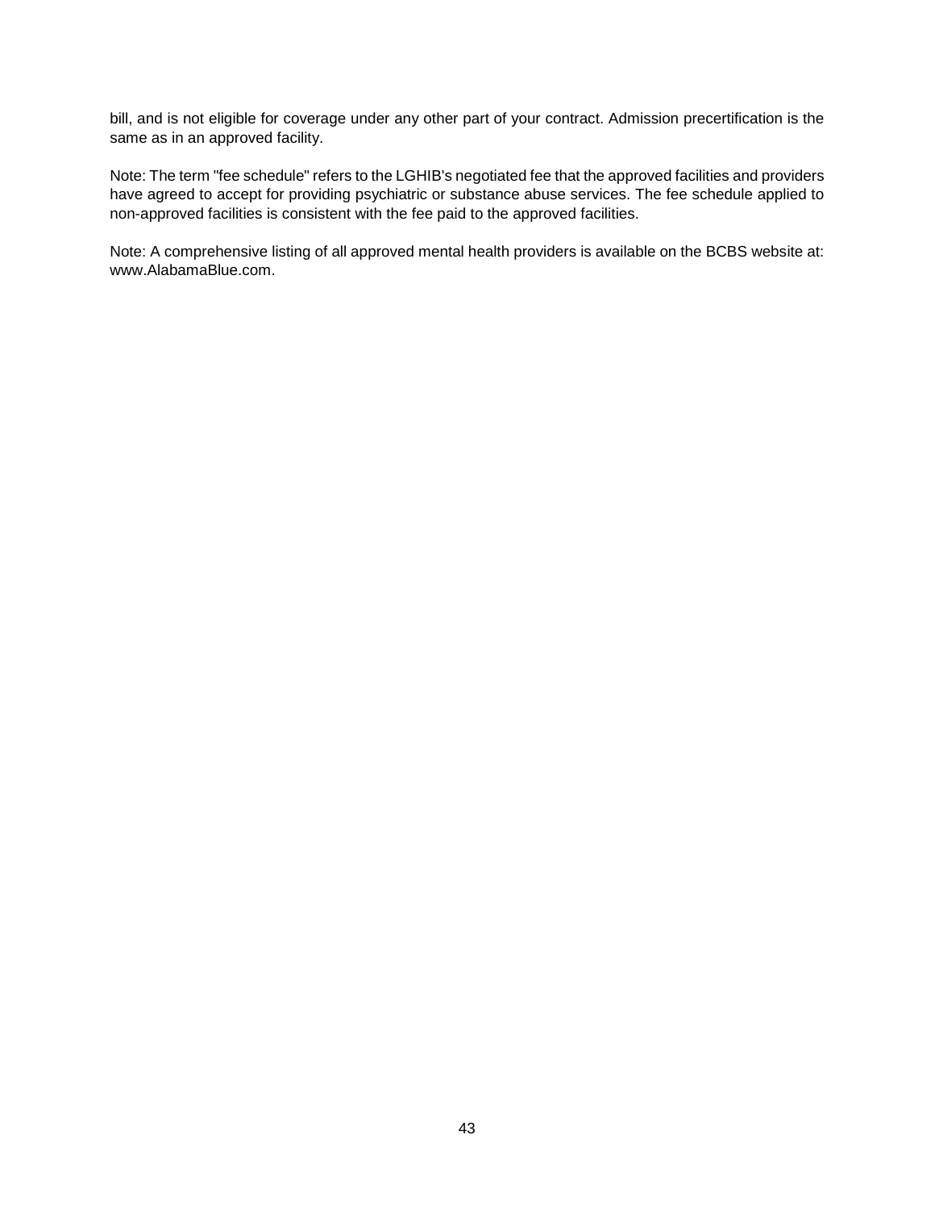bill, and is not eligible for coverage under any other part of your contract. Admission precertification is the same as in an approved facility.

Note: The term "fee schedule" refers to the LGHIB's negotiated fee that the approved facilities and providers have agreed to accept for providing psychiatric or substance abuse services. The fee schedule applied to non-approved facilities is consistent with the fee paid to the approved facilities.

Note: A comprehensive listing of all approved mental health providers is available on the BCBS website at: www.AlabamaBlue.com.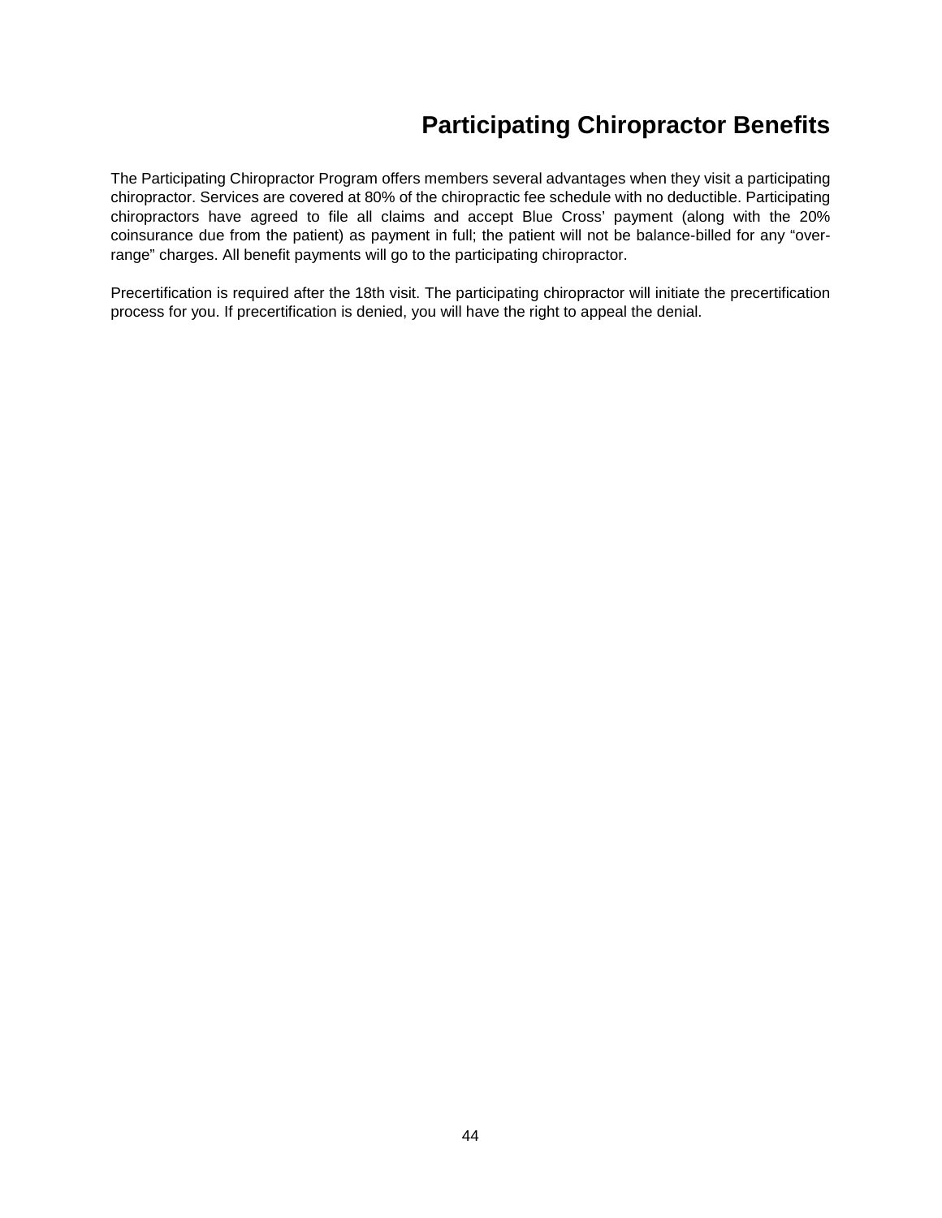# Participating Chiropractor Benefits

The Participating Chiropractor Program offers members several advantages when they visit a participating chiropractor. Services are covered at 80% of the chiropractic fee schedule with no deductible. Participating chiropractors have agreed to file all claims and accept Blue Cross' payment (along with the 20% coinsurance due from the patient) as payment in full; the patient will not be balance-billed for any "over-range" charges. All benefit payments will go to the participating chiropractor.

Precertification is required after the 18th visit. The participating chiropractor will initiate the precertification process for you. If precertification is denied, you will have the right to appeal the denial.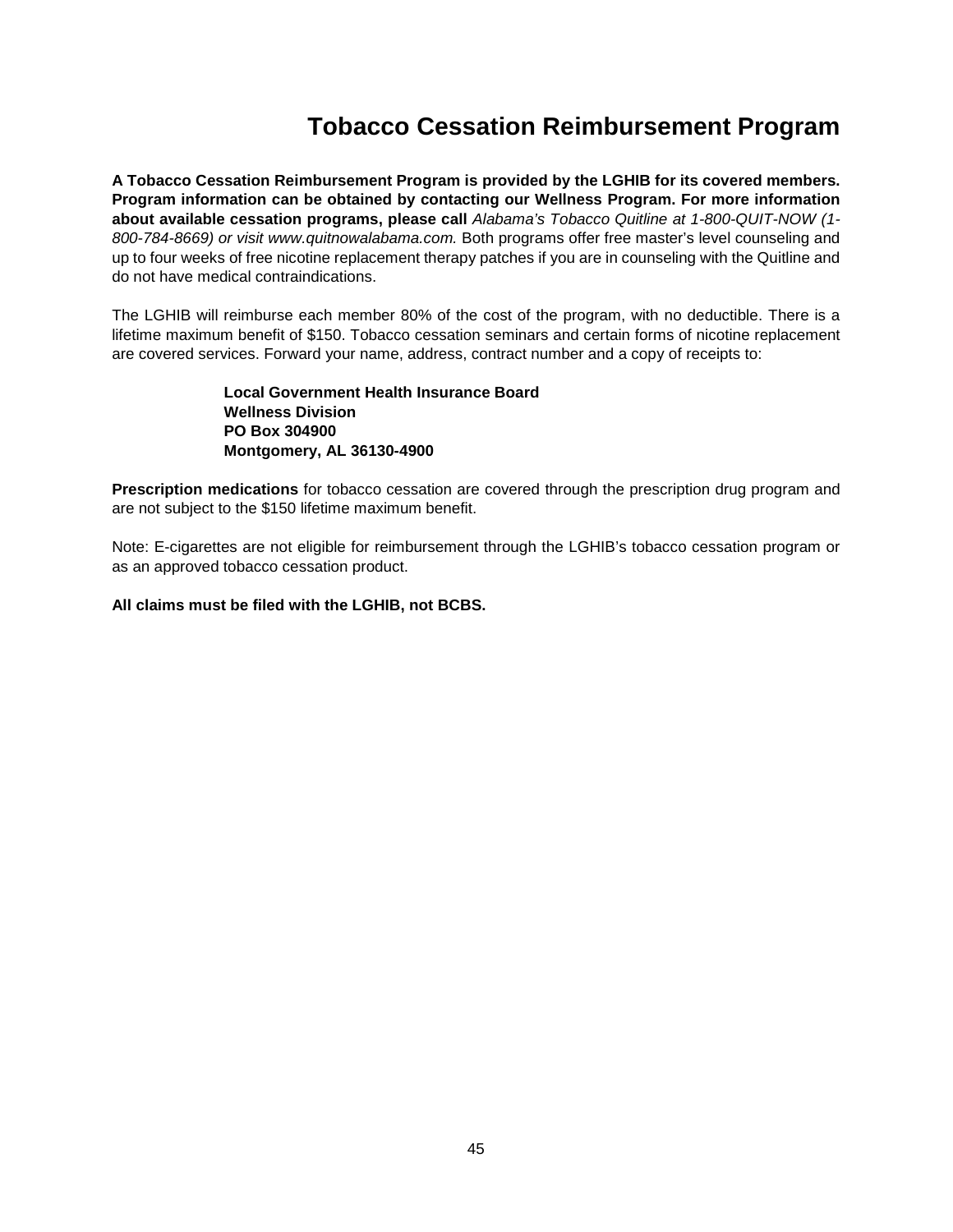# Tobacco Cessation Reimbursement Program

**A Tobacco Cessation Reimbursement Program is provided by the LGHIB for its covered members. Program information can be obtained by contacting our Wellness Program. For more information about available cessation programs, please call** *Alabama's Tobacco Quitline at 1-800-QUIT-NOW (1-800-784-8669) or visit www.quitnowalabama.com.* Both programs offer free master's level counseling and up to four weeks of free nicotine replacement therapy patches if you are in counseling with the Quitline and do not have medical contraindications.

The LGHIB will reimburse each member 80% of the cost of the program, with no deductible. There is a lifetime maximum benefit of $150. Tobacco cessation seminars and certain forms of nicotine replacement are covered services. Forward your name, address, contract number and a copy of receipts to:

**Local Government Health Insurance Board**
**Wellness Division**
**PO Box 304900**
**Montgomery, AL 36130-4900**

**Prescription medications** for tobacco cessation are covered through the prescription drug program and are not subject to the $150 lifetime maximum benefit.

Note: E-cigarettes are not eligible for reimbursement through the LGHIB's tobacco cessation program or as an approved tobacco cessation product.

**All claims must be filed with the LGHIB, not BCBS.**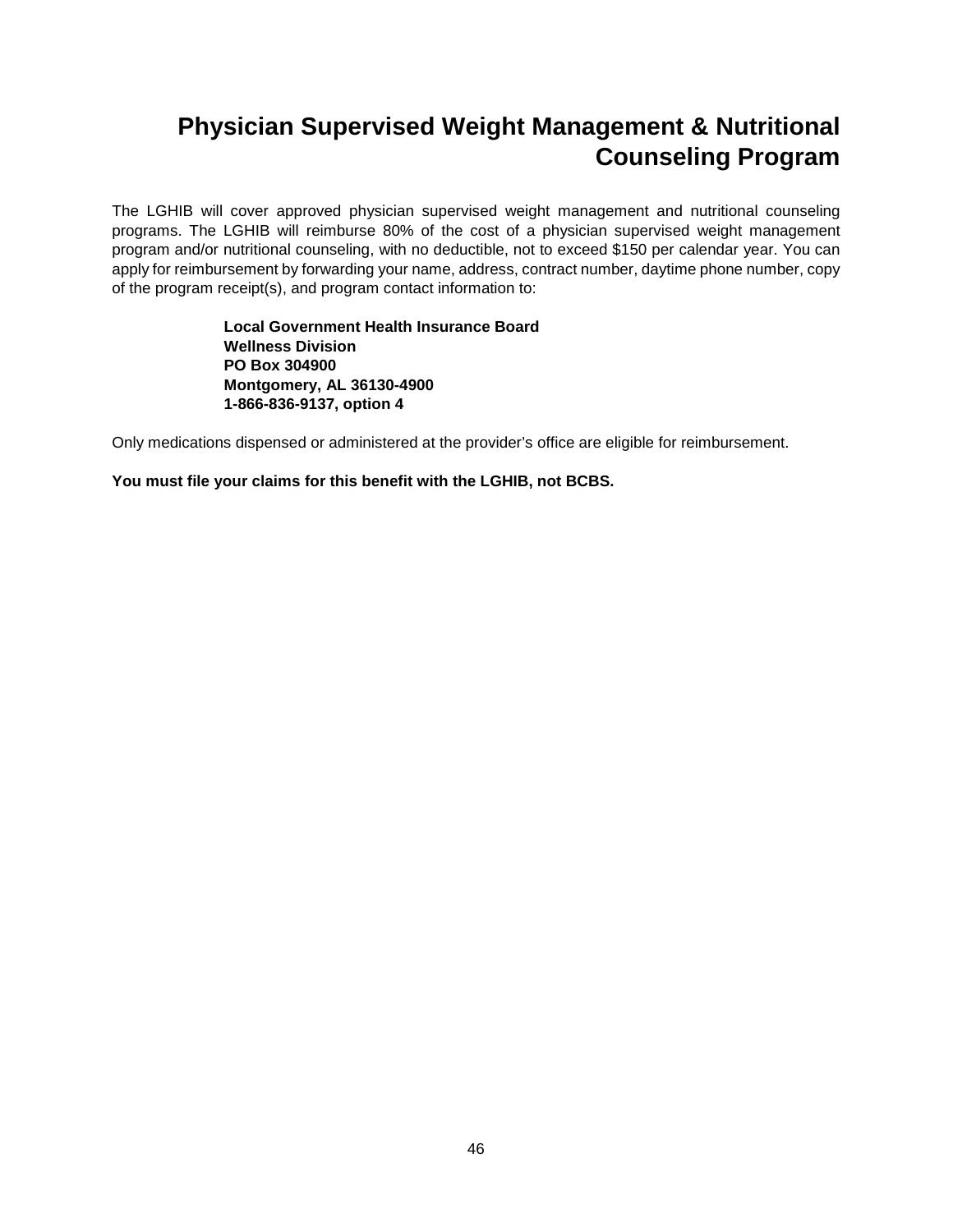# Physician Supervised Weight Management & Nutritional Counseling Program

The LGHIB will cover approved physician supervised weight management and nutritional counseling programs. The LGHIB will reimburse 80% of the cost of a physician supervised weight management program and/or nutritional counseling, with no deductible, not to exceed $150 per calendar year. You can apply for reimbursement by forwarding your name, address, contract number, daytime phone number, copy of the program receipt(s), and program contact information to:

**Local Government Health Insurance Board**
**Wellness Division**
**PO Box 304900**
**Montgomery, AL 36130-4900**
**1-866-836-9137, option 4**

Only medications dispensed or administered at the provider's office are eligible for reimbursement.

**You must file your claims for this benefit with the LGHIB, not BCBS.**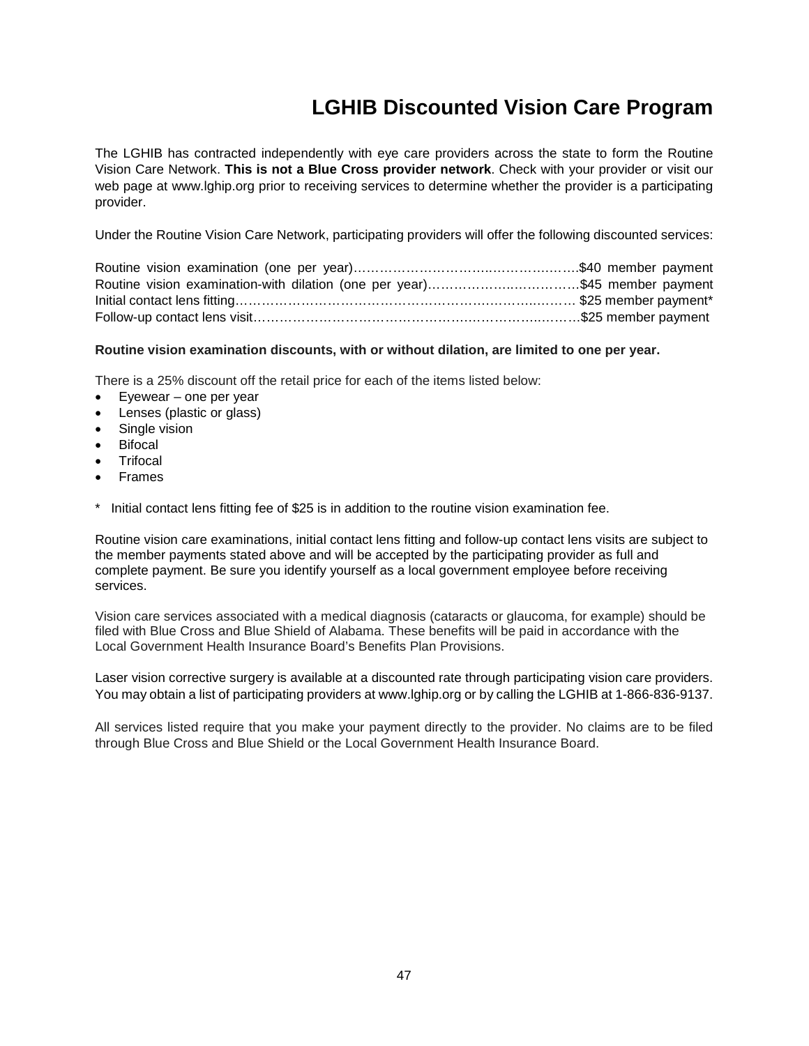# LGHIB Discounted Vision Care Program

The LGHIB has contracted independently with eye care providers across the state to form the Routine Vision Care Network. **This is not a Blue Cross provider network**. Check with your provider or visit our web page at www.lghip.org prior to receiving services to determine whether the provider is a participating provider.

Under the Routine Vision Care Network, participating providers will offer the following discounted services:

Routine vision examination (one per year)……………………………..………….……..$40 member payment
Routine vision examination-with dilation (one per year)…………………..……………$45 member payment
Initial contact lens fitting……………………………………………….……….…..……… $25 member payment*
Follow-up contact lens visit………………………………………….……………..……….$25 member payment

**Routine vision examination discounts, with or without dilation, are limited to one per year.**

There is a 25% discount off the retail price for each of the items listed below:

- Eyewear – one per year
- Lenses (plastic or glass)
- Single vision
- Bifocal
- Trifocal
- Frames

\* Initial contact lens fitting fee of $25 is in addition to the routine vision examination fee.

Routine vision care examinations, initial contact lens fitting and follow-up contact lens visits are subject to the member payments stated above and will be accepted by the participating provider as full and complete payment. Be sure you identify yourself as a local government employee before receiving services.

Vision care services associated with a medical diagnosis (cataracts or glaucoma, for example) should be filed with Blue Cross and Blue Shield of Alabama. These benefits will be paid in accordance with the Local Government Health Insurance Board's Benefits Plan Provisions.

Laser vision corrective surgery is available at a discounted rate through participating vision care providers. You may obtain a list of participating providers at www.lghip.org or by calling the LGHIB at 1-866-836-9137.

All services listed require that you make your payment directly to the provider. No claims are to be filed through Blue Cross and Blue Shield or the Local Government Health Insurance Board.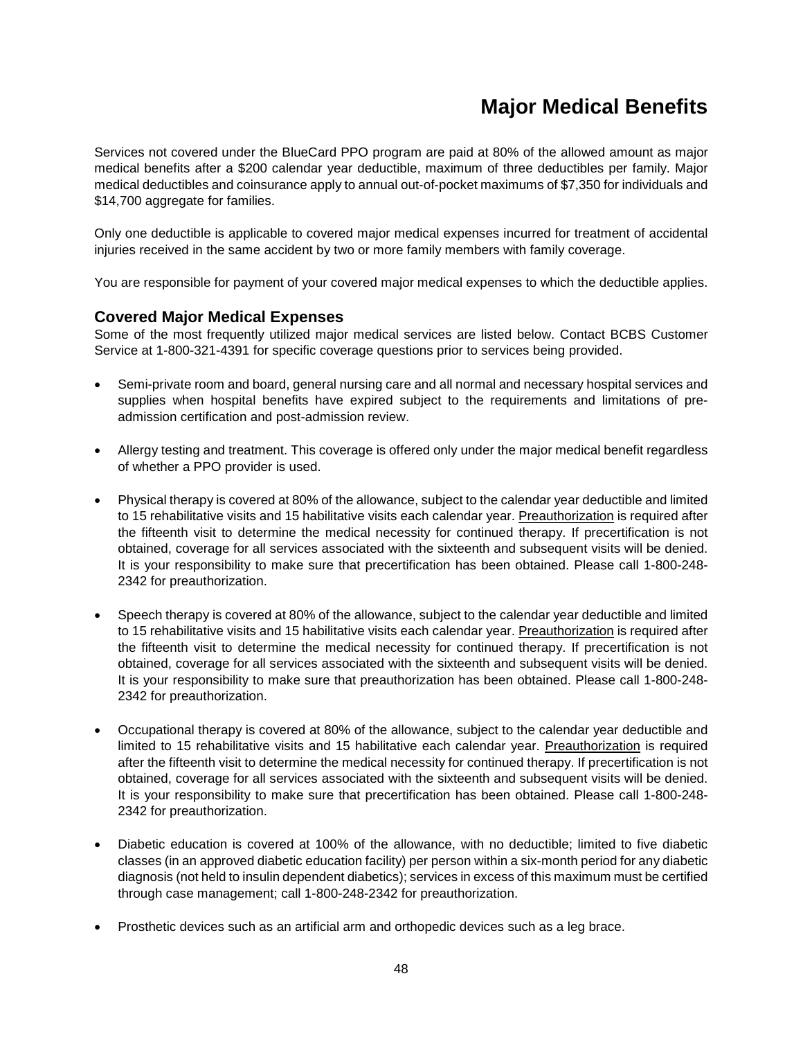# Major Medical Benefits

Services not covered under the BlueCard PPO program are paid at 80% of the allowed amount as major medical benefits after a $200 calendar year deductible, maximum of three deductibles per family. Major medical deductibles and coinsurance apply to annual out-of-pocket maximums of $7,350 for individuals and $14,700 aggregate for families.

Only one deductible is applicable to covered major medical expenses incurred for treatment of accidental injuries received in the same accident by two or more family members with family coverage.

You are responsible for payment of your covered major medical expenses to which the deductible applies.

## Covered Major Medical Expenses

Some of the most frequently utilized major medical services are listed below. Contact BCBS Customer Service at 1-800-321-4391 for specific coverage questions prior to services being provided.

- Semi-private room and board, general nursing care and all normal and necessary hospital services and supplies when hospital benefits have expired subject to the requirements and limitations of pre-admission certification and post-admission review.

- Allergy testing and treatment. This coverage is offered only under the major medical benefit regardless of whether a PPO provider is used.

- Physical therapy is covered at 80% of the allowance, subject to the calendar year deductible and limited to 15 rehabilitative visits and 15 habilitative visits each calendar year. Preauthorization is required after the fifteenth visit to determine the medical necessity for continued therapy. If precertification is not obtained, coverage for all services associated with the sixteenth and subsequent visits will be denied. It is your responsibility to make sure that precertification has been obtained. Please call 1-800-248-2342 for preauthorization.

- Speech therapy is covered at 80% of the allowance, subject to the calendar year deductible and limited to 15 rehabilitative visits and 15 habilitative visits each calendar year. Preauthorization is required after the fifteenth visit to determine the medical necessity for continued therapy. If precertification is not obtained, coverage for all services associated with the sixteenth and subsequent visits will be denied. It is your responsibility to make sure that preauthorization has been obtained. Please call 1-800-248-2342 for preauthorization.

- Occupational therapy is covered at 80% of the allowance, subject to the calendar year deductible and limited to 15 rehabilitative visits and 15 habilitative each calendar year. Preauthorization is required after the fifteenth visit to determine the medical necessity for continued therapy. If precertification is not obtained, coverage for all services associated with the sixteenth and subsequent visits will be denied. It is your responsibility to make sure that precertification has been obtained. Please call 1-800-248-2342 for preauthorization.

- Diabetic education is covered at 100% of the allowance, with no deductible; limited to five diabetic classes (in an approved diabetic education facility) per person within a six-month period for any diabetic diagnosis (not held to insulin dependent diabetics); services in excess of this maximum must be certified through case management; call 1-800-248-2342 for preauthorization.

- Prosthetic devices such as an artificial arm and orthopedic devices such as a leg brace.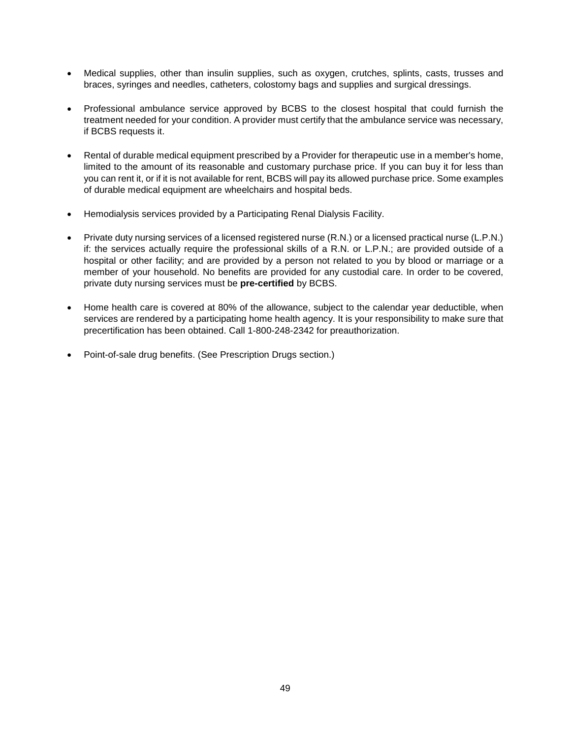- Medical supplies, other than insulin supplies, such as oxygen, crutches, splints, casts, trusses and braces, syringes and needles, catheters, colostomy bags and supplies and surgical dressings.

- Professional ambulance service approved by BCBS to the closest hospital that could furnish the treatment needed for your condition. A provider must certify that the ambulance service was necessary, if BCBS requests it.

- Rental of durable medical equipment prescribed by a Provider for therapeutic use in a member's home, limited to the amount of its reasonable and customary purchase price. If you can buy it for less than you can rent it, or if it is not available for rent, BCBS will pay its allowed purchase price. Some examples of durable medical equipment are wheelchairs and hospital beds.

- Hemodialysis services provided by a Participating Renal Dialysis Facility.

- Private duty nursing services of a licensed registered nurse (R.N.) or a licensed practical nurse (L.P.N.) if: the services actually require the professional skills of a R.N. or L.P.N.; are provided outside of a hospital or other facility; and are provided by a person not related to you by blood or marriage or a member of your household. No benefits are provided for any custodial care. In order to be covered, private duty nursing services must be **pre-certified** by BCBS.

- Home health care is covered at 80% of the allowance, subject to the calendar year deductible, when services are rendered by a participating home health agency. It is your responsibility to make sure that precertification has been obtained. Call 1-800-248-2342 for preauthorization.

- Point-of-sale drug benefits. (See Prescription Drugs section.)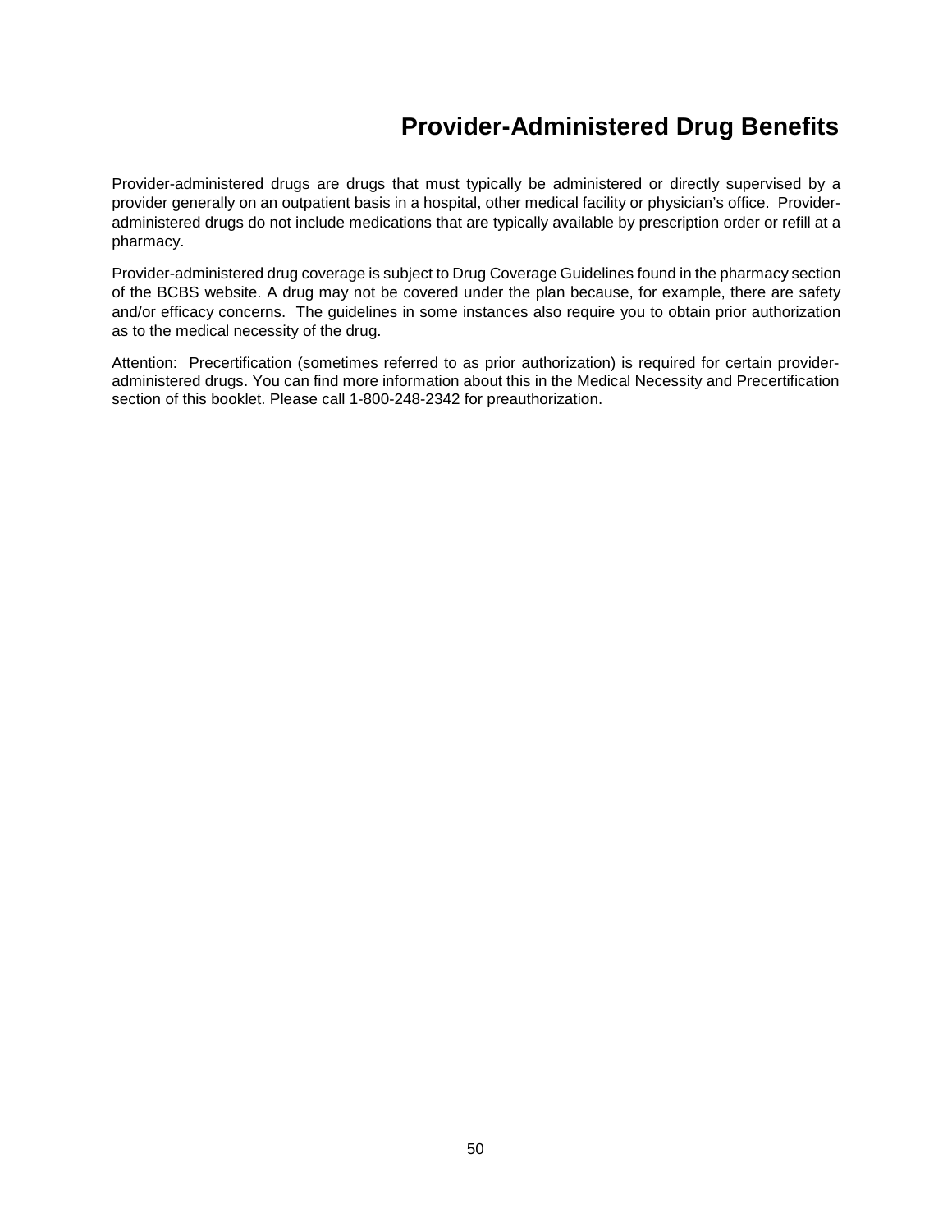# Provider-Administered Drug Benefits

Provider-administered drugs are drugs that must typically be administered or directly supervised by a provider generally on an outpatient basis in a hospital, other medical facility or physician's office. Provider-administered drugs do not include medications that are typically available by prescription order or refill at a pharmacy.

Provider-administered drug coverage is subject to Drug Coverage Guidelines found in the pharmacy section of the BCBS website. A drug may not be covered under the plan because, for example, there are safety and/or efficacy concerns. The guidelines in some instances also require you to obtain prior authorization as to the medical necessity of the drug.

Attention: Precertification (sometimes referred to as prior authorization) is required for certain provider-administered drugs. You can find more information about this in the Medical Necessity and Precertification section of this booklet. Please call 1-800-248-2342 for preauthorization.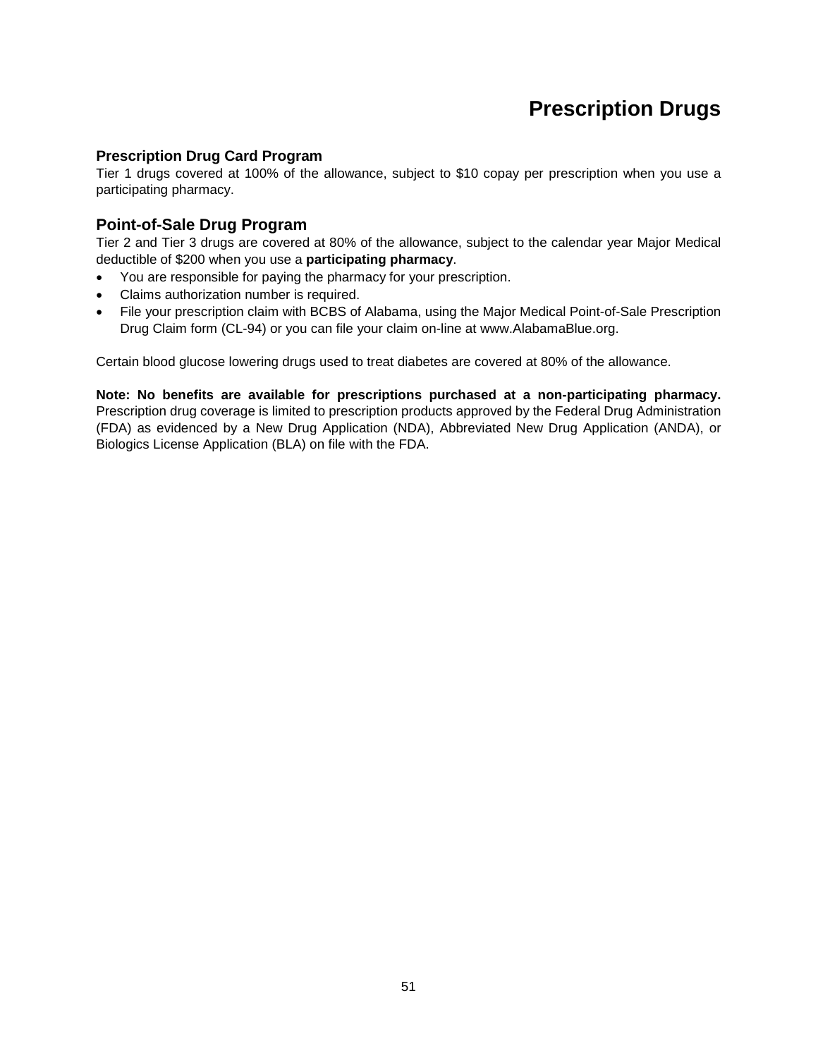# Prescription Drugs

### Prescription Drug Card Program

Tier 1 drugs covered at 100% of the allowance, subject to $10 copay per prescription when you use a participating pharmacy.

## Point-of-Sale Drug Program

Tier 2 and Tier 3 drugs are covered at 80% of the allowance, subject to the calendar year Major Medical deductible of $200 when you use a **participating pharmacy**.

- You are responsible for paying the pharmacy for your prescription.
- Claims authorization number is required.
- File your prescription claim with BCBS of Alabama, using the Major Medical Point-of-Sale Prescription Drug Claim form (CL-94) or you can file your claim on-line at www.AlabamaBlue.org.

Certain blood glucose lowering drugs used to treat diabetes are covered at 80% of the allowance.

**Note: No benefits are available for prescriptions purchased at a non-participating pharmacy.** Prescription drug coverage is limited to prescription products approved by the Federal Drug Administration (FDA) as evidenced by a New Drug Application (NDA), Abbreviated New Drug Application (ANDA), or Biologics License Application (BLA) on file with the FDA.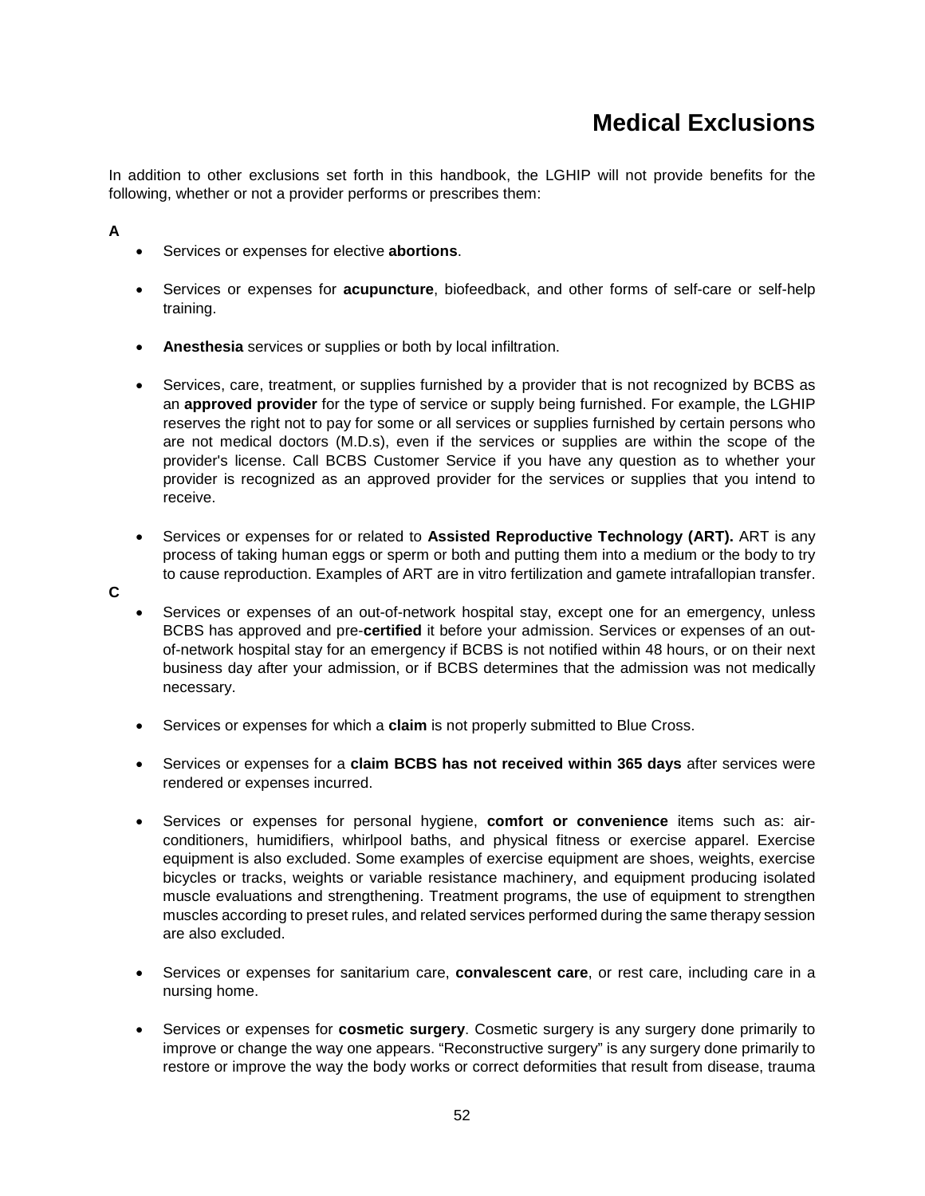# Medical Exclusions

In addition to other exclusions set forth in this handbook, the LGHIP will not provide benefits for the following, whether or not a provider performs or prescribes them:

**A**

- Services or expenses for elective **abortions**.

- Services or expenses for **acupuncture**, biofeedback, and other forms of self-care or self-help training.

- **Anesthesia** services or supplies or both by local infiltration.

- Services, care, treatment, or supplies furnished by a provider that is not recognized by BCBS as an **approved provider** for the type of service or supply being furnished. For example, the LGHIP reserves the right not to pay for some or all services or supplies furnished by certain persons who are not medical doctors (M.D.s), even if the services or supplies are within the scope of the provider's license. Call BCBS Customer Service if you have any question as to whether your provider is recognized as an approved provider for the services or supplies that you intend to receive.

- Services or expenses for or related to **Assisted Reproductive Technology (ART).** ART is any process of taking human eggs or sperm or both and putting them into a medium or the body to try to cause reproduction. Examples of ART are in vitro fertilization and gamete intrafallopian transfer.

**C**

- Services or expenses of an out-of-network hospital stay, except one for an emergency, unless BCBS has approved and pre-**certified** it before your admission. Services or expenses of an out-of-network hospital stay for an emergency if BCBS is not notified within 48 hours, or on their next business day after your admission, or if BCBS determines that the admission was not medically necessary.

- Services or expenses for which a **claim** is not properly submitted to Blue Cross.

- Services or expenses for a **claim BCBS has not received within 365 days** after services were rendered or expenses incurred.

- Services or expenses for personal hygiene, **comfort or convenience** items such as: air-conditioners, humidifiers, whirlpool baths, and physical fitness or exercise apparel. Exercise equipment is also excluded. Some examples of exercise equipment are shoes, weights, exercise bicycles or tracks, weights or variable resistance machinery, and equipment producing isolated muscle evaluations and strengthening. Treatment programs, the use of equipment to strengthen muscles according to preset rules, and related services performed during the same therapy session are also excluded.

- Services or expenses for sanitarium care, **convalescent care**, or rest care, including care in a nursing home.

- Services or expenses for **cosmetic surgery**. Cosmetic surgery is any surgery done primarily to improve or change the way one appears. "Reconstructive surgery" is any surgery done primarily to restore or improve the way the body works or correct deformities that result from disease, trauma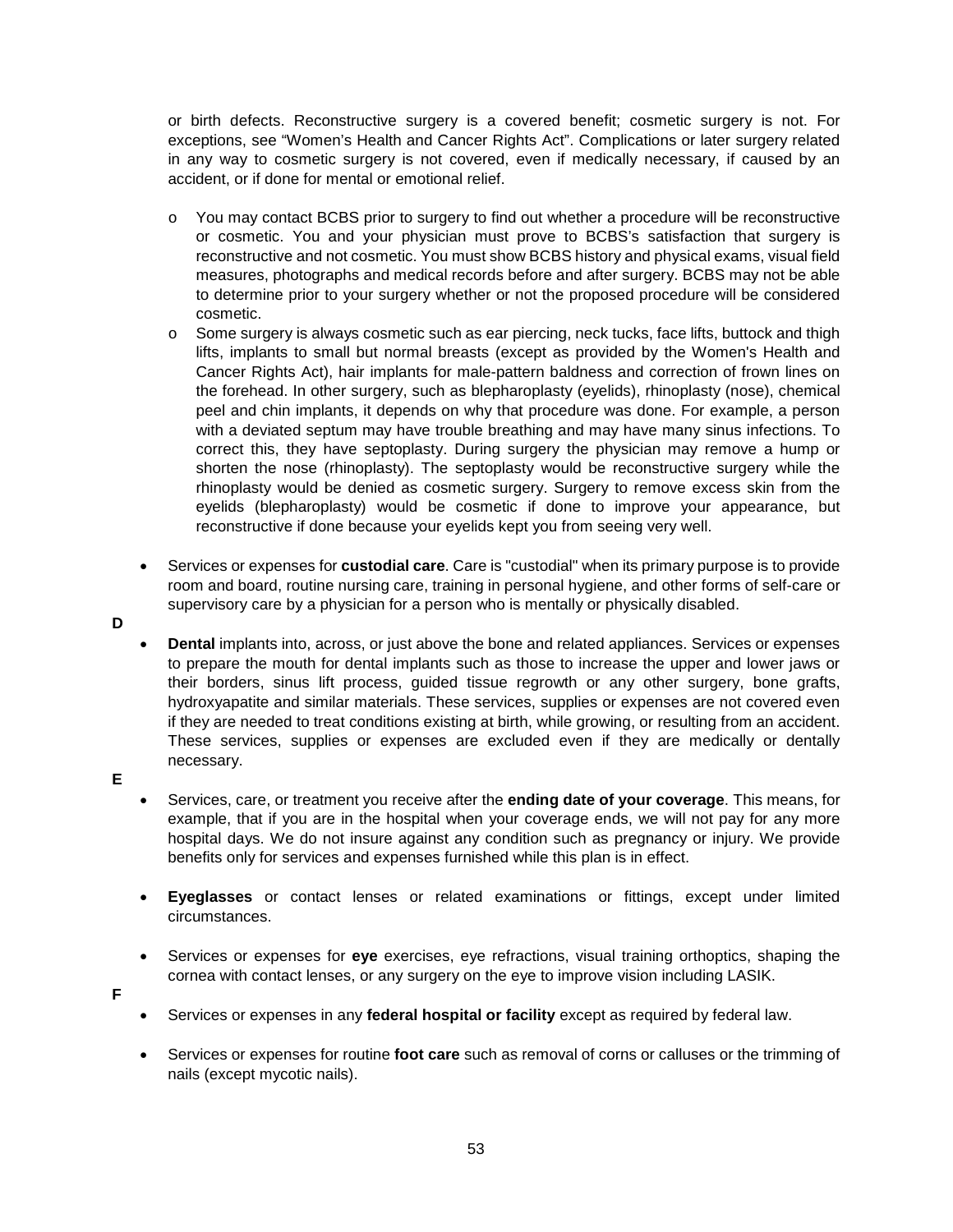or birth defects. Reconstructive surgery is a covered benefit; cosmetic surgery is not. For exceptions, see "Women's Health and Cancer Rights Act". Complications or later surgery related in any way to cosmetic surgery is not covered, even if medically necessary, if caused by an accident, or if done for mental or emotional relief.

- o You may contact BCBS prior to surgery to find out whether a procedure will be reconstructive or cosmetic. You and your physician must prove to BCBS's satisfaction that surgery is reconstructive and not cosmetic. You must show BCBS history and physical exams, visual field measures, photographs and medical records before and after surgery. BCBS may not be able to determine prior to your surgery whether or not the proposed procedure will be considered cosmetic.
- o Some surgery is always cosmetic such as ear piercing, neck tucks, face lifts, buttock and thigh lifts, implants to small but normal breasts (except as provided by the Women's Health and Cancer Rights Act), hair implants for male-pattern baldness and correction of frown lines on the forehead. In other surgery, such as blepharoplasty (eyelids), rhinoplasty (nose), chemical peel and chin implants, it depends on why that procedure was done. For example, a person with a deviated septum may have trouble breathing and may have many sinus infections. To correct this, they have septoplasty. During surgery the physician may remove a hump or shorten the nose (rhinoplasty). The septoplasty would be reconstructive surgery while the rhinoplasty would be denied as cosmetic surgery. Surgery to remove excess skin from the eyelids (blepharoplasty) would be cosmetic if done to improve your appearance, but reconstructive if done because your eyelids kept you from seeing very well.

- Services or expenses for **custodial care**. Care is "custodial" when its primary purpose is to provide room and board, routine nursing care, training in personal hygiene, and other forms of self-care or supervisory care by a physician for a person who is mentally or physically disabled.

**D**

- **Dental** implants into, across, or just above the bone and related appliances. Services or expenses to prepare the mouth for dental implants such as those to increase the upper and lower jaws or their borders, sinus lift process, guided tissue regrowth or any other surgery, bone grafts, hydroxyapatite and similar materials. These services, supplies or expenses are not covered even if they are needed to treat conditions existing at birth, while growing, or resulting from an accident. These services, supplies or expenses are excluded even if they are medically or dentally necessary.

**E**

- Services, care, or treatment you receive after the **ending date of your coverage**. This means, for example, that if you are in the hospital when your coverage ends, we will not pay for any more hospital days. We do not insure against any condition such as pregnancy or injury. We provide benefits only for services and expenses furnished while this plan is in effect.
- **Eyeglasses** or contact lenses or related examinations or fittings, except under limited circumstances.
- Services or expenses for **eye** exercises, eye refractions, visual training orthoptics, shaping the cornea with contact lenses, or any surgery on the eye to improve vision including LASIK.

**F**

- Services or expenses in any **federal hospital or facility** except as required by federal law.
- Services or expenses for routine **foot care** such as removal of corns or calluses or the trimming of nails (except mycotic nails).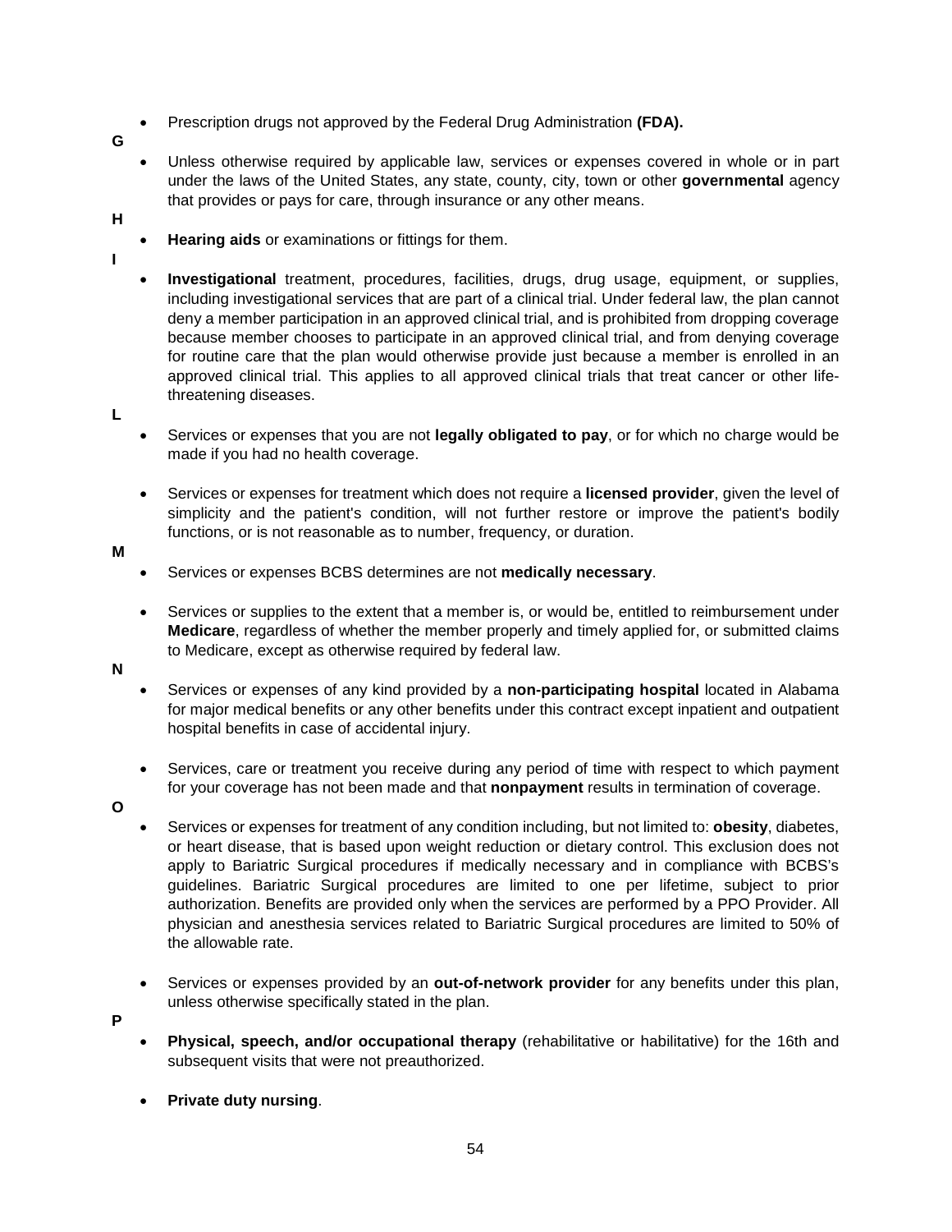- Prescription drugs not approved by the Federal Drug Administration **(FDA).**

**G**

- Unless otherwise required by applicable law, services or expenses covered in whole or in part under the laws of the United States, any state, county, city, town or other **governmental** agency that provides or pays for care, through insurance or any other means.

**H**

- **Hearing aids** or examinations or fittings for them.

**I**

- **Investigational** treatment, procedures, facilities, drugs, drug usage, equipment, or supplies, including investigational services that are part of a clinical trial. Under federal law, the plan cannot deny a member participation in an approved clinical trial, and is prohibited from dropping coverage because member chooses to participate in an approved clinical trial, and from denying coverage for routine care that the plan would otherwise provide just because a member is enrolled in an approved clinical trial. This applies to all approved clinical trials that treat cancer or other life-threatening diseases.

**L**

- Services or expenses that you are not **legally obligated to pay**, or for which no charge would be made if you had no health coverage.

- Services or expenses for treatment which does not require a **licensed provider**, given the level of simplicity and the patient's condition, will not further restore or improve the patient's bodily functions, or is not reasonable as to number, frequency, or duration.

**M**

- Services or expenses BCBS determines are not **medically necessary**.

- Services or supplies to the extent that a member is, or would be, entitled to reimbursement under **Medicare**, regardless of whether the member properly and timely applied for, or submitted claims to Medicare, except as otherwise required by federal law.

**N**

- Services or expenses of any kind provided by a **non-participating hospital** located in Alabama for major medical benefits or any other benefits under this contract except inpatient and outpatient hospital benefits in case of accidental injury.

- Services, care or treatment you receive during any period of time with respect to which payment for your coverage has not been made and that **nonpayment** results in termination of coverage.

**O**

- Services or expenses for treatment of any condition including, but not limited to: **obesity**, diabetes, or heart disease, that is based upon weight reduction or dietary control. This exclusion does not apply to Bariatric Surgical procedures if medically necessary and in compliance with BCBS's guidelines. Bariatric Surgical procedures are limited to one per lifetime, subject to prior authorization. Benefits are provided only when the services are performed by a PPO Provider. All physician and anesthesia services related to Bariatric Surgical procedures are limited to 50% of the allowable rate.

- Services or expenses provided by an **out-of-network provider** for any benefits under this plan, unless otherwise specifically stated in the plan.

**P**

- **Physical, speech, and/or occupational therapy** (rehabilitative or habilitative) for the 16th and subsequent visits that were not preauthorized.

- **Private duty nursing**.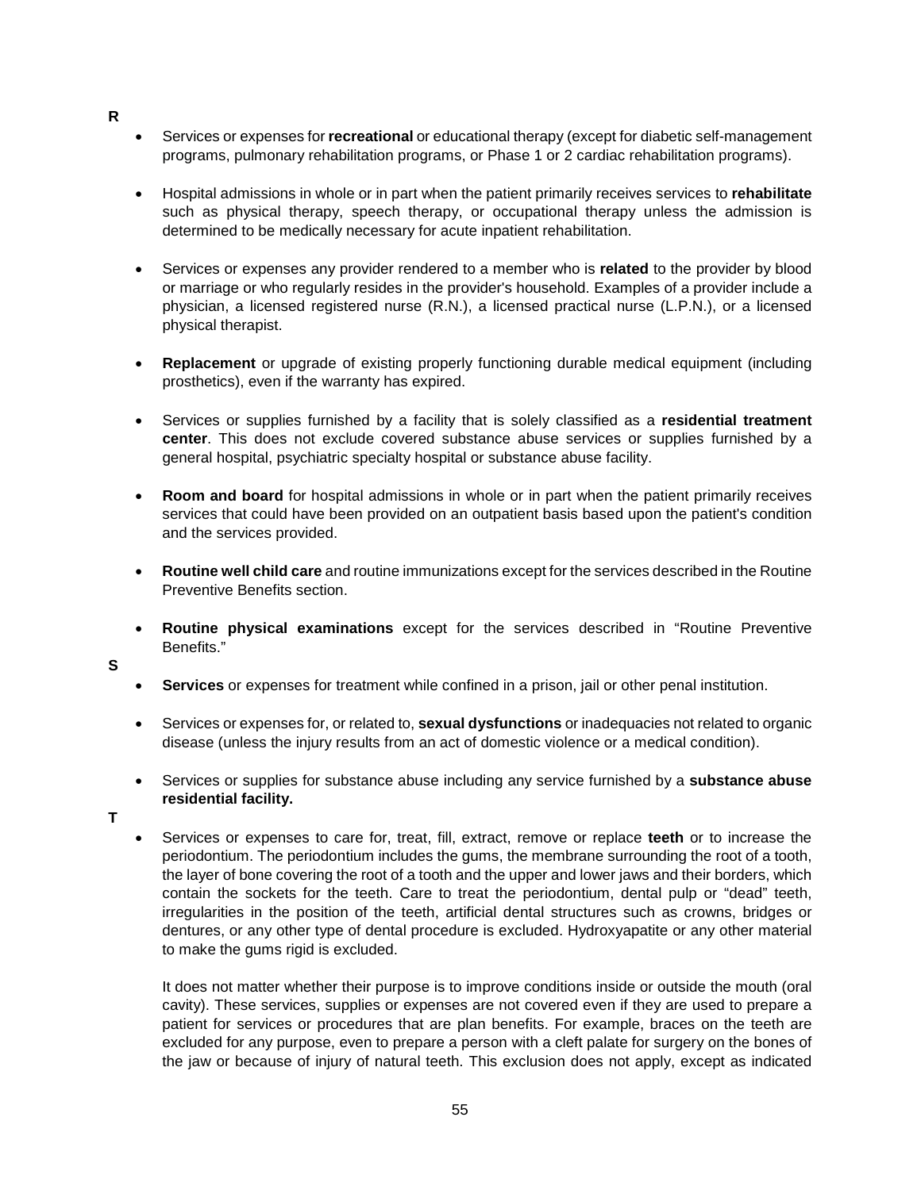**R**

- Services or expenses for **recreational** or educational therapy (except for diabetic self-management programs, pulmonary rehabilitation programs, or Phase 1 or 2 cardiac rehabilitation programs).

- Hospital admissions in whole or in part when the patient primarily receives services to **rehabilitate** such as physical therapy, speech therapy, or occupational therapy unless the admission is determined to be medically necessary for acute inpatient rehabilitation.

- Services or expenses any provider rendered to a member who is **related** to the provider by blood or marriage or who regularly resides in the provider's household. Examples of a provider include a physician, a licensed registered nurse (R.N.), a licensed practical nurse (L.P.N.), or a licensed physical therapist.

- **Replacement** or upgrade of existing properly functioning durable medical equipment (including prosthetics), even if the warranty has expired.

- Services or supplies furnished by a facility that is solely classified as a **residential treatment center**. This does not exclude covered substance abuse services or supplies furnished by a general hospital, psychiatric specialty hospital or substance abuse facility.

- **Room and board** for hospital admissions in whole or in part when the patient primarily receives services that could have been provided on an outpatient basis based upon the patient's condition and the services provided.

- **Routine well child care** and routine immunizations except for the services described in the Routine Preventive Benefits section.

- **Routine physical examinations** except for the services described in "Routine Preventive Benefits."

**S**

- **Services** or expenses for treatment while confined in a prison, jail or other penal institution.

- Services or expenses for, or related to, **sexual dysfunctions** or inadequacies not related to organic disease (unless the injury results from an act of domestic violence or a medical condition).

- Services or supplies for substance abuse including any service furnished by a **substance abuse residential facility.**

**T**

- Services or expenses to care for, treat, fill, extract, remove or replace **teeth** or to increase the periodontium. The periodontium includes the gums, the membrane surrounding the root of a tooth, the layer of bone covering the root of a tooth and the upper and lower jaws and their borders, which contain the sockets for the teeth. Care to treat the periodontium, dental pulp or "dead" teeth, irregularities in the position of the teeth, artificial dental structures such as crowns, bridges or dentures, or any other type of dental procedure is excluded. Hydroxyapatite or any other material to make the gums rigid is excluded.

  It does not matter whether their purpose is to improve conditions inside or outside the mouth (oral cavity). These services, supplies or expenses are not covered even if they are used to prepare a patient for services or procedures that are plan benefits. For example, braces on the teeth are excluded for any purpose, even to prepare a person with a cleft palate for surgery on the bones of the jaw or because of injury of natural teeth. This exclusion does not apply, except as indicated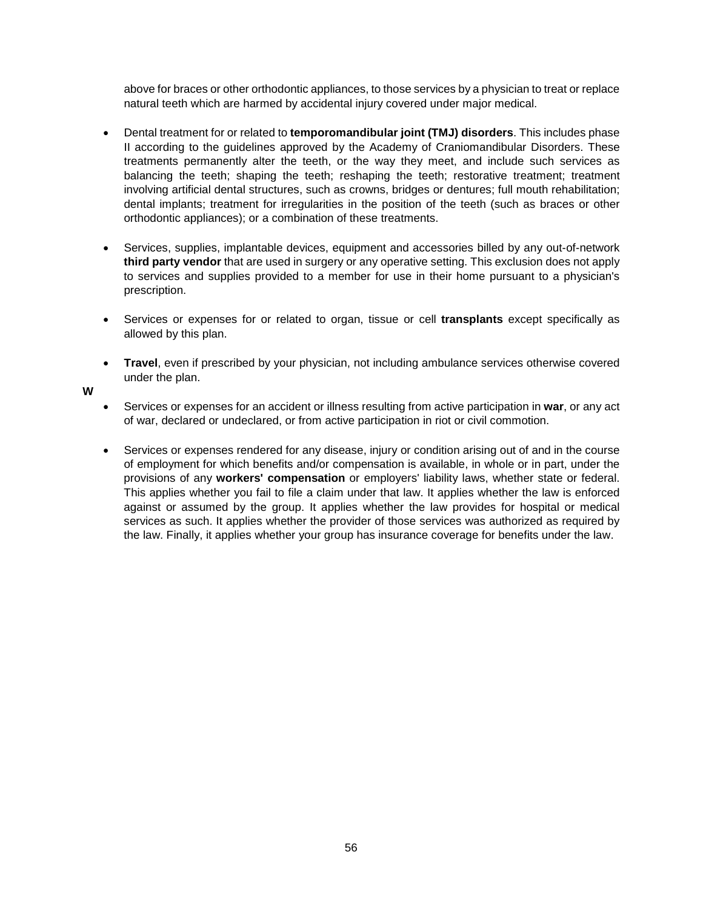above for braces or other orthodontic appliances, to those services by a physician to treat or replace natural teeth which are harmed by accidental injury covered under major medical.

- Dental treatment for or related to **temporomandibular joint (TMJ) disorders**. This includes phase II according to the guidelines approved by the Academy of Craniomandibular Disorders. These treatments permanently alter the teeth, or the way they meet, and include such services as balancing the teeth; shaping the teeth; reshaping the teeth; restorative treatment; treatment involving artificial dental structures, such as crowns, bridges or dentures; full mouth rehabilitation; dental implants; treatment for irregularities in the position of the teeth (such as braces or other orthodontic appliances); or a combination of these treatments.

- Services, supplies, implantable devices, equipment and accessories billed by any out-of-network **third party vendor** that are used in surgery or any operative setting. This exclusion does not apply to services and supplies provided to a member for use in their home pursuant to a physician's prescription.

- Services or expenses for or related to organ, tissue or cell **transplants** except specifically as allowed by this plan.

- **Travel**, even if prescribed by your physician, not including ambulance services otherwise covered under the plan.

**W**

- Services or expenses for an accident or illness resulting from active participation in **war**, or any act of war, declared or undeclared, or from active participation in riot or civil commotion.

- Services or expenses rendered for any disease, injury or condition arising out of and in the course of employment for which benefits and/or compensation is available, in whole or in part, under the provisions of any **workers' compensation** or employers' liability laws, whether state or federal. This applies whether you fail to file a claim under that law. It applies whether the law is enforced against or assumed by the group. It applies whether the law provides for hospital or medical services as such. It applies whether the provider of those services was authorized as required by the law. Finally, it applies whether your group has insurance coverage for benefits under the law.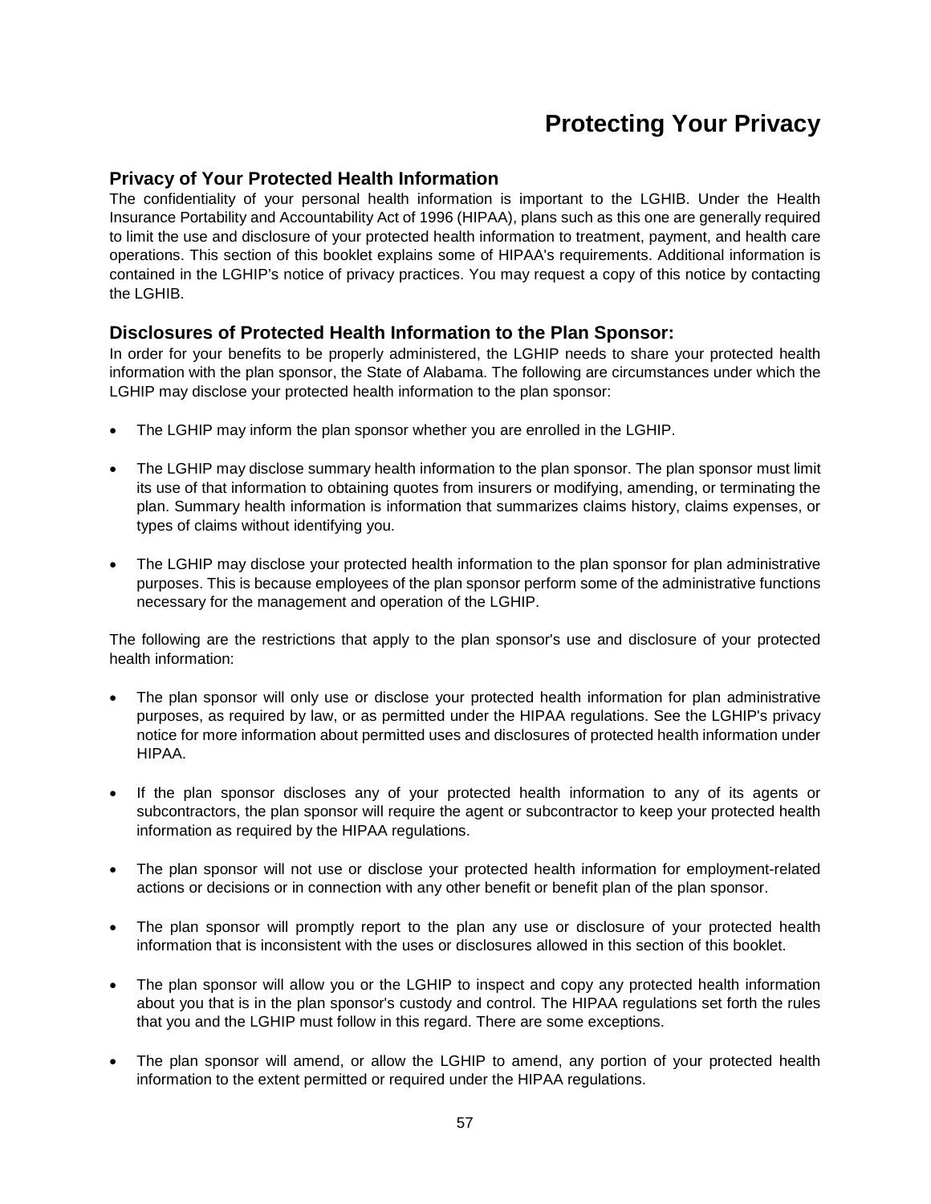# Protecting Your Privacy

## Privacy of Your Protected Health Information

The confidentiality of your personal health information is important to the LGHIB. Under the Health Insurance Portability and Accountability Act of 1996 (HIPAA), plans such as this one are generally required to limit the use and disclosure of your protected health information to treatment, payment, and health care operations. This section of this booklet explains some of HIPAA's requirements. Additional information is contained in the LGHIP's notice of privacy practices. You may request a copy of this notice by contacting the LGHIB.

## Disclosures of Protected Health Information to the Plan Sponsor:

In order for your benefits to be properly administered, the LGHIP needs to share your protected health information with the plan sponsor, the State of Alabama. The following are circumstances under which the LGHIP may disclose your protected health information to the plan sponsor:

- The LGHIP may inform the plan sponsor whether you are enrolled in the LGHIP.
- The LGHIP may disclose summary health information to the plan sponsor. The plan sponsor must limit its use of that information to obtaining quotes from insurers or modifying, amending, or terminating the plan. Summary health information is information that summarizes claims history, claims expenses, or types of claims without identifying you.
- The LGHIP may disclose your protected health information to the plan sponsor for plan administrative purposes. This is because employees of the plan sponsor perform some of the administrative functions necessary for the management and operation of the LGHIP.

The following are the restrictions that apply to the plan sponsor's use and disclosure of your protected health information:

- The plan sponsor will only use or disclose your protected health information for plan administrative purposes, as required by law, or as permitted under the HIPAA regulations. See the LGHIP's privacy notice for more information about permitted uses and disclosures of protected health information under HIPAA.
- If the plan sponsor discloses any of your protected health information to any of its agents or subcontractors, the plan sponsor will require the agent or subcontractor to keep your protected health information as required by the HIPAA regulations.
- The plan sponsor will not use or disclose your protected health information for employment-related actions or decisions or in connection with any other benefit or benefit plan of the plan sponsor.
- The plan sponsor will promptly report to the plan any use or disclosure of your protected health information that is inconsistent with the uses or disclosures allowed in this section of this booklet.
- The plan sponsor will allow you or the LGHIP to inspect and copy any protected health information about you that is in the plan sponsor's custody and control. The HIPAA regulations set forth the rules that you and the LGHIP must follow in this regard. There are some exceptions.
- The plan sponsor will amend, or allow the LGHIP to amend, any portion of your protected health information to the extent permitted or required under the HIPAA regulations.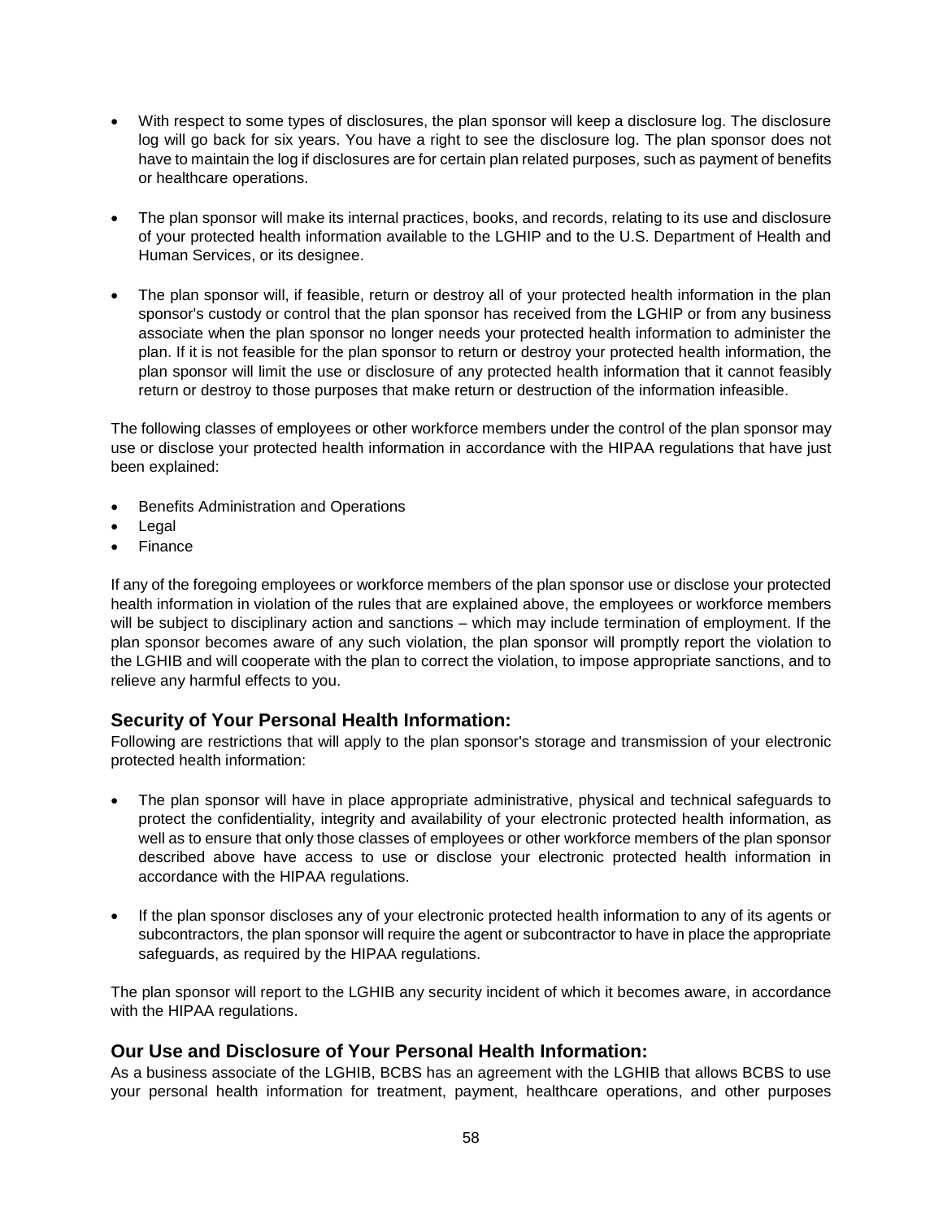- With respect to some types of disclosures, the plan sponsor will keep a disclosure log. The disclosure log will go back for six years. You have a right to see the disclosure log. The plan sponsor does not have to maintain the log if disclosures are for certain plan related purposes, such as payment of benefits or healthcare operations.

- The plan sponsor will make its internal practices, books, and records, relating to its use and disclosure of your protected health information available to the LGHIP and to the U.S. Department of Health and Human Services, or its designee.

- The plan sponsor will, if feasible, return or destroy all of your protected health information in the plan sponsor's custody or control that the plan sponsor has received from the LGHIP or from any business associate when the plan sponsor no longer needs your protected health information to administer the plan. If it is not feasible for the plan sponsor to return or destroy your protected health information, the plan sponsor will limit the use or disclosure of any protected health information that it cannot feasibly return or destroy to those purposes that make return or destruction of the information infeasible.

The following classes of employees or other workforce members under the control of the plan sponsor may use or disclose your protected health information in accordance with the HIPAA regulations that have just been explained:

- Benefits Administration and Operations
- Legal
- Finance

If any of the foregoing employees or workforce members of the plan sponsor use or disclose your protected health information in violation of the rules that are explained above, the employees or workforce members will be subject to disciplinary action and sanctions – which may include termination of employment. If the plan sponsor becomes aware of any such violation, the plan sponsor will promptly report the violation to the LGHIB and will cooperate with the plan to correct the violation, to impose appropriate sanctions, and to relieve any harmful effects to you.

## Security of Your Personal Health Information:

Following are restrictions that will apply to the plan sponsor's storage and transmission of your electronic protected health information:

- The plan sponsor will have in place appropriate administrative, physical and technical safeguards to protect the confidentiality, integrity and availability of your electronic protected health information, as well as to ensure that only those classes of employees or other workforce members of the plan sponsor described above have access to use or disclose your electronic protected health information in accordance with the HIPAA regulations.

- If the plan sponsor discloses any of your electronic protected health information to any of its agents or subcontractors, the plan sponsor will require the agent or subcontractor to have in place the appropriate safeguards, as required by the HIPAA regulations.

The plan sponsor will report to the LGHIB any security incident of which it becomes aware, in accordance with the HIPAA regulations.

## Our Use and Disclosure of Your Personal Health Information:

As a business associate of the LGHIB, BCBS has an agreement with the LGHIB that allows BCBS to use your personal health information for treatment, payment, healthcare operations, and other purposes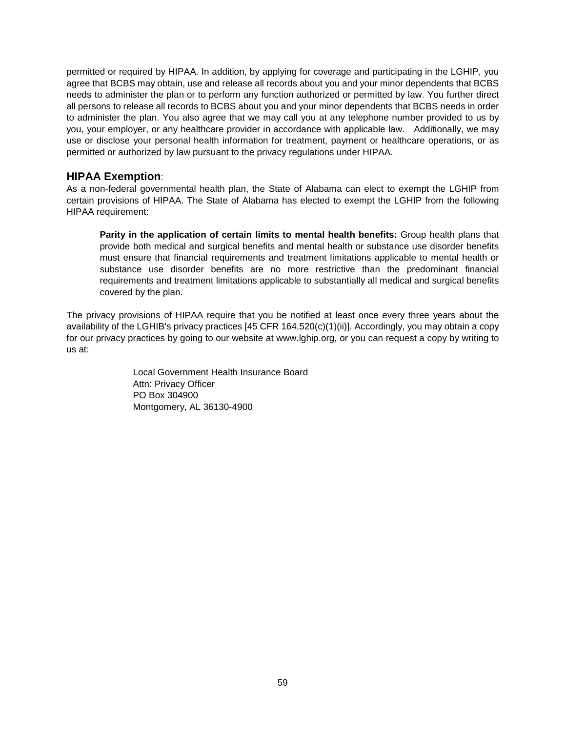permitted or required by HIPAA. In addition, by applying for coverage and participating in the LGHIP, you agree that BCBS may obtain, use and release all records about you and your minor dependents that BCBS needs to administer the plan or to perform any function authorized or permitted by law. You further direct all persons to release all records to BCBS about you and your minor dependents that BCBS needs in order to administer the plan. You also agree that we may call you at any telephone number provided to us by you, your employer, or any healthcare provider in accordance with applicable law. Additionally, we may use or disclose your personal health information for treatment, payment or healthcare operations, or as permitted or authorized by law pursuant to the privacy regulations under HIPAA.

## HIPAA Exemption:

As a non-federal governmental health plan, the State of Alabama can elect to exempt the LGHIP from certain provisions of HIPAA. The State of Alabama has elected to exempt the LGHIP from the following HIPAA requirement:

> **Parity in the application of certain limits to mental health benefits:** Group health plans that provide both medical and surgical benefits and mental health or substance use disorder benefits must ensure that financial requirements and treatment limitations applicable to mental health or substance use disorder benefits are no more restrictive than the predominant financial requirements and treatment limitations applicable to substantially all medical and surgical benefits covered by the plan.

The privacy provisions of HIPAA require that you be notified at least once every three years about the availability of the LGHIB's privacy practices [45 CFR 164.520(c)(1)(ii)]. Accordingly, you may obtain a copy for our privacy practices by going to our website at www.lghip.org, or you can request a copy by writing to us at:

Local Government Health Insurance Board
Attn: Privacy Officer
PO Box 304900
Montgomery, AL 36130-4900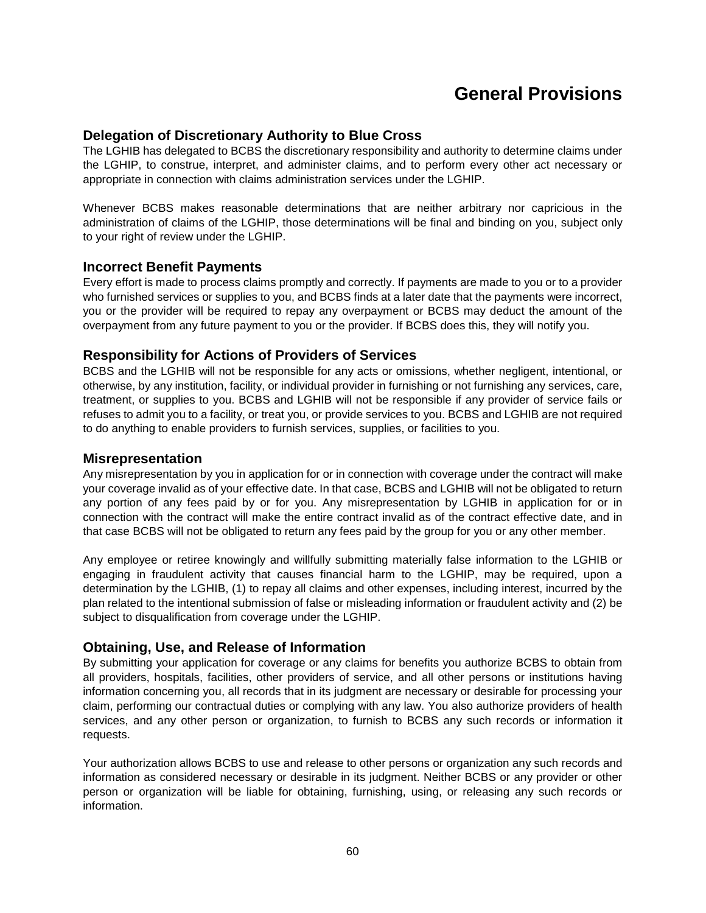# General Provisions

## Delegation of Discretionary Authority to Blue Cross

The LGHIB has delegated to BCBS the discretionary responsibility and authority to determine claims under the LGHIP, to construe, interpret, and administer claims, and to perform every other act necessary or appropriate in connection with claims administration services under the LGHIP.

Whenever BCBS makes reasonable determinations that are neither arbitrary nor capricious in the administration of claims of the LGHIP, those determinations will be final and binding on you, subject only to your right of review under the LGHIP.

## Incorrect Benefit Payments

Every effort is made to process claims promptly and correctly. If payments are made to you or to a provider who furnished services or supplies to you, and BCBS finds at a later date that the payments were incorrect, you or the provider will be required to repay any overpayment or BCBS may deduct the amount of the overpayment from any future payment to you or the provider. If BCBS does this, they will notify you.

## Responsibility for Actions of Providers of Services

BCBS and the LGHIB will not be responsible for any acts or omissions, whether negligent, intentional, or otherwise, by any institution, facility, or individual provider in furnishing or not furnishing any services, care, treatment, or supplies to you. BCBS and LGHIB will not be responsible if any provider of service fails or refuses to admit you to a facility, or treat you, or provide services to you. BCBS and LGHIB are not required to do anything to enable providers to furnish services, supplies, or facilities to you.

## Misrepresentation

Any misrepresentation by you in application for or in connection with coverage under the contract will make your coverage invalid as of your effective date. In that case, BCBS and LGHIB will not be obligated to return any portion of any fees paid by or for you. Any misrepresentation by LGHIB in application for or in connection with the contract will make the entire contract invalid as of the contract effective date, and in that case BCBS will not be obligated to return any fees paid by the group for you or any other member.

Any employee or retiree knowingly and willfully submitting materially false information to the LGHIB or engaging in fraudulent activity that causes financial harm to the LGHIP, may be required, upon a determination by the LGHIB, (1) to repay all claims and other expenses, including interest, incurred by the plan related to the intentional submission of false or misleading information or fraudulent activity and (2) be subject to disqualification from coverage under the LGHIP.

## Obtaining, Use, and Release of Information

By submitting your application for coverage or any claims for benefits you authorize BCBS to obtain from all providers, hospitals, facilities, other providers of service, and all other persons or institutions having information concerning you, all records that in its judgment are necessary or desirable for processing your claim, performing our contractual duties or complying with any law. You also authorize providers of health services, and any other person or organization, to furnish to BCBS any such records or information it requests.

Your authorization allows BCBS to use and release to other persons or organization any such records and information as considered necessary or desirable in its judgment. Neither BCBS or any provider or other person or organization will be liable for obtaining, furnishing, using, or releasing any such records or information.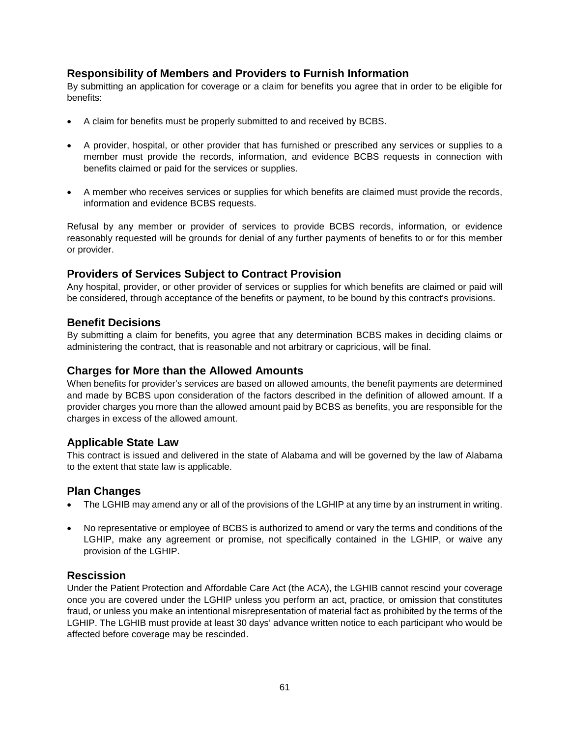## Responsibility of Members and Providers to Furnish Information

By submitting an application for coverage or a claim for benefits you agree that in order to be eligible for benefits:

- A claim for benefits must be properly submitted to and received by BCBS.
- A provider, hospital, or other provider that has furnished or prescribed any services or supplies to a member must provide the records, information, and evidence BCBS requests in connection with benefits claimed or paid for the services or supplies.
- A member who receives services or supplies for which benefits are claimed must provide the records, information and evidence BCBS requests.

Refusal by any member or provider of services to provide BCBS records, information, or evidence reasonably requested will be grounds for denial of any further payments of benefits to or for this member or provider.

## Providers of Services Subject to Contract Provision

Any hospital, provider, or other provider of services or supplies for which benefits are claimed or paid will be considered, through acceptance of the benefits or payment, to be bound by this contract's provisions.

## Benefit Decisions

By submitting a claim for benefits, you agree that any determination BCBS makes in deciding claims or administering the contract, that is reasonable and not arbitrary or capricious, will be final.

## Charges for More than the Allowed Amounts

When benefits for provider's services are based on allowed amounts, the benefit payments are determined and made by BCBS upon consideration of the factors described in the definition of allowed amount. If a provider charges you more than the allowed amount paid by BCBS as benefits, you are responsible for the charges in excess of the allowed amount.

## Applicable State Law

This contract is issued and delivered in the state of Alabama and will be governed by the law of Alabama to the extent that state law is applicable.

## Plan Changes

- The LGHIB may amend any or all of the provisions of the LGHIP at any time by an instrument in writing.
- No representative or employee of BCBS is authorized to amend or vary the terms and conditions of the LGHIP, make any agreement or promise, not specifically contained in the LGHIP, or waive any provision of the LGHIP.

## Rescission

Under the Patient Protection and Affordable Care Act (the ACA), the LGHIB cannot rescind your coverage once you are covered under the LGHIP unless you perform an act, practice, or omission that constitutes fraud, or unless you make an intentional misrepresentation of material fact as prohibited by the terms of the LGHIP. The LGHIB must provide at least 30 days' advance written notice to each participant who would be affected before coverage may be rescinded.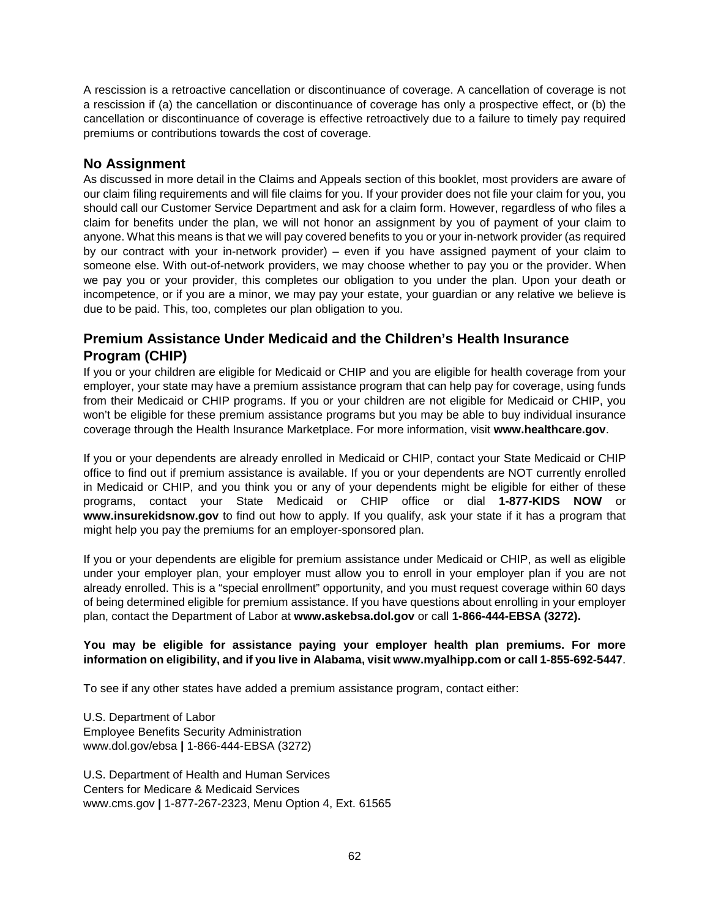A rescission is a retroactive cancellation or discontinuance of coverage. A cancellation of coverage is not a rescission if (a) the cancellation or discontinuance of coverage has only a prospective effect, or (b) the cancellation or discontinuance of coverage is effective retroactively due to a failure to timely pay required premiums or contributions towards the cost of coverage.

## No Assignment

As discussed in more detail in the Claims and Appeals section of this booklet, most providers are aware of our claim filing requirements and will file claims for you. If your provider does not file your claim for you, you should call our Customer Service Department and ask for a claim form. However, regardless of who files a claim for benefits under the plan, we will not honor an assignment by you of payment of your claim to anyone. What this means is that we will pay covered benefits to you or your in-network provider (as required by our contract with your in-network provider) – even if you have assigned payment of your claim to someone else. With out-of-network providers, we may choose whether to pay you or the provider. When we pay you or your provider, this completes our obligation to you under the plan. Upon your death or incompetence, or if you are a minor, we may pay your estate, your guardian or any relative we believe is due to be paid. This, too, completes our plan obligation to you.

## Premium Assistance Under Medicaid and the Children's Health Insurance Program (CHIP)

If you or your children are eligible for Medicaid or CHIP and you are eligible for health coverage from your employer, your state may have a premium assistance program that can help pay for coverage, using funds from their Medicaid or CHIP programs. If you or your children are not eligible for Medicaid or CHIP, you won't be eligible for these premium assistance programs but you may be able to buy individual insurance coverage through the Health Insurance Marketplace. For more information, visit **www.healthcare.gov**.

If you or your dependents are already enrolled in Medicaid or CHIP, contact your State Medicaid or CHIP office to find out if premium assistance is available. If you or your dependents are NOT currently enrolled in Medicaid or CHIP, and you think you or any of your dependents might be eligible for either of these programs, contact your State Medicaid or CHIP office or dial **1-877-KIDS NOW** or **www.insurekidsnow.gov** to find out how to apply. If you qualify, ask your state if it has a program that might help you pay the premiums for an employer-sponsored plan.

If you or your dependents are eligible for premium assistance under Medicaid or CHIP, as well as eligible under your employer plan, your employer must allow you to enroll in your employer plan if you are not already enrolled. This is a "special enrollment" opportunity, and you must request coverage within 60 days of being determined eligible for premium assistance. If you have questions about enrolling in your employer plan, contact the Department of Labor at **www.askebsa.dol.gov** or call **1-866-444-EBSA (3272).**

**You may be eligible for assistance paying your employer health plan premiums. For more information on eligibility, and if you live in Alabama, visit www.myalhipp.com or call 1-855-692-5447**.

To see if any other states have added a premium assistance program, contact either:

U.S. Department of Labor
Employee Benefits Security Administration
www.dol.gov/ebsa **|** 1-866-444-EBSA (3272)

U.S. Department of Health and Human Services
Centers for Medicare & Medicaid Services
www.cms.gov **|** 1-877-267-2323, Menu Option 4, Ext. 61565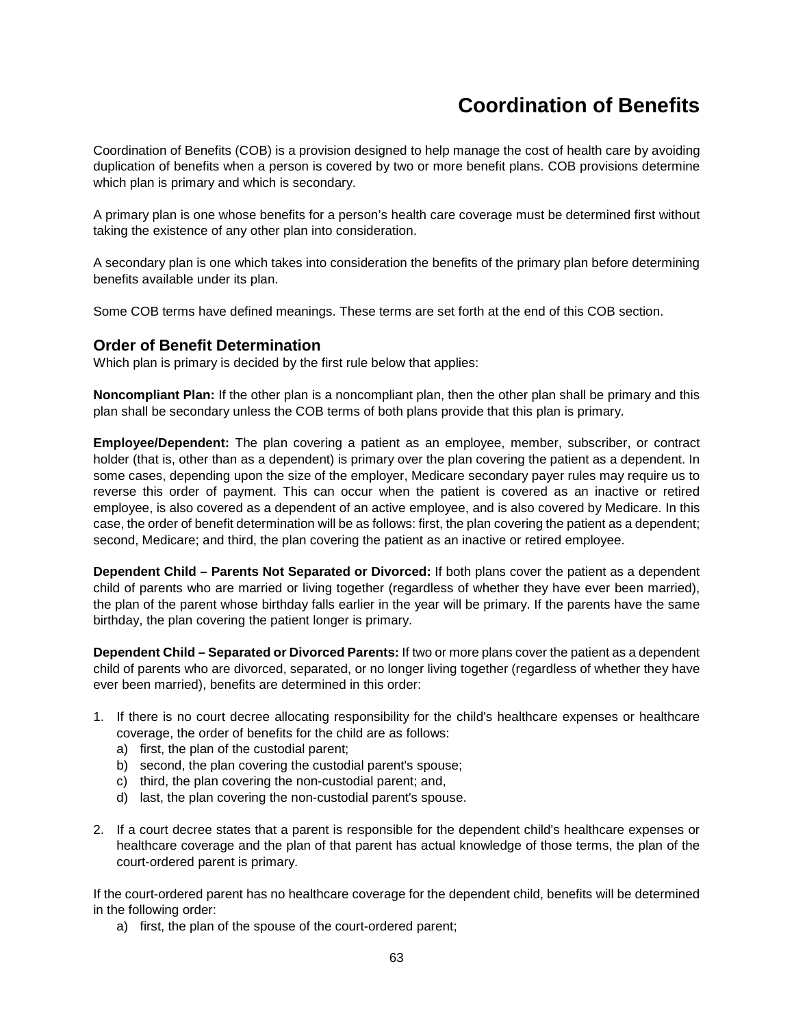# Coordination of Benefits

Coordination of Benefits (COB) is a provision designed to help manage the cost of health care by avoiding duplication of benefits when a person is covered by two or more benefit plans. COB provisions determine which plan is primary and which is secondary.

A primary plan is one whose benefits for a person's health care coverage must be determined first without taking the existence of any other plan into consideration.

A secondary plan is one which takes into consideration the benefits of the primary plan before determining benefits available under its plan.

Some COB terms have defined meanings. These terms are set forth at the end of this COB section.

## Order of Benefit Determination

Which plan is primary is decided by the first rule below that applies:

**Noncompliant Plan:** If the other plan is a noncompliant plan, then the other plan shall be primary and this plan shall be secondary unless the COB terms of both plans provide that this plan is primary.

**Employee/Dependent:** The plan covering a patient as an employee, member, subscriber, or contract holder (that is, other than as a dependent) is primary over the plan covering the patient as a dependent. In some cases, depending upon the size of the employer, Medicare secondary payer rules may require us to reverse this order of payment. This can occur when the patient is covered as an inactive or retired employee, is also covered as a dependent of an active employee, and is also covered by Medicare. In this case, the order of benefit determination will be as follows: first, the plan covering the patient as a dependent; second, Medicare; and third, the plan covering the patient as an inactive or retired employee.

**Dependent Child – Parents Not Separated or Divorced:** If both plans cover the patient as a dependent child of parents who are married or living together (regardless of whether they have ever been married), the plan of the parent whose birthday falls earlier in the year will be primary. If the parents have the same birthday, the plan covering the patient longer is primary.

**Dependent Child – Separated or Divorced Parents:** If two or more plans cover the patient as a dependent child of parents who are divorced, separated, or no longer living together (regardless of whether they have ever been married), benefits are determined in this order:

1. If there is no court decree allocating responsibility for the child's healthcare expenses or healthcare coverage, the order of benefits for the child are as follows:
   a) first, the plan of the custodial parent;
   b) second, the plan covering the custodial parent's spouse;
   c) third, the plan covering the non-custodial parent; and,
   d) last, the plan covering the non-custodial parent's spouse.

2. If a court decree states that a parent is responsible for the dependent child's healthcare expenses or healthcare coverage and the plan of that parent has actual knowledge of those terms, the plan of the court-ordered parent is primary.

If the court-ordered parent has no healthcare coverage for the dependent child, benefits will be determined in the following order:

a) first, the plan of the spouse of the court-ordered parent;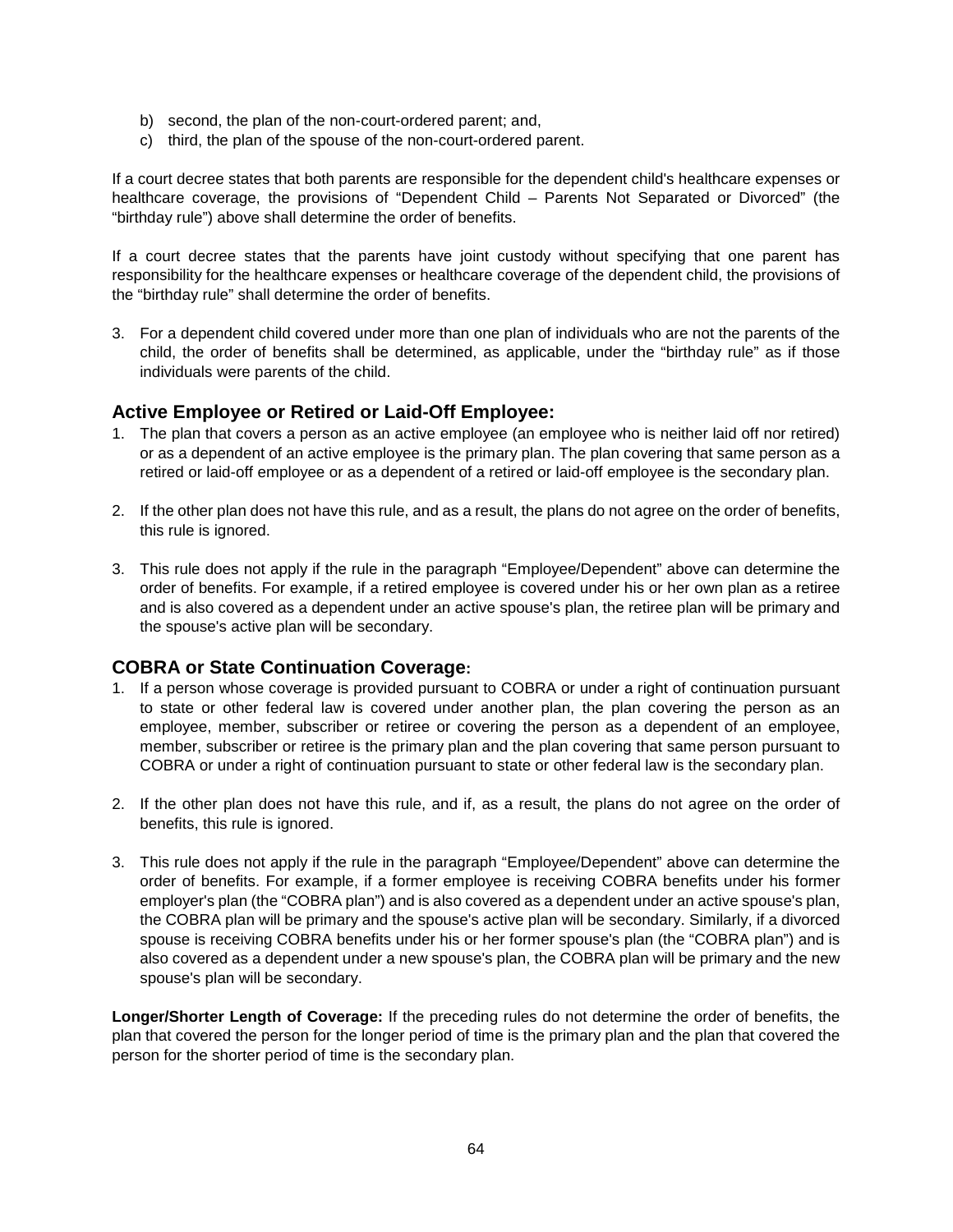b) second, the plan of the non-court-ordered parent; and,
c) third, the plan of the spouse of the non-court-ordered parent.

If a court decree states that both parents are responsible for the dependent child's healthcare expenses or healthcare coverage, the provisions of "Dependent Child – Parents Not Separated or Divorced" (the "birthday rule") above shall determine the order of benefits.

If a court decree states that the parents have joint custody without specifying that one parent has responsibility for the healthcare expenses or healthcare coverage of the dependent child, the provisions of the "birthday rule" shall determine the order of benefits.

3. For a dependent child covered under more than one plan of individuals who are not the parents of the child, the order of benefits shall be determined, as applicable, under the "birthday rule" as if those individuals were parents of the child.

## Active Employee or Retired or Laid-Off Employee:

1. The plan that covers a person as an active employee (an employee who is neither laid off nor retired) or as a dependent of an active employee is the primary plan. The plan covering that same person as a retired or laid-off employee or as a dependent of a retired or laid-off employee is the secondary plan.

2. If the other plan does not have this rule, and as a result, the plans do not agree on the order of benefits, this rule is ignored.

3. This rule does not apply if the rule in the paragraph "Employee/Dependent" above can determine the order of benefits. For example, if a retired employee is covered under his or her own plan as a retiree and is also covered as a dependent under an active spouse's plan, the retiree plan will be primary and the spouse's active plan will be secondary.

## COBRA or State Continuation Coverage:

1. If a person whose coverage is provided pursuant to COBRA or under a right of continuation pursuant to state or other federal law is covered under another plan, the plan covering the person as an employee, member, subscriber or retiree or covering the person as a dependent of an employee, member, subscriber or retiree is the primary plan and the plan covering that same person pursuant to COBRA or under a right of continuation pursuant to state or other federal law is the secondary plan.

2. If the other plan does not have this rule, and if, as a result, the plans do not agree on the order of benefits, this rule is ignored.

3. This rule does not apply if the rule in the paragraph "Employee/Dependent" above can determine the order of benefits. For example, if a former employee is receiving COBRA benefits under his former employer's plan (the "COBRA plan") and is also covered as a dependent under an active spouse's plan, the COBRA plan will be primary and the spouse's active plan will be secondary. Similarly, if a divorced spouse is receiving COBRA benefits under his or her former spouse's plan (the "COBRA plan") and is also covered as a dependent under a new spouse's plan, the COBRA plan will be primary and the new spouse's plan will be secondary.

**Longer/Shorter Length of Coverage:** If the preceding rules do not determine the order of benefits, the plan that covered the person for the longer period of time is the primary plan and the plan that covered the person for the shorter period of time is the secondary plan.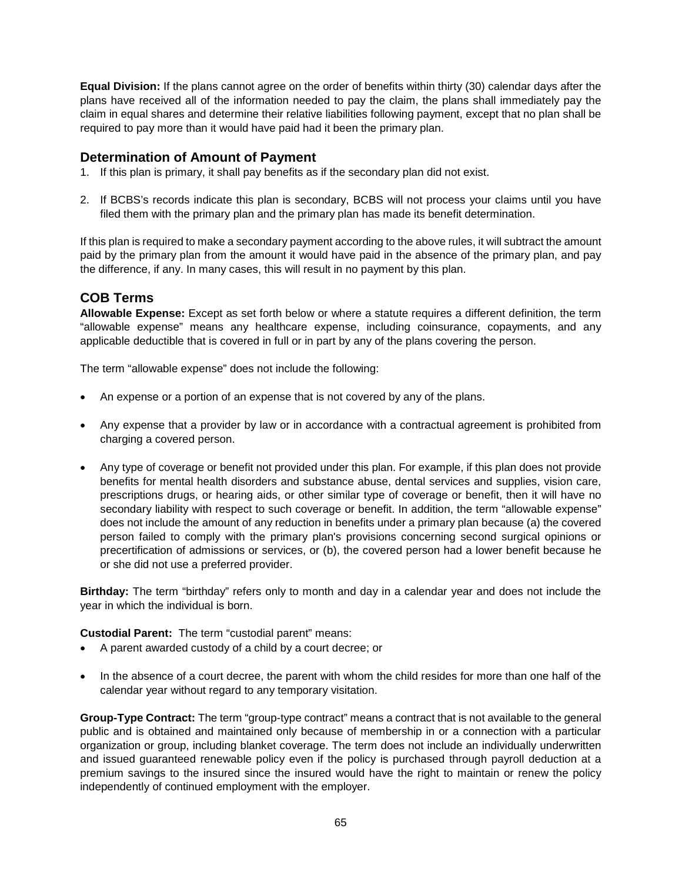**Equal Division:** If the plans cannot agree on the order of benefits within thirty (30) calendar days after the plans have received all of the information needed to pay the claim, the plans shall immediately pay the claim in equal shares and determine their relative liabilities following payment, except that no plan shall be required to pay more than it would have paid had it been the primary plan.

## Determination of Amount of Payment

1. If this plan is primary, it shall pay benefits as if the secondary plan did not exist.

2. If BCBS's records indicate this plan is secondary, BCBS will not process your claims until you have filed them with the primary plan and the primary plan has made its benefit determination.

If this plan is required to make a secondary payment according to the above rules, it will subtract the amount paid by the primary plan from the amount it would have paid in the absence of the primary plan, and pay the difference, if any. In many cases, this will result in no payment by this plan.

## COB Terms

**Allowable Expense:** Except as set forth below or where a statute requires a different definition, the term "allowable expense" means any healthcare expense, including coinsurance, copayments, and any applicable deductible that is covered in full or in part by any of the plans covering the person.

The term "allowable expense" does not include the following:

- An expense or a portion of an expense that is not covered by any of the plans.

- Any expense that a provider by law or in accordance with a contractual agreement is prohibited from charging a covered person.

- Any type of coverage or benefit not provided under this plan. For example, if this plan does not provide benefits for mental health disorders and substance abuse, dental services and supplies, vision care, prescriptions drugs, or hearing aids, or other similar type of coverage or benefit, then it will have no secondary liability with respect to such coverage or benefit. In addition, the term "allowable expense" does not include the amount of any reduction in benefits under a primary plan because (a) the covered person failed to comply with the primary plan's provisions concerning second surgical opinions or precertification of admissions or services, or (b), the covered person had a lower benefit because he or she did not use a preferred provider.

**Birthday:** The term "birthday" refers only to month and day in a calendar year and does not include the year in which the individual is born.

**Custodial Parent:** The term "custodial parent" means:

- A parent awarded custody of a child by a court decree; or

- In the absence of a court decree, the parent with whom the child resides for more than one half of the calendar year without regard to any temporary visitation.

**Group-Type Contract:** The term "group-type contract" means a contract that is not available to the general public and is obtained and maintained only because of membership in or a connection with a particular organization or group, including blanket coverage. The term does not include an individually underwritten and issued guaranteed renewable policy even if the policy is purchased through payroll deduction at a premium savings to the insured since the insured would have the right to maintain or renew the policy independently of continued employment with the employer.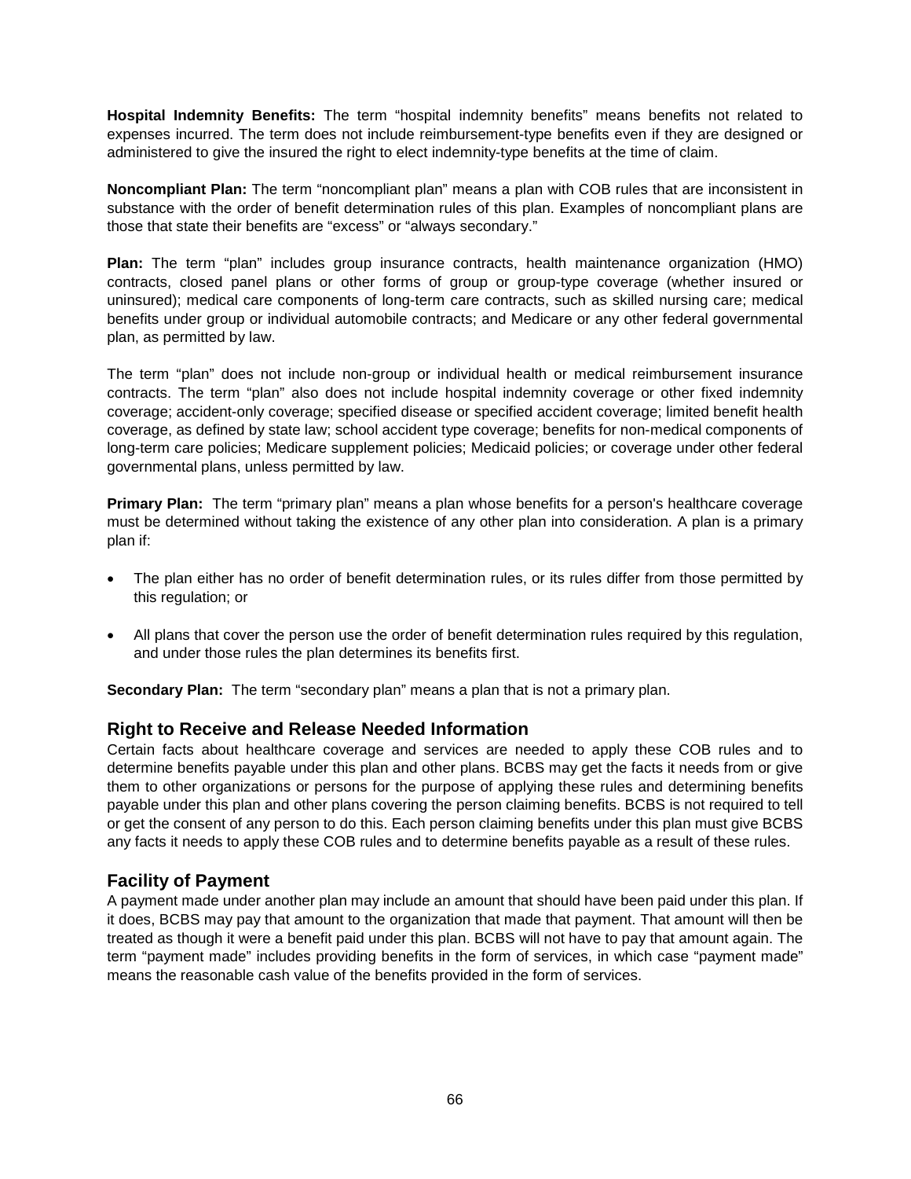**Hospital Indemnity Benefits:** The term "hospital indemnity benefits" means benefits not related to expenses incurred. The term does not include reimbursement-type benefits even if they are designed or administered to give the insured the right to elect indemnity-type benefits at the time of claim.

**Noncompliant Plan:** The term "noncompliant plan" means a plan with COB rules that are inconsistent in substance with the order of benefit determination rules of this plan. Examples of noncompliant plans are those that state their benefits are "excess" or "always secondary."

**Plan:** The term "plan" includes group insurance contracts, health maintenance organization (HMO) contracts, closed panel plans or other forms of group or group-type coverage (whether insured or uninsured); medical care components of long-term care contracts, such as skilled nursing care; medical benefits under group or individual automobile contracts; and Medicare or any other federal governmental plan, as permitted by law.

The term "plan" does not include non-group or individual health or medical reimbursement insurance contracts. The term "plan" also does not include hospital indemnity coverage or other fixed indemnity coverage; accident-only coverage; specified disease or specified accident coverage; limited benefit health coverage, as defined by state law; school accident type coverage; benefits for non-medical components of long-term care policies; Medicare supplement policies; Medicaid policies; or coverage under other federal governmental plans, unless permitted by law.

**Primary Plan:** The term "primary plan" means a plan whose benefits for a person's healthcare coverage must be determined without taking the existence of any other plan into consideration. A plan is a primary plan if:

- The plan either has no order of benefit determination rules, or its rules differ from those permitted by this regulation; or
- All plans that cover the person use the order of benefit determination rules required by this regulation, and under those rules the plan determines its benefits first.

**Secondary Plan:** The term "secondary plan" means a plan that is not a primary plan.

## Right to Receive and Release Needed Information

Certain facts about healthcare coverage and services are needed to apply these COB rules and to determine benefits payable under this plan and other plans. BCBS may get the facts it needs from or give them to other organizations or persons for the purpose of applying these rules and determining benefits payable under this plan and other plans covering the person claiming benefits. BCBS is not required to tell or get the consent of any person to do this. Each person claiming benefits under this plan must give BCBS any facts it needs to apply these COB rules and to determine benefits payable as a result of these rules.

## Facility of Payment

A payment made under another plan may include an amount that should have been paid under this plan. If it does, BCBS may pay that amount to the organization that made that payment. That amount will then be treated as though it were a benefit paid under this plan. BCBS will not have to pay that amount again. The term "payment made" includes providing benefits in the form of services, in which case "payment made" means the reasonable cash value of the benefits provided in the form of services.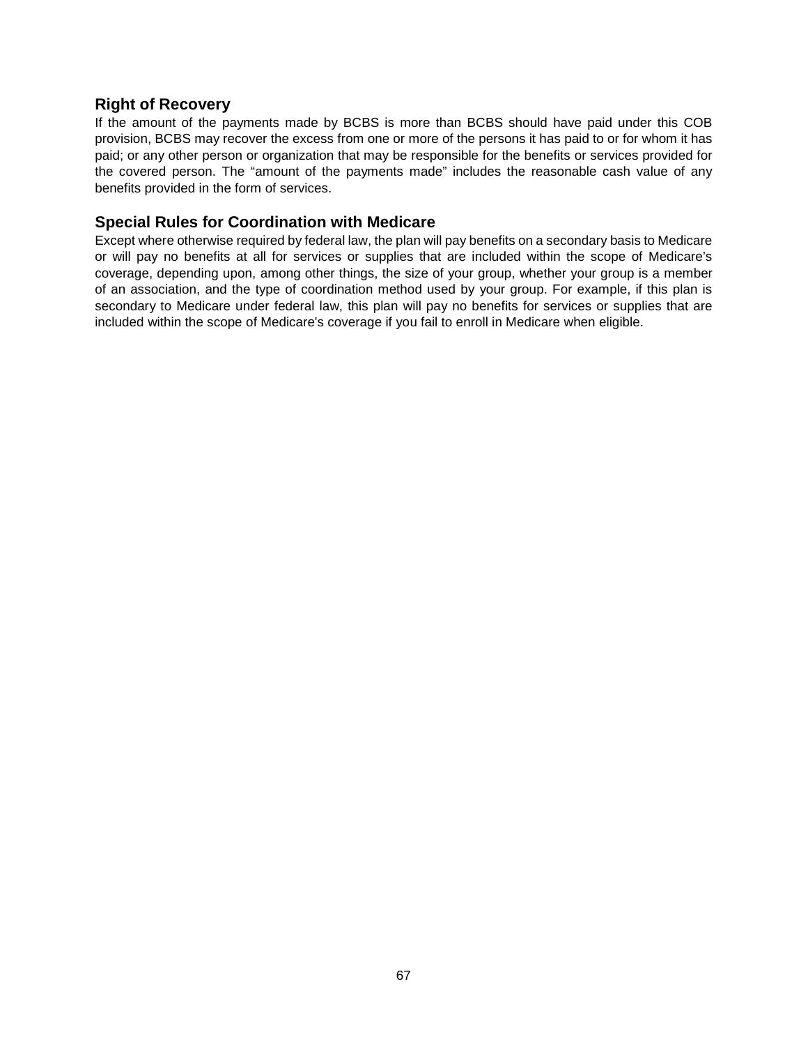## Right of Recovery

If the amount of the payments made by BCBS is more than BCBS should have paid under this COB provision, BCBS may recover the excess from one or more of the persons it has paid to or for whom it has paid; or any other person or organization that may be responsible for the benefits or services provided for the covered person. The "amount of the payments made" includes the reasonable cash value of any benefits provided in the form of services.

## Special Rules for Coordination with Medicare

Except where otherwise required by federal law, the plan will pay benefits on a secondary basis to Medicare or will pay no benefits at all for services or supplies that are included within the scope of Medicare's coverage, depending upon, among other things, the size of your group, whether your group is a member of an association, and the type of coordination method used by your group. For example, if this plan is secondary to Medicare under federal law, this plan will pay no benefits for services or supplies that are included within the scope of Medicare's coverage if you fail to enroll in Medicare when eligible.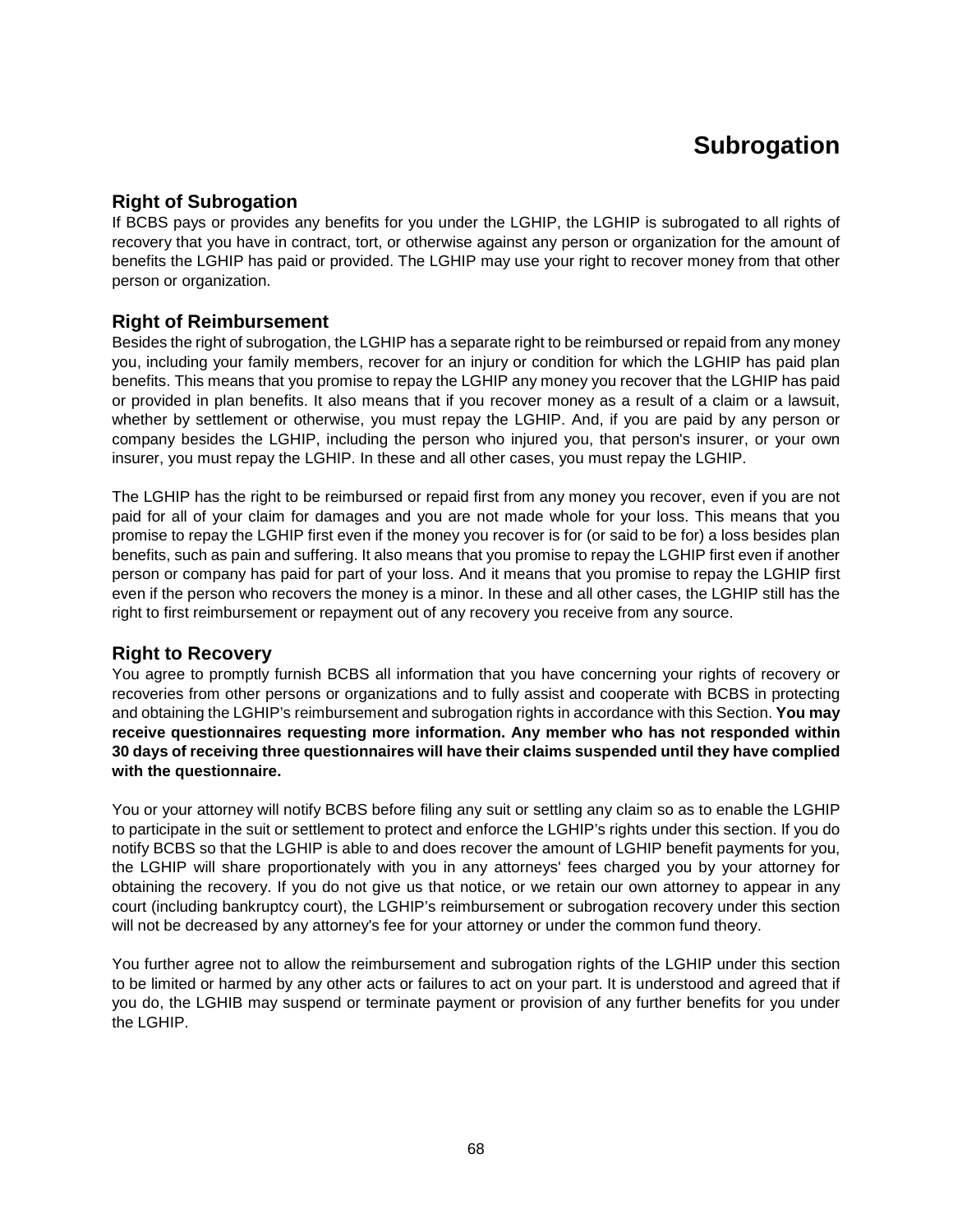# Subrogation

## Right of Subrogation

If BCBS pays or provides any benefits for you under the LGHIP, the LGHIP is subrogated to all rights of recovery that you have in contract, tort, or otherwise against any person or organization for the amount of benefits the LGHIP has paid or provided. The LGHIP may use your right to recover money from that other person or organization.

## Right of Reimbursement

Besides the right of subrogation, the LGHIP has a separate right to be reimbursed or repaid from any money you, including your family members, recover for an injury or condition for which the LGHIP has paid plan benefits. This means that you promise to repay the LGHIP any money you recover that the LGHIP has paid or provided in plan benefits. It also means that if you recover money as a result of a claim or a lawsuit, whether by settlement or otherwise, you must repay the LGHIP. And, if you are paid by any person or company besides the LGHIP, including the person who injured you, that person's insurer, or your own insurer, you must repay the LGHIP. In these and all other cases, you must repay the LGHIP.

The LGHIP has the right to be reimbursed or repaid first from any money you recover, even if you are not paid for all of your claim for damages and you are not made whole for your loss. This means that you promise to repay the LGHIP first even if the money you recover is for (or said to be for) a loss besides plan benefits, such as pain and suffering. It also means that you promise to repay the LGHIP first even if another person or company has paid for part of your loss. And it means that you promise to repay the LGHIP first even if the person who recovers the money is a minor. In these and all other cases, the LGHIP still has the right to first reimbursement or repayment out of any recovery you receive from any source.

## Right to Recovery

You agree to promptly furnish BCBS all information that you have concerning your rights of recovery or recoveries from other persons or organizations and to fully assist and cooperate with BCBS in protecting and obtaining the LGHIP's reimbursement and subrogation rights in accordance with this Section. **You may receive questionnaires requesting more information. Any member who has not responded within 30 days of receiving three questionnaires will have their claims suspended until they have complied with the questionnaire.**

You or your attorney will notify BCBS before filing any suit or settling any claim so as to enable the LGHIP to participate in the suit or settlement to protect and enforce the LGHIP's rights under this section. If you do notify BCBS so that the LGHIP is able to and does recover the amount of LGHIP benefit payments for you, the LGHIP will share proportionately with you in any attorneys' fees charged you by your attorney for obtaining the recovery. If you do not give us that notice, or we retain our own attorney to appear in any court (including bankruptcy court), the LGHIP's reimbursement or subrogation recovery under this section will not be decreased by any attorney's fee for your attorney or under the common fund theory.

You further agree not to allow the reimbursement and subrogation rights of the LGHIP under this section to be limited or harmed by any other acts or failures to act on your part. It is understood and agreed that if you do, the LGHIB may suspend or terminate payment or provision of any further benefits for you under the LGHIP.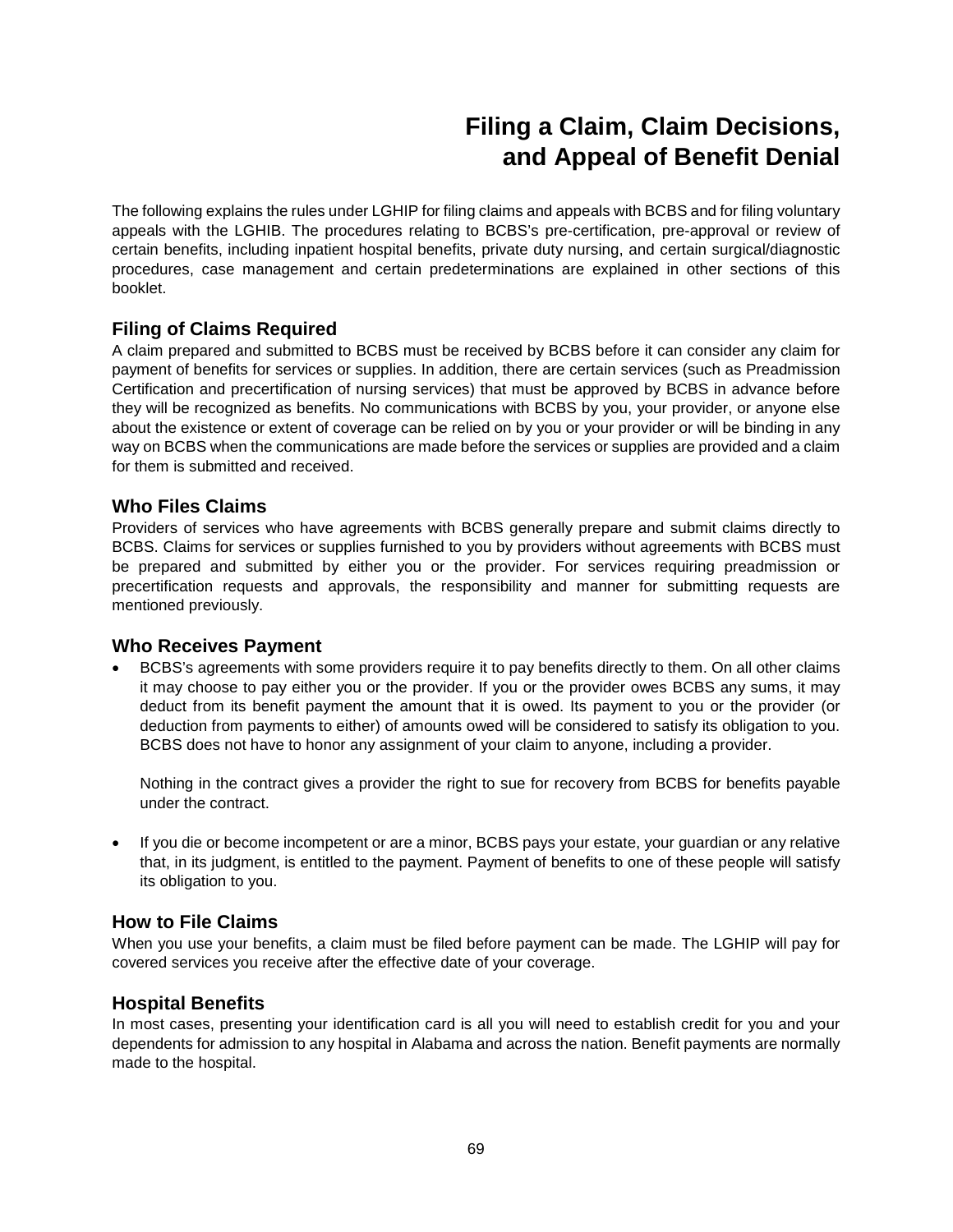# Filing a Claim, Claim Decisions, and Appeal of Benefit Denial

The following explains the rules under LGHIP for filing claims and appeals with BCBS and for filing voluntary appeals with the LGHIB. The procedures relating to BCBS's pre-certification, pre-approval or review of certain benefits, including inpatient hospital benefits, private duty nursing, and certain surgical/diagnostic procedures, case management and certain predeterminations are explained in other sections of this booklet.

## Filing of Claims Required

A claim prepared and submitted to BCBS must be received by BCBS before it can consider any claim for payment of benefits for services or supplies. In addition, there are certain services (such as Preadmission Certification and precertification of nursing services) that must be approved by BCBS in advance before they will be recognized as benefits. No communications with BCBS by you, your provider, or anyone else about the existence or extent of coverage can be relied on by you or your provider or will be binding in any way on BCBS when the communications are made before the services or supplies are provided and a claim for them is submitted and received.

## Who Files Claims

Providers of services who have agreements with BCBS generally prepare and submit claims directly to BCBS. Claims for services or supplies furnished to you by providers without agreements with BCBS must be prepared and submitted by either you or the provider. For services requiring preadmission or precertification requests and approvals, the responsibility and manner for submitting requests are mentioned previously.

## Who Receives Payment

- BCBS's agreements with some providers require it to pay benefits directly to them. On all other claims it may choose to pay either you or the provider. If you or the provider owes BCBS any sums, it may deduct from its benefit payment the amount that it is owed. Its payment to you or the provider (or deduction from payments to either) of amounts owed will be considered to satisfy its obligation to you. BCBS does not have to honor any assignment of your claim to anyone, including a provider.

  Nothing in the contract gives a provider the right to sue for recovery from BCBS for benefits payable under the contract.

- If you die or become incompetent or are a minor, BCBS pays your estate, your guardian or any relative that, in its judgment, is entitled to the payment. Payment of benefits to one of these people will satisfy its obligation to you.

## How to File Claims

When you use your benefits, a claim must be filed before payment can be made. The LGHIP will pay for covered services you receive after the effective date of your coverage.

## Hospital Benefits

In most cases, presenting your identification card is all you will need to establish credit for you and your dependents for admission to any hospital in Alabama and across the nation. Benefit payments are normally made to the hospital.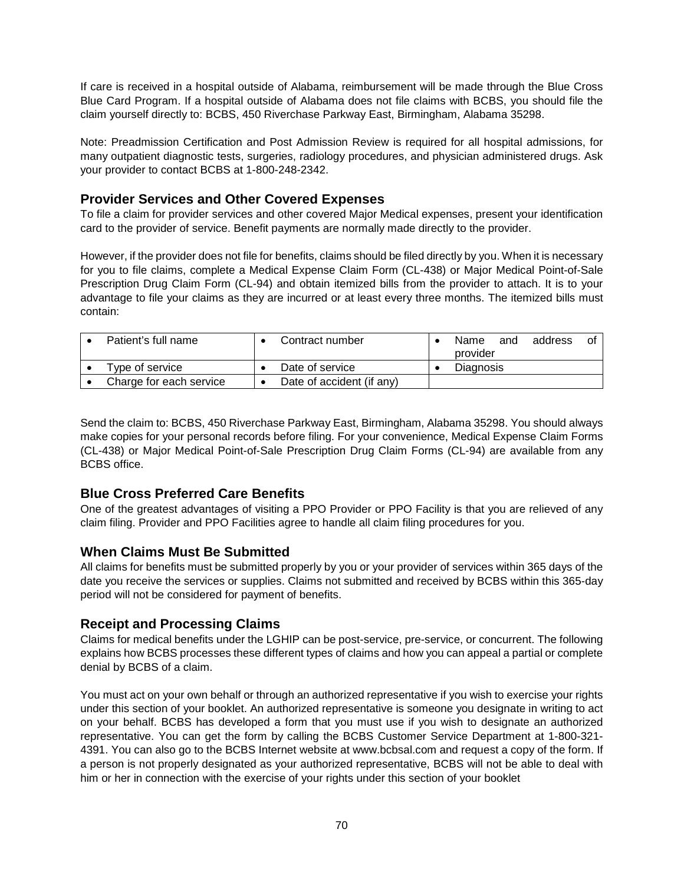If care is received in a hospital outside of Alabama, reimbursement will be made through the Blue Cross Blue Card Program. If a hospital outside of Alabama does not file claims with BCBS, you should file the claim yourself directly to: BCBS, 450 Riverchase Parkway East, Birmingham, Alabama 35298.

Note: Preadmission Certification and Post Admission Review is required for all hospital admissions, for many outpatient diagnostic tests, surgeries, radiology procedures, and physician administered drugs. Ask your provider to contact BCBS at 1-800-248-2342.

## Provider Services and Other Covered Expenses

To file a claim for provider services and other covered Major Medical expenses, present your identification card to the provider of service. Benefit payments are normally made directly to the provider.

However, if the provider does not file for benefits, claims should be filed directly by you. When it is necessary for you to file claims, complete a Medical Expense Claim Form (CL-438) or Major Medical Point-of-Sale Prescription Drug Claim Form (CL-94) and obtain itemized bills from the provider to attach. It is to your advantage to file your claims as they are incurred or at least every three months. The itemized bills must contain:

| | | |
|---|---|---|
| • Patient's full name | • Contract number | • Name and address of provider |
| • Type of service | • Date of service | • Diagnosis |
| • Charge for each service | • Date of accident (if any) | |

Send the claim to: BCBS, 450 Riverchase Parkway East, Birmingham, Alabama 35298. You should always make copies for your personal records before filing. For your convenience, Medical Expense Claim Forms (CL-438) or Major Medical Point-of-Sale Prescription Drug Claim Forms (CL-94) are available from any BCBS office.

## Blue Cross Preferred Care Benefits

One of the greatest advantages of visiting a PPO Provider or PPO Facility is that you are relieved of any claim filing. Provider and PPO Facilities agree to handle all claim filing procedures for you.

## When Claims Must Be Submitted

All claims for benefits must be submitted properly by you or your provider of services within 365 days of the date you receive the services or supplies. Claims not submitted and received by BCBS within this 365-day period will not be considered for payment of benefits.

## Receipt and Processing Claims

Claims for medical benefits under the LGHIP can be post-service, pre-service, or concurrent. The following explains how BCBS processes these different types of claims and how you can appeal a partial or complete denial by BCBS of a claim.

You must act on your own behalf or through an authorized representative if you wish to exercise your rights under this section of your booklet. An authorized representative is someone you designate in writing to act on your behalf. BCBS has developed a form that you must use if you wish to designate an authorized representative. You can get the form by calling the BCBS Customer Service Department at 1-800-321-4391. You can also go to the BCBS Internet website at www.bcbsal.com and request a copy of the form. If a person is not properly designated as your authorized representative, BCBS will not be able to deal with him or her in connection with the exercise of your rights under this section of your booklet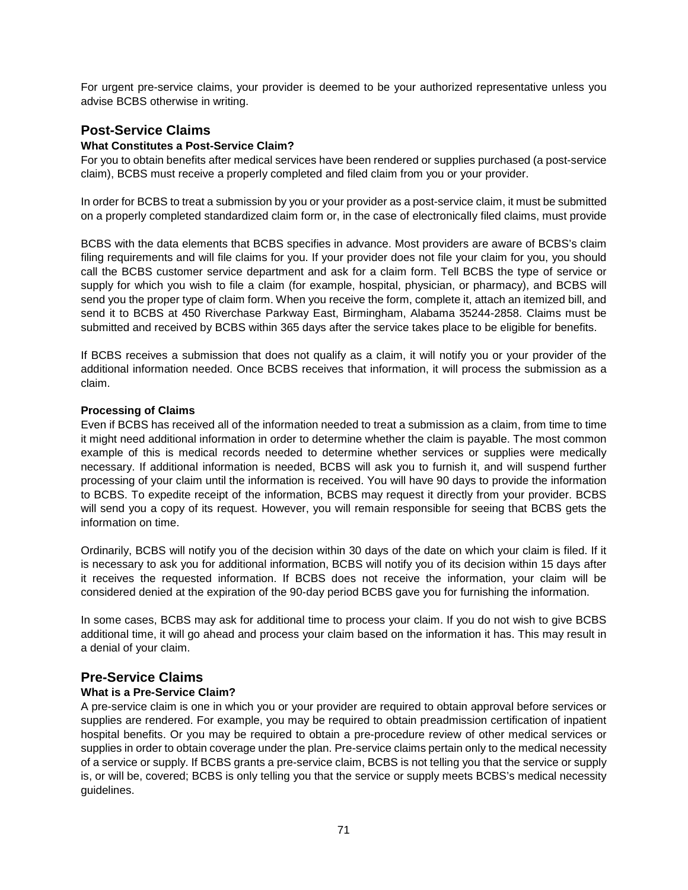For urgent pre-service claims, your provider is deemed to be your authorized representative unless you advise BCBS otherwise in writing.

## Post-Service Claims

### What Constitutes a Post-Service Claim?

For you to obtain benefits after medical services have been rendered or supplies purchased (a post-service claim), BCBS must receive a properly completed and filed claim from you or your provider.

In order for BCBS to treat a submission by you or your provider as a post-service claim, it must be submitted on a properly completed standardized claim form or, in the case of electronically filed claims, must provide BCBS with the data elements that BCBS specifies in advance. Most providers are aware of BCBS's claim filing requirements and will file claims for you. If your provider does not file your claim for you, you should call the BCBS customer service department and ask for a claim form. Tell BCBS the type of service or supply for which you wish to file a claim (for example, hospital, physician, or pharmacy), and BCBS will send you the proper type of claim form. When you receive the form, complete it, attach an itemized bill, and send it to BCBS at 450 Riverchase Parkway East, Birmingham, Alabama 35244-2858. Claims must be submitted and received by BCBS within 365 days after the service takes place to be eligible for benefits.

If BCBS receives a submission that does not qualify as a claim, it will notify you or your provider of the additional information needed. Once BCBS receives that information, it will process the submission as a claim.

### Processing of Claims

Even if BCBS has received all of the information needed to treat a submission as a claim, from time to time it might need additional information in order to determine whether the claim is payable. The most common example of this is medical records needed to determine whether services or supplies were medically necessary. If additional information is needed, BCBS will ask you to furnish it, and will suspend further processing of your claim until the information is received. You will have 90 days to provide the information to BCBS. To expedite receipt of the information, BCBS may request it directly from your provider. BCBS will send you a copy of its request. However, you will remain responsible for seeing that BCBS gets the information on time.

Ordinarily, BCBS will notify you of the decision within 30 days of the date on which your claim is filed. If it is necessary to ask you for additional information, BCBS will notify you of its decision within 15 days after it receives the requested information. If BCBS does not receive the information, your claim will be considered denied at the expiration of the 90-day period BCBS gave you for furnishing the information.

In some cases, BCBS may ask for additional time to process your claim. If you do not wish to give BCBS additional time, it will go ahead and process your claim based on the information it has. This may result in a denial of your claim.

## Pre-Service Claims

### What is a Pre-Service Claim?

A pre-service claim is one in which you or your provider are required to obtain approval before services or supplies are rendered. For example, you may be required to obtain preadmission certification of inpatient hospital benefits. Or you may be required to obtain a pre-procedure review of other medical services or supplies in order to obtain coverage under the plan. Pre-service claims pertain only to the medical necessity of a service or supply. If BCBS grants a pre-service claim, BCBS is not telling you that the service or supply is, or will be, covered; BCBS is only telling you that the service or supply meets BCBS's medical necessity guidelines.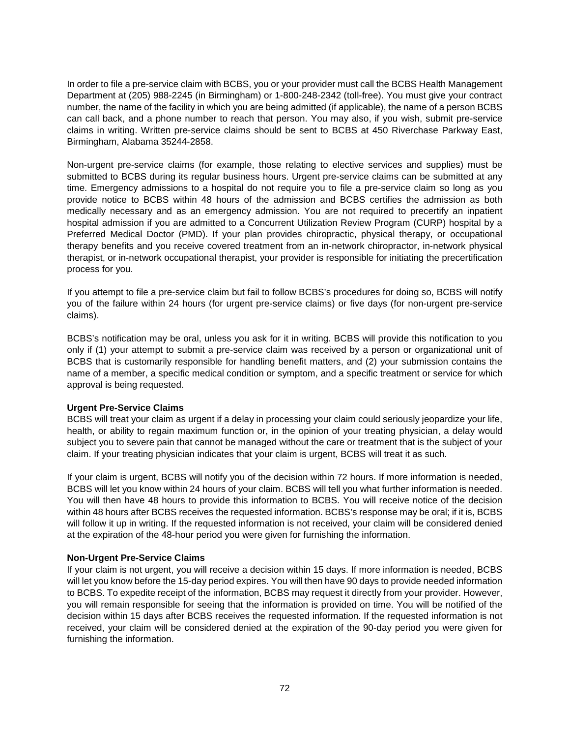In order to file a pre-service claim with BCBS, you or your provider must call the BCBS Health Management Department at (205) 988-2245 (in Birmingham) or 1-800-248-2342 (toll-free). You must give your contract number, the name of the facility in which you are being admitted (if applicable), the name of a person BCBS can call back, and a phone number to reach that person. You may also, if you wish, submit pre-service claims in writing. Written pre-service claims should be sent to BCBS at 450 Riverchase Parkway East, Birmingham, Alabama 35244-2858.

Non-urgent pre-service claims (for example, those relating to elective services and supplies) must be submitted to BCBS during its regular business hours. Urgent pre-service claims can be submitted at any time. Emergency admissions to a hospital do not require you to file a pre-service claim so long as you provide notice to BCBS within 48 hours of the admission and BCBS certifies the admission as both medically necessary and as an emergency admission. You are not required to precertify an inpatient hospital admission if you are admitted to a Concurrent Utilization Review Program (CURP) hospital by a Preferred Medical Doctor (PMD). If your plan provides chiropractic, physical therapy, or occupational therapy benefits and you receive covered treatment from an in-network chiropractor, in-network physical therapist, or in-network occupational therapist, your provider is responsible for initiating the precertification process for you.

If you attempt to file a pre-service claim but fail to follow BCBS's procedures for doing so, BCBS will notify you of the failure within 24 hours (for urgent pre-service claims) or five days (for non-urgent pre-service claims).

BCBS's notification may be oral, unless you ask for it in writing. BCBS will provide this notification to you only if (1) your attempt to submit a pre-service claim was received by a person or organizational unit of BCBS that is customarily responsible for handling benefit matters, and (2) your submission contains the name of a member, a specific medical condition or symptom, and a specific treatment or service for which approval is being requested.

**Urgent Pre-Service Claims**

BCBS will treat your claim as urgent if a delay in processing your claim could seriously jeopardize your life, health, or ability to regain maximum function or, in the opinion of your treating physician, a delay would subject you to severe pain that cannot be managed without the care or treatment that is the subject of your claim. If your treating physician indicates that your claim is urgent, BCBS will treat it as such.

If your claim is urgent, BCBS will notify you of the decision within 72 hours. If more information is needed, BCBS will let you know within 24 hours of your claim. BCBS will tell you what further information is needed. You will then have 48 hours to provide this information to BCBS. You will receive notice of the decision within 48 hours after BCBS receives the requested information. BCBS's response may be oral; if it is, BCBS will follow it up in writing. If the requested information is not received, your claim will be considered denied at the expiration of the 48-hour period you were given for furnishing the information.

**Non-Urgent Pre-Service Claims**

If your claim is not urgent, you will receive a decision within 15 days. If more information is needed, BCBS will let you know before the 15-day period expires. You will then have 90 days to provide needed information to BCBS. To expedite receipt of the information, BCBS may request it directly from your provider. However, you will remain responsible for seeing that the information is provided on time. You will be notified of the decision within 15 days after BCBS receives the requested information. If the requested information is not received, your claim will be considered denied at the expiration of the 90-day period you were given for furnishing the information.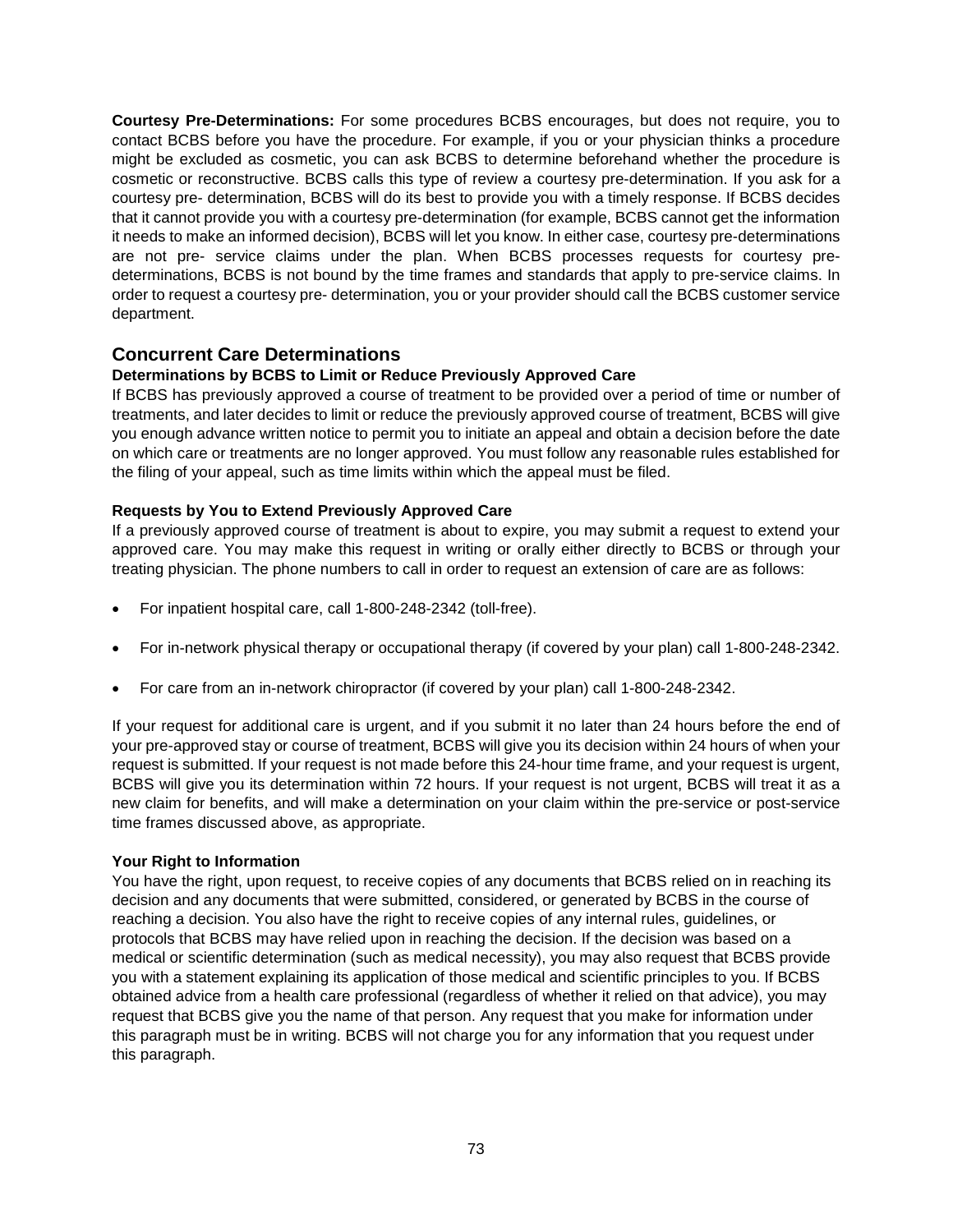**Courtesy Pre-Determinations:** For some procedures BCBS encourages, but does not require, you to contact BCBS before you have the procedure. For example, if you or your physician thinks a procedure might be excluded as cosmetic, you can ask BCBS to determine beforehand whether the procedure is cosmetic or reconstructive. BCBS calls this type of review a courtesy pre-determination. If you ask for a courtesy pre- determination, BCBS will do its best to provide you with a timely response. If BCBS decides that it cannot provide you with a courtesy pre-determination (for example, BCBS cannot get the information it needs to make an informed decision), BCBS will let you know. In either case, courtesy pre-determinations are not pre- service claims under the plan. When BCBS processes requests for courtesy pre-determinations, BCBS is not bound by the time frames and standards that apply to pre-service claims. In order to request a courtesy pre- determination, you or your provider should call the BCBS customer service department.

## Concurrent Care Determinations

### Determinations by BCBS to Limit or Reduce Previously Approved Care

If BCBS has previously approved a course of treatment to be provided over a period of time or number of treatments, and later decides to limit or reduce the previously approved course of treatment, BCBS will give you enough advance written notice to permit you to initiate an appeal and obtain a decision before the date on which care or treatments are no longer approved. You must follow any reasonable rules established for the filing of your appeal, such as time limits within which the appeal must be filed.

### Requests by You to Extend Previously Approved Care

If a previously approved course of treatment is about to expire, you may submit a request to extend your approved care. You may make this request in writing or orally either directly to BCBS or through your treating physician. The phone numbers to call in order to request an extension of care are as follows:

- For inpatient hospital care, call 1-800-248-2342 (toll-free).
- For in-network physical therapy or occupational therapy (if covered by your plan) call 1-800-248-2342.
- For care from an in-network chiropractor (if covered by your plan) call 1-800-248-2342.

If your request for additional care is urgent, and if you submit it no later than 24 hours before the end of your pre-approved stay or course of treatment, BCBS will give you its decision within 24 hours of when your request is submitted. If your request is not made before this 24-hour time frame, and your request is urgent, BCBS will give you its determination within 72 hours. If your request is not urgent, BCBS will treat it as a new claim for benefits, and will make a determination on your claim within the pre-service or post-service time frames discussed above, as appropriate.

### Your Right to Information

You have the right, upon request, to receive copies of any documents that BCBS relied on in reaching its decision and any documents that were submitted, considered, or generated by BCBS in the course of reaching a decision. You also have the right to receive copies of any internal rules, guidelines, or protocols that BCBS may have relied upon in reaching the decision. If the decision was based on a medical or scientific determination (such as medical necessity), you may also request that BCBS provide you with a statement explaining its application of those medical and scientific principles to you. If BCBS obtained advice from a health care professional (regardless of whether it relied on that advice), you may request that BCBS give you the name of that person. Any request that you make for information under this paragraph must be in writing. BCBS will not charge you for any information that you request under this paragraph.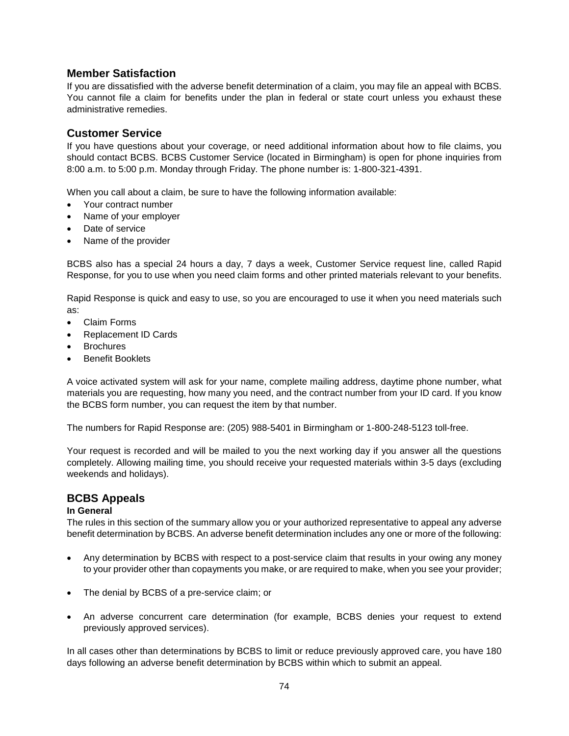## Member Satisfaction

If you are dissatisfied with the adverse benefit determination of a claim, you may file an appeal with BCBS. You cannot file a claim for benefits under the plan in federal or state court unless you exhaust these administrative remedies.

## Customer Service

If you have questions about your coverage, or need additional information about how to file claims, you should contact BCBS. BCBS Customer Service (located in Birmingham) is open for phone inquiries from 8:00 a.m. to 5:00 p.m. Monday through Friday. The phone number is: 1-800-321-4391.

When you call about a claim, be sure to have the following information available:

- Your contract number
- Name of your employer
- Date of service
- Name of the provider

BCBS also has a special 24 hours a day, 7 days a week, Customer Service request line, called Rapid Response, for you to use when you need claim forms and other printed materials relevant to your benefits.

Rapid Response is quick and easy to use, so you are encouraged to use it when you need materials such as:

- Claim Forms
- Replacement ID Cards
- Brochures
- Benefit Booklets

A voice activated system will ask for your name, complete mailing address, daytime phone number, what materials you are requesting, how many you need, and the contract number from your ID card. If you know the BCBS form number, you can request the item by that number.

The numbers for Rapid Response are: (205) 988-5401 in Birmingham or 1-800-248-5123 toll-free.

Your request is recorded and will be mailed to you the next working day if you answer all the questions completely. Allowing mailing time, you should receive your requested materials within 3-5 days (excluding weekends and holidays).

## BCBS Appeals

**In General**

The rules in this section of the summary allow you or your authorized representative to appeal any adverse benefit determination by BCBS. An adverse benefit determination includes any one or more of the following:

- Any determination by BCBS with respect to a post-service claim that results in your owing any money to your provider other than copayments you make, or are required to make, when you see your provider;
- The denial by BCBS of a pre-service claim; or
- An adverse concurrent care determination (for example, BCBS denies your request to extend previously approved services).

In all cases other than determinations by BCBS to limit or reduce previously approved care, you have 180 days following an adverse benefit determination by BCBS within which to submit an appeal.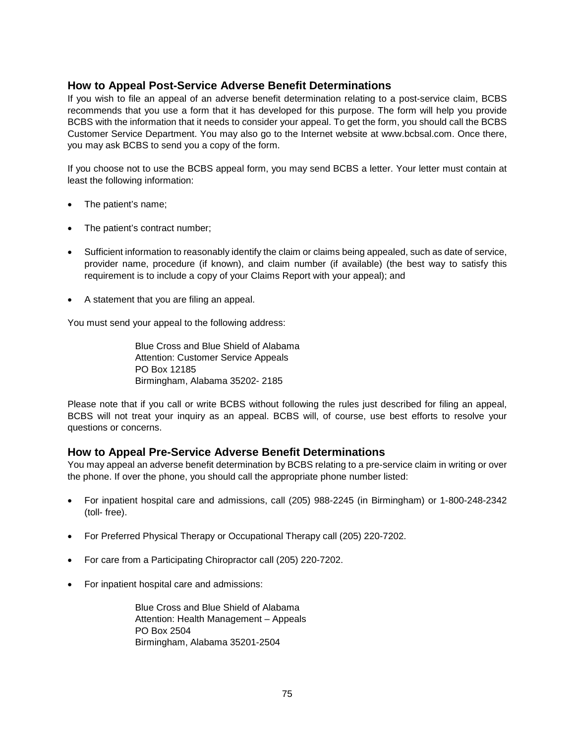## How to Appeal Post-Service Adverse Benefit Determinations

If you wish to file an appeal of an adverse benefit determination relating to a post-service claim, BCBS recommends that you use a form that it has developed for this purpose. The form will help you provide BCBS with the information that it needs to consider your appeal. To get the form, you should call the BCBS Customer Service Department. You may also go to the Internet website at www.bcbsal.com. Once there, you may ask BCBS to send you a copy of the form.

If you choose not to use the BCBS appeal form, you may send BCBS a letter. Your letter must contain at least the following information:

- The patient's name;
- The patient's contract number;
- Sufficient information to reasonably identify the claim or claims being appealed, such as date of service, provider name, procedure (if known), and claim number (if available) (the best way to satisfy this requirement is to include a copy of your Claims Report with your appeal); and
- A statement that you are filing an appeal.

You must send your appeal to the following address:

> Blue Cross and Blue Shield of Alabama
> Attention: Customer Service Appeals
> PO Box 12185
> Birmingham, Alabama 35202- 2185

Please note that if you call or write BCBS without following the rules just described for filing an appeal, BCBS will not treat your inquiry as an appeal. BCBS will, of course, use best efforts to resolve your questions or concerns.

## How to Appeal Pre-Service Adverse Benefit Determinations

You may appeal an adverse benefit determination by BCBS relating to a pre-service claim in writing or over the phone. If over the phone, you should call the appropriate phone number listed:

- For inpatient hospital care and admissions, call (205) 988-2245 (in Birmingham) or 1-800-248-2342 (toll- free).
- For Preferred Physical Therapy or Occupational Therapy call (205) 220-7202.
- For care from a Participating Chiropractor call (205) 220-7202.
- For inpatient hospital care and admissions:

> Blue Cross and Blue Shield of Alabama
> Attention: Health Management – Appeals
> PO Box 2504
> Birmingham, Alabama 35201-2504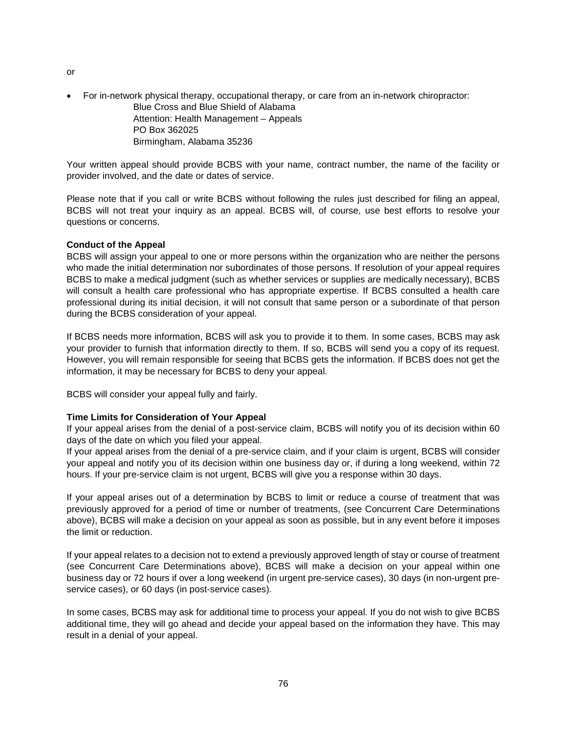or

- For in-network physical therapy, occupational therapy, or care from an in-network chiropractor:
  Blue Cross and Blue Shield of Alabama
  Attention: Health Management – Appeals
  PO Box 362025
  Birmingham, Alabama 35236

Your written appeal should provide BCBS with your name, contract number, the name of the facility or provider involved, and the date or dates of service.

Please note that if you call or write BCBS without following the rules just described for filing an appeal, BCBS will not treat your inquiry as an appeal. BCBS will, of course, use best efforts to resolve your questions or concerns.

**Conduct of the Appeal**

BCBS will assign your appeal to one or more persons within the organization who are neither the persons who made the initial determination nor subordinates of those persons. If resolution of your appeal requires BCBS to make a medical judgment (such as whether services or supplies are medically necessary), BCBS will consult a health care professional who has appropriate expertise. If BCBS consulted a health care professional during its initial decision, it will not consult that same person or a subordinate of that person during the BCBS consideration of your appeal.

If BCBS needs more information, BCBS will ask you to provide it to them. In some cases, BCBS may ask your provider to furnish that information directly to them. If so, BCBS will send you a copy of its request. However, you will remain responsible for seeing that BCBS gets the information. If BCBS does not get the information, it may be necessary for BCBS to deny your appeal.

BCBS will consider your appeal fully and fairly.

**Time Limits for Consideration of Your Appeal**

If your appeal arises from the denial of a post-service claim, BCBS will notify you of its decision within 60 days of the date on which you filed your appeal.
If your appeal arises from the denial of a pre-service claim, and if your claim is urgent, BCBS will consider your appeal and notify you of its decision within one business day or, if during a long weekend, within 72 hours. If your pre-service claim is not urgent, BCBS will give you a response within 30 days.

If your appeal arises out of a determination by BCBS to limit or reduce a course of treatment that was previously approved for a period of time or number of treatments, (see Concurrent Care Determinations above), BCBS will make a decision on your appeal as soon as possible, but in any event before it imposes the limit or reduction.

If your appeal relates to a decision not to extend a previously approved length of stay or course of treatment (see Concurrent Care Determinations above), BCBS will make a decision on your appeal within one business day or 72 hours if over a long weekend (in urgent pre-service cases), 30 days (in non-urgent pre-service cases), or 60 days (in post-service cases).

In some cases, BCBS may ask for additional time to process your appeal. If you do not wish to give BCBS additional time, they will go ahead and decide your appeal based on the information they have. This may result in a denial of your appeal.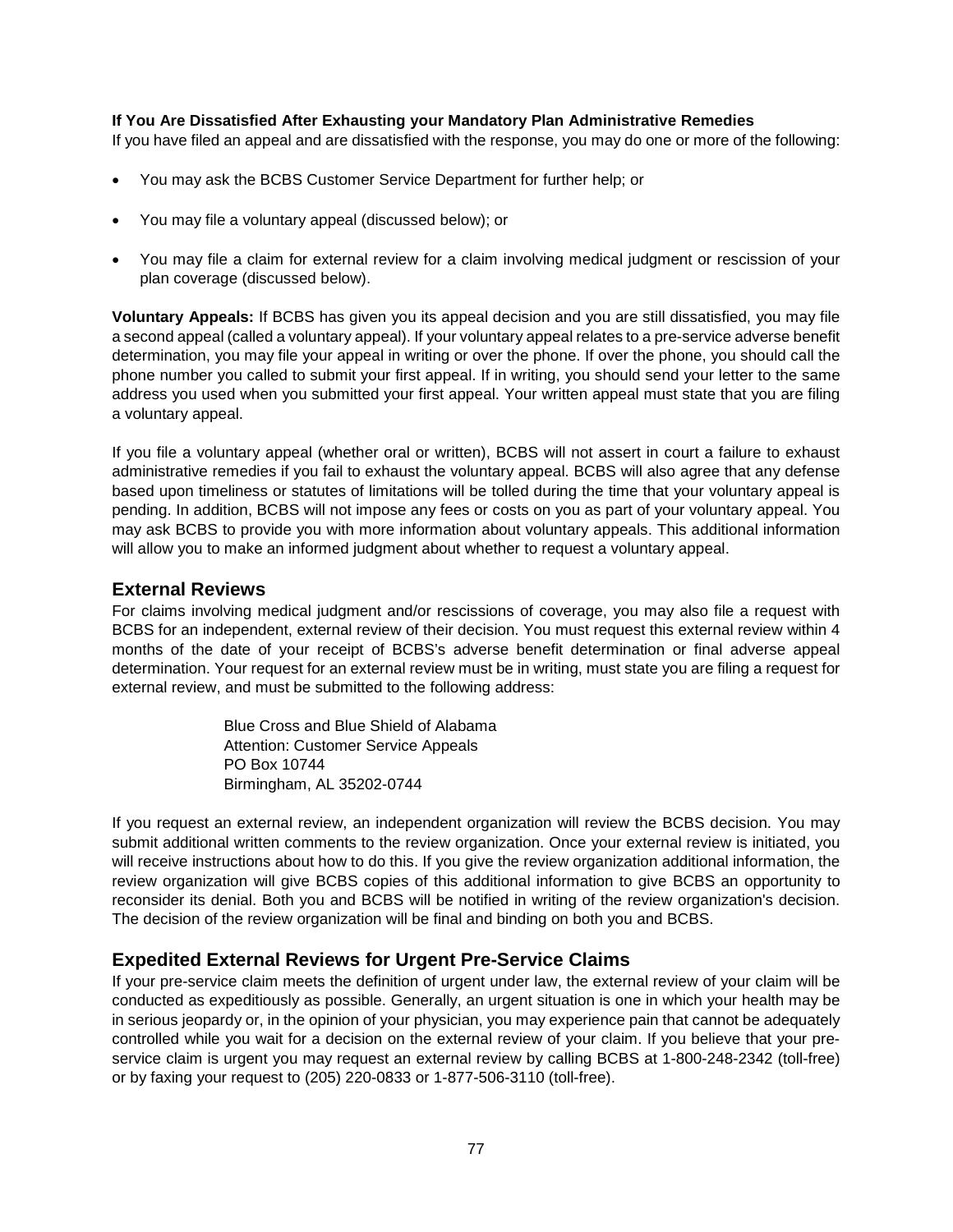**If You Are Dissatisfied After Exhausting your Mandatory Plan Administrative Remedies**

If you have filed an appeal and are dissatisfied with the response, you may do one or more of the following:

- You may ask the BCBS Customer Service Department for further help; or
- You may file a voluntary appeal (discussed below); or
- You may file a claim for external review for a claim involving medical judgment or rescission of your plan coverage (discussed below).

**Voluntary Appeals:** If BCBS has given you its appeal decision and you are still dissatisfied, you may file a second appeal (called a voluntary appeal). If your voluntary appeal relates to a pre-service adverse benefit determination, you may file your appeal in writing or over the phone. If over the phone, you should call the phone number you called to submit your first appeal. If in writing, you should send your letter to the same address you used when you submitted your first appeal. Your written appeal must state that you are filing a voluntary appeal.

If you file a voluntary appeal (whether oral or written), BCBS will not assert in court a failure to exhaust administrative remedies if you fail to exhaust the voluntary appeal. BCBS will also agree that any defense based upon timeliness or statutes of limitations will be tolled during the time that your voluntary appeal is pending. In addition, BCBS will not impose any fees or costs on you as part of your voluntary appeal. You may ask BCBS to provide you with more information about voluntary appeals. This additional information will allow you to make an informed judgment about whether to request a voluntary appeal.

## External Reviews

For claims involving medical judgment and/or rescissions of coverage, you may also file a request with BCBS for an independent, external review of their decision. You must request this external review within 4 months of the date of your receipt of BCBS's adverse benefit determination or final adverse appeal determination. Your request for an external review must be in writing, must state you are filing a request for external review, and must be submitted to the following address:

Blue Cross and Blue Shield of Alabama
Attention: Customer Service Appeals
PO Box 10744
Birmingham, AL 35202-0744

If you request an external review, an independent organization will review the BCBS decision. You may submit additional written comments to the review organization. Once your external review is initiated, you will receive instructions about how to do this. If you give the review organization additional information, the review organization will give BCBS copies of this additional information to give BCBS an opportunity to reconsider its denial. Both you and BCBS will be notified in writing of the review organization's decision. The decision of the review organization will be final and binding on both you and BCBS.

## Expedited External Reviews for Urgent Pre-Service Claims

If your pre-service claim meets the definition of urgent under law, the external review of your claim will be conducted as expeditiously as possible. Generally, an urgent situation is one in which your health may be in serious jeopardy or, in the opinion of your physician, you may experience pain that cannot be adequately controlled while you wait for a decision on the external review of your claim. If you believe that your pre-service claim is urgent you may request an external review by calling BCBS at 1-800-248-2342 (toll-free) or by faxing your request to (205) 220-0833 or 1-877-506-3110 (toll-free).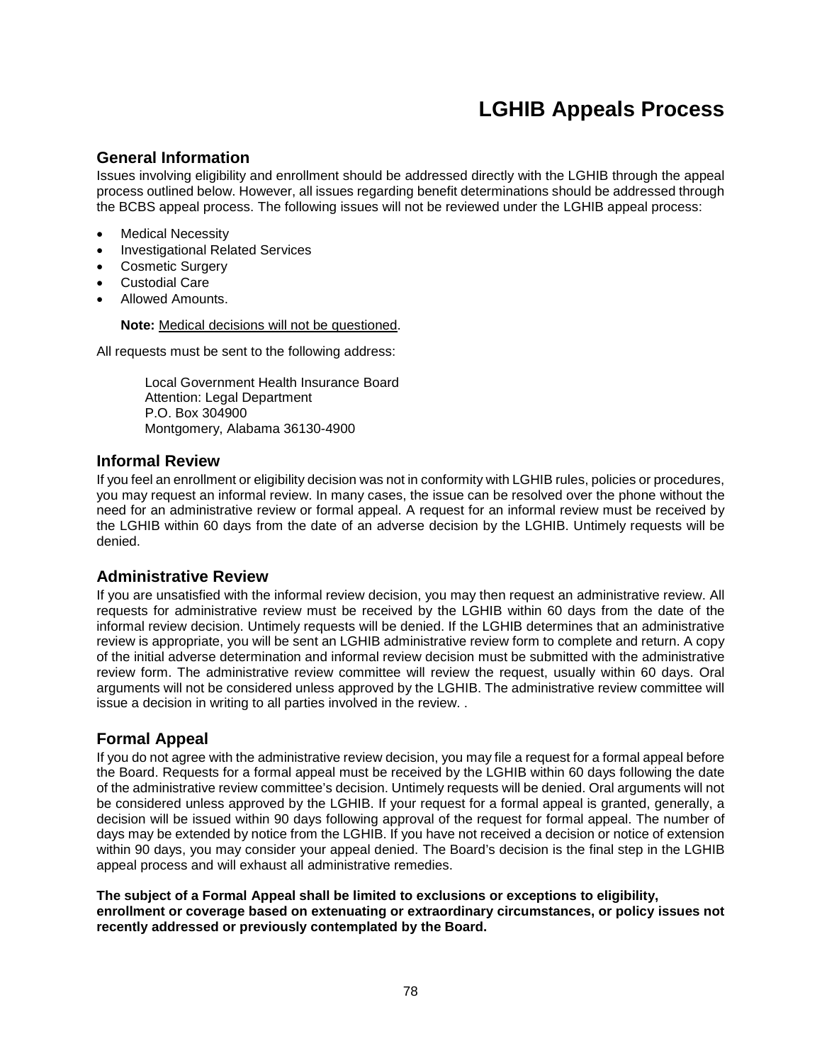# LGHIB Appeals Process

## General Information

Issues involving eligibility and enrollment should be addressed directly with the LGHIB through the appeal process outlined below. However, all issues regarding benefit determinations should be addressed through the BCBS appeal process. The following issues will not be reviewed under the LGHIB appeal process:

- Medical Necessity
- Investigational Related Services
- Cosmetic Surgery
- Custodial Care
- Allowed Amounts.

**Note:** Medical decisions will not be questioned.

All requests must be sent to the following address:

Local Government Health Insurance Board
Attention: Legal Department
P.O. Box 304900
Montgomery, Alabama 36130-4900

## Informal Review

If you feel an enrollment or eligibility decision was not in conformity with LGHIB rules, policies or procedures, you may request an informal review. In many cases, the issue can be resolved over the phone without the need for an administrative review or formal appeal. A request for an informal review must be received by the LGHIB within 60 days from the date of an adverse decision by the LGHIB. Untimely requests will be denied.

## Administrative Review

If you are unsatisfied with the informal review decision, you may then request an administrative review. All requests for administrative review must be received by the LGHIB within 60 days from the date of the informal review decision. Untimely requests will be denied. If the LGHIB determines that an administrative review is appropriate, you will be sent an LGHIB administrative review form to complete and return. A copy of the initial adverse determination and informal review decision must be submitted with the administrative review form. The administrative review committee will review the request, usually within 60 days. Oral arguments will not be considered unless approved by the LGHIB. The administrative review committee will issue a decision in writing to all parties involved in the review. .

## Formal Appeal

If you do not agree with the administrative review decision, you may file a request for a formal appeal before the Board. Requests for a formal appeal must be received by the LGHIB within 60 days following the date of the administrative review committee's decision. Untimely requests will be denied. Oral arguments will not be considered unless approved by the LGHIB. If your request for a formal appeal is granted, generally, a decision will be issued within 90 days following approval of the request for formal appeal. The number of days may be extended by notice from the LGHIB. If you have not received a decision or notice of extension within 90 days, you may consider your appeal denied. The Board's decision is the final step in the LGHIB appeal process and will exhaust all administrative remedies.

**The subject of a Formal Appeal shall be limited to exclusions or exceptions to eligibility, enrollment or coverage based on extenuating or extraordinary circumstances, or policy issues not recently addressed or previously contemplated by the Board.**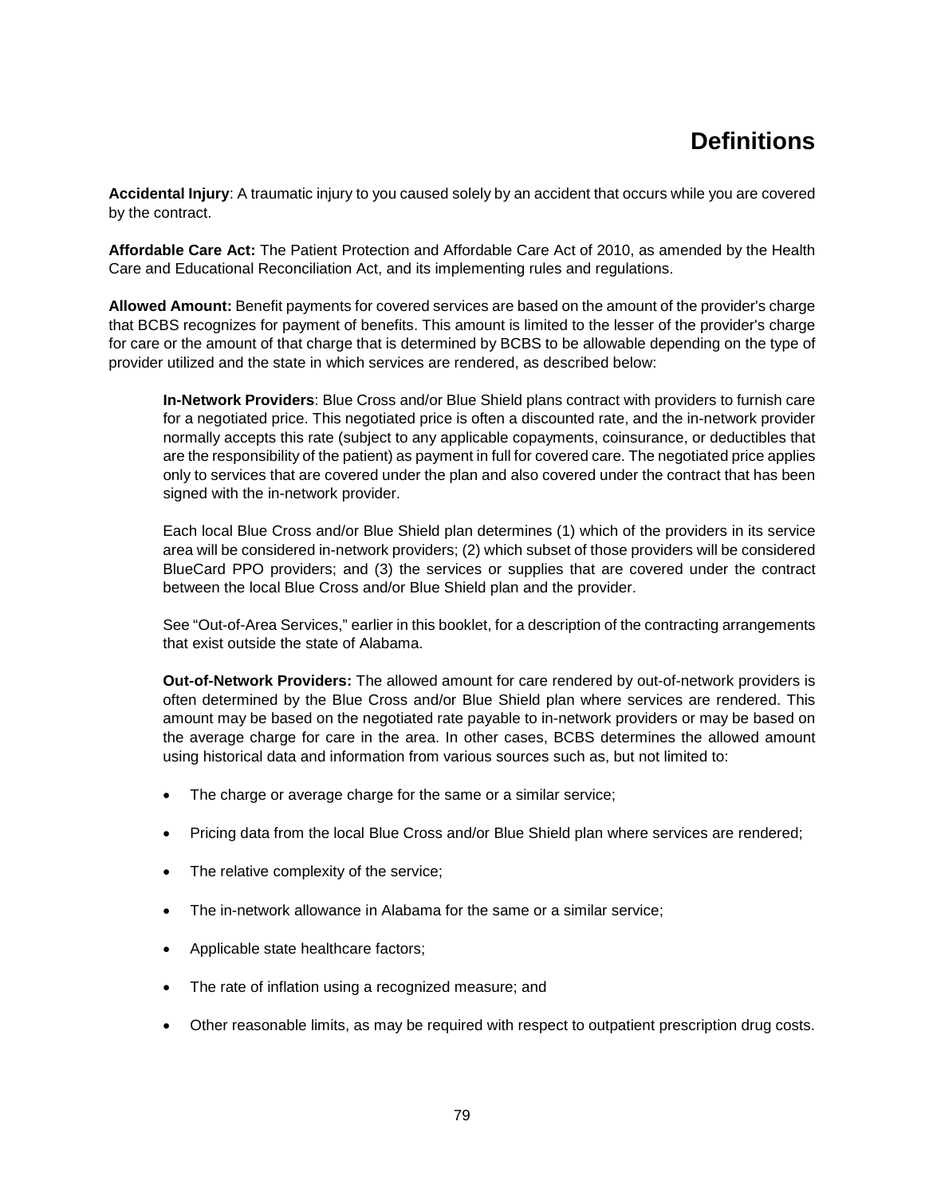# Definitions

**Accidental Injury**: A traumatic injury to you caused solely by an accident that occurs while you are covered by the contract.

**Affordable Care Act:** The Patient Protection and Affordable Care Act of 2010, as amended by the Health Care and Educational Reconciliation Act, and its implementing rules and regulations.

**Allowed Amount:** Benefit payments for covered services are based on the amount of the provider's charge that BCBS recognizes for payment of benefits. This amount is limited to the lesser of the provider's charge for care or the amount of that charge that is determined by BCBS to be allowable depending on the type of provider utilized and the state in which services are rendered, as described below:

> **In-Network Providers**: Blue Cross and/or Blue Shield plans contract with providers to furnish care for a negotiated price. This negotiated price is often a discounted rate, and the in-network provider normally accepts this rate (subject to any applicable copayments, coinsurance, or deductibles that are the responsibility of the patient) as payment in full for covered care. The negotiated price applies only to services that are covered under the plan and also covered under the contract that has been signed with the in-network provider.
>
> Each local Blue Cross and/or Blue Shield plan determines (1) which of the providers in its service area will be considered in-network providers; (2) which subset of those providers will be considered BlueCard PPO providers; and (3) the services or supplies that are covered under the contract between the local Blue Cross and/or Blue Shield plan and the provider.
>
> See "Out-of-Area Services," earlier in this booklet, for a description of the contracting arrangements that exist outside the state of Alabama.
>
> **Out-of-Network Providers:** The allowed amount for care rendered by out-of-network providers is often determined by the Blue Cross and/or Blue Shield plan where services are rendered. This amount may be based on the negotiated rate payable to in-network providers or may be based on the average charge for care in the area. In other cases, BCBS determines the allowed amount using historical data and information from various sources such as, but not limited to:

- The charge or average charge for the same or a similar service;
- Pricing data from the local Blue Cross and/or Blue Shield plan where services are rendered;
- The relative complexity of the service;
- The in-network allowance in Alabama for the same or a similar service;
- Applicable state healthcare factors;
- The rate of inflation using a recognized measure; and
- Other reasonable limits, as may be required with respect to outpatient prescription drug costs.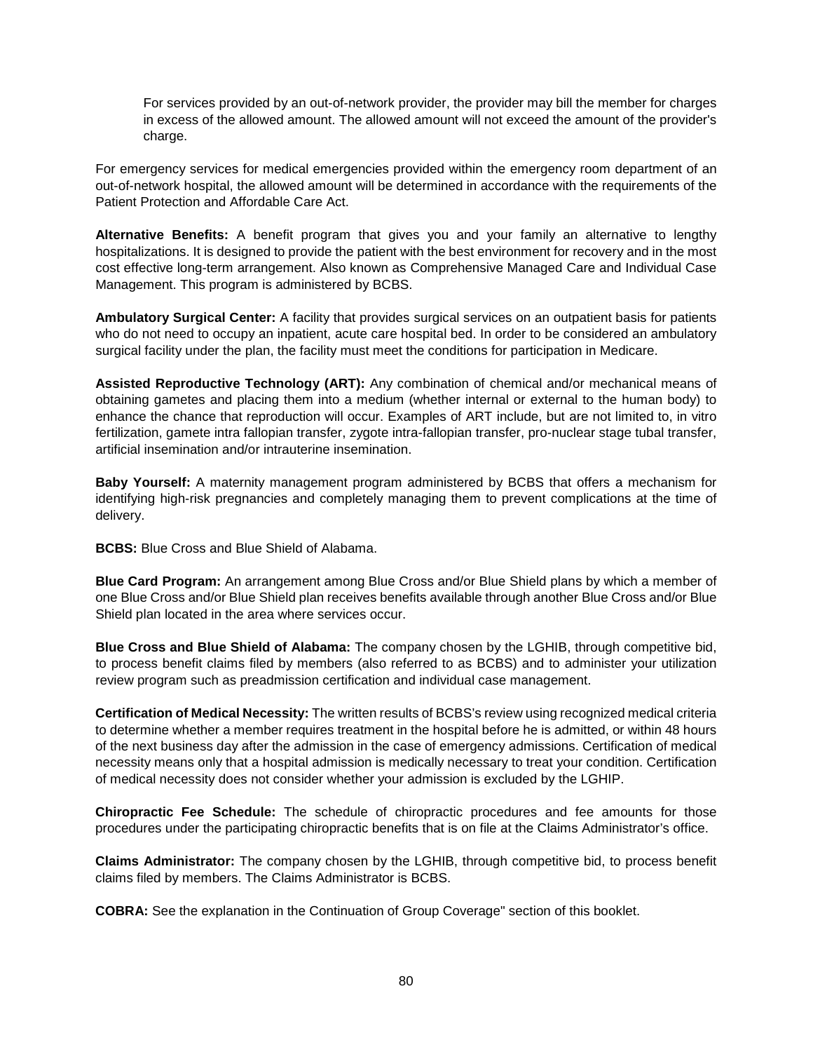For services provided by an out-of-network provider, the provider may bill the member for charges in excess of the allowed amount. The allowed amount will not exceed the amount of the provider's charge.

For emergency services for medical emergencies provided within the emergency room department of an out-of-network hospital, the allowed amount will be determined in accordance with the requirements of the Patient Protection and Affordable Care Act.

**Alternative Benefits:** A benefit program that gives you and your family an alternative to lengthy hospitalizations. It is designed to provide the patient with the best environment for recovery and in the most cost effective long-term arrangement. Also known as Comprehensive Managed Care and Individual Case Management. This program is administered by BCBS.

**Ambulatory Surgical Center:** A facility that provides surgical services on an outpatient basis for patients who do not need to occupy an inpatient, acute care hospital bed. In order to be considered an ambulatory surgical facility under the plan, the facility must meet the conditions for participation in Medicare.

**Assisted Reproductive Technology (ART):** Any combination of chemical and/or mechanical means of obtaining gametes and placing them into a medium (whether internal or external to the human body) to enhance the chance that reproduction will occur. Examples of ART include, but are not limited to, in vitro fertilization, gamete intra fallopian transfer, zygote intra-fallopian transfer, pro-nuclear stage tubal transfer, artificial insemination and/or intrauterine insemination.

**Baby Yourself:** A maternity management program administered by BCBS that offers a mechanism for identifying high-risk pregnancies and completely managing them to prevent complications at the time of delivery.

**BCBS:** Blue Cross and Blue Shield of Alabama.

**Blue Card Program:** An arrangement among Blue Cross and/or Blue Shield plans by which a member of one Blue Cross and/or Blue Shield plan receives benefits available through another Blue Cross and/or Blue Shield plan located in the area where services occur.

**Blue Cross and Blue Shield of Alabama:** The company chosen by the LGHIB, through competitive bid, to process benefit claims filed by members (also referred to as BCBS) and to administer your utilization review program such as preadmission certification and individual case management.

**Certification of Medical Necessity:** The written results of BCBS's review using recognized medical criteria to determine whether a member requires treatment in the hospital before he is admitted, or within 48 hours of the next business day after the admission in the case of emergency admissions. Certification of medical necessity means only that a hospital admission is medically necessary to treat your condition. Certification of medical necessity does not consider whether your admission is excluded by the LGHIP.

**Chiropractic Fee Schedule:** The schedule of chiropractic procedures and fee amounts for those procedures under the participating chiropractic benefits that is on file at the Claims Administrator's office.

**Claims Administrator:** The company chosen by the LGHIB, through competitive bid, to process benefit claims filed by members. The Claims Administrator is BCBS.

**COBRA:** See the explanation in the Continuation of Group Coverage" section of this booklet.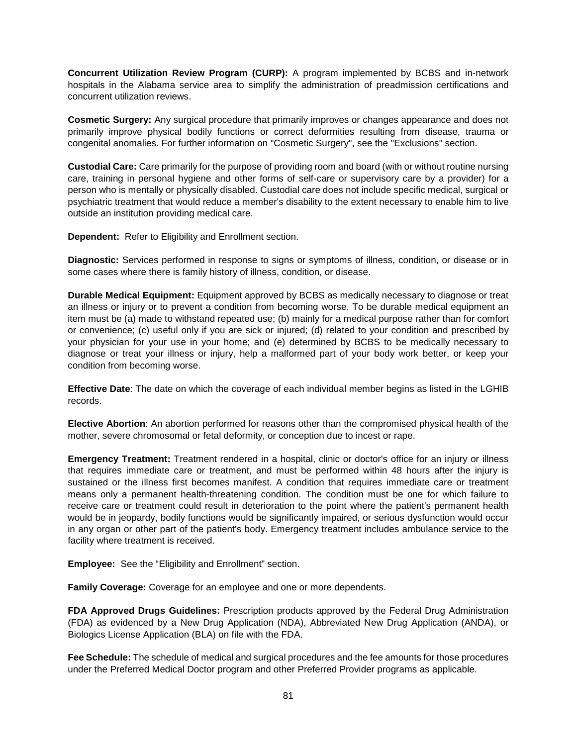**Concurrent Utilization Review Program (CURP):** A program implemented by BCBS and in-network hospitals in the Alabama service area to simplify the administration of preadmission certifications and concurrent utilization reviews.

**Cosmetic Surgery:** Any surgical procedure that primarily improves or changes appearance and does not primarily improve physical bodily functions or correct deformities resulting from disease, trauma or congenital anomalies. For further information on "Cosmetic Surgery", see the "Exclusions" section.

**Custodial Care:** Care primarily for the purpose of providing room and board (with or without routine nursing care, training in personal hygiene and other forms of self-care or supervisory care by a provider) for a person who is mentally or physically disabled. Custodial care does not include specific medical, surgical or psychiatric treatment that would reduce a member's disability to the extent necessary to enable him to live outside an institution providing medical care.

**Dependent:** Refer to Eligibility and Enrollment section.

**Diagnostic:** Services performed in response to signs or symptoms of illness, condition, or disease or in some cases where there is family history of illness, condition, or disease.

**Durable Medical Equipment:** Equipment approved by BCBS as medically necessary to diagnose or treat an illness or injury or to prevent a condition from becoming worse. To be durable medical equipment an item must be (a) made to withstand repeated use; (b) mainly for a medical purpose rather than for comfort or convenience; (c) useful only if you are sick or injured; (d) related to your condition and prescribed by your physician for your use in your home; and (e) determined by BCBS to be medically necessary to diagnose or treat your illness or injury, help a malformed part of your body work better, or keep your condition from becoming worse.

**Effective Date**: The date on which the coverage of each individual member begins as listed in the LGHIB records.

**Elective Abortion**: An abortion performed for reasons other than the compromised physical health of the mother, severe chromosomal or fetal deformity, or conception due to incest or rape.

**Emergency Treatment:** Treatment rendered in a hospital, clinic or doctor's office for an injury or illness that requires immediate care or treatment, and must be performed within 48 hours after the injury is sustained or the illness first becomes manifest. A condition that requires immediate care or treatment means only a permanent health-threatening condition. The condition must be one for which failure to receive care or treatment could result in deterioration to the point where the patient's permanent health would be in jeopardy, bodily functions would be significantly impaired, or serious dysfunction would occur in any organ or other part of the patient's body. Emergency treatment includes ambulance service to the facility where treatment is received.

**Employee:** See the "Eligibility and Enrollment" section.

**Family Coverage:** Coverage for an employee and one or more dependents.

**FDA Approved Drugs Guidelines:** Prescription products approved by the Federal Drug Administration (FDA) as evidenced by a New Drug Application (NDA), Abbreviated New Drug Application (ANDA), or Biologics License Application (BLA) on file with the FDA.

**Fee Schedule:** The schedule of medical and surgical procedures and the fee amounts for those procedures under the Preferred Medical Doctor program and other Preferred Provider programs as applicable.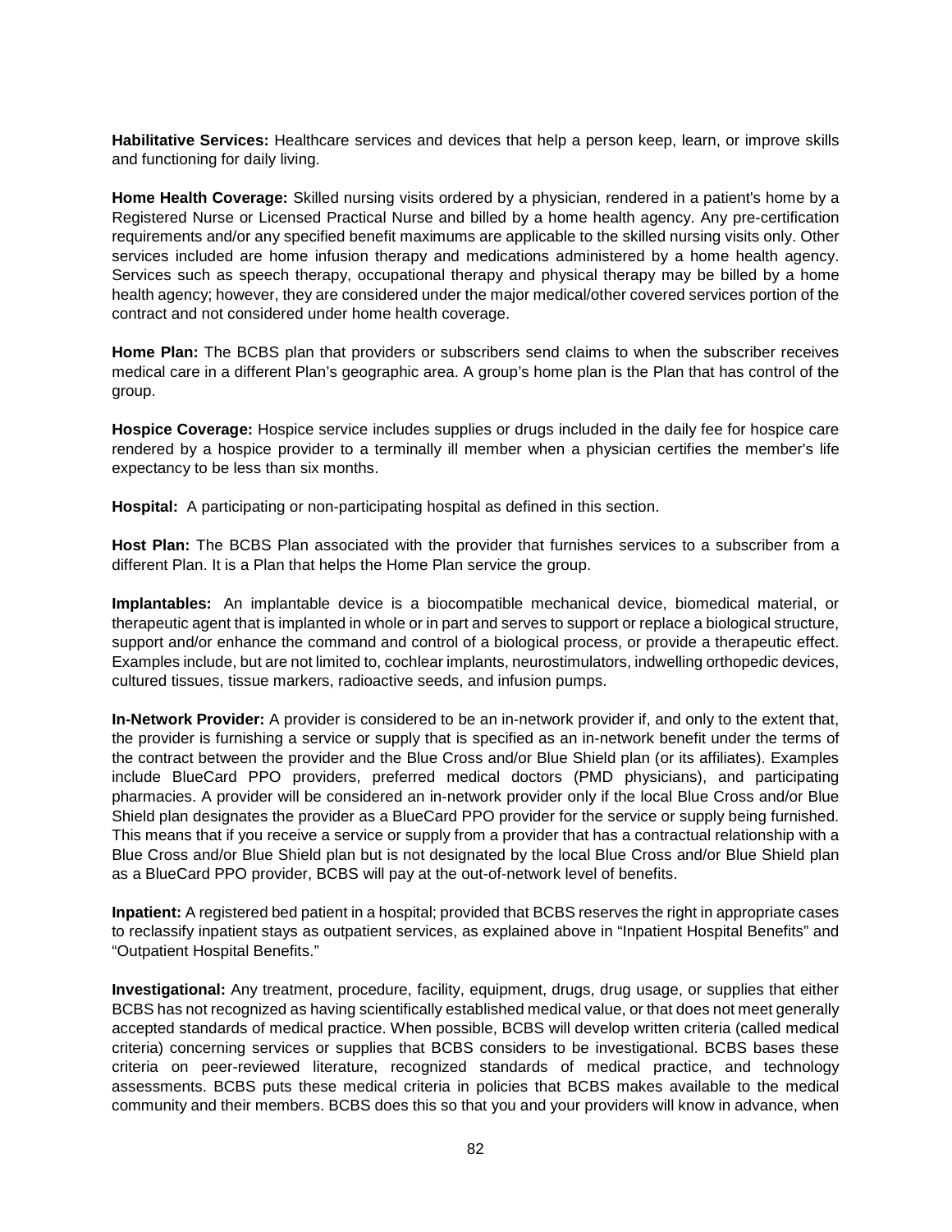**Habilitative Services:** Healthcare services and devices that help a person keep, learn, or improve skills and functioning for daily living.

**Home Health Coverage:** Skilled nursing visits ordered by a physician, rendered in a patient's home by a Registered Nurse or Licensed Practical Nurse and billed by a home health agency. Any pre-certification requirements and/or any specified benefit maximums are applicable to the skilled nursing visits only. Other services included are home infusion therapy and medications administered by a home health agency. Services such as speech therapy, occupational therapy and physical therapy may be billed by a home health agency; however, they are considered under the major medical/other covered services portion of the contract and not considered under home health coverage.

**Home Plan:** The BCBS plan that providers or subscribers send claims to when the subscriber receives medical care in a different Plan's geographic area. A group's home plan is the Plan that has control of the group.

**Hospice Coverage:** Hospice service includes supplies or drugs included in the daily fee for hospice care rendered by a hospice provider to a terminally ill member when a physician certifies the member's life expectancy to be less than six months.

**Hospital:** A participating or non-participating hospital as defined in this section.

**Host Plan:** The BCBS Plan associated with the provider that furnishes services to a subscriber from a different Plan. It is a Plan that helps the Home Plan service the group.

**Implantables:** An implantable device is a biocompatible mechanical device, biomedical material, or therapeutic agent that is implanted in whole or in part and serves to support or replace a biological structure, support and/or enhance the command and control of a biological process, or provide a therapeutic effect. Examples include, but are not limited to, cochlear implants, neurostimulators, indwelling orthopedic devices, cultured tissues, tissue markers, radioactive seeds, and infusion pumps.

**In-Network Provider:** A provider is considered to be an in-network provider if, and only to the extent that, the provider is furnishing a service or supply that is specified as an in-network benefit under the terms of the contract between the provider and the Blue Cross and/or Blue Shield plan (or its affiliates). Examples include BlueCard PPO providers, preferred medical doctors (PMD physicians), and participating pharmacies. A provider will be considered an in-network provider only if the local Blue Cross and/or Blue Shield plan designates the provider as a BlueCard PPO provider for the service or supply being furnished. This means that if you receive a service or supply from a provider that has a contractual relationship with a Blue Cross and/or Blue Shield plan but is not designated by the local Blue Cross and/or Blue Shield plan as a BlueCard PPO provider, BCBS will pay at the out-of-network level of benefits.

**Inpatient:** A registered bed patient in a hospital; provided that BCBS reserves the right in appropriate cases to reclassify inpatient stays as outpatient services, as explained above in "Inpatient Hospital Benefits" and "Outpatient Hospital Benefits."

**Investigational:** Any treatment, procedure, facility, equipment, drugs, drug usage, or supplies that either BCBS has not recognized as having scientifically established medical value, or that does not meet generally accepted standards of medical practice. When possible, BCBS will develop written criteria (called medical criteria) concerning services or supplies that BCBS considers to be investigational. BCBS bases these criteria on peer-reviewed literature, recognized standards of medical practice, and technology assessments. BCBS puts these medical criteria in policies that BCBS makes available to the medical community and their members. BCBS does this so that you and your providers will know in advance, when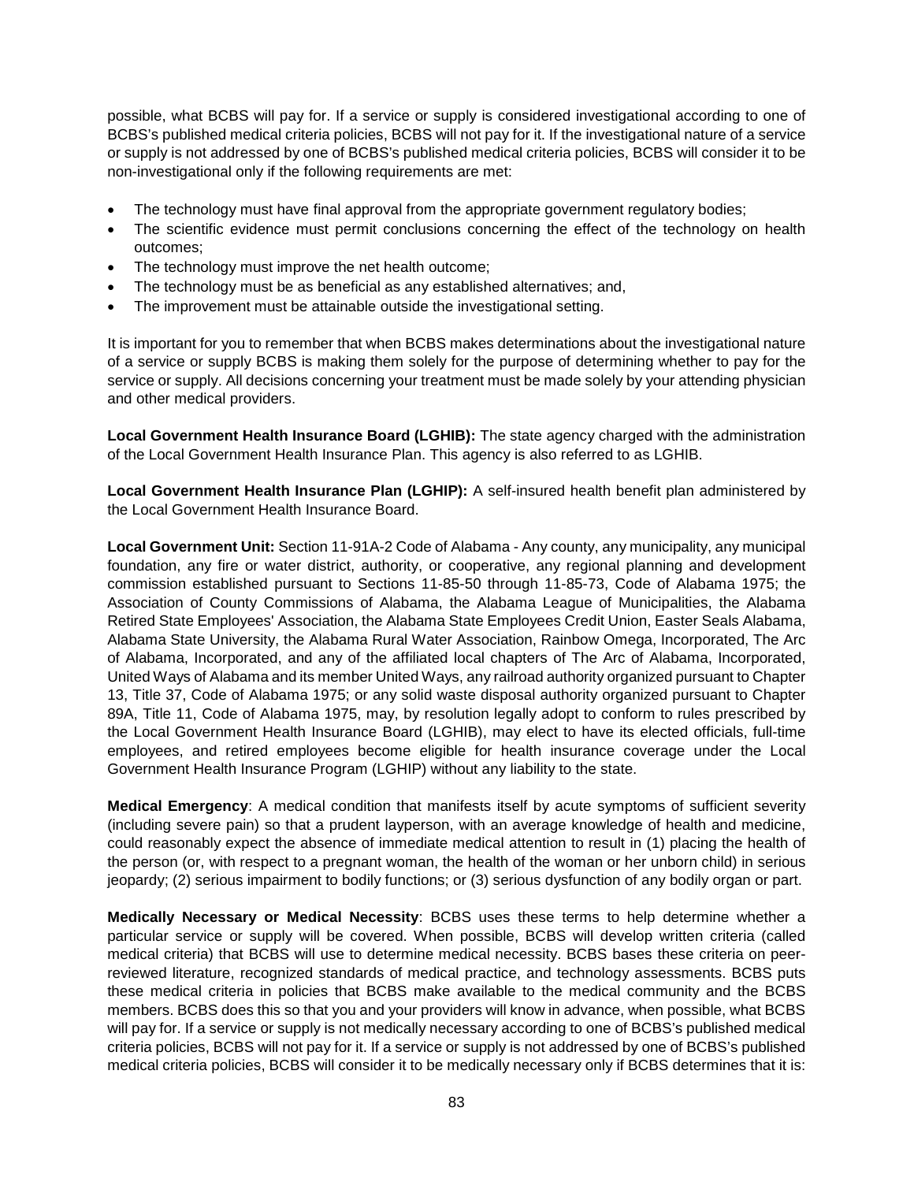possible, what BCBS will pay for. If a service or supply is considered investigational according to one of BCBS's published medical criteria policies, BCBS will not pay for it. If the investigational nature of a service or supply is not addressed by one of BCBS's published medical criteria policies, BCBS will consider it to be non-investigational only if the following requirements are met:

- The technology must have final approval from the appropriate government regulatory bodies;
- The scientific evidence must permit conclusions concerning the effect of the technology on health outcomes;
- The technology must improve the net health outcome;
- The technology must be as beneficial as any established alternatives; and,
- The improvement must be attainable outside the investigational setting.

It is important for you to remember that when BCBS makes determinations about the investigational nature of a service or supply BCBS is making them solely for the purpose of determining whether to pay for the service or supply. All decisions concerning your treatment must be made solely by your attending physician and other medical providers.

**Local Government Health Insurance Board (LGHIB):** The state agency charged with the administration of the Local Government Health Insurance Plan. This agency is also referred to as LGHIB.

**Local Government Health Insurance Plan (LGHIP):** A self-insured health benefit plan administered by the Local Government Health Insurance Board.

**Local Government Unit:** Section 11-91A-2 Code of Alabama - Any county, any municipality, any municipal foundation, any fire or water district, authority, or cooperative, any regional planning and development commission established pursuant to Sections 11-85-50 through 11-85-73, Code of Alabama 1975; the Association of County Commissions of Alabama, the Alabama League of Municipalities, the Alabama Retired State Employees' Association, the Alabama State Employees Credit Union, Easter Seals Alabama, Alabama State University, the Alabama Rural Water Association, Rainbow Omega, Incorporated, The Arc of Alabama, Incorporated, and any of the affiliated local chapters of The Arc of Alabama, Incorporated, United Ways of Alabama and its member United Ways, any railroad authority organized pursuant to Chapter 13, Title 37, Code of Alabama 1975; or any solid waste disposal authority organized pursuant to Chapter 89A, Title 11, Code of Alabama 1975, may, by resolution legally adopt to conform to rules prescribed by the Local Government Health Insurance Board (LGHIB), may elect to have its elected officials, full-time employees, and retired employees become eligible for health insurance coverage under the Local Government Health Insurance Program (LGHIP) without any liability to the state.

**Medical Emergency**: A medical condition that manifests itself by acute symptoms of sufficient severity (including severe pain) so that a prudent layperson, with an average knowledge of health and medicine, could reasonably expect the absence of immediate medical attention to result in (1) placing the health of the person (or, with respect to a pregnant woman, the health of the woman or her unborn child) in serious jeopardy; (2) serious impairment to bodily functions; or (3) serious dysfunction of any bodily organ or part.

**Medically Necessary or Medical Necessity**: BCBS uses these terms to help determine whether a particular service or supply will be covered. When possible, BCBS will develop written criteria (called medical criteria) that BCBS will use to determine medical necessity. BCBS bases these criteria on peer-reviewed literature, recognized standards of medical practice, and technology assessments. BCBS puts these medical criteria in policies that BCBS make available to the medical community and the BCBS members. BCBS does this so that you and your providers will know in advance, when possible, what BCBS will pay for. If a service or supply is not medically necessary according to one of BCBS's published medical criteria policies, BCBS will not pay for it. If a service or supply is not addressed by one of BCBS's published medical criteria policies, BCBS will consider it to be medically necessary only if BCBS determines that it is: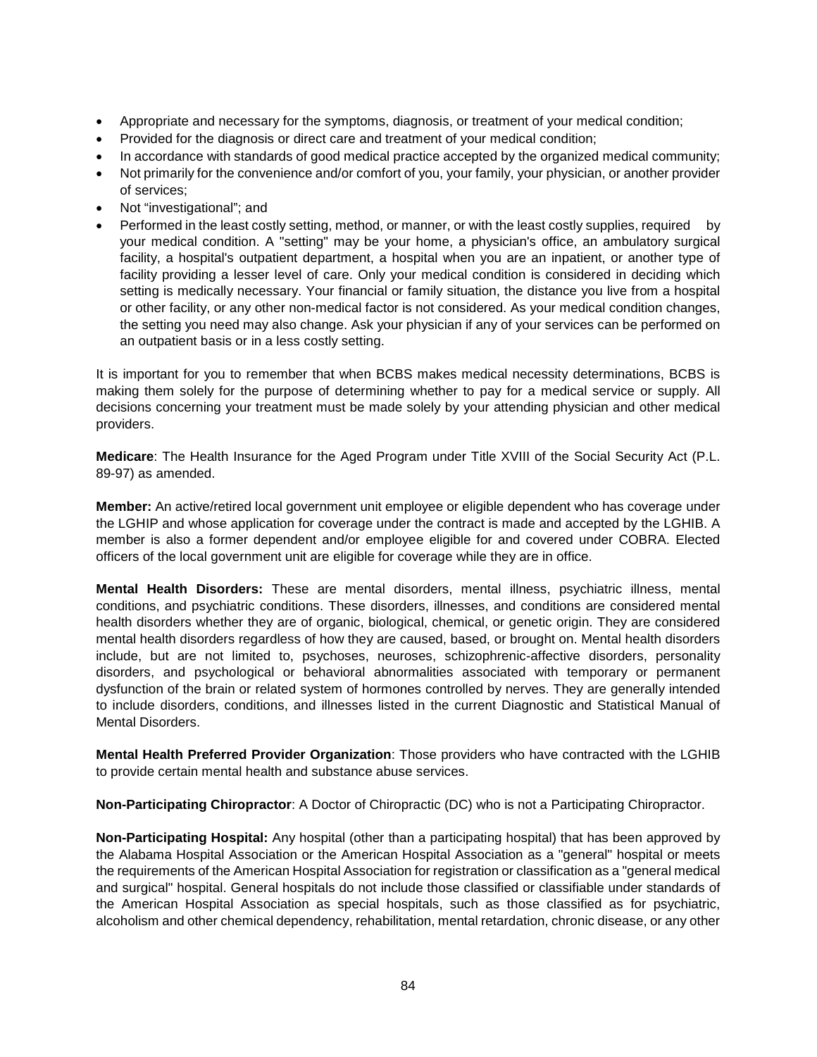- Appropriate and necessary for the symptoms, diagnosis, or treatment of your medical condition;
- Provided for the diagnosis or direct care and treatment of your medical condition;
- In accordance with standards of good medical practice accepted by the organized medical community;
- Not primarily for the convenience and/or comfort of you, your family, your physician, or another provider of services;
- Not "investigational"; and
- Performed in the least costly setting, method, or manner, or with the least costly supplies, required by your medical condition. A "setting" may be your home, a physician's office, an ambulatory surgical facility, a hospital's outpatient department, a hospital when you are an inpatient, or another type of facility providing a lesser level of care. Only your medical condition is considered in deciding which setting is medically necessary. Your financial or family situation, the distance you live from a hospital or other facility, or any other non-medical factor is not considered. As your medical condition changes, the setting you need may also change. Ask your physician if any of your services can be performed on an outpatient basis or in a less costly setting.

It is important for you to remember that when BCBS makes medical necessity determinations, BCBS is making them solely for the purpose of determining whether to pay for a medical service or supply. All decisions concerning your treatment must be made solely by your attending physician and other medical providers.

**Medicare**: The Health Insurance for the Aged Program under Title XVIII of the Social Security Act (P.L. 89-97) as amended.

**Member:** An active/retired local government unit employee or eligible dependent who has coverage under the LGHIP and whose application for coverage under the contract is made and accepted by the LGHIB. A member is also a former dependent and/or employee eligible for and covered under COBRA. Elected officers of the local government unit are eligible for coverage while they are in office.

**Mental Health Disorders:** These are mental disorders, mental illness, psychiatric illness, mental conditions, and psychiatric conditions. These disorders, illnesses, and conditions are considered mental health disorders whether they are of organic, biological, chemical, or genetic origin. They are considered mental health disorders regardless of how they are caused, based, or brought on. Mental health disorders include, but are not limited to, psychoses, neuroses, schizophrenic-affective disorders, personality disorders, and psychological or behavioral abnormalities associated with temporary or permanent dysfunction of the brain or related system of hormones controlled by nerves. They are generally intended to include disorders, conditions, and illnesses listed in the current Diagnostic and Statistical Manual of Mental Disorders.

**Mental Health Preferred Provider Organization**: Those providers who have contracted with the LGHIB to provide certain mental health and substance abuse services.

**Non-Participating Chiropractor**: A Doctor of Chiropractic (DC) who is not a Participating Chiropractor.

**Non-Participating Hospital:** Any hospital (other than a participating hospital) that has been approved by the Alabama Hospital Association or the American Hospital Association as a "general" hospital or meets the requirements of the American Hospital Association for registration or classification as a "general medical and surgical" hospital. General hospitals do not include those classified or classifiable under standards of the American Hospital Association as special hospitals, such as those classified as for psychiatric, alcoholism and other chemical dependency, rehabilitation, mental retardation, chronic disease, or any other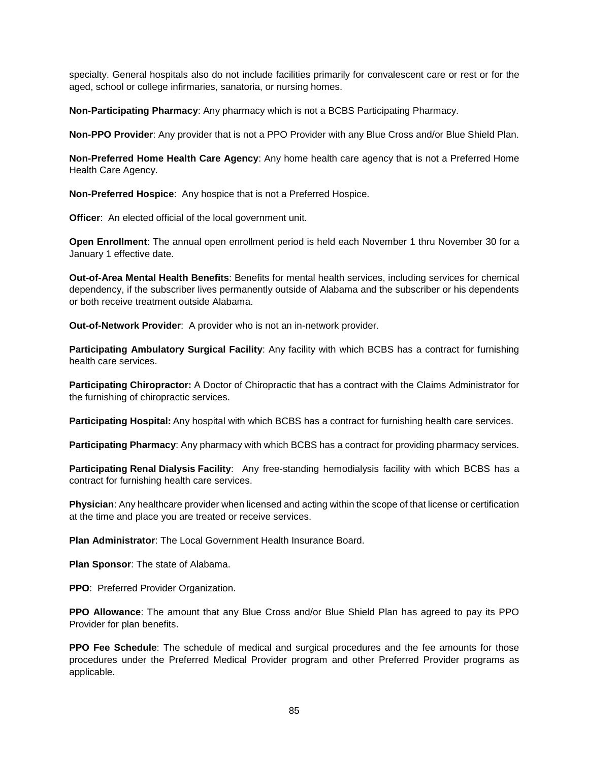specialty. General hospitals also do not include facilities primarily for convalescent care or rest or for the aged, school or college infirmaries, sanatoria, or nursing homes.

**Non-Participating Pharmacy**: Any pharmacy which is not a BCBS Participating Pharmacy.

**Non-PPO Provider**: Any provider that is not a PPO Provider with any Blue Cross and/or Blue Shield Plan.

**Non-Preferred Home Health Care Agency**: Any home health care agency that is not a Preferred Home Health Care Agency.

**Non-Preferred Hospice**: Any hospice that is not a Preferred Hospice.

**Officer**: An elected official of the local government unit.

**Open Enrollment**: The annual open enrollment period is held each November 1 thru November 30 for a January 1 effective date.

**Out-of-Area Mental Health Benefits**: Benefits for mental health services, including services for chemical dependency, if the subscriber lives permanently outside of Alabama and the subscriber or his dependents or both receive treatment outside Alabama.

**Out-of-Network Provider**: A provider who is not an in-network provider.

**Participating Ambulatory Surgical Facility**: Any facility with which BCBS has a contract for furnishing health care services.

**Participating Chiropractor:** A Doctor of Chiropractic that has a contract with the Claims Administrator for the furnishing of chiropractic services.

**Participating Hospital:** Any hospital with which BCBS has a contract for furnishing health care services.

**Participating Pharmacy**: Any pharmacy with which BCBS has a contract for providing pharmacy services.

**Participating Renal Dialysis Facility**: Any free-standing hemodialysis facility with which BCBS has a contract for furnishing health care services.

**Physician**: Any healthcare provider when licensed and acting within the scope of that license or certification at the time and place you are treated or receive services.

**Plan Administrator**: The Local Government Health Insurance Board.

**Plan Sponsor**: The state of Alabama.

**PPO**: Preferred Provider Organization.

**PPO Allowance**: The amount that any Blue Cross and/or Blue Shield Plan has agreed to pay its PPO Provider for plan benefits.

**PPO Fee Schedule**: The schedule of medical and surgical procedures and the fee amounts for those procedures under the Preferred Medical Provider program and other Preferred Provider programs as applicable.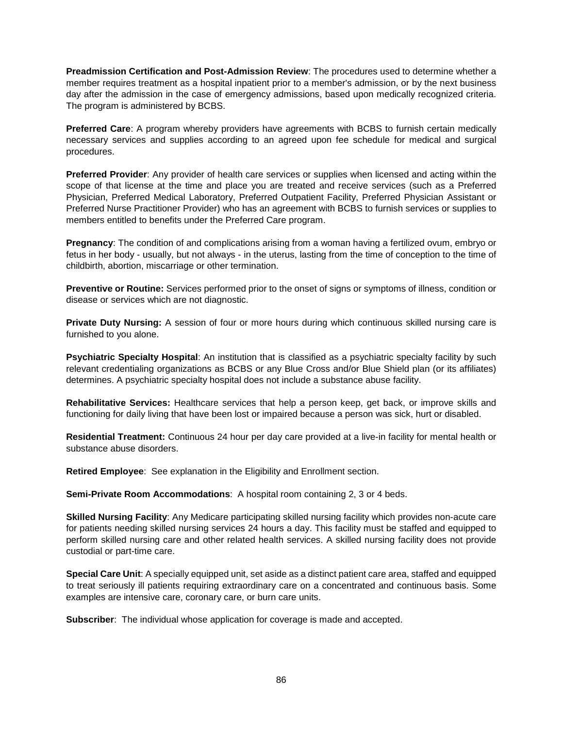**Preadmission Certification and Post-Admission Review**: The procedures used to determine whether a member requires treatment as a hospital inpatient prior to a member's admission, or by the next business day after the admission in the case of emergency admissions, based upon medically recognized criteria. The program is administered by BCBS.

**Preferred Care**: A program whereby providers have agreements with BCBS to furnish certain medically necessary services and supplies according to an agreed upon fee schedule for medical and surgical procedures.

**Preferred Provider**: Any provider of health care services or supplies when licensed and acting within the scope of that license at the time and place you are treated and receive services (such as a Preferred Physician, Preferred Medical Laboratory, Preferred Outpatient Facility, Preferred Physician Assistant or Preferred Nurse Practitioner Provider) who has an agreement with BCBS to furnish services or supplies to members entitled to benefits under the Preferred Care program.

**Pregnancy**: The condition of and complications arising from a woman having a fertilized ovum, embryo or fetus in her body - usually, but not always - in the uterus, lasting from the time of conception to the time of childbirth, abortion, miscarriage or other termination.

**Preventive or Routine:** Services performed prior to the onset of signs or symptoms of illness, condition or disease or services which are not diagnostic.

**Private Duty Nursing:** A session of four or more hours during which continuous skilled nursing care is furnished to you alone.

**Psychiatric Specialty Hospital**: An institution that is classified as a psychiatric specialty facility by such relevant credentialing organizations as BCBS or any Blue Cross and/or Blue Shield plan (or its affiliates) determines. A psychiatric specialty hospital does not include a substance abuse facility.

**Rehabilitative Services:** Healthcare services that help a person keep, get back, or improve skills and functioning for daily living that have been lost or impaired because a person was sick, hurt or disabled.

**Residential Treatment:** Continuous 24 hour per day care provided at a live-in facility for mental health or substance abuse disorders.

**Retired Employee**: See explanation in the Eligibility and Enrollment section.

**Semi-Private Room Accommodations**: A hospital room containing 2, 3 or 4 beds.

**Skilled Nursing Facility**: Any Medicare participating skilled nursing facility which provides non-acute care for patients needing skilled nursing services 24 hours a day. This facility must be staffed and equipped to perform skilled nursing care and other related health services. A skilled nursing facility does not provide custodial or part-time care.

**Special Care Unit**: A specially equipped unit, set aside as a distinct patient care area, staffed and equipped to treat seriously ill patients requiring extraordinary care on a concentrated and continuous basis. Some examples are intensive care, coronary care, or burn care units.

**Subscriber**: The individual whose application for coverage is made and accepted.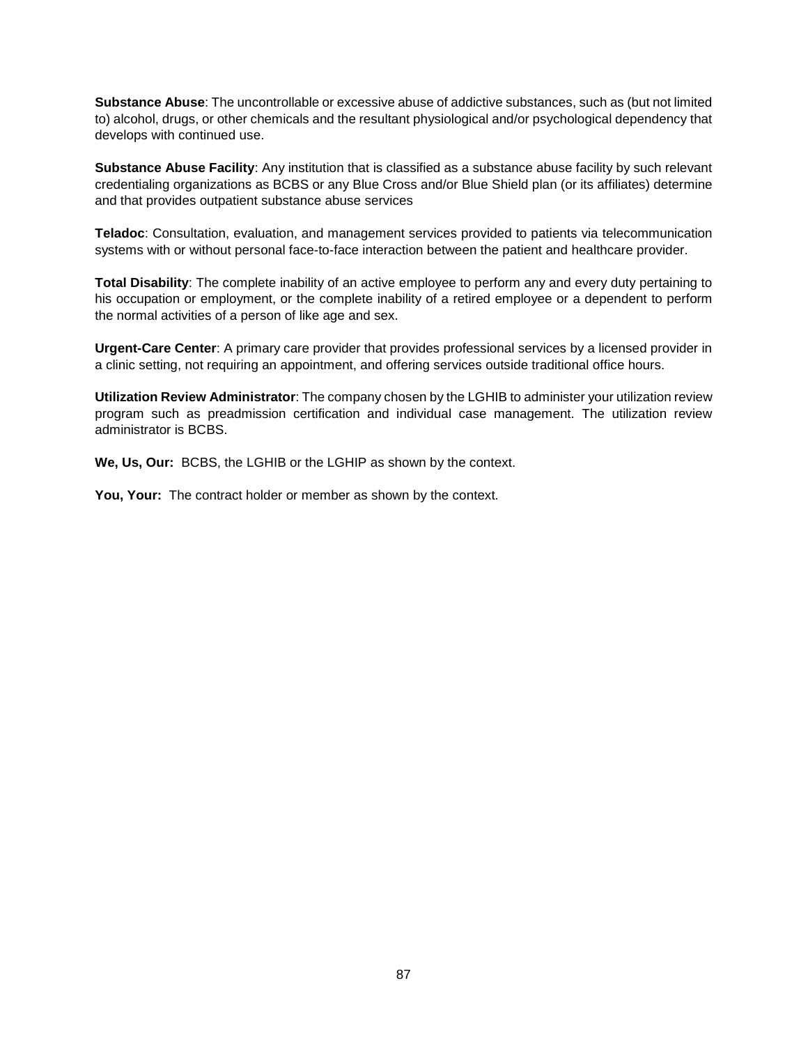**Substance Abuse**: The uncontrollable or excessive abuse of addictive substances, such as (but not limited to) alcohol, drugs, or other chemicals and the resultant physiological and/or psychological dependency that develops with continued use.

**Substance Abuse Facility**: Any institution that is classified as a substance abuse facility by such relevant credentialing organizations as BCBS or any Blue Cross and/or Blue Shield plan (or its affiliates) determine and that provides outpatient substance abuse services

**Teladoc**: Consultation, evaluation, and management services provided to patients via telecommunication systems with or without personal face-to-face interaction between the patient and healthcare provider.

**Total Disability**: The complete inability of an active employee to perform any and every duty pertaining to his occupation or employment, or the complete inability of a retired employee or a dependent to perform the normal activities of a person of like age and sex.

**Urgent-Care Center**: A primary care provider that provides professional services by a licensed provider in a clinic setting, not requiring an appointment, and offering services outside traditional office hours.

**Utilization Review Administrator**: The company chosen by the LGHIB to administer your utilization review program such as preadmission certification and individual case management. The utilization review administrator is BCBS.

**We, Us, Our:** BCBS, the LGHIB or the LGHIP as shown by the context.

**You, Your:** The contract holder or member as shown by the context.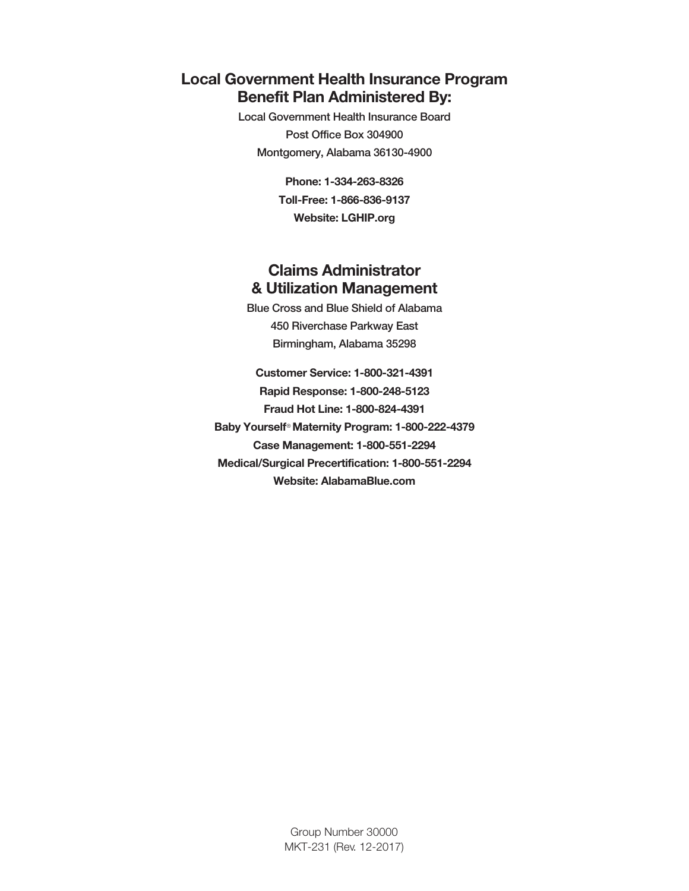## Local Government Health Insurance Program Benefit Plan Administered By:

Local Government Health Insurance Board

Post Office Box 304900

Montgomery, Alabama 36130-4900

**Phone: 1-334-263-8326**

**Toll-Free: 1-866-836-9137**

**Website: LGHIP.org**

## Claims Administrator & Utilization Management

Blue Cross and Blue Shield of Alabama

450 Riverchase Parkway East

Birmingham, Alabama 35298

**Customer Service: 1-800-321-4391**

**Rapid Response: 1-800-248-5123**

**Fraud Hot Line: 1-800-824-4391**

**Baby Yourself® Maternity Program: 1-800-222-4379**

**Case Management: 1-800-551-2294**

**Medical/Surgical Precertification: 1-800-551-2294**

**Website: AlabamaBlue.com**

Group Number 30000

MKT-231 (Rev. 12-2017)